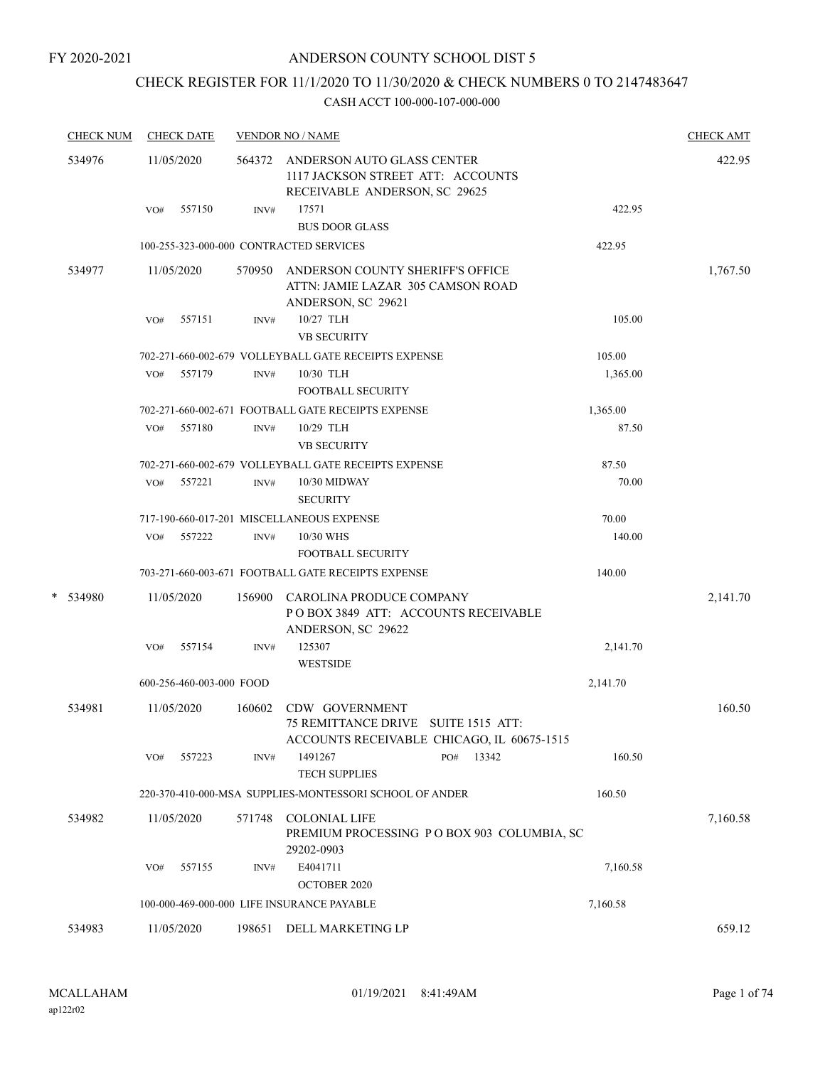FY 2020-2021

# ANDERSON COUNTY SCHOOL DIST 5

## CHECK REGISTER FOR 11/1/2020 TO 11/30/2020 & CHECK NUMBERS 0 TO 2147483647

CASH ACCT 100-000-107-000-000

| CHECK NUM | CHECK DATE | VENDOR NO / NAME | | CHECK AMT |
|---|---|---|---|---|
| 534976 | 11/05/2020 | 564372 ANDERSON AUTO GLASS CENTER<br>1117 JACKSON STREET ATT: ACCOUNTS RECEIVABLE ANDERSON, SC 29625 | | 422.95 |
| | VO# 557150 | INV# 17571<br>BUS DOOR GLASS | 422.95 | |
| | 100-255-323-000-000 CONTRACTED SERVICES | | 422.95 | |
| 534977 | 11/05/2020 | 570950 ANDERSON COUNTY SHERIFF'S OFFICE<br>ATTN: JAMIE LAZAR 305 CAMSON ROAD ANDERSON, SC 29621 | | 1,767.50 |
| | VO# 557151 | INV# 10/27 TLH<br>VB SECURITY | 105.00 | |
| | 702-271-660-002-679 VOLLEYBALL GATE RECEIPTS EXPENSE | | 105.00 | |
| | VO# 557179 | INV# 10/30 TLH<br>FOOTBALL SECURITY | 1,365.00 | |
| | 702-271-660-002-671 FOOTBALL GATE RECEIPTS EXPENSE | | 1,365.00 | |
| | VO# 557180 | INV# 10/29 TLH<br>VB SECURITY | 87.50 | |
| | 702-271-660-002-679 VOLLEYBALL GATE RECEIPTS EXPENSE | | 87.50 | |
| | VO# 557221 | INV# 10/30 MIDWAY<br>SECURITY | 70.00 | |
| | 717-190-660-017-201 MISCELLANEOUS EXPENSE | | 70.00 | |
| | VO# 557222 | INV# 10/30 WHS<br>FOOTBALL SECURITY | 140.00 | |
| | 703-271-660-003-671 FOOTBALL GATE RECEIPTS EXPENSE | | 140.00 | |
| * 534980 | 11/05/2020 | 156900 CAROLINA PRODUCE COMPANY<br>P O BOX 3849 ATT: ACCOUNTS RECEIVABLE ANDERSON, SC 29622 | | 2,141.70 |
| | VO# 557154 | INV# 125307<br>WESTSIDE | 2,141.70 | |
| | 600-256-460-003-000 FOOD | | 2,141.70 | |
| 534981 | 11/05/2020 | 160602 CDW GOVERNMENT<br>75 REMITTANCE DRIVE SUITE 1515 ATT: ACCOUNTS RECEIVABLE CHICAGO, IL 60675-1515 | | 160.50 |
| | VO# 557223 | INV# 1491267 PO# 13342<br>TECH SUPPLIES | 160.50 | |
| | 220-370-410-000-MSA SUPPLIES-MONTESSORI SCHOOL OF ANDER | | 160.50 | |
| 534982 | 11/05/2020 | 571748 COLONIAL LIFE<br>PREMIUM PROCESSING P O BOX 903 COLUMBIA, SC 29202-0903 | | 7,160.58 |
| | VO# 557155 | INV# E4041711<br>OCTOBER 2020 | 7,160.58 | |
| | 100-000-469-000-000 LIFE INSURANCE PAYABLE | | 7,160.58 | |
| 534983 | 11/05/2020 | 198651 DELL MARKETING LP | | 659.12 |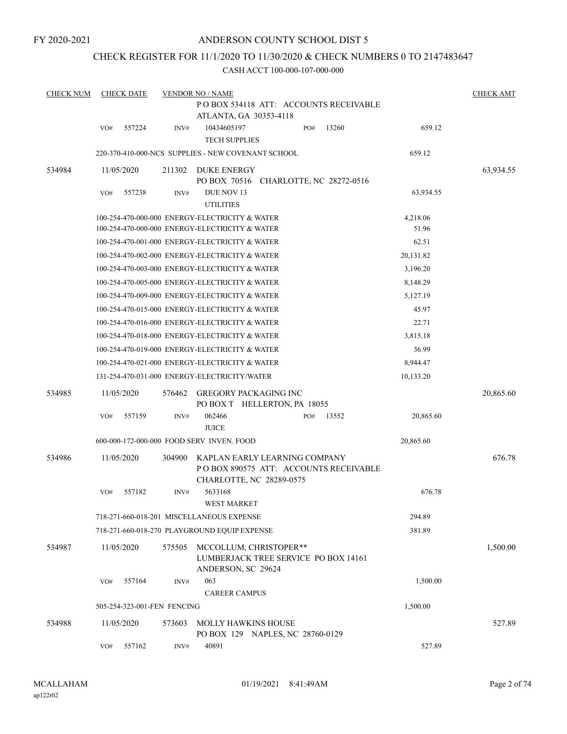FY 2020-2021

# ANDERSON COUNTY SCHOOL DIST 5

## CHECK REGISTER FOR 11/1/2020 TO 11/30/2020 & CHECK NUMBERS 0 TO 2147483647

CASH ACCT 100-000-107-000-000

| CHECK NUM | CHECK DATE | VENDOR NO / NAME | | CHECK AMT |
|---|---|---|---|---|
| | | P O BOX 534118 ATT: ACCOUNTS RECEIVABLE<br>ATLANTA, GA 30353-4118 | | |
| | VO# 557224 | INV# 10434605197 PO# 13260<br>TECH SUPPLIES | 659.12 | |
| | | 220-370-410-000-NCS SUPPLIES - NEW COVENANT SCHOOL | 659.12 | |
| 534984 | 11/05/2020 | 211302 DUKE ENERGY<br>PO BOX 70516 CHARLOTTE, NC 28272-0516 | | 63,934.55 |
| | VO# 557238 | INV# DUE NOV 13<br>UTILITIES | 63,934.55 | |
| | | 100-254-470-000-000 ENERGY-ELECTRICITY & WATER | 4,218.06 | |
| | | 100-254-470-000-000 ENERGY-ELECTRICITY & WATER | 51.96 | |
| | | 100-254-470-001-000 ENERGY-ELECTRICITY & WATER | 62.51 | |
| | | 100-254-470-002-000 ENERGY-ELECTRICITY & WATER | 20,131.82 | |
| | | 100-254-470-003-000 ENERGY-ELECTRICITY & WATER | 3,196.20 | |
| | | 100-254-470-005-000 ENERGY-ELECTRICITY & WATER | 8,148.29 | |
| | | 100-254-470-009-000 ENERGY-ELECTRICITY & WATER | 5,127.19 | |
| | | 100-254-470-015-000 ENERGY-ELECTRICITY & WATER | 45.97 | |
| | | 100-254-470-016-000 ENERGY-ELECTRICITY & WATER | 22.71 | |
| | | 100-254-470-018-000 ENERGY-ELECTRICITY & WATER | 3,815.18 | |
| | | 100-254-470-019-000 ENERGY-ELECTRICITY & WATER | 36.99 | |
| | | 100-254-470-021-000 ENERGY-ELECTRICITY & WATER | 8,944.47 | |
| | | 131-254-470-031-000 ENERGY-ELECTRICITY/WATER | 10,133.20 | |
| 534985 | 11/05/2020 | 576462 GREGORY PACKAGING INC<br>PO BOX T HELLERTON, PA 18055 | | 20,865.60 |
| | VO# 557159 | INV# 062466 PO# 13552<br>JUICE | 20,865.60 | |
| | | 600-000-172-000-000 FOOD SERV INVEN. FOOD | 20,865.60 | |
| 534986 | 11/05/2020 | 304900 KAPLAN EARLY LEARNING COMPANY<br>P O BOX 890575 ATT: ACCOUNTS RECEIVABLE<br>CHARLOTTE, NC 28289-0575 | | 676.78 |
| | VO# 557182 | INV# 5633168<br>WEST MARKET | 676.78 | |
| | | 718-271-660-018-201 MISCELLANEOUS EXPENSE | 294.89 | |
| | | 718-271-660-018-270 PLAYGROUND EQUIP EXPENSE | 381.89 | |
| 534987 | 11/05/2020 | 575505 MCCOLLUM, CHRISTOPER**<br>LUMBERJACK TREE SERVICE PO BOX 14161<br>ANDERSON, SC 29624 | | 1,500.00 |
| | VO# 557164 | INV# 063<br>CAREER CAMPUS | 1,500.00 | |
| | | 505-254-323-001-FEN FENCING | 1,500.00 | |
| 534988 | 11/05/2020 | 573603 MOLLY HAWKINS HOUSE<br>PO BOX 129 NAPLES, NC 28760-0129 | | 527.89 |
| | VO# 557162 | INV# 40891 | 527.89 | |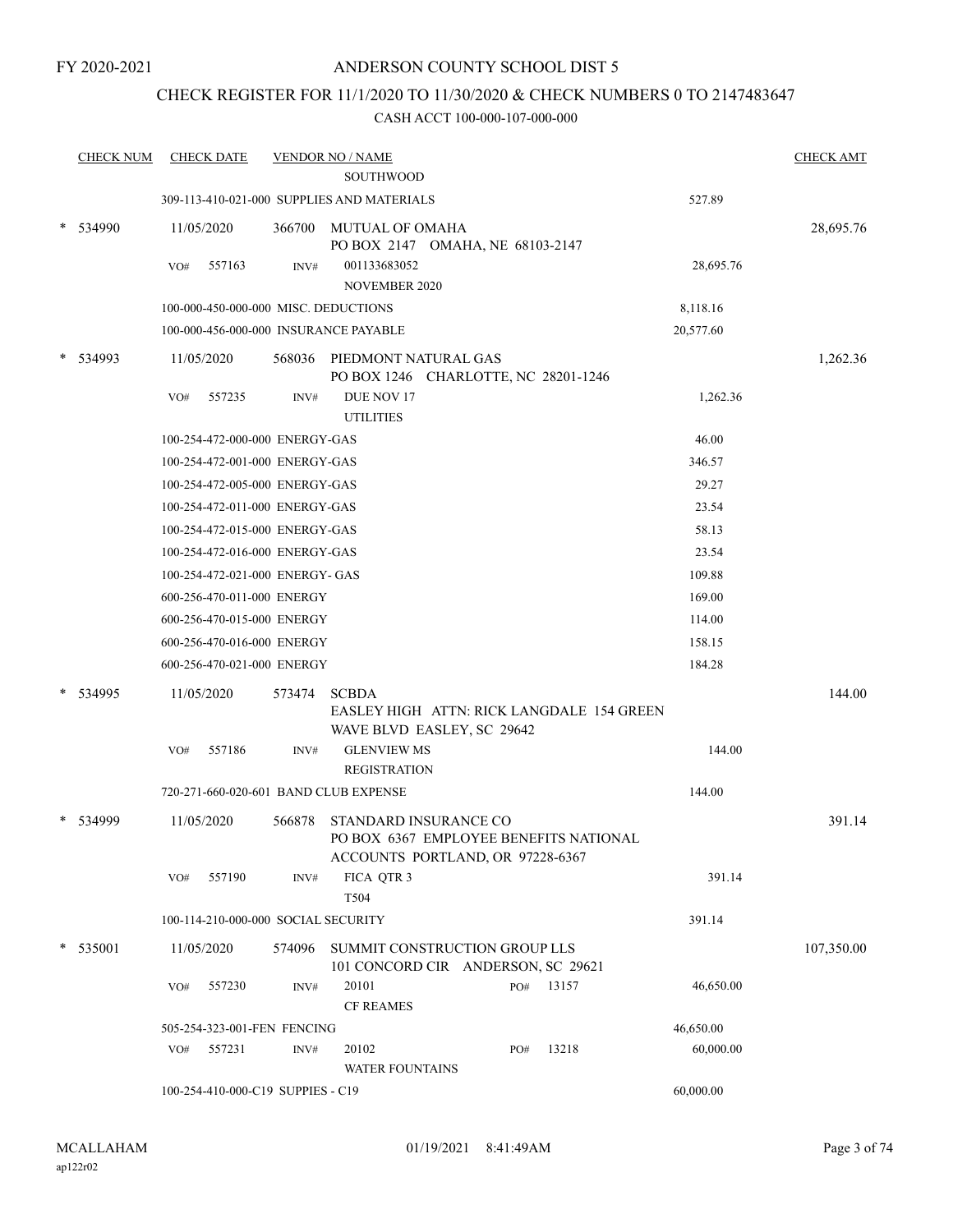FY 2020-2021

# ANDERSON COUNTY SCHOOL DIST 5

## CHECK REGISTER FOR 11/1/2020 TO 11/30/2020 & CHECK NUMBERS 0 TO 2147483647

### CASH ACCT 100-000-107-000-000

| CHECK NUM | CHECK DATE | VENDOR NO / NAME | | CHECK AMT |
|---|---|---|---|---|
| | | SOUTHWOOD | | |
| | 309-113-410-021-000 SUPPLIES AND MATERIALS | | 527.89 | |
| * 534990 | 11/05/2020 | 366700 MUTUAL OF OMAHA<br>PO BOX 2147 OMAHA, NE 68103-2147 | | 28,695.76 |
| | VO# 557163 | INV# 001133683052<br>NOVEMBER 2020 | 28,695.76 | |
| | 100-000-450-000-000 MISC. DEDUCTIONS | | 8,118.16 | |
| | 100-000-456-000-000 INSURANCE PAYABLE | | 20,577.60 | |
| * 534993 | 11/05/2020 | 568036 PIEDMONT NATURAL GAS<br>PO BOX 1246 CHARLOTTE, NC 28201-1246 | | 1,262.36 |
| | VO# 557235 | INV# DUE NOV 17<br>UTILITIES | 1,262.36 | |
| | 100-254-472-000-000 ENERGY-GAS | | 46.00 | |
| | 100-254-472-001-000 ENERGY-GAS | | 346.57 | |
| | 100-254-472-005-000 ENERGY-GAS | | 29.27 | |
| | 100-254-472-011-000 ENERGY-GAS | | 23.54 | |
| | 100-254-472-015-000 ENERGY-GAS | | 58.13 | |
| | 100-254-472-016-000 ENERGY-GAS | | 23.54 | |
| | 100-254-472-021-000 ENERGY- GAS | | 109.88 | |
| | 600-256-470-011-000 ENERGY | | 169.00 | |
| | 600-256-470-015-000 ENERGY | | 114.00 | |
| | 600-256-470-016-000 ENERGY | | 158.15 | |
| | 600-256-470-021-000 ENERGY | | 184.28 | |
| * 534995 | 11/05/2020 | 573474 SCBDA<br>EASLEY HIGH ATTN: RICK LANGDALE 154 GREEN WAVE BLVD EASLEY, SC 29642 | | 144.00 |
| | VO# 557186 | INV# GLENVIEW MS<br>REGISTRATION | 144.00 | |
| | 720-271-660-020-601 BAND CLUB EXPENSE | | 144.00 | |
| * 534999 | 11/05/2020 | 566878 STANDARD INSURANCE CO<br>PO BOX 6367 EMPLOYEE BENEFITS NATIONAL ACCOUNTS PORTLAND, OR 97228-6367 | | 391.14 |
| | VO# 557190 | INV# FICA QTR 3<br>T504 | 391.14 | |
| | 100-114-210-000-000 SOCIAL SECURITY | | 391.14 | |
| * 535001 | 11/05/2020 | 574096 SUMMIT CONSTRUCTION GROUP LLS<br>101 CONCORD CIR ANDERSON, SC 29621 | | 107,350.00 |
| | VO# 557230 | INV# 20101 PO# 13157<br>CF REAMES | 46,650.00 | |
| | 505-254-323-001-FEN FENCING | | 46,650.00 | |
| | VO# 557231 | INV# 20102 PO# 13218<br>WATER FOUNTAINS | 60,000.00 | |
| | 100-254-410-000-C19 SUPPIES - C19 | | 60,000.00 | |

MCALLAHAM
ap122r02
01/19/2021 8:41:49AM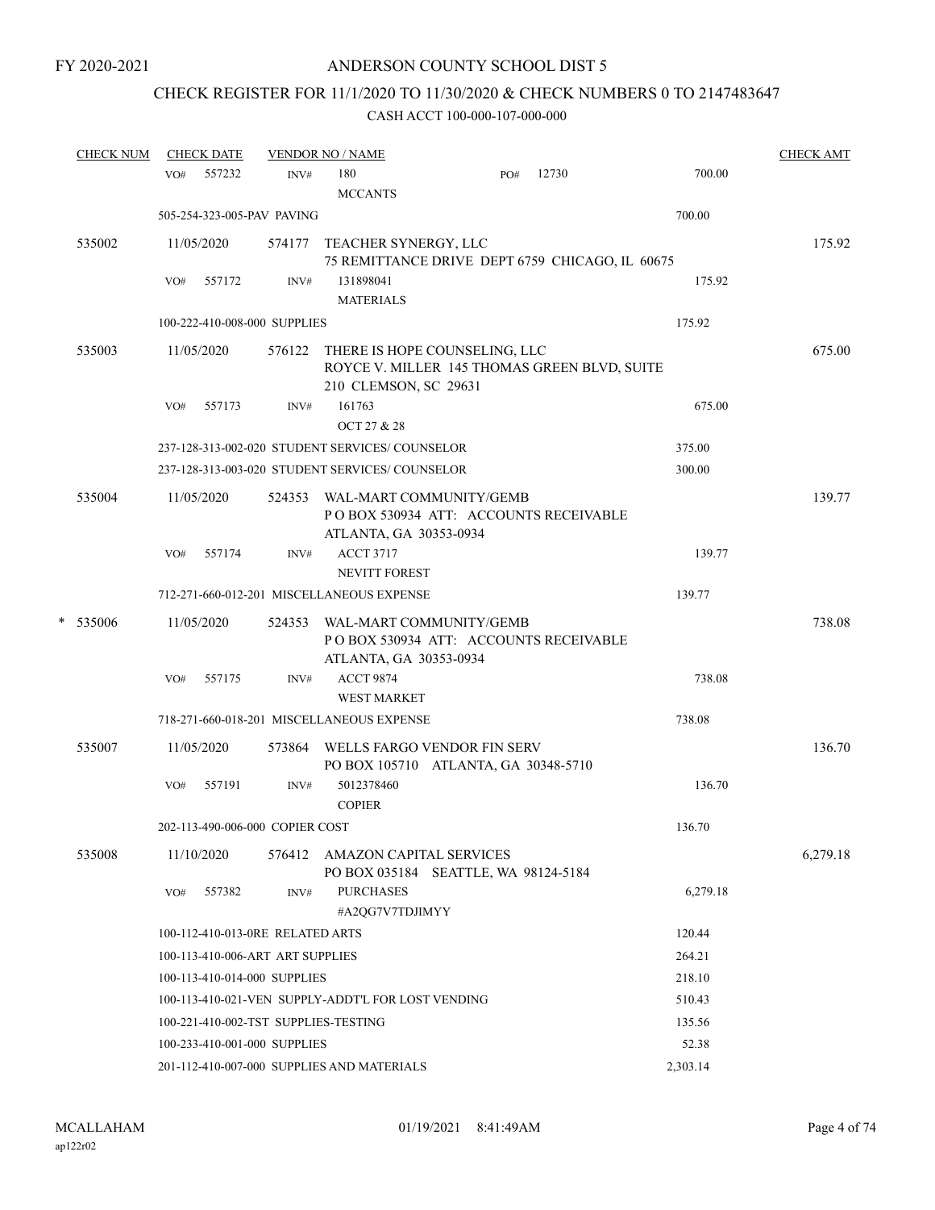FY 2020-2021

# ANDERSON COUNTY SCHOOL DIST 5

## CHECK REGISTER FOR 11/1/2020 TO 11/30/2020 & CHECK NUMBERS 0 TO 2147483647

### CASH ACCT 100-000-107-000-000

| CHECK NUM | CHECK DATE | VENDOR NO / NAME | | CHECK AMT |
|---|---|---|---|---|
| | VO# 557232 | INV# 180 MCCANTS PO# 12730 | 700.00 | |
| | 505-254-323-005-PAV PAVING | | 700.00 | |
| 535002 | 11/05/2020 | 574177 TEACHER SYNERGY, LLC 75 REMITTANCE DRIVE DEPT 6759 CHICAGO, IL 60675 | | 175.92 |
| | VO# 557172 | INV# 131898041 MATERIALS | 175.92 | |
| | 100-222-410-008-000 SUPPLIES | | 175.92 | |
| 535003 | 11/05/2020 | 576122 THERE IS HOPE COUNSELING, LLC ROYCE V. MILLER 145 THOMAS GREEN BLVD, SUITE 210 CLEMSON, SC 29631 | | 675.00 |
| | VO# 557173 | INV# 161763 OCT 27 & 28 | 675.00 | |
| | 237-128-313-002-020 STUDENT SERVICES/ COUNSELOR | | 375.00 | |
| | 237-128-313-003-020 STUDENT SERVICES/ COUNSELOR | | 300.00 | |
| 535004 | 11/05/2020 | 524353 WAL-MART COMMUNITY/GEMB P O BOX 530934 ATT: ACCOUNTS RECEIVABLE ATLANTA, GA 30353-0934 | | 139.77 |
| | VO# 557174 | INV# ACCT 3717 NEVITT FOREST | 139.77 | |
| | 712-271-660-012-201 MISCELLANEOUS EXPENSE | | 139.77 | |
| * 535006 | 11/05/2020 | 524353 WAL-MART COMMUNITY/GEMB P O BOX 530934 ATT: ACCOUNTS RECEIVABLE ATLANTA, GA 30353-0934 | | 738.08 |
| | VO# 557175 | INV# ACCT 9874 WEST MARKET | 738.08 | |
| | 718-271-660-018-201 MISCELLANEOUS EXPENSE | | 738.08 | |
| 535007 | 11/05/2020 | 573864 WELLS FARGO VENDOR FIN SERV PO BOX 105710 ATLANTA, GA 30348-5710 | | 136.70 |
| | VO# 557191 | INV# 5012378460 COPIER | 136.70 | |
| | 202-113-490-006-000 COPIER COST | | 136.70 | |
| 535008 | 11/10/2020 | 576412 AMAZON CAPITAL SERVICES PO BOX 035184 SEATTLE, WA 98124-5184 | | 6,279.18 |
| | VO# 557382 | INV# PURCHASES #A2QG7V7TDJIMYY | 6,279.18 | |
| | 100-112-410-013-0RE RELATED ARTS | | 120.44 | |
| | 100-113-410-006-ART ART SUPPLIES | | 264.21 | |
| | 100-113-410-014-000 SUPPLIES | | 218.10 | |
| | 100-113-410-021-VEN SUPPLY-ADDT'L FOR LOST VENDING | | 510.43 | |
| | 100-221-410-002-TST SUPPLIES-TESTING | | 135.56 | |
| | 100-233-410-001-000 SUPPLIES | | 52.38 | |
| | 201-112-410-007-000 SUPPLIES AND MATERIALS | | 2,303.14 | |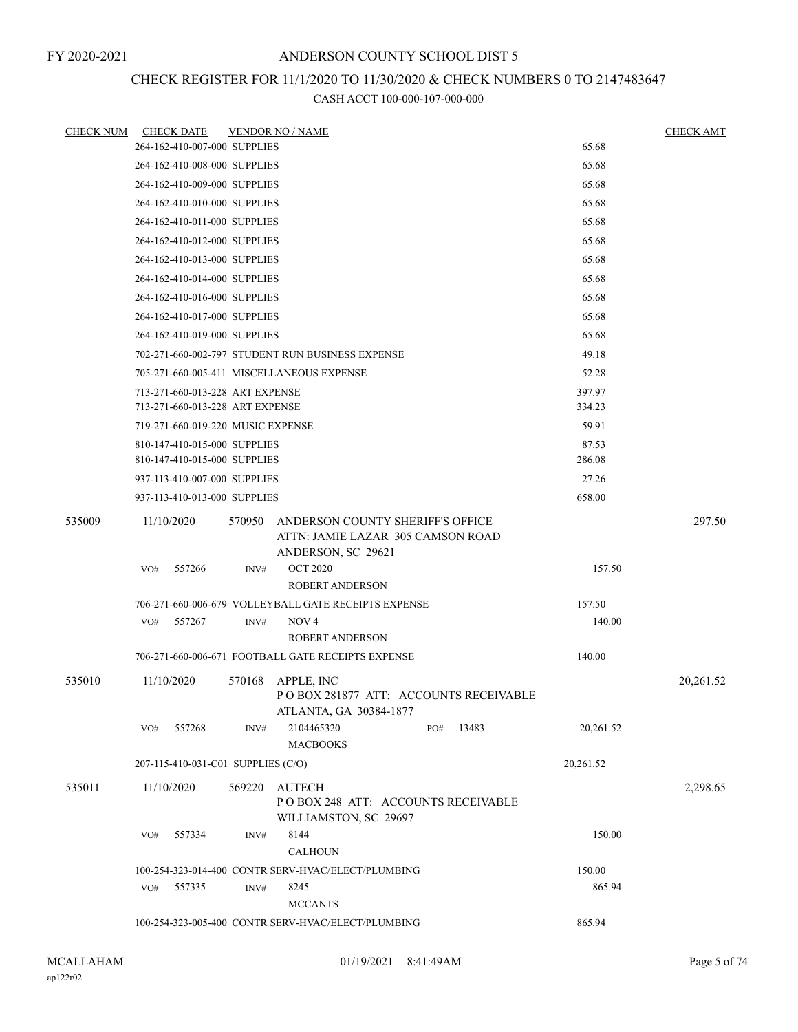FY 2020-2021

# ANDERSON COUNTY SCHOOL DIST 5

## CHECK REGISTER FOR 11/1/2020 TO 11/30/2020 & CHECK NUMBERS 0 TO 2147483647

### CASH ACCT 100-000-107-000-000

| CHECK NUM | CHECK DATE | VENDOR NO / NAME | | CHECK AMT |
|---|---|---|---|---|
| | 264-162-410-007-000 SUPPLIES | | 65.68 | |
| | 264-162-410-008-000 SUPPLIES | | 65.68 | |
| | 264-162-410-009-000 SUPPLIES | | 65.68 | |
| | 264-162-410-010-000 SUPPLIES | | 65.68 | |
| | 264-162-410-011-000 SUPPLIES | | 65.68 | |
| | 264-162-410-012-000 SUPPLIES | | 65.68 | |
| | 264-162-410-013-000 SUPPLIES | | 65.68 | |
| | 264-162-410-014-000 SUPPLIES | | 65.68 | |
| | 264-162-410-016-000 SUPPLIES | | 65.68 | |
| | 264-162-410-017-000 SUPPLIES | | 65.68 | |
| | 264-162-410-019-000 SUPPLIES | | 65.68 | |
| | 702-271-660-002-797 STUDENT RUN BUSINESS EXPENSE | | 49.18 | |
| | 705-271-660-005-411 MISCELLANEOUS EXPENSE | | 52.28 | |
| | 713-271-660-013-228 ART EXPENSE | | 397.97 | |
| | 713-271-660-013-228 ART EXPENSE | | 334.23 | |
| | 719-271-660-019-220 MUSIC EXPENSE | | 59.91 | |
| | 810-147-410-015-000 SUPPLIES | | 87.53 | |
| | 810-147-410-015-000 SUPPLIES | | 286.08 | |
| | 937-113-410-007-000 SUPPLIES | | 27.26 | |
| | 937-113-410-013-000 SUPPLIES | | 658.00 | |
| 535009 | 11/10/2020 | 570950 ANDERSON COUNTY SHERIFF'S OFFICE<br>ATTN: JAMIE LAZAR 305 CAMSON ROAD<br>ANDERSON, SC 29621 | | 297.50 |
| | VO# 557266 | INV# OCT 2020<br>ROBERT ANDERSON | 157.50 | |
| | 706-271-660-006-679 VOLLEYBALL GATE RECEIPTS EXPENSE | | 157.50 | |
| | VO# 557267 | INV# NOV 4<br>ROBERT ANDERSON | 140.00 | |
| | 706-271-660-006-671 FOOTBALL GATE RECEIPTS EXPENSE | | 140.00 | |
| 535010 | 11/10/2020 | 570168 APPLE, INC<br>P O BOX 281877 ATT: ACCOUNTS RECEIVABLE<br>ATLANTA, GA 30384-1877 | | 20,261.52 |
| | VO# 557268 | INV# 2104465320 PO# 13483<br>MACBOOKS | 20,261.52 | |
| | 207-115-410-031-C01 SUPPLIES (C/O) | | 20,261.52 | |
| 535011 | 11/10/2020 | 569220 AUTECH<br>P O BOX 248 ATT: ACCOUNTS RECEIVABLE<br>WILLIAMSTON, SC 29697 | | 2,298.65 |
| | VO# 557334 | INV# 8144<br>CALHOUN | 150.00 | |
| | 100-254-323-014-400 CONTR SERV-HVAC/ELECT/PLUMBING | | 150.00 | |
| | VO# 557335 | INV# 8245<br>MCCANTS | 865.94 | |
| | 100-254-323-005-400 CONTR SERV-HVAC/ELECT/PLUMBING | | 865.94 | |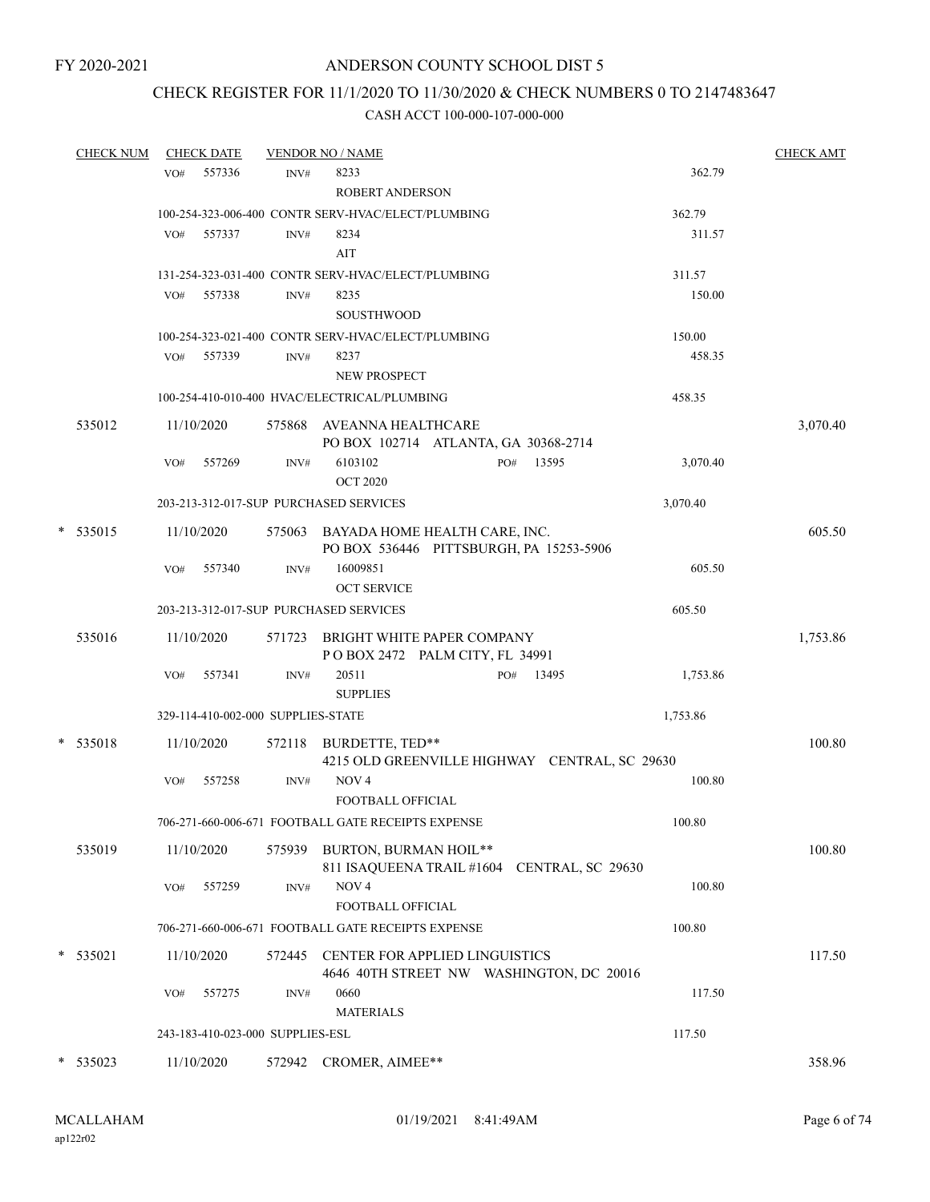FY 2020-2021

# ANDERSON COUNTY SCHOOL DIST 5

## CHECK REGISTER FOR 11/1/2020 TO 11/30/2020 & CHECK NUMBERS 0 TO 2147483647

### CASH ACCT 100-000-107-000-000

| CHECK NUM | CHECK DATE | VENDOR NO / NAME | | CHECK AMT |
|---|---|---|---|---|
| | VO# 557336 | INV# 8233 ROBERT ANDERSON | 362.79 | |
| | 100-254-323-006-400 CONTR SERV-HVAC/ELECT/PLUMBING | | 362.79 | |
| | VO# 557337 | INV# 8234 AIT | 311.57 | |
| | 131-254-323-031-400 CONTR SERV-HVAC/ELECT/PLUMBING | | 311.57 | |
| | VO# 557338 | INV# 8235 SOUSTHWOOD | 150.00 | |
| | 100-254-323-021-400 CONTR SERV-HVAC/ELECT/PLUMBING | | 150.00 | |
| | VO# 557339 | INV# 8237 NEW PROSPECT | 458.35 | |
| | 100-254-410-010-400 HVAC/ELECTRICAL/PLUMBING | | 458.35 | |
| 535012 | 11/10/2020 | 575868 AVEANNA HEALTHCARE PO BOX 102714 ATLANTA, GA 30368-2714 | | 3,070.40 |
| | VO# 557269 | INV# 6103102 PO# 13595 OCT 2020 | 3,070.40 | |
| | 203-213-312-017-SUP PURCHASED SERVICES | | 3,070.40 | |
| * 535015 | 11/10/2020 | 575063 BAYADA HOME HEALTH CARE, INC. PO BOX 536446 PITTSBURGH, PA 15253-5906 | | 605.50 |
| | VO# 557340 | INV# 16009851 OCT SERVICE | 605.50 | |
| | 203-213-312-017-SUP PURCHASED SERVICES | | 605.50 | |
| 535016 | 11/10/2020 | 571723 BRIGHT WHITE PAPER COMPANY P O BOX 2472 PALM CITY, FL 34991 | | 1,753.86 |
| | VO# 557341 | INV# 20511 PO# 13495 SUPPLIES | 1,753.86 | |
| | 329-114-410-002-000 SUPPLIES-STATE | | 1,753.86 | |
| * 535018 | 11/10/2020 | 572118 BURDETTE, TED** 4215 OLD GREENVILLE HIGHWAY CENTRAL, SC 29630 | | 100.80 |
| | VO# 557258 | INV# NOV 4 FOOTBALL OFFICIAL | 100.80 | |
| | 706-271-660-006-671 FOOTBALL GATE RECEIPTS EXPENSE | | 100.80 | |
| 535019 | 11/10/2020 | 575939 BURTON, BURMAN HOIL** 811 ISAQUEENA TRAIL #1604 CENTRAL, SC 29630 | | 100.80 |
| | VO# 557259 | INV# NOV 4 FOOTBALL OFFICIAL | 100.80 | |
| | 706-271-660-006-671 FOOTBALL GATE RECEIPTS EXPENSE | | 100.80 | |
| * 535021 | 11/10/2020 | 572445 CENTER FOR APPLIED LINGUISTICS 4646 40TH STREET NW WASHINGTON, DC 20016 | | 117.50 |
| | VO# 557275 | INV# 0660 MATERIALS | 117.50 | |
| | 243-183-410-023-000 SUPPLIES-ESL | | 117.50 | |
| * 535023 | 11/10/2020 | 572942 CROMER, AIMEE** | | 358.96 |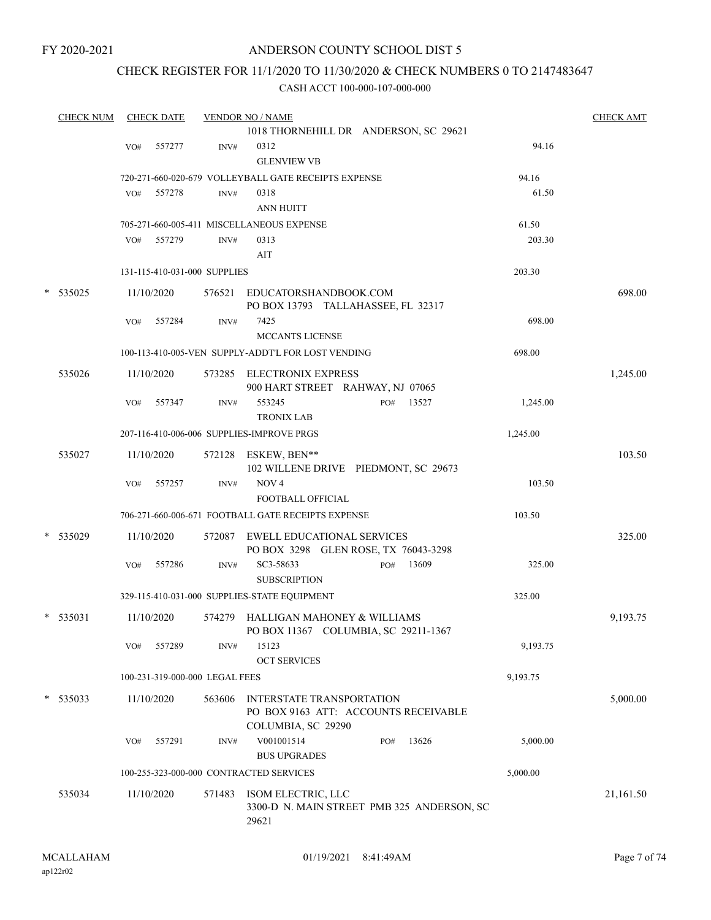FY 2020-2021

# ANDERSON COUNTY SCHOOL DIST 5

## CHECK REGISTER FOR 11/1/2020 TO 11/30/2020 & CHECK NUMBERS 0 TO 2147483647

CASH ACCT 100-000-107-000-000

| CHECK NUM | CHECK DATE | VENDOR NO / NAME | | CHECK AMT |
|---|---|---|---|---|
| | | 1018 THORNEHILL DR ANDERSON, SC 29621 | | |
| | VO# 557277 | INV# 0312 GLENVIEW VB | 94.16 | |
| | | 720-271-660-020-679 VOLLEYBALL GATE RECEIPTS EXPENSE | 94.16 | |
| | VO# 557278 | INV# 0318 ANN HUITT | 61.50 | |
| | | 705-271-660-005-411 MISCELLANEOUS EXPENSE | 61.50 | |
| | VO# 557279 | INV# 0313 AIT | 203.30 | |
| | | 131-115-410-031-000 SUPPLIES | 203.30 | |
| * 535025 | 11/10/2020 | 576521 EDUCATORSHANDBOOK.COM PO BOX 13793 TALLAHASSEE, FL 32317 | | 698.00 |
| | VO# 557284 | INV# 7425 MCCANTS LICENSE | 698.00 | |
| | | 100-113-410-005-VEN SUPPLY-ADDT'L FOR LOST VENDING | 698.00 | |
| 535026 | 11/10/2020 | 573285 ELECTRONIX EXPRESS 900 HART STREET RAHWAY, NJ 07065 | | 1,245.00 |
| | VO# 557347 | INV# 553245 PO# 13527 TRONIX LAB | 1,245.00 | |
| | | 207-116-410-006-006 SUPPLIES-IMPROVE PRGS | 1,245.00 | |
| 535027 | 11/10/2020 | 572128 ESKEW, BEN** 102 WILLENE DRIVE PIEDMONT, SC 29673 | | 103.50 |
| | VO# 557257 | INV# NOV 4 FOOTBALL OFFICIAL | 103.50 | |
| | | 706-271-660-006-671 FOOTBALL GATE RECEIPTS EXPENSE | 103.50 | |
| * 535029 | 11/10/2020 | 572087 EWELL EDUCATIONAL SERVICES PO BOX 3298 GLEN ROSE, TX 76043-3298 | | 325.00 |
| | VO# 557286 | INV# SC3-58633 PO# 13609 SUBSCRIPTION | 325.00 | |
| | | 329-115-410-031-000 SUPPLIES-STATE EQUIPMENT | 325.00 | |
| * 535031 | 11/10/2020 | 574279 HALLIGAN MAHONEY & WILLIAMS PO BOX 11367 COLUMBIA, SC 29211-1367 | | 9,193.75 |
| | VO# 557289 | INV# 15123 OCT SERVICES | 9,193.75 | |
| | | 100-231-319-000-000 LEGAL FEES | 9,193.75 | |
| * 535033 | 11/10/2020 | 563606 INTERSTATE TRANSPORTATION PO BOX 9163 ATT: ACCOUNTS RECEIVABLE COLUMBIA, SC 29290 | | 5,000.00 |
| | VO# 557291 | INV# V001001514 PO# 13626 BUS UPGRADES | 5,000.00 | |
| | | 100-255-323-000-000 CONTRACTED SERVICES | 5,000.00 | |
| 535034 | 11/10/2020 | 571483 ISOM ELECTRIC, LLC 3300-D N. MAIN STREET PMB 325 ANDERSON, SC 29621 | | 21,161.50 |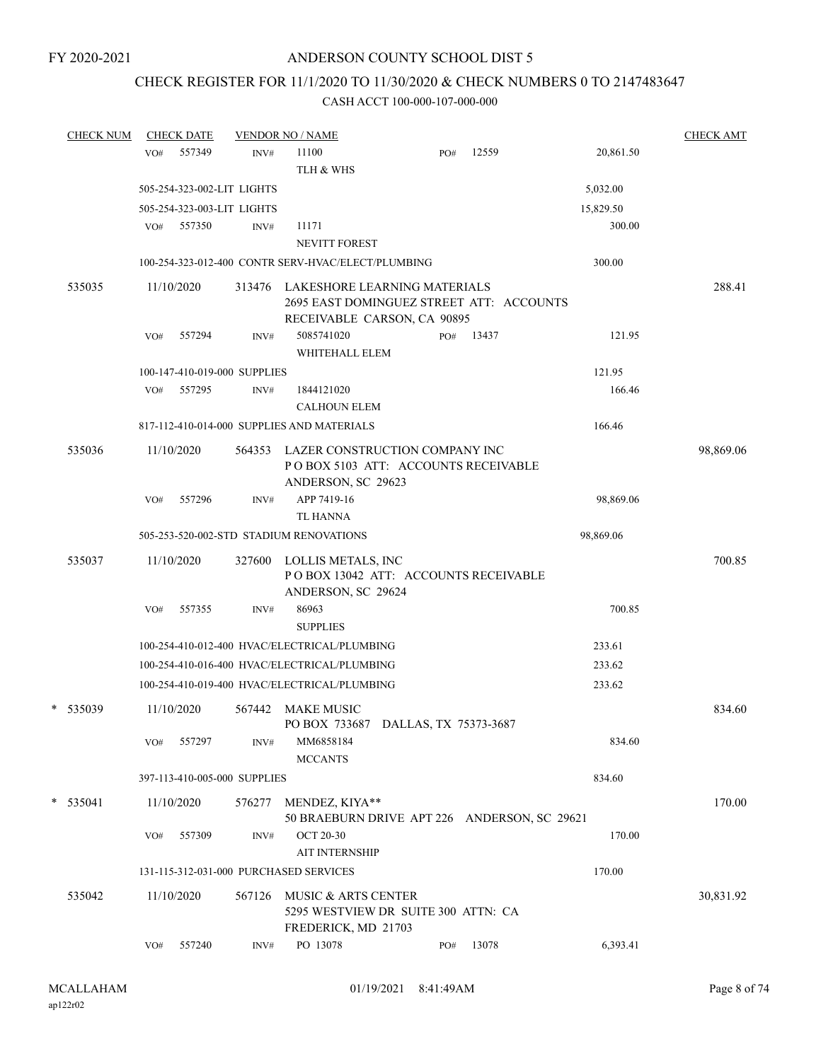FY 2020-2021

# ANDERSON COUNTY SCHOOL DIST 5

## CHECK REGISTER FOR 11/1/2020 TO 11/30/2020 & CHECK NUMBERS 0 TO 2147483647

### CASH ACCT 100-000-107-000-000

| CHECK NUM | CHECK DATE | VENDOR NO / NAME | | | CHECK AMT |
|---|---|---|---|---|---|
| | VO# 557349 | INV# 11100<br>TLH & WHS | PO# 12559 | 20,861.50 | |
| | 505-254-323-002-LIT LIGHTS | | | 5,032.00 | |
| | 505-254-323-003-LIT LIGHTS | | | 15,829.50 | |
| | VO# 557350 | INV# 11171<br>NEVITT FOREST | | 300.00 | |
| | 100-254-323-012-400 CONTR SERV-HVAC/ELECT/PLUMBING | | | 300.00 | |
| 535035 | 11/10/2020 | 313476 LAKESHORE LEARNING MATERIALS<br>2695 EAST DOMINGUEZ STREET ATT: ACCOUNTS RECEIVABLE CARSON, CA 90895 | | | 288.41 |
| | VO# 557294 | INV# 5085741020<br>WHITEHALL ELEM | PO# 13437 | 121.95 | |
| | 100-147-410-019-000 SUPPLIES | | | 121.95 | |
| | VO# 557295 | INV# 1844121020<br>CALHOUN ELEM | | 166.46 | |
| | 817-112-410-014-000 SUPPLIES AND MATERIALS | | | 166.46 | |
| 535036 | 11/10/2020 | 564353 LAZER CONSTRUCTION COMPANY INC<br>P O BOX 5103 ATT: ACCOUNTS RECEIVABLE<br>ANDERSON, SC 29623 | | | 98,869.06 |
| | VO# 557296 | INV# APP 7419-16<br>TL HANNA | | 98,869.06 | |
| | 505-253-520-002-STD STADIUM RENOVATIONS | | | 98,869.06 | |
| 535037 | 11/10/2020 | 327600 LOLLIS METALS, INC<br>P O BOX 13042 ATT: ACCOUNTS RECEIVABLE<br>ANDERSON, SC 29624 | | | 700.85 |
| | VO# 557355 | INV# 86963<br>SUPPLIES | | 700.85 | |
| | 100-254-410-012-400 HVAC/ELECTRICAL/PLUMBING | | | 233.61 | |
| | 100-254-410-016-400 HVAC/ELECTRICAL/PLUMBING | | | 233.62 | |
| | 100-254-410-019-400 HVAC/ELECTRICAL/PLUMBING | | | 233.62 | |
| * 535039 | 11/10/2020 | 567442 MAKE MUSIC<br>PO BOX 733687 DALLAS, TX 75373-3687 | | | 834.60 |
| | VO# 557297 | INV# MM6858184<br>MCCANTS | | 834.60 | |
| | 397-113-410-005-000 SUPPLIES | | | 834.60 | |
| * 535041 | 11/10/2020 | 576277 MENDEZ, KIYA**<br>50 BRAEBURN DRIVE APT 226 ANDERSON, SC 29621 | | | 170.00 |
| | VO# 557309 | INV# OCT 20-30<br>AIT INTERNSHIP | | 170.00 | |
| | 131-115-312-031-000 PURCHASED SERVICES | | | 170.00 | |
| 535042 | 11/10/2020 | 567126 MUSIC & ARTS CENTER<br>5295 WESTVIEW DR SUITE 300 ATTN: CA<br>FREDERICK, MD 21703 | | | 30,831.92 |
| | VO# 557240 | INV# PO 13078 | PO# 13078 | 6,393.41 | |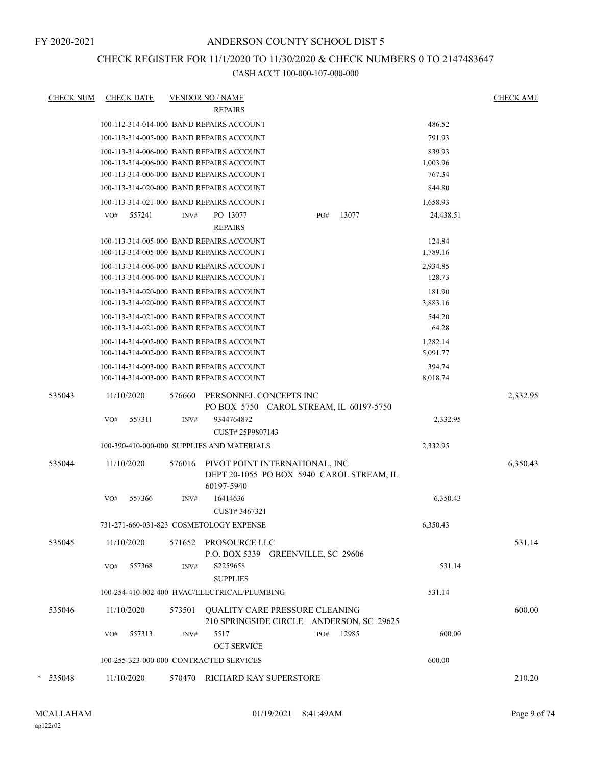FY 2020-2021

# ANDERSON COUNTY SCHOOL DIST 5

## CHECK REGISTER FOR 11/1/2020 TO 11/30/2020 & CHECK NUMBERS 0 TO 2147483647

CASH ACCT 100-000-107-000-000

| CHECK NUM | CHECK DATE | VENDOR NO / NAME | | CHECK AMT |
|---|---|---|---|---|
| | | REPAIRS | | |
| | 100-112-314-014-000 BAND REPAIRS ACCOUNT | | 486.52 | |
| | 100-113-314-005-000 BAND REPAIRS ACCOUNT | | 791.93 | |
| | 100-113-314-006-000 BAND REPAIRS ACCOUNT | | 839.93 | |
| | 100-113-314-006-000 BAND REPAIRS ACCOUNT | | 1,003.96 | |
| | 100-113-314-006-000 BAND REPAIRS ACCOUNT | | 767.34 | |
| | 100-113-314-020-000 BAND REPAIRS ACCOUNT | | 844.80 | |
| | 100-113-314-021-000 BAND REPAIRS ACCOUNT | | 1,658.93 | |
| | VO# 557241 | INV# PO 13077 PO# 13077 REPAIRS | 24,438.51 | |
| | 100-113-314-005-000 BAND REPAIRS ACCOUNT | | 124.84 | |
| | 100-113-314-005-000 BAND REPAIRS ACCOUNT | | 1,789.16 | |
| | 100-113-314-006-000 BAND REPAIRS ACCOUNT | | 2,934.85 | |
| | 100-113-314-006-000 BAND REPAIRS ACCOUNT | | 128.73 | |
| | 100-113-314-020-000 BAND REPAIRS ACCOUNT | | 181.90 | |
| | 100-113-314-020-000 BAND REPAIRS ACCOUNT | | 3,883.16 | |
| | 100-113-314-021-000 BAND REPAIRS ACCOUNT | | 544.20 | |
| | 100-113-314-021-000 BAND REPAIRS ACCOUNT | | 64.28 | |
| | 100-114-314-002-000 BAND REPAIRS ACCOUNT | | 1,282.14 | |
| | 100-114-314-002-000 BAND REPAIRS ACCOUNT | | 5,091.77 | |
| | 100-114-314-003-000 BAND REPAIRS ACCOUNT | | 394.74 | |
| | 100-114-314-003-000 BAND REPAIRS ACCOUNT | | 8,018.74 | |
| 535043 | 11/10/2020 | 576660 PERSONNEL CONCEPTS INC PO BOX 5750 CAROL STREAM, IL 60197-5750 | | 2,332.95 |
| | VO# 557311 | INV# 9344764872 CUST# 25P9807143 | 2,332.95 | |
| | 100-390-410-000-000 SUPPLIES AND MATERIALS | | 2,332.95 | |
| 535044 | 11/10/2020 | 576016 PIVOT POINT INTERNATIONAL, INC DEPT 20-1055 PO BOX 5940 CAROL STREAM, IL 60197-5940 | | 6,350.43 |
| | VO# 557366 | INV# 16414636 CUST# 3467321 | 6,350.43 | |
| | 731-271-660-031-823 COSMETOLOGY EXPENSE | | 6,350.43 | |
| 535045 | 11/10/2020 | 571652 PROSOURCE LLC P.O. BOX 5339 GREENVILLE, SC 29606 | | 531.14 |
| | VO# 557368 | INV# S2259658 SUPPLIES | 531.14 | |
| | 100-254-410-002-400 HVAC/ELECTRICAL/PLUMBING | | 531.14 | |
| 535046 | 11/10/2020 | 573501 QUALITY CARE PRESSURE CLEANING 210 SPRINGSIDE CIRCLE ANDERSON, SC 29625 | | 600.00 |
| | VO# 557313 | INV# 5517 PO# 12985 OCT SERVICE | 600.00 | |
| | 100-255-323-000-000 CONTRACTED SERVICES | | 600.00 | |
| * 535048 | 11/10/2020 | 570470 RICHARD KAY SUPERSTORE | | 210.20 |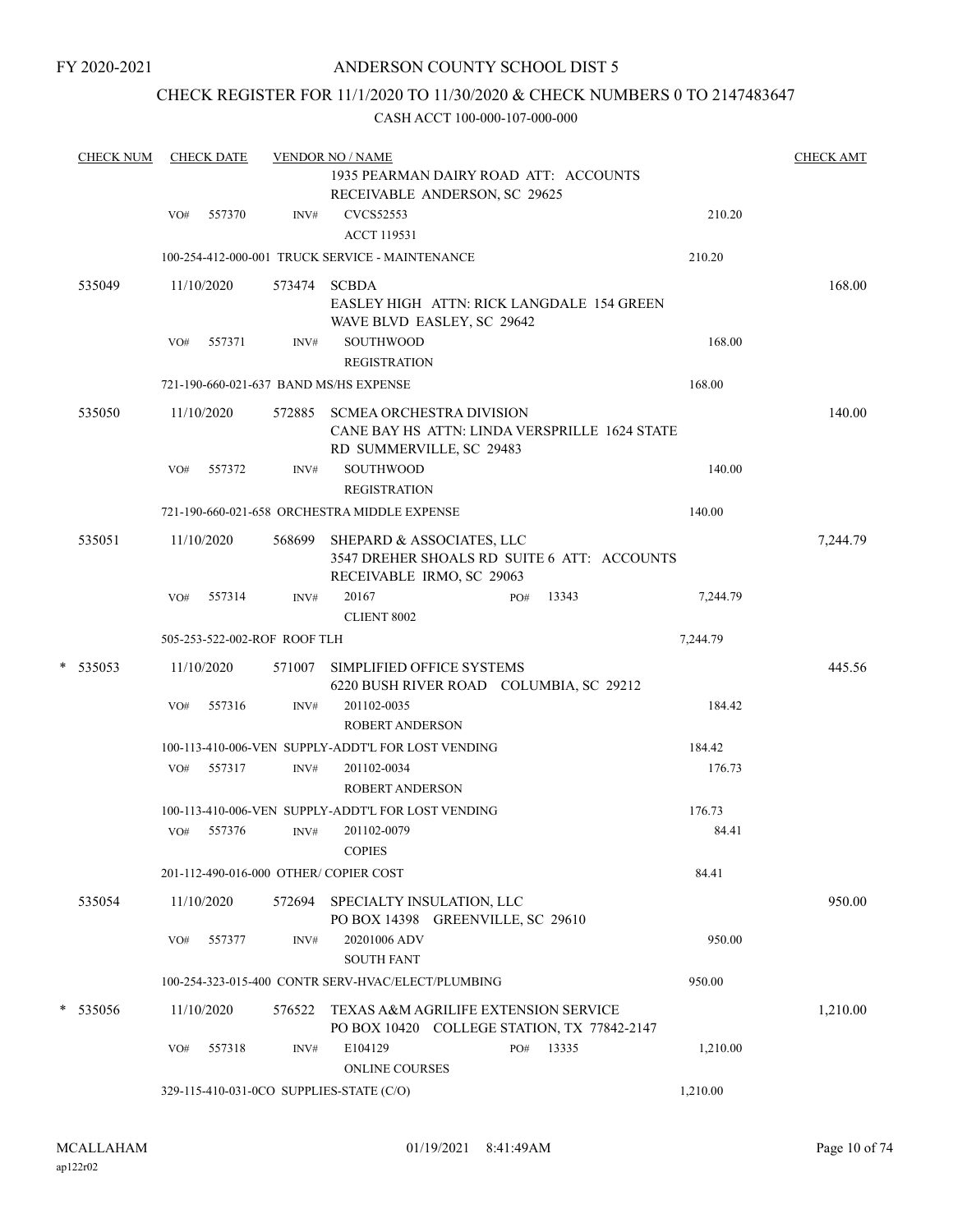FY 2020-2021

# ANDERSON COUNTY SCHOOL DIST 5

## CHECK REGISTER FOR 11/1/2020 TO 11/30/2020 & CHECK NUMBERS 0 TO 2147483647

### CASH ACCT 100-000-107-000-000

| CHECK NUM | CHECK DATE | VENDOR NO / NAME | | | CHECK AMT |
|---|---|---|---|---|---|
| | | | 1935 PEARMAN DAIRY ROAD ATT: ACCOUNTS RECEIVABLE ANDERSON, SC 29625 | | |
| | VO# 557370 | INV# | CVCS52553<br>ACCT 119531 | 210.20 | |
| | 100-254-412-000-001 TRUCK SERVICE - MAINTENANCE | | | 210.20 | |
| 535049 | 11/10/2020 | 573474 | SCBDA<br>EASLEY HIGH ATTN: RICK LANGDALE 154 GREEN WAVE BLVD EASLEY, SC 29642 | | 168.00 |
| | VO# 557371 | INV# | SOUTHWOOD<br>REGISTRATION | 168.00 | |
| | 721-190-660-021-637 BAND MS/HS EXPENSE | | | 168.00 | |
| 535050 | 11/10/2020 | 572885 | SCMEA ORCHESTRA DIVISION<br>CANE BAY HS ATTN: LINDA VERSPRILLE 1624 STATE RD SUMMERVILLE, SC 29483 | | 140.00 |
| | VO# 557372 | INV# | SOUTHWOOD<br>REGISTRATION | 140.00 | |
| | 721-190-660-021-658 ORCHESTRA MIDDLE EXPENSE | | | 140.00 | |
| 535051 | 11/10/2020 | 568699 | SHEPARD & ASSOCIATES, LLC<br>3547 DREHER SHOALS RD SUITE 6 ATT: ACCOUNTS RECEIVABLE IRMO, SC 29063 | | 7,244.79 |
| | VO# 557314 | INV# | 20167 PO# 13343<br>CLIENT 8002 | 7,244.79 | |
| | 505-253-522-002-ROF ROOF TLH | | | 7,244.79 | |
| * 535053 | 11/10/2020 | 571007 | SIMPLIFIED OFFICE SYSTEMS<br>6220 BUSH RIVER ROAD COLUMBIA, SC 29212 | | 445.56 |
| | VO# 557316 | INV# | 201102-0035<br>ROBERT ANDERSON | 184.42 | |
| | 100-113-410-006-VEN SUPPLY-ADDT'L FOR LOST VENDING | | | 184.42 | |
| | VO# 557317 | INV# | 201102-0034<br>ROBERT ANDERSON | 176.73 | |
| | 100-113-410-006-VEN SUPPLY-ADDT'L FOR LOST VENDING | | | 176.73 | |
| | VO# 557376 | INV# | 201102-0079<br>COPIES | 84.41 | |
| | 201-112-490-016-000 OTHER/ COPIER COST | | | 84.41 | |
| 535054 | 11/10/2020 | 572694 | SPECIALTY INSULATION, LLC<br>PO BOX 14398 GREENVILLE, SC 29610 | | 950.00 |
| | VO# 557377 | INV# | 20201006 ADV<br>SOUTH FANT | 950.00 | |
| | 100-254-323-015-400 CONTR SERV-HVAC/ELECT/PLUMBING | | | 950.00 | |
| * 535056 | 11/10/2020 | 576522 | TEXAS A&M AGRILIFE EXTENSION SERVICE<br>PO BOX 10420 COLLEGE STATION, TX 77842-2147 | | 1,210.00 |
| | VO# 557318 | INV# | E104129 PO# 13335<br>ONLINE COURSES | 1,210.00 | |
| | 329-115-410-031-0CO SUPPLIES-STATE (C/O) | | | 1,210.00 | |

MCALLAHAM 01/19/2021 8:41:49AM
ap122r02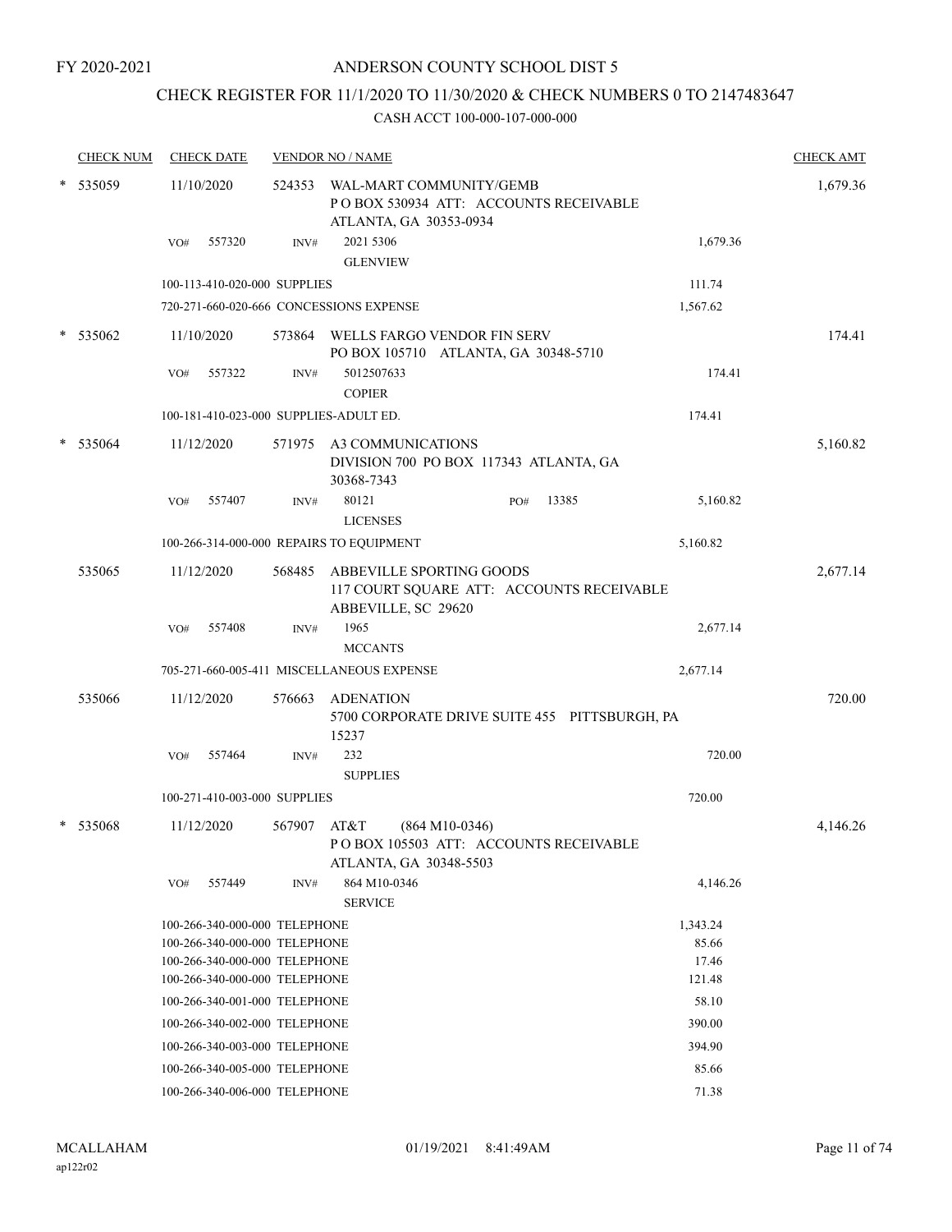FY 2020-2021

# ANDERSON COUNTY SCHOOL DIST 5

## CHECK REGISTER FOR 11/1/2020 TO 11/30/2020 & CHECK NUMBERS 0 TO 2147483647

### CASH ACCT 100-000-107-000-000

| CHECK NUM | CHECK DATE | VENDOR NO / NAME | | CHECK AMT |
|---|---|---|---|---|
| * 535059 | 11/10/2020 | 524353 WAL-MART COMMUNITY/GEMB<br>P O BOX 530934 ATT: ACCOUNTS RECEIVABLE<br>ATLANTA, GA 30353-0934 | | 1,679.36 |
| | VO# 557320 | INV# 2021 5306<br>GLENVIEW | 1,679.36 | |
| | 100-113-410-020-000 SUPPLIES | | 111.74 | |
| | 720-271-660-020-666 CONCESSIONS EXPENSE | | 1,567.62 | |
| * 535062 | 11/10/2020 | 573864 WELLS FARGO VENDOR FIN SERV<br>PO BOX 105710 ATLANTA, GA 30348-5710 | | 174.41 |
| | VO# 557322 | INV# 5012507633<br>COPIER | 174.41 | |
| | 100-181-410-023-000 SUPPLIES-ADULT ED. | | 174.41 | |
| * 535064 | 11/12/2020 | 571975 A3 COMMUNICATIONS<br>DIVISION 700 PO BOX 117343 ATLANTA, GA<br>30368-7343 | | 5,160.82 |
| | VO# 557407 | INV# 80121 PO# 13385<br>LICENSES | 5,160.82 | |
| | 100-266-314-000-000 REPAIRS TO EQUIPMENT | | 5,160.82 | |
| 535065 | 11/12/2020 | 568485 ABBEVILLE SPORTING GOODS<br>117 COURT SQUARE ATT: ACCOUNTS RECEIVABLE<br>ABBEVILLE, SC 29620 | | 2,677.14 |
| | VO# 557408 | INV# 1965<br>MCCANTS | 2,677.14 | |
| | 705-271-660-005-411 MISCELLANEOUS EXPENSE | | 2,677.14 | |
| 535066 | 11/12/2020 | 576663 ADENATION<br>5700 CORPORATE DRIVE SUITE 455 PITTSBURGH, PA<br>15237 | | 720.00 |
| | VO# 557464 | INV# 232<br>SUPPLIES | 720.00 | |
| | 100-271-410-003-000 SUPPLIES | | 720.00 | |
| * 535068 | 11/12/2020 | 567907 AT&T (864 M10-0346)<br>P O BOX 105503 ATT: ACCOUNTS RECEIVABLE<br>ATLANTA, GA 30348-5503 | | 4,146.26 |
| | VO# 557449 | INV# 864 M10-0346<br>SERVICE | 4,146.26 | |
| | 100-266-340-000-000 TELEPHONE | | 1,343.24 | |
| | 100-266-340-000-000 TELEPHONE | | 85.66 | |
| | 100-266-340-000-000 TELEPHONE | | 17.46 | |
| | 100-266-340-000-000 TELEPHONE | | 121.48 | |
| | 100-266-340-001-000 TELEPHONE | | 58.10 | |
| | 100-266-340-002-000 TELEPHONE | | 390.00 | |
| | 100-266-340-003-000 TELEPHONE | | 394.90 | |
| | 100-266-340-005-000 TELEPHONE | | 85.66 | |
| | 100-266-340-006-000 TELEPHONE | | 71.38 | |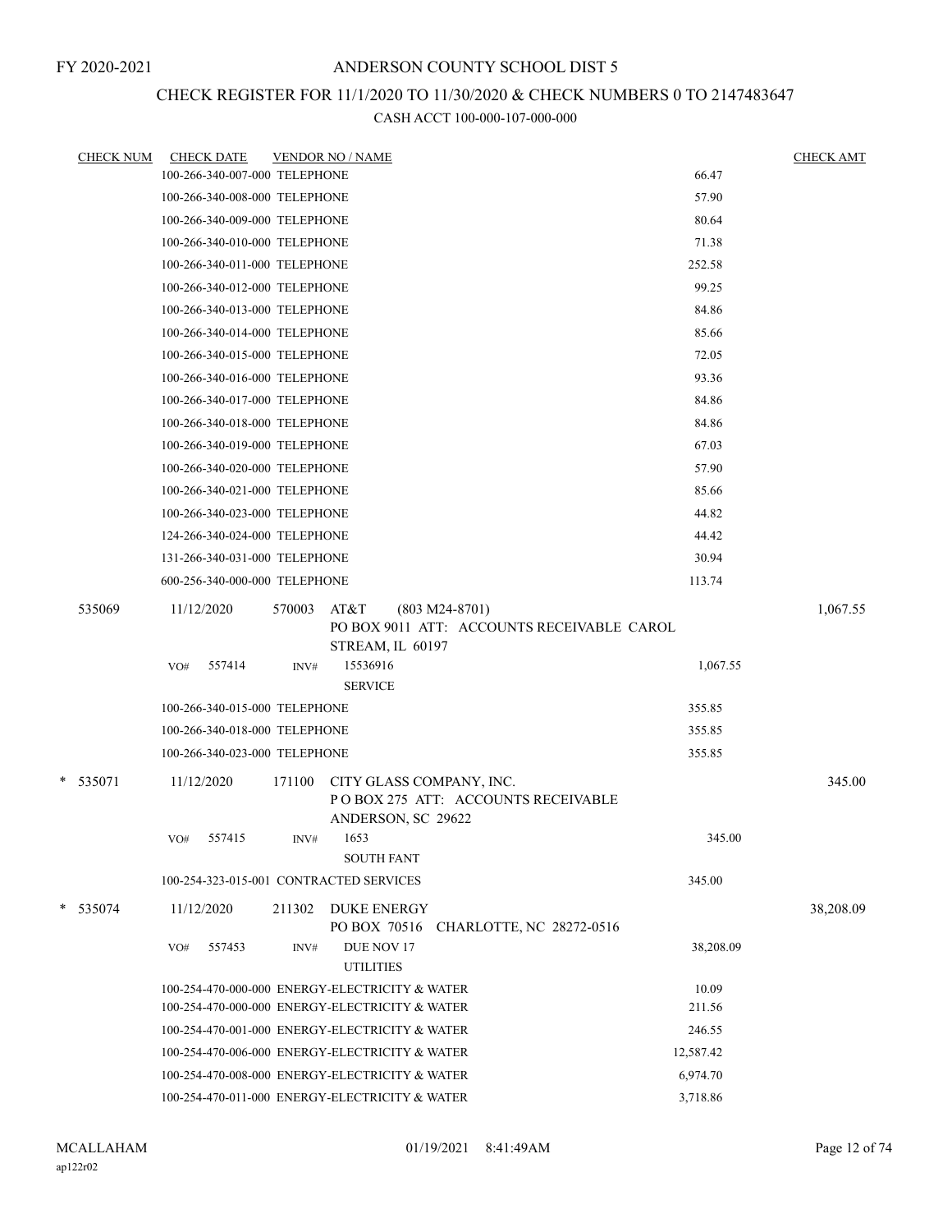FY 2020-2021

# ANDERSON COUNTY SCHOOL DIST 5

## CHECK REGISTER FOR 11/1/2020 TO 11/30/2020 & CHECK NUMBERS 0 TO 2147483647

CASH ACCT 100-000-107-000-000

| CHECK NUM | CHECK DATE | VENDOR NO / NAME | | CHECK AMT |
|---|---|---|---|---|
| | 100-266-340-007-000 TELEPHONE | | 66.47 | |
| | 100-266-340-008-000 TELEPHONE | | 57.90 | |
| | 100-266-340-009-000 TELEPHONE | | 80.64 | |
| | 100-266-340-010-000 TELEPHONE | | 71.38 | |
| | 100-266-340-011-000 TELEPHONE | | 252.58 | |
| | 100-266-340-012-000 TELEPHONE | | 99.25 | |
| | 100-266-340-013-000 TELEPHONE | | 84.86 | |
| | 100-266-340-014-000 TELEPHONE | | 85.66 | |
| | 100-266-340-015-000 TELEPHONE | | 72.05 | |
| | 100-266-340-016-000 TELEPHONE | | 93.36 | |
| | 100-266-340-017-000 TELEPHONE | | 84.86 | |
| | 100-266-340-018-000 TELEPHONE | | 84.86 | |
| | 100-266-340-019-000 TELEPHONE | | 67.03 | |
| | 100-266-340-020-000 TELEPHONE | | 57.90 | |
| | 100-266-340-021-000 TELEPHONE | | 85.66 | |
| | 100-266-340-023-000 TELEPHONE | | 44.82 | |
| | 124-266-340-024-000 TELEPHONE | | 44.42 | |
| | 131-266-340-031-000 TELEPHONE | | 30.94 | |
| | 600-256-340-000-000 TELEPHONE | | 113.74 | |
| 535069 | 11/12/2020 | 570003 AT&T (803 M24-8701) PO BOX 9011 ATT: ACCOUNTS RECEIVABLE CAROL STREAM, IL 60197 | | 1,067.55 |
| | VO# 557414 | INV# 15536916 SERVICE | 1,067.55 | |
| | 100-266-340-015-000 TELEPHONE | | 355.85 | |
| | 100-266-340-018-000 TELEPHONE | | 355.85 | |
| | 100-266-340-023-000 TELEPHONE | | 355.85 | |
| * 535071 | 11/12/2020 | 171100 CITY GLASS COMPANY, INC. P O BOX 275 ATT: ACCOUNTS RECEIVABLE ANDERSON, SC 29622 | | 345.00 |
| | VO# 557415 | INV# 1653 SOUTH FANT | 345.00 | |
| | 100-254-323-015-001 CONTRACTED SERVICES | | 345.00 | |
| * 535074 | 11/12/2020 | 211302 DUKE ENERGY PO BOX 70516 CHARLOTTE, NC 28272-0516 | | 38,208.09 |
| | VO# 557453 | INV# DUE NOV 17 UTILITIES | 38,208.09 | |
| | 100-254-470-000-000 ENERGY-ELECTRICITY & WATER | | 10.09 | |
| | 100-254-470-000-000 ENERGY-ELECTRICITY & WATER | | 211.56 | |
| | 100-254-470-001-000 ENERGY-ELECTRICITY & WATER | | 246.55 | |
| | 100-254-470-006-000 ENERGY-ELECTRICITY & WATER | | 12,587.42 | |
| | 100-254-470-008-000 ENERGY-ELECTRICITY & WATER | | 6,974.70 | |
| | 100-254-470-011-000 ENERGY-ELECTRICITY & WATER | | 3,718.86 | |

MCALLAHAM ap122r02 01/19/2021 8:41:49AM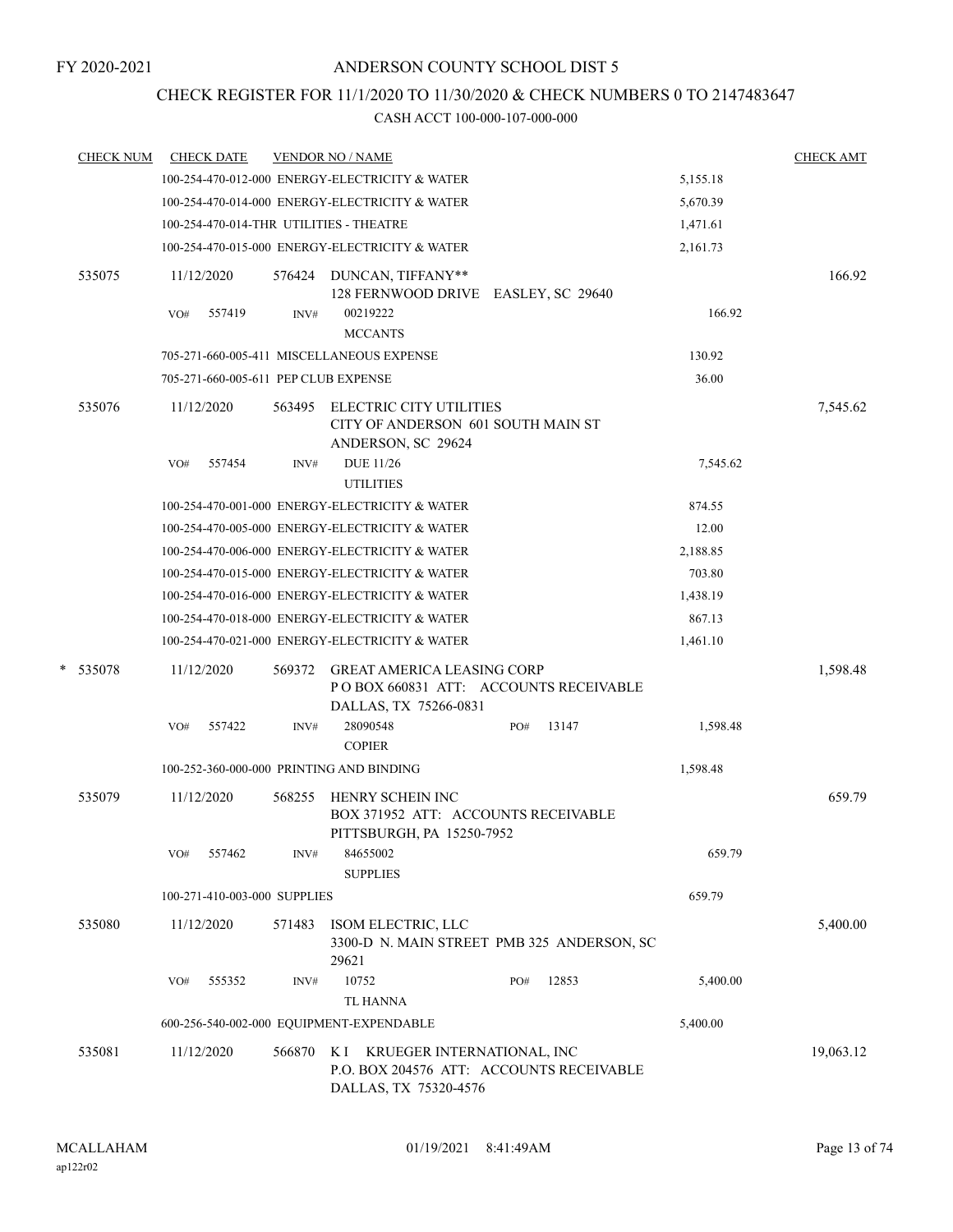FY 2020-2021

# ANDERSON COUNTY SCHOOL DIST 5

## CHECK REGISTER FOR 11/1/2020 TO 11/30/2020 & CHECK NUMBERS 0 TO 2147483647

CASH ACCT 100-000-107-000-000

| CHECK NUM | CHECK DATE | VENDOR NO / NAME | | CHECK AMT |
|---|---|---|---|---|
| | | 100-254-470-012-000 ENERGY-ELECTRICITY & WATER | 5,155.18 | |
| | | 100-254-470-014-000 ENERGY-ELECTRICITY & WATER | 5,670.39 | |
| | | 100-254-470-014-THR UTILITIES - THEATRE | 1,471.61 | |
| | | 100-254-470-015-000 ENERGY-ELECTRICITY & WATER | 2,161.73 | |
| 535075 | 11/12/2020 | 576424 DUNCAN, TIFFANY** 128 FERNWOOD DRIVE EASLEY, SC 29640 | | 166.92 |
| | VO# 557419 | INV# 00219222 MCCANTS | 166.92 | |
| | | 705-271-660-005-411 MISCELLANEOUS EXPENSE | 130.92 | |
| | | 705-271-660-005-611 PEP CLUB EXPENSE | 36.00 | |
| 535076 | 11/12/2020 | 563495 ELECTRIC CITY UTILITIES CITY OF ANDERSON 601 SOUTH MAIN ST ANDERSON, SC 29624 | | 7,545.62 |
| | VO# 557454 | INV# DUE 11/26 UTILITIES | 7,545.62 | |
| | | 100-254-470-001-000 ENERGY-ELECTRICITY & WATER | 874.55 | |
| | | 100-254-470-005-000 ENERGY-ELECTRICITY & WATER | 12.00 | |
| | | 100-254-470-006-000 ENERGY-ELECTRICITY & WATER | 2,188.85 | |
| | | 100-254-470-015-000 ENERGY-ELECTRICITY & WATER | 703.80 | |
| | | 100-254-470-016-000 ENERGY-ELECTRICITY & WATER | 1,438.19 | |
| | | 100-254-470-018-000 ENERGY-ELECTRICITY & WATER | 867.13 | |
| | | 100-254-470-021-000 ENERGY-ELECTRICITY & WATER | 1,461.10 | |
| * 535078 | 11/12/2020 | 569372 GREAT AMERICA LEASING CORP P O BOX 660831 ATT: ACCOUNTS RECEIVABLE DALLAS, TX 75266-0831 | | 1,598.48 |
| | VO# 557422 | INV# 28090548 PO# 13147 COPIER | 1,598.48 | |
| | | 100-252-360-000-000 PRINTING AND BINDING | 1,598.48 | |
| 535079 | 11/12/2020 | 568255 HENRY SCHEIN INC BOX 371952 ATT: ACCOUNTS RECEIVABLE PITTSBURGH, PA 15250-7952 | | 659.79 |
| | VO# 557462 | INV# 84655002 SUPPLIES | 659.79 | |
| | | 100-271-410-003-000 SUPPLIES | 659.79 | |
| 535080 | 11/12/2020 | 571483 ISOM ELECTRIC, LLC 3300-D N. MAIN STREET PMB 325 ANDERSON, SC 29621 | | 5,400.00 |
| | VO# 555352 | INV# 10752 PO# 12853 TL HANNA | 5,400.00 | |
| | | 600-256-540-002-000 EQUIPMENT-EXPENDABLE | 5,400.00 | |
| 535081 | 11/12/2020 | 566870 K I KRUEGER INTERNATIONAL, INC P.O. BOX 204576 ATT: ACCOUNTS RECEIVABLE DALLAS, TX 75320-4576 | | 19,063.12 |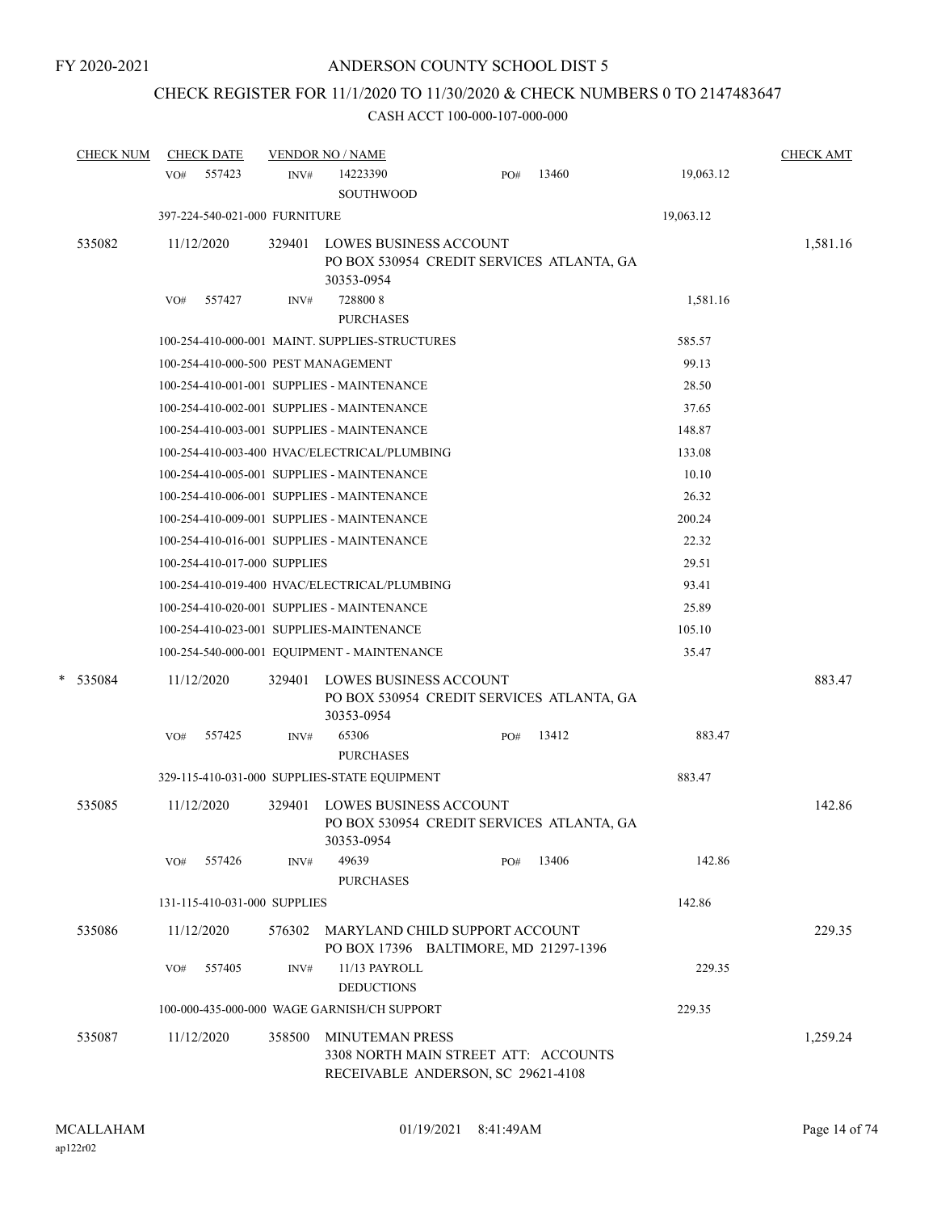FY 2020-2021

# ANDERSON COUNTY SCHOOL DIST 5

## CHECK REGISTER FOR 11/1/2020 TO 11/30/2020 & CHECK NUMBERS 0 TO 2147483647

### CASH ACCT 100-000-107-000-000

| CHECK NUM | CHECK DATE | VENDOR NO / NAME | | | CHECK AMT |
|---|---|---|---|---|---|
| | VO# 557423 | INV# 14223390 SOUTHWOOD | PO# 13460 | 19,063.12 | |
| | 397-224-540-021-000 FURNITURE | | | 19,063.12 | |
| 535082 | 11/12/2020 | 329401 LOWES BUSINESS ACCOUNT PO BOX 530954 CREDIT SERVICES ATLANTA, GA 30353-0954 | | | 1,581.16 |
| | VO# 557427 | INV# 728800 8 PURCHASES | | 1,581.16 | |
| | 100-254-410-000-001 MAINT. SUPPLIES-STRUCTURES | | | 585.57 | |
| | 100-254-410-000-500 PEST MANAGEMENT | | | 99.13 | |
| | 100-254-410-001-001 SUPPLIES - MAINTENANCE | | | 28.50 | |
| | 100-254-410-002-001 SUPPLIES - MAINTENANCE | | | 37.65 | |
| | 100-254-410-003-001 SUPPLIES - MAINTENANCE | | | 148.87 | |
| | 100-254-410-003-400 HVAC/ELECTRICAL/PLUMBING | | | 133.08 | |
| | 100-254-410-005-001 SUPPLIES - MAINTENANCE | | | 10.10 | |
| | 100-254-410-006-001 SUPPLIES - MAINTENANCE | | | 26.32 | |
| | 100-254-410-009-001 SUPPLIES - MAINTENANCE | | | 200.24 | |
| | 100-254-410-016-001 SUPPLIES - MAINTENANCE | | | 22.32 | |
| | 100-254-410-017-000 SUPPLIES | | | 29.51 | |
| | 100-254-410-019-400 HVAC/ELECTRICAL/PLUMBING | | | 93.41 | |
| | 100-254-410-020-001 SUPPLIES - MAINTENANCE | | | 25.89 | |
| | 100-254-410-023-001 SUPPLIES-MAINTENANCE | | | 105.10 | |
| | 100-254-540-000-001 EQUIPMENT - MAINTENANCE | | | 35.47 | |
| * 535084 | 11/12/2020 | 329401 LOWES BUSINESS ACCOUNT PO BOX 530954 CREDIT SERVICES ATLANTA, GA 30353-0954 | | | 883.47 |
| | VO# 557425 | INV# 65306 PURCHASES | PO# 13412 | 883.47 | |
| | 329-115-410-031-000 SUPPLIES-STATE EQUIPMENT | | | 883.47 | |
| 535085 | 11/12/2020 | 329401 LOWES BUSINESS ACCOUNT PO BOX 530954 CREDIT SERVICES ATLANTA, GA 30353-0954 | | | 142.86 |
| | VO# 557426 | INV# 49639 PURCHASES | PO# 13406 | 142.86 | |
| | 131-115-410-031-000 SUPPLIES | | | 142.86 | |
| 535086 | 11/12/2020 | 576302 MARYLAND CHILD SUPPORT ACCOUNT PO BOX 17396 BALTIMORE, MD 21297-1396 | | | 229.35 |
| | VO# 557405 | INV# 11/13 PAYROLL DEDUCTIONS | | 229.35 | |
| | 100-000-435-000-000 WAGE GARNISH/CH SUPPORT | | | 229.35 | |
| 535087 | 11/12/2020 | 358500 MINUTEMAN PRESS 3308 NORTH MAIN STREET ATT: ACCOUNTS RECEIVABLE ANDERSON, SC 29621-4108 | | | 1,259.24 |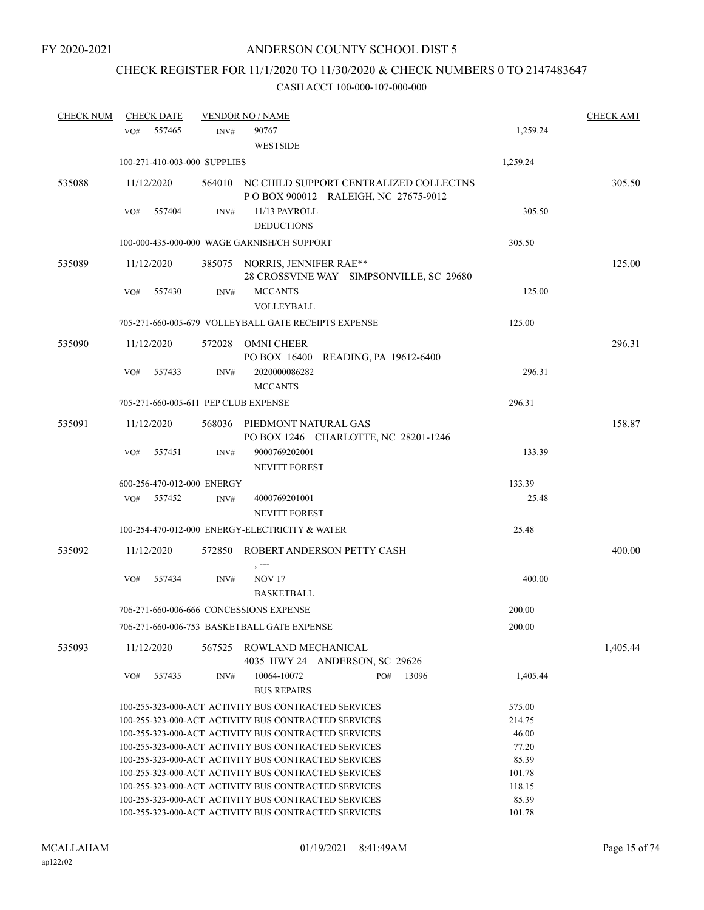FY 2020-2021

# ANDERSON COUNTY SCHOOL DIST 5

## CHECK REGISTER FOR 11/1/2020 TO 11/30/2020 & CHECK NUMBERS 0 TO 2147483647

### CASH ACCT 100-000-107-000-000

| CHECK NUM | CHECK DATE | VENDOR NO / NAME | | CHECK AMT |
|---|---|---|---|---|
| | VO# 557465 INV# | 90767 WESTSIDE | 1,259.24 | |
| | 100-271-410-003-000 SUPPLIES | | 1,259.24 | |
| 535088 | 11/12/2020 | 564010 NC CHILD SUPPORT CENTRALIZED COLLECTNS P O BOX 900012 RALEIGH, NC 27675-9012 | | 305.50 |
| | VO# 557404 INV# | 11/13 PAYROLL DEDUCTIONS | 305.50 | |
| | 100-000-435-000-000 WAGE GARNISH/CH SUPPORT | | 305.50 | |
| 535089 | 11/12/2020 | 385075 NORRIS, JENNIFER RAE** 28 CROSSVINE WAY SIMPSONVILLE, SC 29680 | | 125.00 |
| | VO# 557430 INV# | MCCANTS VOLLEYBALL | 125.00 | |
| | 705-271-660-005-679 VOLLEYBALL GATE RECEIPTS EXPENSE | | 125.00 | |
| 535090 | 11/12/2020 | 572028 OMNI CHEER PO BOX 16400 READING, PA 19612-6400 | | 296.31 |
| | VO# 557433 INV# | 2020000086282 MCCANTS | 296.31 | |
| | 705-271-660-005-611 PEP CLUB EXPENSE | | 296.31 | |
| 535091 | 11/12/2020 | 568036 PIEDMONT NATURAL GAS PO BOX 1246 CHARLOTTE, NC 28201-1246 | | 158.87 |
| | VO# 557451 INV# | 9000769202001 NEVITT FOREST | 133.39 | |
| | 600-256-470-012-000 ENERGY | | 133.39 | |
| | VO# 557452 INV# | 4000769201001 NEVITT FOREST | 25.48 | |
| | 100-254-470-012-000 ENERGY-ELECTRICITY & WATER | | 25.48 | |
| 535092 | 11/12/2020 | 572850 ROBERT ANDERSON PETTY CASH , --- | | 400.00 |
| | VO# 557434 INV# | NOV 17 BASKETBALL | 400.00 | |
| | 706-271-660-006-666 CONCESSIONS EXPENSE | | 200.00 | |
| | 706-271-660-006-753 BASKETBALL GATE EXPENSE | | 200.00 | |
| 535093 | 11/12/2020 | 567525 ROWLAND MECHANICAL 4035 HWY 24 ANDERSON, SC 29626 | | 1,405.44 |
| | VO# 557435 INV# | 10064-10072 PO# 13096 BUS REPAIRS | 1,405.44 | |
| | 100-255-323-000-ACT ACTIVITY BUS CONTRACTED SERVICES | | 575.00 | |
| | 100-255-323-000-ACT ACTIVITY BUS CONTRACTED SERVICES | | 214.75 | |
| | 100-255-323-000-ACT ACTIVITY BUS CONTRACTED SERVICES | | 46.00 | |
| | 100-255-323-000-ACT ACTIVITY BUS CONTRACTED SERVICES | | 77.20 | |
| | 100-255-323-000-ACT ACTIVITY BUS CONTRACTED SERVICES | | 85.39 | |
| | 100-255-323-000-ACT ACTIVITY BUS CONTRACTED SERVICES | | 101.78 | |
| | 100-255-323-000-ACT ACTIVITY BUS CONTRACTED SERVICES | | 118.15 | |
| | 100-255-323-000-ACT ACTIVITY BUS CONTRACTED SERVICES | | 85.39 | |
| | 100-255-323-000-ACT ACTIVITY BUS CONTRACTED SERVICES | | 101.78 | |

MCALLAHAM ap122r02 01/19/2021 8:41:49AM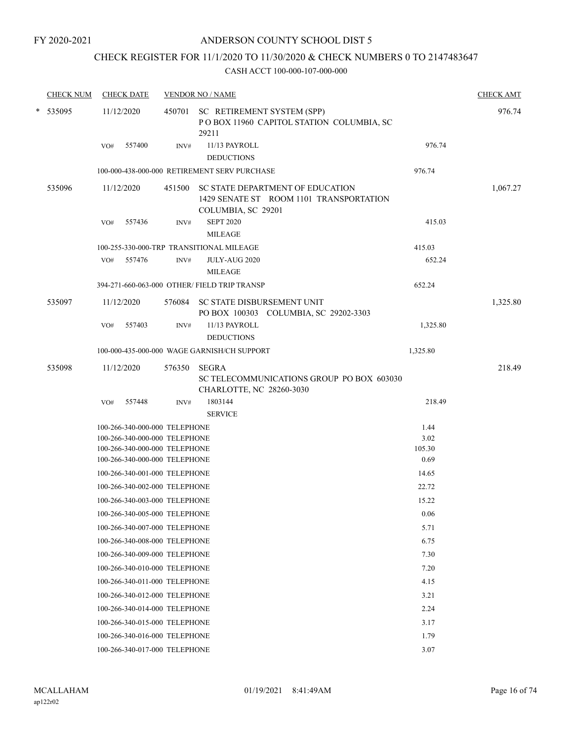FY 2020-2021

# ANDERSON COUNTY SCHOOL DIST 5

## CHECK REGISTER FOR 11/1/2020 TO 11/30/2020 & CHECK NUMBERS 0 TO 2147483647

### CASH ACCT 100-000-107-000-000

| CHECK NUM | CHECK DATE | VENDOR NO / NAME | | | CHECK AMT |
|---|---|---|---|---|---|
| * 535095 | 11/12/2020 | 450701 | SC RETIREMENT SYSTEM (SPP)<br>P O BOX 11960 CAPITOL STATION COLUMBIA, SC 29211 | | 976.74 |
| | VO# 557400 | INV# | 11/13 PAYROLL<br>DEDUCTIONS | 976.74 | |
| | 100-000-438-000-000 RETIREMENT SERV PURCHASE | | | 976.74 | |
| 535096 | 11/12/2020 | 451500 | SC STATE DEPARTMENT OF EDUCATION<br>1429 SENATE ST ROOM 1101 TRANSPORTATION COLUMBIA, SC 29201 | | 1,067.27 |
| | VO# 557436 | INV# | SEPT 2020<br>MILEAGE | 415.03 | |
| | 100-255-330-000-TRP TRANSITIONAL MILEAGE | | | 415.03 | |
| | VO# 557476 | INV# | JULY-AUG 2020<br>MILEAGE | 652.24 | |
| | 394-271-660-063-000 OTHER/ FIELD TRIP TRANSP | | | 652.24 | |
| 535097 | 11/12/2020 | 576084 | SC STATE DISBURSEMENT UNIT<br>PO BOX 100303 COLUMBIA, SC 29202-3303 | | 1,325.80 |
| | VO# 557403 | INV# | 11/13 PAYROLL<br>DEDUCTIONS | 1,325.80 | |
| | 100-000-435-000-000 WAGE GARNISH/CH SUPPORT | | | 1,325.80 | |
| 535098 | 11/12/2020 | 576350 | SEGRA<br>SC TELECOMMUNICATIONS GROUP PO BOX 603030 CHARLOTTE, NC 28260-3030 | | 218.49 |
| | VO# 557448 | INV# | 1803144<br>SERVICE | 218.49 | |
| | 100-266-340-000-000 TELEPHONE | | | 1.44 | |
| | 100-266-340-000-000 TELEPHONE | | | 3.02 | |
| | 100-266-340-000-000 TELEPHONE | | | 105.30 | |
| | 100-266-340-000-000 TELEPHONE | | | 0.69 | |
| | 100-266-340-001-000 TELEPHONE | | | 14.65 | |
| | 100-266-340-002-000 TELEPHONE | | | 22.72 | |
| | 100-266-340-003-000 TELEPHONE | | | 15.22 | |
| | 100-266-340-005-000 TELEPHONE | | | 0.06 | |
| | 100-266-340-007-000 TELEPHONE | | | 5.71 | |
| | 100-266-340-008-000 TELEPHONE | | | 6.75 | |
| | 100-266-340-009-000 TELEPHONE | | | 7.30 | |
| | 100-266-340-010-000 TELEPHONE | | | 7.20 | |
| | 100-266-340-011-000 TELEPHONE | | | 4.15 | |
| | 100-266-340-012-000 TELEPHONE | | | 3.21 | |
| | 100-266-340-014-000 TELEPHONE | | | 2.24 | |
| | 100-266-340-015-000 TELEPHONE | | | 3.17 | |
| | 100-266-340-016-000 TELEPHONE | | | 1.79 | |
| | 100-266-340-017-000 TELEPHONE | | | 3.07 | |

MCALLAHAM
ap122r02

01/19/2021 8:41:49AM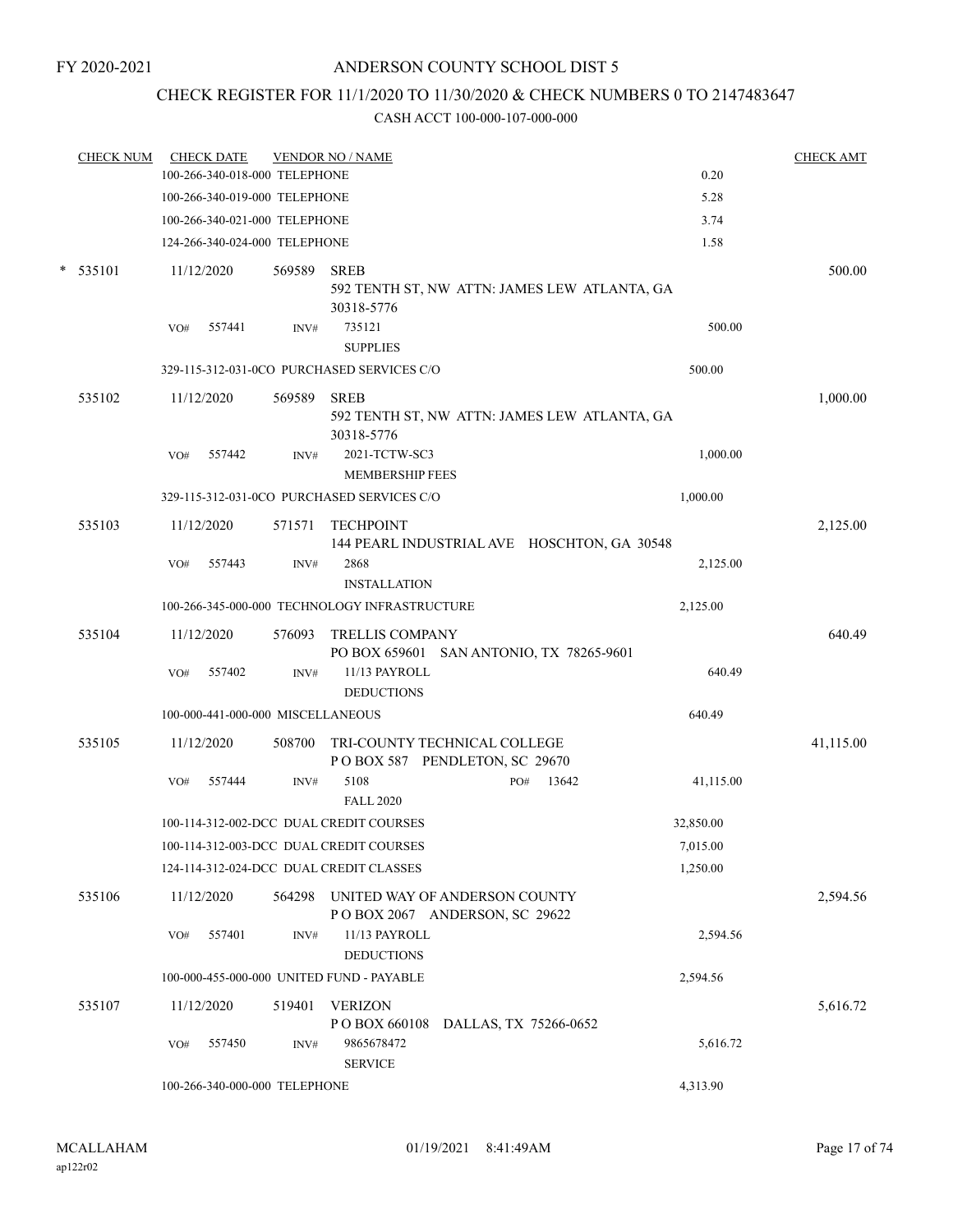FY 2020-2021

# ANDERSON COUNTY SCHOOL DIST 5

## CHECK REGISTER FOR 11/1/2020 TO 11/30/2020 & CHECK NUMBERS 0 TO 2147483647

### CASH ACCT 100-000-107-000-000

| CHECK NUM | CHECK DATE | VENDOR NO / NAME | | CHECK AMT |
|---|---|---|---|---|
| | 100-266-340-018-000 TELEPHONE | | 0.20 | |
| | 100-266-340-019-000 TELEPHONE | | 5.28 | |
| | 100-266-340-021-000 TELEPHONE | | 3.74 | |
| | 124-266-340-024-000 TELEPHONE | | 1.58 | |
| * 535101 | 11/12/2020 | 569589 SREB<br>592 TENTH ST, NW ATTN: JAMES LEW ATLANTA, GA 30318-5776 | | 500.00 |
| | VO# 557441 | INV# 735121<br>SUPPLIES | 500.00 | |
| | 329-115-312-031-0CO PURCHASED SERVICES C/O | | 500.00 | |
| 535102 | 11/12/2020 | 569589 SREB<br>592 TENTH ST, NW ATTN: JAMES LEW ATLANTA, GA 30318-5776 | | 1,000.00 |
| | VO# 557442 | INV# 2021-TCTW-SC3<br>MEMBERSHIP FEES | 1,000.00 | |
| | 329-115-312-031-0CO PURCHASED SERVICES C/O | | 1,000.00 | |
| 535103 | 11/12/2020 | 571571 TECHPOINT<br>144 PEARL INDUSTRIAL AVE HOSCHTON, GA 30548 | | 2,125.00 |
| | VO# 557443 | INV# 2868<br>INSTALLATION | 2,125.00 | |
| | 100-266-345-000-000 TECHNOLOGY INFRASTRUCTURE | | 2,125.00 | |
| 535104 | 11/12/2020 | 576093 TRELLIS COMPANY<br>PO BOX 659601 SAN ANTONIO, TX 78265-9601 | | 640.49 |
| | VO# 557402 | INV# 11/13 PAYROLL<br>DEDUCTIONS | 640.49 | |
| | 100-000-441-000-000 MISCELLANEOUS | | 640.49 | |
| 535105 | 11/12/2020 | 508700 TRI-COUNTY TECHNICAL COLLEGE<br>P O BOX 587 PENDLETON, SC 29670 | | 41,115.00 |
| | VO# 557444 | INV# 5108 PO# 13642<br>FALL 2020 | 41,115.00 | |
| | 100-114-312-002-DCC DUAL CREDIT COURSES | | 32,850.00 | |
| | 100-114-312-003-DCC DUAL CREDIT COURSES | | 7,015.00 | |
| | 124-114-312-024-DCC DUAL CREDIT CLASSES | | 1,250.00 | |
| 535106 | 11/12/2020 | 564298 UNITED WAY OF ANDERSON COUNTY<br>P O BOX 2067 ANDERSON, SC 29622 | | 2,594.56 |
| | VO# 557401 | INV# 11/13 PAYROLL<br>DEDUCTIONS | 2,594.56 | |
| | 100-000-455-000-000 UNITED FUND - PAYABLE | | 2,594.56 | |
| 535107 | 11/12/2020 | 519401 VERIZON<br>P O BOX 660108 DALLAS, TX 75266-0652 | | 5,616.72 |
| | VO# 557450 | INV# 9865678472<br>SERVICE | 5,616.72 | |
| | 100-266-340-000-000 TELEPHONE | | 4,313.90 | |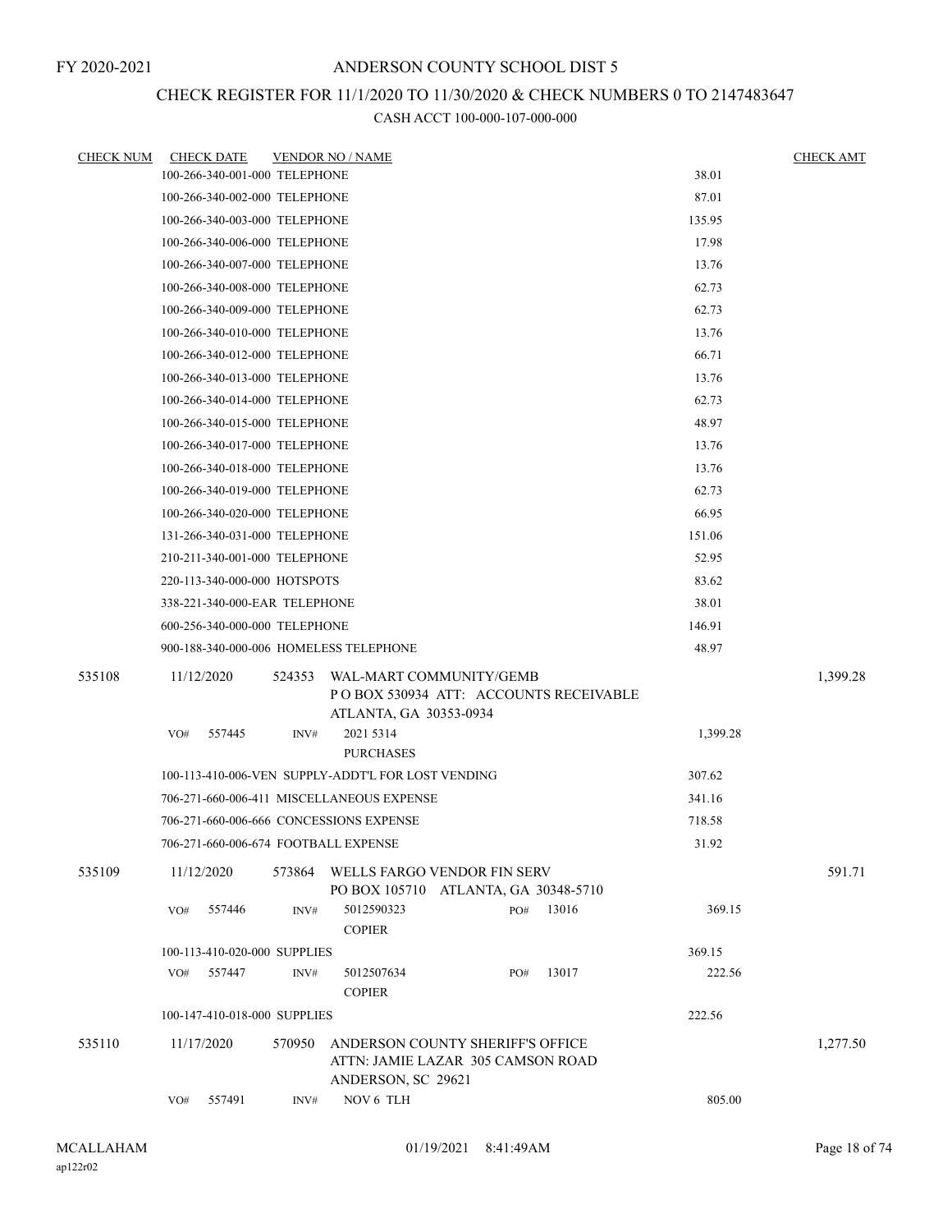# ANDERSON COUNTY SCHOOL DIST 5

FY 2020-2021

## CHECK REGISTER FOR 11/1/2020 TO 11/30/2020 & CHECK NUMBERS 0 TO 2147483647

CASH ACCT 100-000-107-000-000

| CHECK NUM | CHECK DATE | VENDOR NO / NAME | | CHECK AMT |
|---|---|---|---|---|
| | 100-266-340-001-000 TELEPHONE | | 38.01 | |
| | 100-266-340-002-000 TELEPHONE | | 87.01 | |
| | 100-266-340-003-000 TELEPHONE | | 135.95 | |
| | 100-266-340-006-000 TELEPHONE | | 17.98 | |
| | 100-266-340-007-000 TELEPHONE | | 13.76 | |
| | 100-266-340-008-000 TELEPHONE | | 62.73 | |
| | 100-266-340-009-000 TELEPHONE | | 62.73 | |
| | 100-266-340-010-000 TELEPHONE | | 13.76 | |
| | 100-266-340-012-000 TELEPHONE | | 66.71 | |
| | 100-266-340-013-000 TELEPHONE | | 13.76 | |
| | 100-266-340-014-000 TELEPHONE | | 62.73 | |
| | 100-266-340-015-000 TELEPHONE | | 48.97 | |
| | 100-266-340-017-000 TELEPHONE | | 13.76 | |
| | 100-266-340-018-000 TELEPHONE | | 13.76 | |
| | 100-266-340-019-000 TELEPHONE | | 62.73 | |
| | 100-266-340-020-000 TELEPHONE | | 66.95 | |
| | 131-266-340-031-000 TELEPHONE | | 151.06 | |
| | 210-211-340-001-000 TELEPHONE | | 52.95 | |
| | 220-113-340-000-000 HOTSPOTS | | 83.62 | |
| | 338-221-340-000-EAR TELEPHONE | | 38.01 | |
| | 600-256-340-000-000 TELEPHONE | | 146.91 | |
| | 900-188-340-000-006 HOMELESS TELEPHONE | | 48.97 | |
| 535108 | 11/12/2020 | 524353 WAL-MART COMMUNITY/GEMB<br>P O BOX 530934 ATT: ACCOUNTS RECEIVABLE<br>ATLANTA, GA 30353-0934 | | 1,399.28 |
| | VO# 557445 | INV# 2021 5314<br>PURCHASES | 1,399.28 | |
| | 100-113-410-006-VEN SUPPLY-ADDT'L FOR LOST VENDING | | 307.62 | |
| | 706-271-660-006-411 MISCELLANEOUS EXPENSE | | 341.16 | |
| | 706-271-660-006-666 CONCESSIONS EXPENSE | | 718.58 | |
| | 706-271-660-006-674 FOOTBALL EXPENSE | | 31.92 | |
| 535109 | 11/12/2020 | 573864 WELLS FARGO VENDOR FIN SERV<br>PO BOX 105710 ATLANTA, GA 30348-5710 | | 591.71 |
| | VO# 557446 | INV# 5012590323 PO# 13016<br>COPIER | 369.15 | |
| | 100-113-410-020-000 SUPPLIES | | 369.15 | |
| | VO# 557447 | INV# 5012507634 PO# 13017<br>COPIER | 222.56 | |
| | 100-147-410-018-000 SUPPLIES | | 222.56 | |
| 535110 | 11/17/2020 | 570950 ANDERSON COUNTY SHERIFF'S OFFICE<br>ATTN: JAMIE LAZAR 305 CAMSON ROAD<br>ANDERSON, SC 29621 | | 1,277.50 |
| | VO# 557491 | INV# NOV 6 TLH | 805.00 | |

MCALLAHAM
ap122r02

01/19/2021 8:41:49AM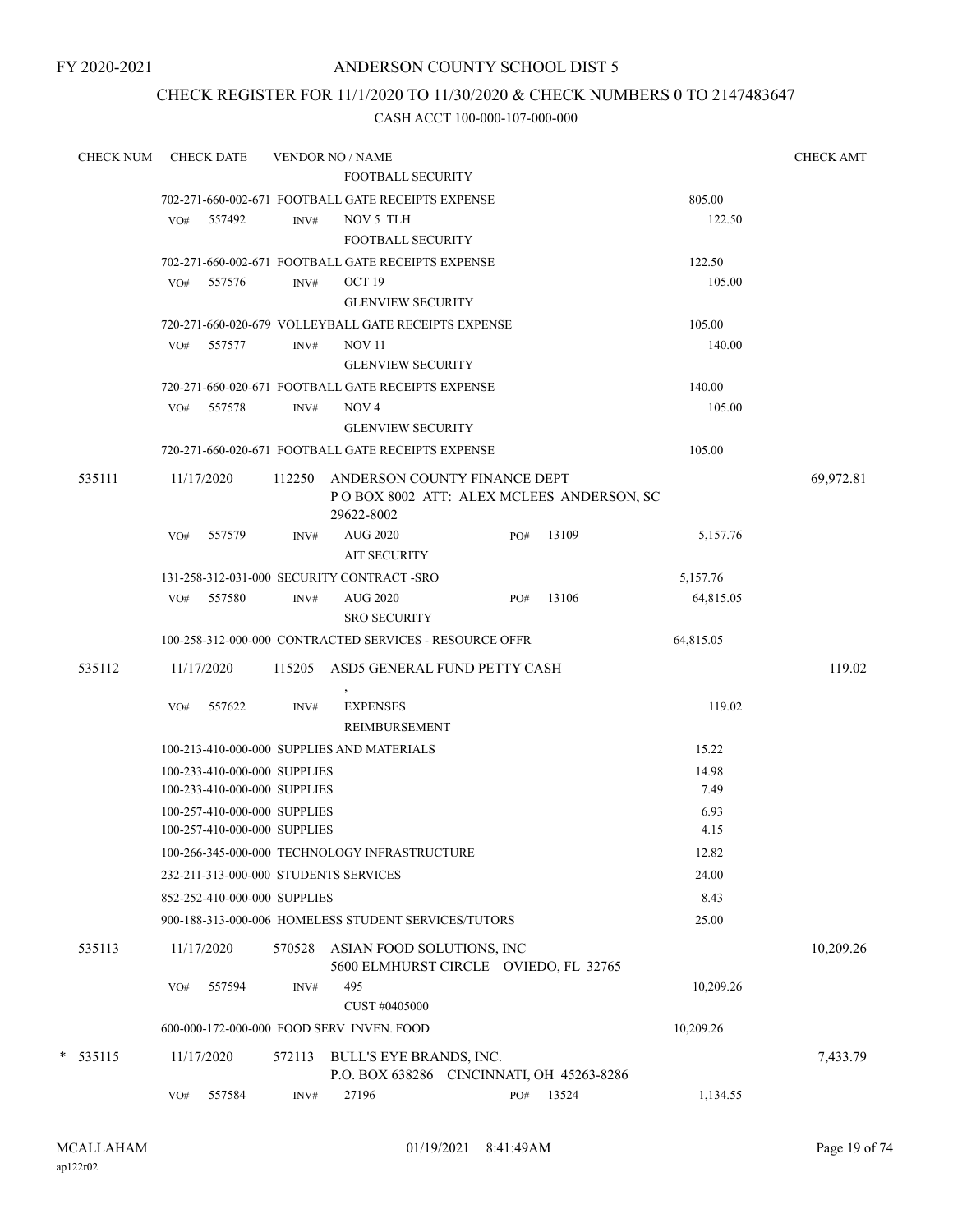FY 2020-2021

# ANDERSON COUNTY SCHOOL DIST 5

## CHECK REGISTER FOR 11/1/2020 TO 11/30/2020 & CHECK NUMBERS 0 TO 2147483647

### CASH ACCT 100-000-107-000-000

| CHECK NUM | CHECK DATE | VENDOR NO / NAME | | | CHECK AMT |
|---|---|---|---|---|---|
| | | FOOTBALL SECURITY | | | |
| | 702-271-660-002-671 FOOTBALL GATE RECEIPTS EXPENSE | | | 805.00 | |
| | VO# 557492 | INV# NOV 5 TLH | | 122.50 | |
| | | FOOTBALL SECURITY | | | |
| | 702-271-660-002-671 FOOTBALL GATE RECEIPTS EXPENSE | | | 122.50 | |
| | VO# 557576 | INV# OCT 19 | | 105.00 | |
| | | GLENVIEW SECURITY | | | |
| | 720-271-660-020-679 VOLLEYBALL GATE RECEIPTS EXPENSE | | | 105.00 | |
| | VO# 557577 | INV# NOV 11 | | 140.00 | |
| | | GLENVIEW SECURITY | | | |
| | 720-271-660-020-671 FOOTBALL GATE RECEIPTS EXPENSE | | | 140.00 | |
| | VO# 557578 | INV# NOV 4 | | 105.00 | |
| | | GLENVIEW SECURITY | | | |
| | 720-271-660-020-671 FOOTBALL GATE RECEIPTS EXPENSE | | | 105.00 | |
| 535111 | 11/17/2020 | 112250 ANDERSON COUNTY FINANCE DEPT<br>P O BOX 8002 ATT: ALEX MCLEES ANDERSON, SC 29622-8002 | | | 69,972.81 |
| | VO# 557579 | INV# AUG 2020 | PO# 13109 | 5,157.76 | |
| | | AIT SECURITY | | | |
| | 131-258-312-031-000 SECURITY CONTRACT -SRO | | | 5,157.76 | |
| | VO# 557580 | INV# AUG 2020 | PO# 13106 | 64,815.05 | |
| | | SRO SECURITY | | | |
| | 100-258-312-000-000 CONTRACTED SERVICES - RESOURCE OFFR | | | 64,815.05 | |
| 535112 | 11/17/2020 | 115205 ASD5 GENERAL FUND PETTY CASH<br>, | | | 119.02 |
| | VO# 557622 | INV# EXPENSES | | 119.02 | |
| | | REIMBURSEMENT | | | |
| | 100-213-410-000-000 SUPPLIES AND MATERIALS | | | 15.22 | |
| | 100-233-410-000-000 SUPPLIES | | | 14.98 | |
| | 100-233-410-000-000 SUPPLIES | | | 7.49 | |
| | 100-257-410-000-000 SUPPLIES | | | 6.93 | |
| | 100-257-410-000-000 SUPPLIES | | | 4.15 | |
| | 100-266-345-000-000 TECHNOLOGY INFRASTRUCTURE | | | 12.82 | |
| | 232-211-313-000-000 STUDENTS SERVICES | | | 24.00 | |
| | 852-252-410-000-000 SUPPLIES | | | 8.43 | |
| | 900-188-313-000-006 HOMELESS STUDENT SERVICES/TUTORS | | | 25.00 | |
| 535113 | 11/17/2020 | 570528 ASIAN FOOD SOLUTIONS, INC<br>5600 ELMHURST CIRCLE OVIEDO, FL 32765 | | | 10,209.26 |
| | VO# 557594 | INV# 495 | | 10,209.26 | |
| | | CUST #0405000 | | | |
| | 600-000-172-000-000 FOOD SERV INVEN. FOOD | | | 10,209.26 | |
| * 535115 | 11/17/2020 | 572113 BULL'S EYE BRANDS, INC.<br>P.O. BOX 638286 CINCINNATI, OH 45263-8286 | | | 7,433.79 |
| | VO# 557584 | INV# 27196 | PO# 13524 | 1,134.55 | |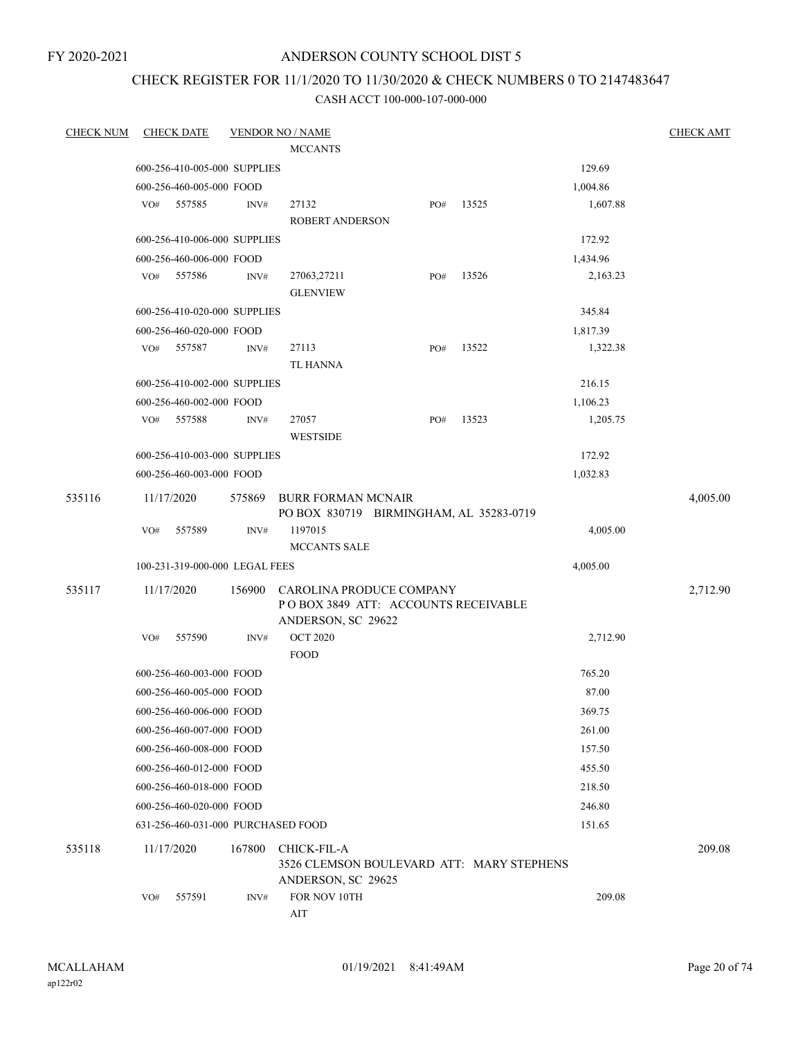FY 2020-2021

# ANDERSON COUNTY SCHOOL DIST 5

## CHECK REGISTER FOR 11/1/2020 TO 11/30/2020 & CHECK NUMBERS 0 TO 2147483647

CASH ACCT 100-000-107-000-000

| CHECK NUM | CHECK DATE | VENDOR NO / NAME | | | CHECK AMT |
|---|---|---|---|---|---|
| | | MCCANTS | | | |
| | 600-256-410-005-000 SUPPLIES | | | 129.69 | |
| | 600-256-460-005-000 FOOD | | | 1,004.86 | |
| | VO# 557585 | INV# 27132 ROBERT ANDERSON | PO# 13525 | 1,607.88 | |
| | 600-256-410-006-000 SUPPLIES | | | 172.92 | |
| | 600-256-460-006-000 FOOD | | | 1,434.96 | |
| | VO# 557586 | INV# 27063,27211 GLENVIEW | PO# 13526 | 2,163.23 | |
| | 600-256-410-020-000 SUPPLIES | | | 345.84 | |
| | 600-256-460-020-000 FOOD | | | 1,817.39 | |
| | VO# 557587 | INV# 27113 TL HANNA | PO# 13522 | 1,322.38 | |
| | 600-256-410-002-000 SUPPLIES | | | 216.15 | |
| | 600-256-460-002-000 FOOD | | | 1,106.23 | |
| | VO# 557588 | INV# 27057 WESTSIDE | PO# 13523 | 1,205.75 | |
| | 600-256-410-003-000 SUPPLIES | | | 172.92 | |
| | 600-256-460-003-000 FOOD | | | 1,032.83 | |
| 535116 | 11/17/2020 | 575869 BURR FORMAN MCNAIR PO BOX 830719 BIRMINGHAM, AL 35283-0719 | | | 4,005.00 |
| | VO# 557589 | INV# 1197015 MCCANTS SALE | | 4,005.00 | |
| | 100-231-319-000-000 LEGAL FEES | | | 4,005.00 | |
| 535117 | 11/17/2020 | 156900 CAROLINA PRODUCE COMPANY P O BOX 3849 ATT: ACCOUNTS RECEIVABLE ANDERSON, SC 29622 | | | 2,712.90 |
| | VO# 557590 | INV# OCT 2020 FOOD | | 2,712.90 | |
| | 600-256-460-003-000 FOOD | | | 765.20 | |
| | 600-256-460-005-000 FOOD | | | 87.00 | |
| | 600-256-460-006-000 FOOD | | | 369.75 | |
| | 600-256-460-007-000 FOOD | | | 261.00 | |
| | 600-256-460-008-000 FOOD | | | 157.50 | |
| | 600-256-460-012-000 FOOD | | | 455.50 | |
| | 600-256-460-018-000 FOOD | | | 218.50 | |
| | 600-256-460-020-000 FOOD | | | 246.80 | |
| | 631-256-460-031-000 PURCHASED FOOD | | | 151.65 | |
| 535118 | 11/17/2020 | 167800 CHICK-FIL-A 3526 CLEMSON BOULEVARD ATT: MARY STEPHENS ANDERSON, SC 29625 | | | 209.08 |
| | VO# 557591 | INV# FOR NOV 10TH AIT | | 209.08 | |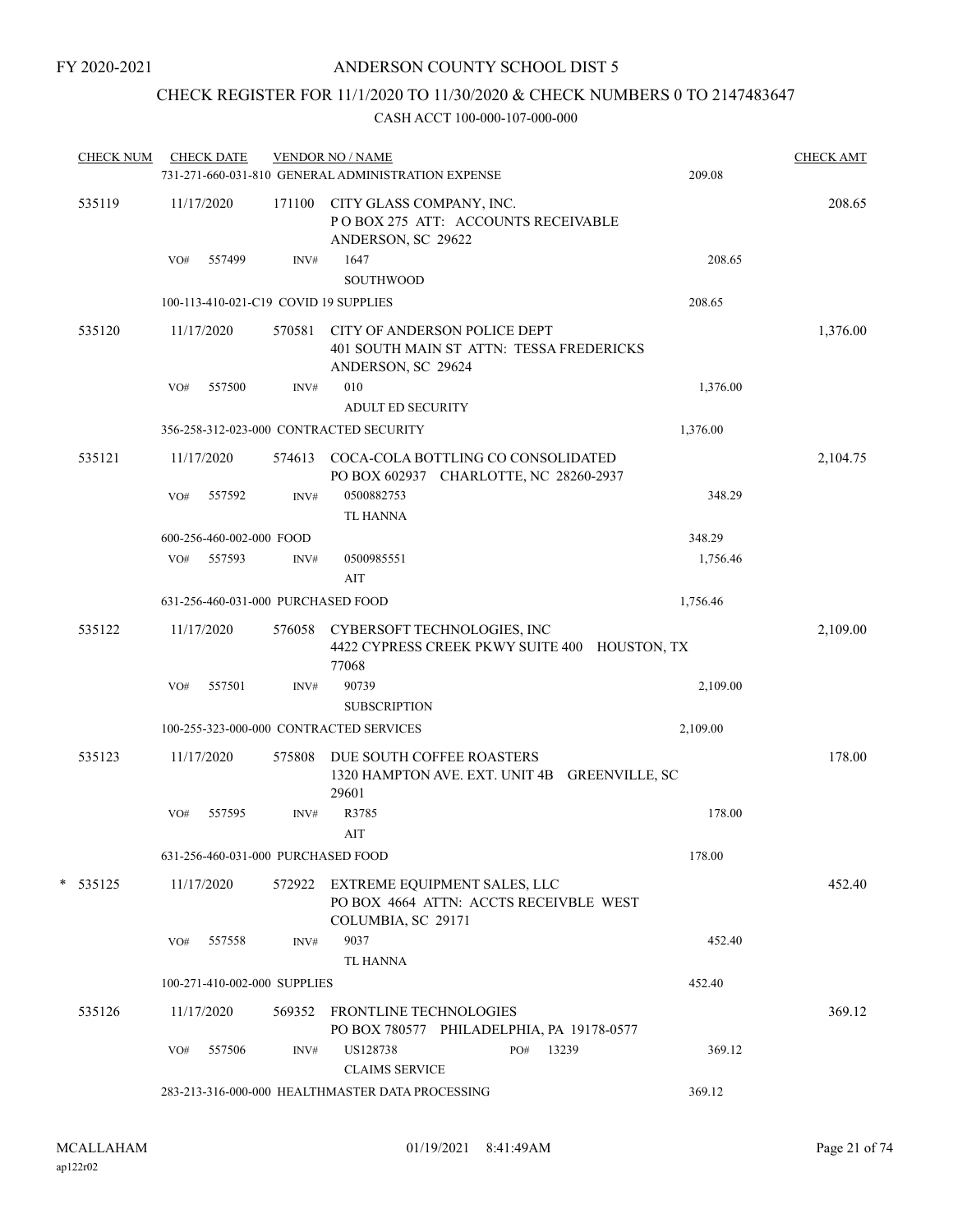FY 2020-2021

# ANDERSON COUNTY SCHOOL DIST 5

## CHECK REGISTER FOR 11/1/2020 TO 11/30/2020 & CHECK NUMBERS 0 TO 2147483647

### CASH ACCT 100-000-107-000-000

| CHECK NUM | CHECK DATE | VENDOR NO / NAME | | CHECK AMT |
|---|---|---|---|---|
| | | 731-271-660-031-810 GENERAL ADMINISTRATION EXPENSE | 209.08 | |
| 535119 | 11/17/2020 | 171100 CITY GLASS COMPANY, INC.<br>P O BOX 275 ATT: ACCOUNTS RECEIVABLE<br>ANDERSON, SC 29622 | | 208.65 |
| | VO# 557499 | INV# 1647<br>SOUTHWOOD | 208.65 | |
| | | 100-113-410-021-C19 COVID 19 SUPPLIES | 208.65 | |
| 535120 | 11/17/2020 | 570581 CITY OF ANDERSON POLICE DEPT<br>401 SOUTH MAIN ST ATTN: TESSA FREDERICKS<br>ANDERSON, SC 29624 | | 1,376.00 |
| | VO# 557500 | INV# 010<br>ADULT ED SECURITY | 1,376.00 | |
| | | 356-258-312-023-000 CONTRACTED SECURITY | 1,376.00 | |
| 535121 | 11/17/2020 | 574613 COCA-COLA BOTTLING CO CONSOLIDATED<br>PO BOX 602937 CHARLOTTE, NC 28260-2937 | | 2,104.75 |
| | VO# 557592 | INV# 0500882753<br>TL HANNA | 348.29 | |
| | | 600-256-460-002-000 FOOD | 348.29 | |
| | VO# 557593 | INV# 0500985551<br>AIT | 1,756.46 | |
| | | 631-256-460-031-000 PURCHASED FOOD | 1,756.46 | |
| 535122 | 11/17/2020 | 576058 CYBERSOFT TECHNOLOGIES, INC<br>4422 CYPRESS CREEK PKWY SUITE 400 HOUSTON, TX<br>77068 | | 2,109.00 |
| | VO# 557501 | INV# 90739<br>SUBSCRIPTION | 2,109.00 | |
| | | 100-255-323-000-000 CONTRACTED SERVICES | 2,109.00 | |
| 535123 | 11/17/2020 | 575808 DUE SOUTH COFFEE ROASTERS<br>1320 HAMPTON AVE. EXT. UNIT 4B GREENVILLE, SC<br>29601 | | 178.00 |
| | VO# 557595 | INV# R3785<br>AIT | 178.00 | |
| | | 631-256-460-031-000 PURCHASED FOOD | 178.00 | |
| * 535125 | 11/17/2020 | 572922 EXTREME EQUIPMENT SALES, LLC<br>PO BOX 4664 ATTN: ACCTS RECEIVBLE WEST<br>COLUMBIA, SC 29171 | | 452.40 |
| | VO# 557558 | INV# 9037<br>TL HANNA | 452.40 | |
| | | 100-271-410-002-000 SUPPLIES | 452.40 | |
| 535126 | 11/17/2020 | 569352 FRONTLINE TECHNOLOGIES<br>PO BOX 780577 PHILADELPHIA, PA 19178-0577 | | 369.12 |
| | VO# 557506 | INV# US128738 PO# 13239<br>CLAIMS SERVICE | 369.12 | |
| | | 283-213-316-000-000 HEALTHMASTER DATA PROCESSING | 369.12 | |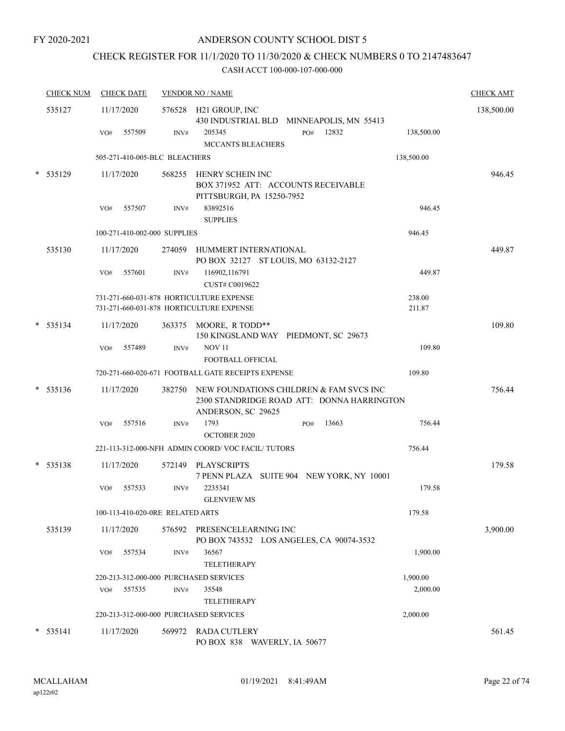FY 2020-2021

# ANDERSON COUNTY SCHOOL DIST 5

## CHECK REGISTER FOR 11/1/2020 TO 11/30/2020 & CHECK NUMBERS 0 TO 2147483647

### CASH ACCT 100-000-107-000-000

| CHECK NUM | CHECK DATE | VENDOR NO / NAME | | CHECK AMT |
|---|---|---|---|---|
| 535127 | 11/17/2020 | 576528 H21 GROUP, INC<br>430 INDUSTRIAL BLD MINNEAPOLIS, MN 55413 | | 138,500.00 |
| | VO# 557509 | INV# 205345 PO# 12832<br>MCCANTS BLEACHERS | 138,500.00 | |
| | 505-271-410-005-BLC BLEACHERS | | 138,500.00 | |
| * 535129 | 11/17/2020 | 568255 HENRY SCHEIN INC<br>BOX 371952 ATT: ACCOUNTS RECEIVABLE<br>PITTSBURGH, PA 15250-7952 | | 946.45 |
| | VO# 557507 | INV# 83892516<br>SUPPLIES | 946.45 | |
| | 100-271-410-002-000 SUPPLIES | | 946.45 | |
| 535130 | 11/17/2020 | 274059 HUMMERT INTERNATIONAL<br>PO BOX 32127 ST LOUIS, MO 63132-2127 | | 449.87 |
| | VO# 557601 | INV# 116902,116791<br>CUST# C0019622 | 449.87 | |
| | 731-271-660-031-878 HORTICULTURE EXPENSE | | 238.00 | |
| | 731-271-660-031-878 HORTICULTURE EXPENSE | | 211.87 | |
| * 535134 | 11/17/2020 | 363375 MOORE, R TODD**<br>150 KINGSLAND WAY PIEDMONT, SC 29673 | | 109.80 |
| | VO# 557489 | INV# NOV 11<br>FOOTBALL OFFICIAL | 109.80 | |
| | 720-271-660-020-671 FOOTBALL GATE RECEIPTS EXPENSE | | 109.80 | |
| * 535136 | 11/17/2020 | 382750 NEW FOUNDATIONS CHILDREN & FAM SVCS INC<br>2300 STANDRIDGE ROAD ATT: DONNA HARRINGTON<br>ANDERSON, SC 29625 | | 756.44 |
| | VO# 557516 | INV# 1793 PO# 13663<br>OCTOBER 2020 | 756.44 | |
| | 221-113-312-000-NFH ADMIN COORD/ VOC FACIL/ TUTORS | | 756.44 | |
| * 535138 | 11/17/2020 | 572149 PLAYSCRIPTS<br>7 PENN PLAZA SUITE 904 NEW YORK, NY 10001 | | 179.58 |
| | VO# 557533 | INV# 2235341<br>GLENVIEW MS | 179.58 | |
| | 100-113-410-020-0RE RELATED ARTS | | 179.58 | |
| 535139 | 11/17/2020 | 576592 PRESENCELEARNING INC<br>PO BOX 743532 LOS ANGELES, CA 90074-3532 | | 3,900.00 |
| | VO# 557534 | INV# 36567<br>TELETHERAPY | 1,900.00 | |
| | 220-213-312-000-000 PURCHASED SERVICES | | 1,900.00 | |
| | VO# 557535 | INV# 35548<br>TELETHERAPY | 2,000.00 | |
| | 220-213-312-000-000 PURCHASED SERVICES | | 2,000.00 | |
| * 535141 | 11/17/2020 | 569972 RADA CUTLERY<br>PO BOX 838 WAVERLY, IA 50677 | | 561.45 |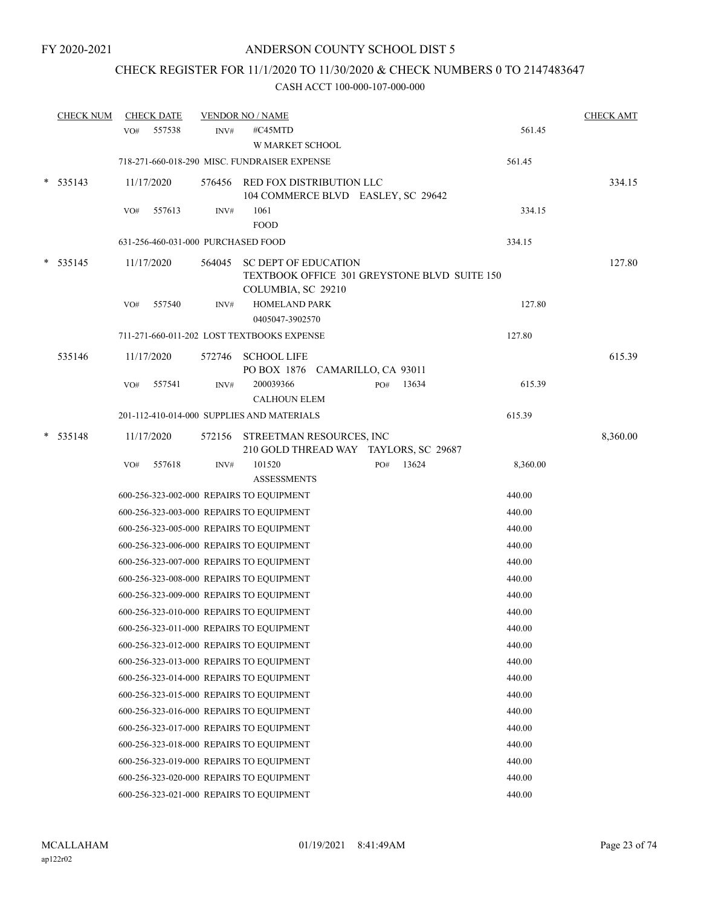FY 2020-2021

# ANDERSON COUNTY SCHOOL DIST 5

## CHECK REGISTER FOR 11/1/2020 TO 11/30/2020 & CHECK NUMBERS 0 TO 2147483647

### CASH ACCT 100-000-107-000-000

| CHECK NUM | CHECK DATE | VENDOR NO / NAME | | CHECK AMT |
|---|---|---|---|---|
| | VO# 557538 | INV# #C45MTD<br>W MARKET SCHOOL | 561.45 | |
| | 718-271-660-018-290 MISC. FUNDRAISER EXPENSE | | 561.45 | |
| * 535143 | 11/17/2020 | 576456 RED FOX DISTRIBUTION LLC<br>104 COMMERCE BLVD EASLEY, SC 29642 | | 334.15 |
| | VO# 557613 | INV# 1061<br>FOOD | 334.15 | |
| | 631-256-460-031-000 PURCHASED FOOD | | 334.15 | |
| * 535145 | 11/17/2020 | 564045 SC DEPT OF EDUCATION<br>TEXTBOOK OFFICE 301 GREYSTONE BLVD SUITE 150<br>COLUMBIA, SC 29210 | | 127.80 |
| | VO# 557540 | INV# HOMELAND PARK<br>0405047-3902570 | 127.80 | |
| | 711-271-660-011-202 LOST TEXTBOOKS EXPENSE | | 127.80 | |
| 535146 | 11/17/2020 | 572746 SCHOOL LIFE<br>PO BOX 1876 CAMARILLO, CA 93011 | | 615.39 |
| | VO# 557541 | INV# 200039366 PO# 13634<br>CALHOUN ELEM | 615.39 | |
| | 201-112-410-014-000 SUPPLIES AND MATERIALS | | 615.39 | |
| * 535148 | 11/17/2020 | 572156 STREETMAN RESOURCES, INC<br>210 GOLD THREAD WAY TAYLORS, SC 29687 | | 8,360.00 |
| | VO# 557618 | INV# 101520 PO# 13624<br>ASSESSMENTS | 8,360.00 | |
| | 600-256-323-002-000 REPAIRS TO EQUIPMENT | | 440.00 | |
| | 600-256-323-003-000 REPAIRS TO EQUIPMENT | | 440.00 | |
| | 600-256-323-005-000 REPAIRS TO EQUIPMENT | | 440.00 | |
| | 600-256-323-006-000 REPAIRS TO EQUIPMENT | | 440.00 | |
| | 600-256-323-007-000 REPAIRS TO EQUIPMENT | | 440.00 | |
| | 600-256-323-008-000 REPAIRS TO EQUIPMENT | | 440.00 | |
| | 600-256-323-009-000 REPAIRS TO EQUIPMENT | | 440.00 | |
| | 600-256-323-010-000 REPAIRS TO EQUIPMENT | | 440.00 | |
| | 600-256-323-011-000 REPAIRS TO EQUIPMENT | | 440.00 | |
| | 600-256-323-012-000 REPAIRS TO EQUIPMENT | | 440.00 | |
| | 600-256-323-013-000 REPAIRS TO EQUIPMENT | | 440.00 | |
| | 600-256-323-014-000 REPAIRS TO EQUIPMENT | | 440.00 | |
| | 600-256-323-015-000 REPAIRS TO EQUIPMENT | | 440.00 | |
| | 600-256-323-016-000 REPAIRS TO EQUIPMENT | | 440.00 | |
| | 600-256-323-017-000 REPAIRS TO EQUIPMENT | | 440.00 | |
| | 600-256-323-018-000 REPAIRS TO EQUIPMENT | | 440.00 | |
| | 600-256-323-019-000 REPAIRS TO EQUIPMENT | | 440.00 | |
| | 600-256-323-020-000 REPAIRS TO EQUIPMENT | | 440.00 | |
| | 600-256-323-021-000 REPAIRS TO EQUIPMENT | | 440.00 | |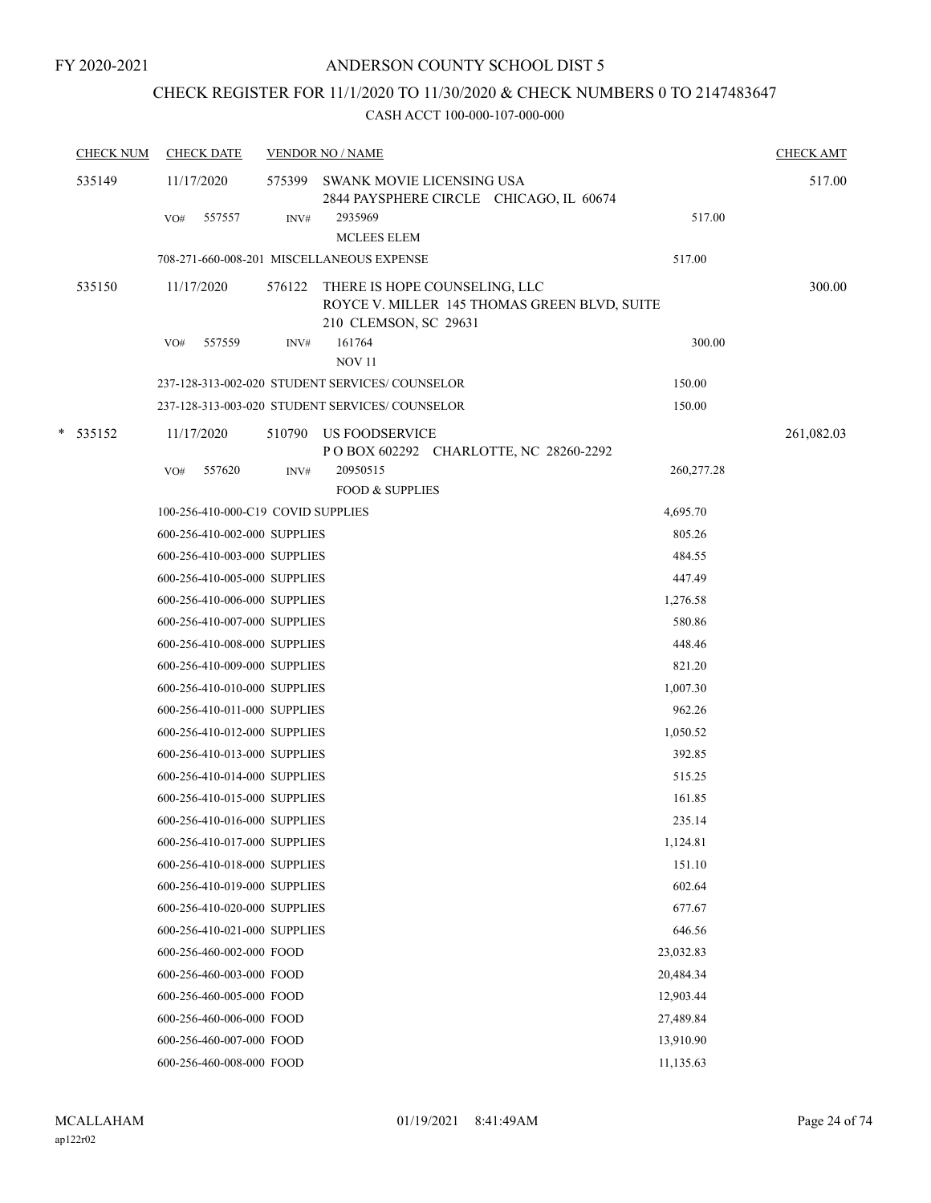FY 2020-2021

# ANDERSON COUNTY SCHOOL DIST 5

## CHECK REGISTER FOR 11/1/2020 TO 11/30/2020 & CHECK NUMBERS 0 TO 2147483647

### CASH ACCT 100-000-107-000-000

| CHECK NUM | CHECK DATE | VENDOR NO / NAME | | CHECK AMT |
|---|---|---|---|---|
| 535149 | 11/17/2020 | 575399 SWANK MOVIE LICENSING USA<br>2844 PAYSPHERE CIRCLE CHICAGO, IL 60674 | | 517.00 |
| | VO# 557557 | INV# 2935969<br>MCLEES ELEM | 517.00 | |
| | 708-271-660-008-201 MISCELLANEOUS EXPENSE | | 517.00 | |
| 535150 | 11/17/2020 | 576122 THERE IS HOPE COUNSELING, LLC<br>ROYCE V. MILLER 145 THOMAS GREEN BLVD, SUITE 210 CLEMSON, SC 29631 | | 300.00 |
| | VO# 557559 | INV# 161764<br>NOV 11 | 300.00 | |
| | 237-128-313-002-020 STUDENT SERVICES/ COUNSELOR | | 150.00 | |
| | 237-128-313-003-020 STUDENT SERVICES/ COUNSELOR | | 150.00 | |
| * 535152 | 11/17/2020 | 510790 US FOODSERVICE<br>P O BOX 602292 CHARLOTTE, NC 28260-2292 | | 261,082.03 |
| | VO# 557620 | INV# 20950515<br>FOOD & SUPPLIES | 260,277.28 | |
| | 100-256-410-000-C19 COVID SUPPLIES | | 4,695.70 | |
| | 600-256-410-002-000 SUPPLIES | | 805.26 | |
| | 600-256-410-003-000 SUPPLIES | | 484.55 | |
| | 600-256-410-005-000 SUPPLIES | | 447.49 | |
| | 600-256-410-006-000 SUPPLIES | | 1,276.58 | |
| | 600-256-410-007-000 SUPPLIES | | 580.86 | |
| | 600-256-410-008-000 SUPPLIES | | 448.46 | |
| | 600-256-410-009-000 SUPPLIES | | 821.20 | |
| | 600-256-410-010-000 SUPPLIES | | 1,007.30 | |
| | 600-256-410-011-000 SUPPLIES | | 962.26 | |
| | 600-256-410-012-000 SUPPLIES | | 1,050.52 | |
| | 600-256-410-013-000 SUPPLIES | | 392.85 | |
| | 600-256-410-014-000 SUPPLIES | | 515.25 | |
| | 600-256-410-015-000 SUPPLIES | | 161.85 | |
| | 600-256-410-016-000 SUPPLIES | | 235.14 | |
| | 600-256-410-017-000 SUPPLIES | | 1,124.81 | |
| | 600-256-410-018-000 SUPPLIES | | 151.10 | |
| | 600-256-410-019-000 SUPPLIES | | 602.64 | |
| | 600-256-410-020-000 SUPPLIES | | 677.67 | |
| | 600-256-410-021-000 SUPPLIES | | 646.56 | |
| | 600-256-460-002-000 FOOD | | 23,032.83 | |
| | 600-256-460-003-000 FOOD | | 20,484.34 | |
| | 600-256-460-005-000 FOOD | | 12,903.44 | |
| | 600-256-460-006-000 FOOD | | 27,489.84 | |
| | 600-256-460-007-000 FOOD | | 13,910.90 | |
| | 600-256-460-008-000 FOOD | | 11,135.63 | |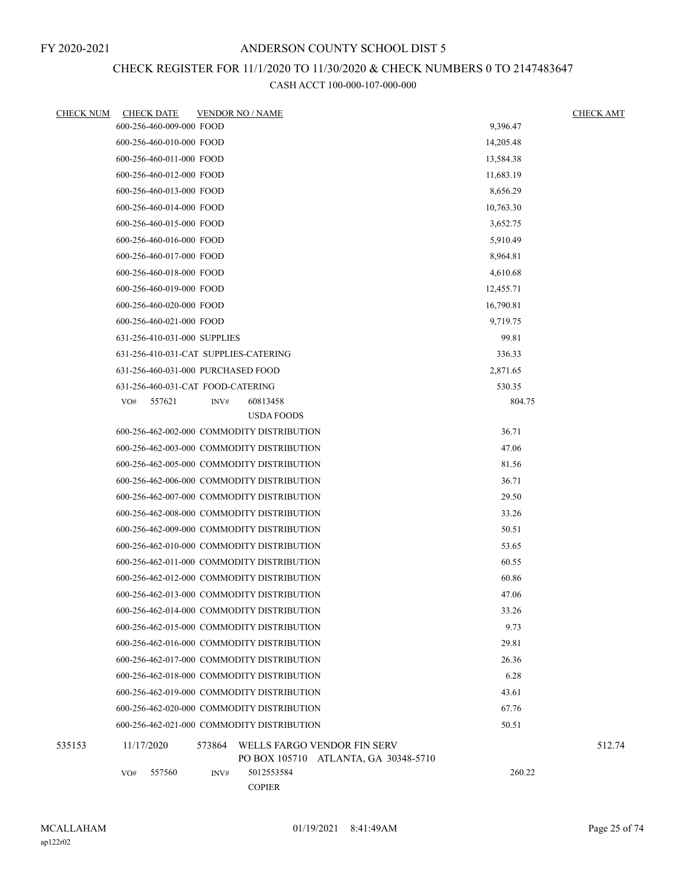FY 2020-2021

# ANDERSON COUNTY SCHOOL DIST 5

## CHECK REGISTER FOR 11/1/2020 TO 11/30/2020 & CHECK NUMBERS 0 TO 2147483647

### CASH ACCT 100-000-107-000-000

| CHECK NUM | CHECK DATE | VENDOR NO / NAME | | CHECK AMT |
|---|---|---|---|---|
| | 600-256-460-009-000 FOOD | | 9,396.47 | |
| | 600-256-460-010-000 FOOD | | 14,205.48 | |
| | 600-256-460-011-000 FOOD | | 13,584.38 | |
| | 600-256-460-012-000 FOOD | | 11,683.19 | |
| | 600-256-460-013-000 FOOD | | 8,656.29 | |
| | 600-256-460-014-000 FOOD | | 10,763.30 | |
| | 600-256-460-015-000 FOOD | | 3,652.75 | |
| | 600-256-460-016-000 FOOD | | 5,910.49 | |
| | 600-256-460-017-000 FOOD | | 8,964.81 | |
| | 600-256-460-018-000 FOOD | | 4,610.68 | |
| | 600-256-460-019-000 FOOD | | 12,455.71 | |
| | 600-256-460-020-000 FOOD | | 16,790.81 | |
| | 600-256-460-021-000 FOOD | | 9,719.75 | |
| | 631-256-410-031-000 SUPPLIES | | 99.81 | |
| | 631-256-410-031-CAT SUPPLIES-CATERING | | 336.33 | |
| | 631-256-460-031-000 PURCHASED FOOD | | 2,871.65 | |
| | 631-256-460-031-CAT FOOD-CATERING | | 530.35 | |
| | VO# 557621 | INV# 60813458<br>USDA FOODS | 804.75 | |
| | 600-256-462-002-000 COMMODITY DISTRIBUTION | | 36.71 | |
| | 600-256-462-003-000 COMMODITY DISTRIBUTION | | 47.06 | |
| | 600-256-462-005-000 COMMODITY DISTRIBUTION | | 81.56 | |
| | 600-256-462-006-000 COMMODITY DISTRIBUTION | | 36.71 | |
| | 600-256-462-007-000 COMMODITY DISTRIBUTION | | 29.50 | |
| | 600-256-462-008-000 COMMODITY DISTRIBUTION | | 33.26 | |
| | 600-256-462-009-000 COMMODITY DISTRIBUTION | | 50.51 | |
| | 600-256-462-010-000 COMMODITY DISTRIBUTION | | 53.65 | |
| | 600-256-462-011-000 COMMODITY DISTRIBUTION | | 60.55 | |
| | 600-256-462-012-000 COMMODITY DISTRIBUTION | | 60.86 | |
| | 600-256-462-013-000 COMMODITY DISTRIBUTION | | 47.06 | |
| | 600-256-462-014-000 COMMODITY DISTRIBUTION | | 33.26 | |
| | 600-256-462-015-000 COMMODITY DISTRIBUTION | | 9.73 | |
| | 600-256-462-016-000 COMMODITY DISTRIBUTION | | 29.81 | |
| | 600-256-462-017-000 COMMODITY DISTRIBUTION | | 26.36 | |
| | 600-256-462-018-000 COMMODITY DISTRIBUTION | | 6.28 | |
| | 600-256-462-019-000 COMMODITY DISTRIBUTION | | 43.61 | |
| | 600-256-462-020-000 COMMODITY DISTRIBUTION | | 67.76 | |
| | 600-256-462-021-000 COMMODITY DISTRIBUTION | | 50.51 | |
| 535153 | 11/17/2020 | 573864 WELLS FARGO VENDOR FIN SERV<br>PO BOX 105710 ATLANTA, GA 30348-5710 | | 512.74 |
| | VO# 557560 | INV# 5012553584<br>COPIER | 260.22 | |

MCALLAHAM
ap122r02

01/19/2021 8:41:49AM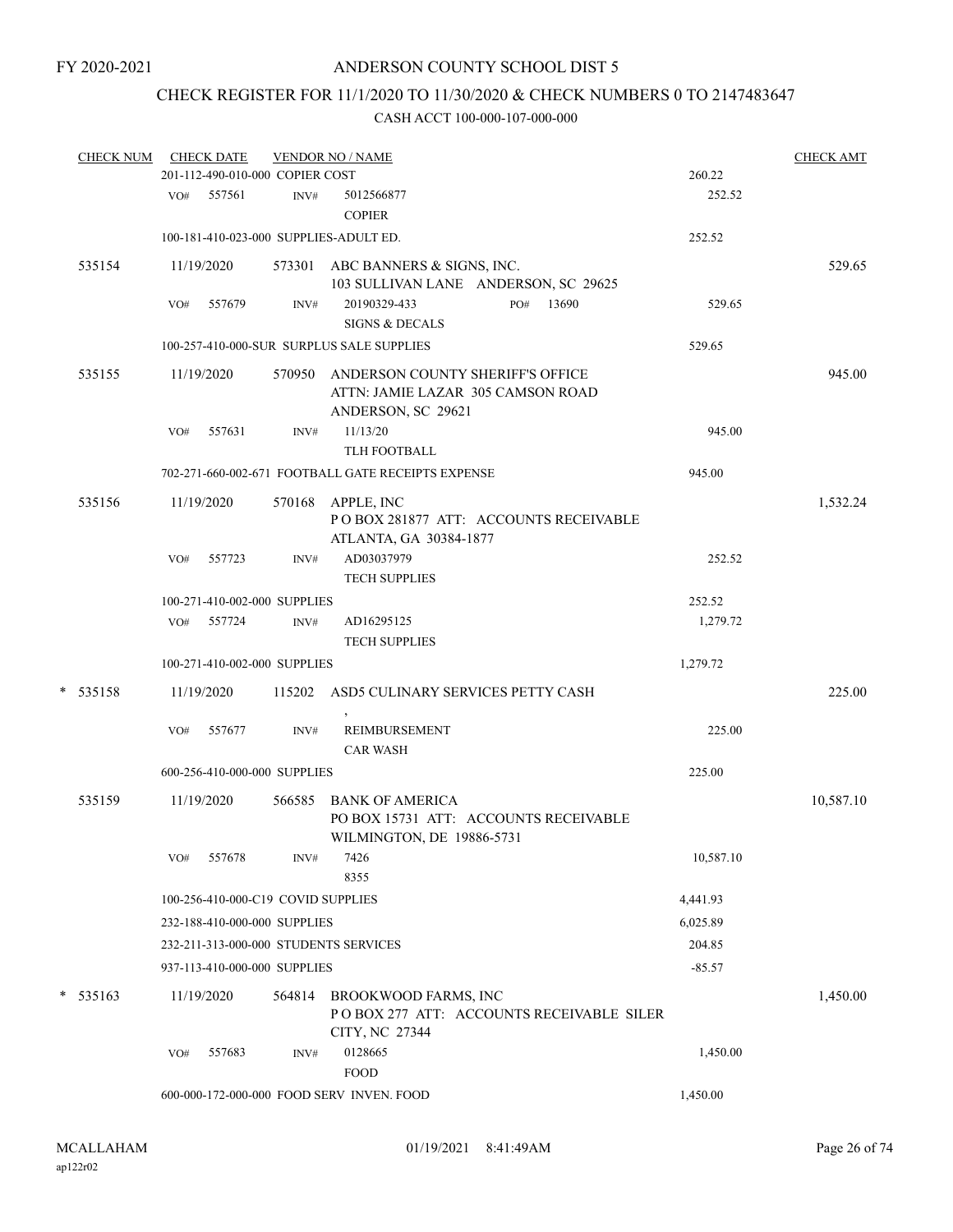FY 2020-2021

# ANDERSON COUNTY SCHOOL DIST 5

## CHECK REGISTER FOR 11/1/2020 TO 11/30/2020 & CHECK NUMBERS 0 TO 2147483647

### CASH ACCT 100-000-107-000-000

| CHECK NUM | CHECK DATE | VENDOR NO / NAME | | CHECK AMT |
|---|---|---|---|---|
| | 201-112-490-010-000 COPIER COST | | 260.22 | |
| | VO# 557561 | INV# 5012566877 COPIER | 252.52 | |
| | 100-181-410-023-000 SUPPLIES-ADULT ED. | | 252.52 | |
| 535154 | 11/19/2020 | 573301 ABC BANNERS & SIGNS, INC. 103 SULLIVAN LANE ANDERSON, SC 29625 | | 529.65 |
| | VO# 557679 | INV# 20190329-433 PO# 13690 SIGNS & DECALS | 529.65 | |
| | 100-257-410-000-SUR SURPLUS SALE SUPPLIES | | 529.65 | |
| 535155 | 11/19/2020 | 570950 ANDERSON COUNTY SHERIFF'S OFFICE ATTN: JAMIE LAZAR 305 CAMSON ROAD ANDERSON, SC 29621 | | 945.00 |
| | VO# 557631 | INV# 11/13/20 TLH FOOTBALL | 945.00 | |
| | 702-271-660-002-671 FOOTBALL GATE RECEIPTS EXPENSE | | 945.00 | |
| 535156 | 11/19/2020 | 570168 APPLE, INC P O BOX 281877 ATT: ACCOUNTS RECEIVABLE ATLANTA, GA 30384-1877 | | 1,532.24 |
| | VO# 557723 | INV# AD03037979 TECH SUPPLIES | 252.52 | |
| | 100-271-410-002-000 SUPPLIES | | 252.52 | |
| | VO# 557724 | INV# AD16295125 TECH SUPPLIES | 1,279.72 | |
| | 100-271-410-002-000 SUPPLIES | | 1,279.72 | |
| * 535158 | 11/19/2020 | 115202 ASD5 CULINARY SERVICES PETTY CASH , | | 225.00 |
| | VO# 557677 | INV# REIMBURSEMENT CAR WASH | 225.00 | |
| | 600-256-410-000-000 SUPPLIES | | 225.00 | |
| 535159 | 11/19/2020 | 566585 BANK OF AMERICA PO BOX 15731 ATT: ACCOUNTS RECEIVABLE WILMINGTON, DE 19886-5731 | | 10,587.10 |
| | VO# 557678 | INV# 7426 8355 | 10,587.10 | |
| | 100-256-410-000-C19 COVID SUPPLIES | | 4,441.93 | |
| | 232-188-410-000-000 SUPPLIES | | 6,025.89 | |
| | 232-211-313-000-000 STUDENTS SERVICES | | 204.85 | |
| | 937-113-410-000-000 SUPPLIES | | -85.57 | |
| * 535163 | 11/19/2020 | 564814 BROOKWOOD FARMS, INC P O BOX 277 ATT: ACCOUNTS RECEIVABLE SILER CITY, NC 27344 | | 1,450.00 |
| | VO# 557683 | INV# 0128665 FOOD | 1,450.00 | |
| | 600-000-172-000-000 FOOD SERV INVEN. FOOD | | 1,450.00 | |

MCALLAHAM
ap122r02
01/19/2021 8:41:49AM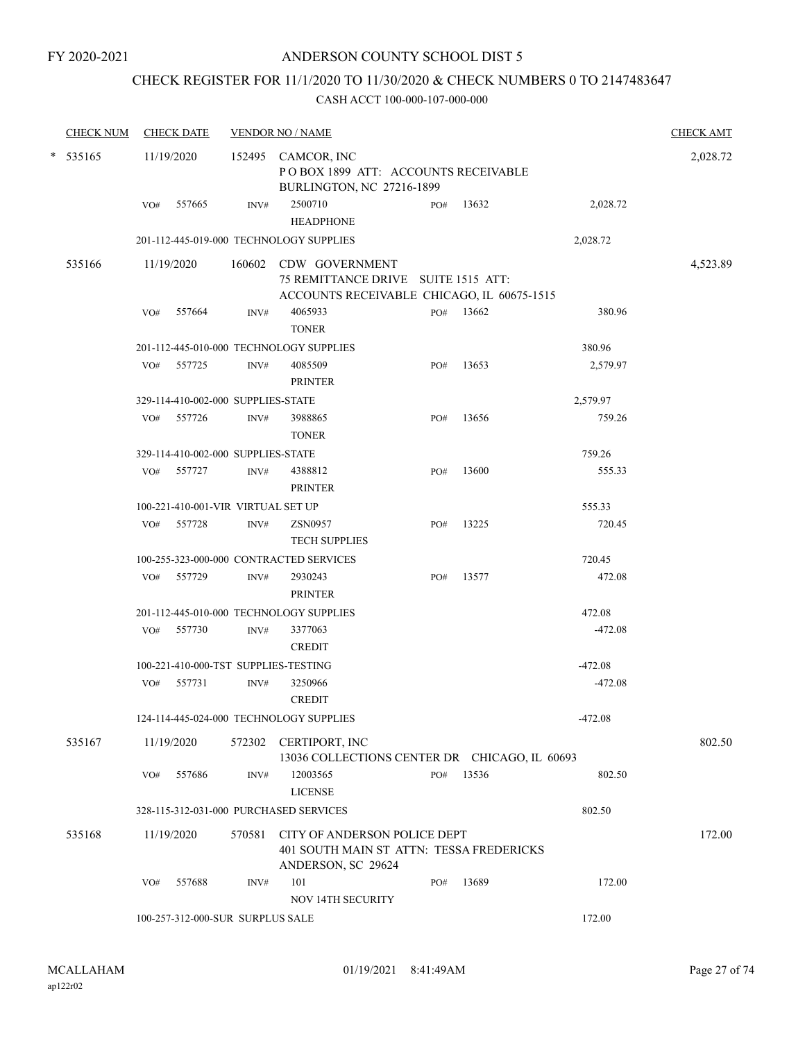FY 2020-2021

# ANDERSON COUNTY SCHOOL DIST 5

## CHECK REGISTER FOR 11/1/2020 TO 11/30/2020 & CHECK NUMBERS 0 TO 2147483647

CASH ACCT 100-000-107-000-000

| CHECK NUM | CHECK DATE | VENDOR NO / NAME | | | | CHECK AMT |
|---|---|---|---|---|---|---|
| * 535165 | 11/19/2020 | 152495 CAMCOR, INC<br>P O BOX 1899 ATT: ACCOUNTS RECEIVABLE<br>BURLINGTON, NC 27216-1899 | | | | 2,028.72 |
| | VO# 557665 | INV# 2500710<br>HEADPHONE | PO# 13632 | | 2,028.72 | |
| | 201-112-445-019-000 TECHNOLOGY SUPPLIES | | | | 2,028.72 | |
| 535166 | 11/19/2020 | 160602 CDW GOVERNMENT<br>75 REMITTANCE DRIVE SUITE 1515 ATT:<br>ACCOUNTS RECEIVABLE CHICAGO, IL 60675-1515 | | | | 4,523.89 |
| | VO# 557664 | INV# 4065933<br>TONER | PO# 13662 | | 380.96 | |
| | 201-112-445-010-000 TECHNOLOGY SUPPLIES | | | | 380.96 | |
| | VO# 557725 | INV# 4085509<br>PRINTER | PO# 13653 | | 2,579.97 | |
| | 329-114-410-002-000 SUPPLIES-STATE | | | | 2,579.97 | |
| | VO# 557726 | INV# 3988865<br>TONER | PO# 13656 | | 759.26 | |
| | 329-114-410-002-000 SUPPLIES-STATE | | | | 759.26 | |
| | VO# 557727 | INV# 4388812<br>PRINTER | PO# 13600 | | 555.33 | |
| | 100-221-410-001-VIR VIRTUAL SET UP | | | | 555.33 | |
| | VO# 557728 | INV# ZSN0957<br>TECH SUPPLIES | PO# 13225 | | 720.45 | |
| | 100-255-323-000-000 CONTRACTED SERVICES | | | | 720.45 | |
| | VO# 557729 | INV# 2930243<br>PRINTER | PO# 13577 | | 472.08 | |
| | 201-112-445-010-000 TECHNOLOGY SUPPLIES | | | | 472.08 | |
| | VO# 557730 | INV# 3377063<br>CREDIT | | | -472.08 | |
| | 100-221-410-000-TST SUPPLIES-TESTING | | | | -472.08 | |
| | VO# 557731 | INV# 3250966<br>CREDIT | | | -472.08 | |
| | 124-114-445-024-000 TECHNOLOGY SUPPLIES | | | | -472.08 | |
| 535167 | 11/19/2020 | 572302 CERTIPORT, INC<br>13036 COLLECTIONS CENTER DR CHICAGO, IL 60693 | | | | 802.50 |
| | VO# 557686 | INV# 12003565<br>LICENSE | PO# 13536 | | 802.50 | |
| | 328-115-312-031-000 PURCHASED SERVICES | | | | 802.50 | |
| 535168 | 11/19/2020 | 570581 CITY OF ANDERSON POLICE DEPT<br>401 SOUTH MAIN ST ATTN: TESSA FREDERICKS<br>ANDERSON, SC 29624 | | | | 172.00 |
| | VO# 557688 | INV# 101<br>NOV 14TH SECURITY | PO# 13689 | | 172.00 | |
| | 100-257-312-000-SUR SURPLUS SALE | | | | 172.00 | |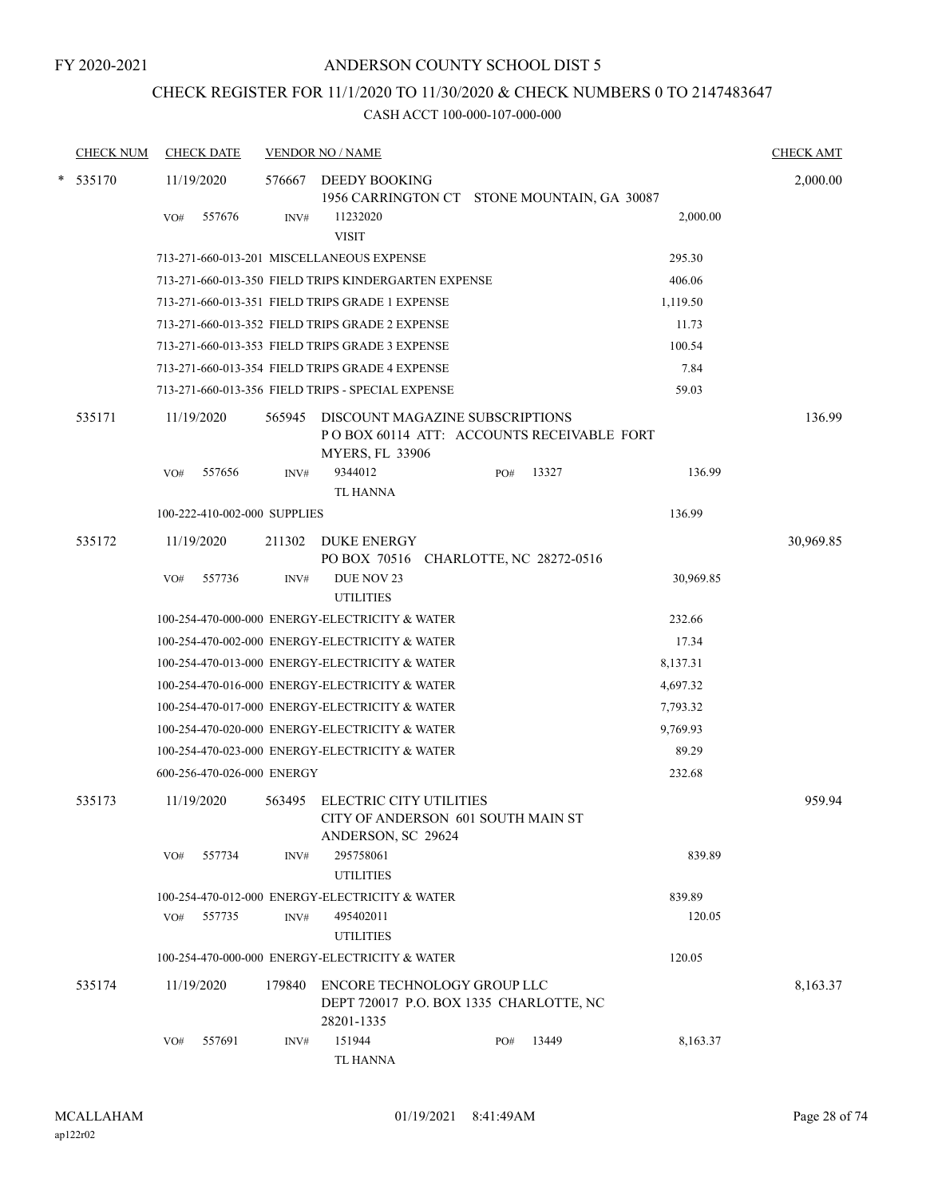FY 2020-2021

# ANDERSON COUNTY SCHOOL DIST 5

## CHECK REGISTER FOR 11/1/2020 TO 11/30/2020 & CHECK NUMBERS 0 TO 2147483647

### CASH ACCT 100-000-107-000-000

| CHECK NUM | CHECK DATE | VENDOR NO / NAME | | | CHECK AMT |
|---|---|---|---|---|---|
| * 535170 | 11/19/2020 | 576667 DEEDY BOOKING<br>1956 CARRINGTON CT STONE MOUNTAIN, GA 30087 | | | 2,000.00 |
| | VO# 557676 | INV# 11232020<br>VISIT | | 2,000.00 | |
| | 713-271-660-013-201 MISCELLANEOUS EXPENSE | | | 295.30 | |
| | 713-271-660-013-350 FIELD TRIPS KINDERGARTEN EXPENSE | | | 406.06 | |
| | 713-271-660-013-351 FIELD TRIPS GRADE 1 EXPENSE | | | 1,119.50 | |
| | 713-271-660-013-352 FIELD TRIPS GRADE 2 EXPENSE | | | 11.73 | |
| | 713-271-660-013-353 FIELD TRIPS GRADE 3 EXPENSE | | | 100.54 | |
| | 713-271-660-013-354 FIELD TRIPS GRADE 4 EXPENSE | | | 7.84 | |
| | 713-271-660-013-356 FIELD TRIPS - SPECIAL EXPENSE | | | 59.03 | |
| 535171 | 11/19/2020 | 565945 DISCOUNT MAGAZINE SUBSCRIPTIONS<br>P O BOX 60114 ATT: ACCOUNTS RECEIVABLE FORT MYERS, FL 33906 | | | 136.99 |
| | VO# 557656 | INV# 9344012<br>TL HANNA | PO# 13327 | 136.99 | |
| | 100-222-410-002-000 SUPPLIES | | | 136.99 | |
| 535172 | 11/19/2020 | 211302 DUKE ENERGY<br>PO BOX 70516 CHARLOTTE, NC 28272-0516 | | | 30,969.85 |
| | VO# 557736 | INV# DUE NOV 23<br>UTILITIES | | 30,969.85 | |
| | 100-254-470-000-000 ENERGY-ELECTRICITY & WATER | | | 232.66 | |
| | 100-254-470-002-000 ENERGY-ELECTRICITY & WATER | | | 17.34 | |
| | 100-254-470-013-000 ENERGY-ELECTRICITY & WATER | | | 8,137.31 | |
| | 100-254-470-016-000 ENERGY-ELECTRICITY & WATER | | | 4,697.32 | |
| | 100-254-470-017-000 ENERGY-ELECTRICITY & WATER | | | 7,793.32 | |
| | 100-254-470-020-000 ENERGY-ELECTRICITY & WATER | | | 9,769.93 | |
| | 100-254-470-023-000 ENERGY-ELECTRICITY & WATER | | | 89.29 | |
| | 600-256-470-026-000 ENERGY | | | 232.68 | |
| 535173 | 11/19/2020 | 563495 ELECTRIC CITY UTILITIES<br>CITY OF ANDERSON 601 SOUTH MAIN ST ANDERSON, SC 29624 | | | 959.94 |
| | VO# 557734 | INV# 295758061<br>UTILITIES | | 839.89 | |
| | 100-254-470-012-000 ENERGY-ELECTRICITY & WATER | | | 839.89 | |
| | VO# 557735 | INV# 495402011<br>UTILITIES | | 120.05 | |
| | 100-254-470-000-000 ENERGY-ELECTRICITY & WATER | | | 120.05 | |
| 535174 | 11/19/2020 | 179840 ENCORE TECHNOLOGY GROUP LLC<br>DEPT 720017 P.O. BOX 1335 CHARLOTTE, NC 28201-1335 | | | 8,163.37 |
| | VO# 557691 | INV# 151944<br>TL HANNA | PO# 13449 | 8,163.37 | |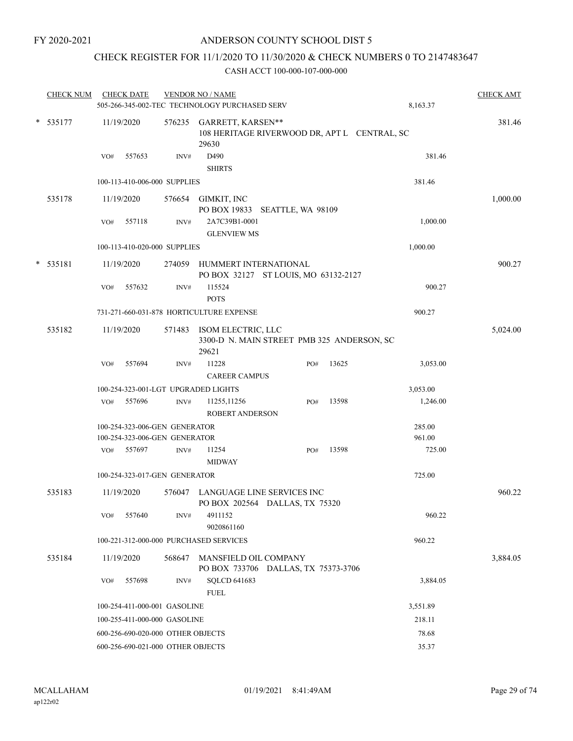FY 2020-2021

# ANDERSON COUNTY SCHOOL DIST 5

## CHECK REGISTER FOR 11/1/2020 TO 11/30/2020 & CHECK NUMBERS 0 TO 2147483647

### CASH ACCT 100-000-107-000-000

| CHECK NUM | CHECK DATE | VENDOR NO / NAME | | | CHECK AMT |
|---|---|---|---|---|---|
| | | 505-266-345-002-TEC TECHNOLOGY PURCHASED SERV | | 8,163.37 | |
| * 535177 | 11/19/2020 | 576235 GARRETT, KARSEN** 108 HERITAGE RIVERWOOD DR, APT L CENTRAL, SC 29630 | | | 381.46 |
| | VO# 557653 | INV# D490 SHIRTS | | 381.46 | |
| | | 100-113-410-006-000 SUPPLIES | | 381.46 | |
| 535178 | 11/19/2020 | 576654 GIMKIT, INC PO BOX 19833 SEATTLE, WA 98109 | | | 1,000.00 |
| | VO# 557118 | INV# 2A7C39B1-0001 GLENVIEW MS | | 1,000.00 | |
| | | 100-113-410-020-000 SUPPLIES | | 1,000.00 | |
| * 535181 | 11/19/2020 | 274059 HUMMERT INTERNATIONAL PO BOX 32127 ST LOUIS, MO 63132-2127 | | | 900.27 |
| | VO# 557632 | INV# 115524 POTS | | 900.27 | |
| | | 731-271-660-031-878 HORTICULTURE EXPENSE | | 900.27 | |
| 535182 | 11/19/2020 | 571483 ISOM ELECTRIC, LLC 3300-D N. MAIN STREET PMB 325 ANDERSON, SC 29621 | | | 5,024.00 |
| | VO# 557694 | INV# 11228 CAREER CAMPUS | PO# 13625 | 3,053.00 | |
| | | 100-254-323-001-LGT UPGRADED LIGHTS | | 3,053.00 | |
| | VO# 557696 | INV# 11255,11256 ROBERT ANDERSON | PO# 13598 | 1,246.00 | |
| | | 100-254-323-006-GEN GENERATOR | | 285.00 | |
| | | 100-254-323-006-GEN GENERATOR | | 961.00 | |
| | VO# 557697 | INV# 11254 MIDWAY | PO# 13598 | 725.00 | |
| | | 100-254-323-017-GEN GENERATOR | | 725.00 | |
| 535183 | 11/19/2020 | 576047 LANGUAGE LINE SERVICES INC PO BOX 202564 DALLAS, TX 75320 | | | 960.22 |
| | VO# 557640 | INV# 4911152 9020861160 | | 960.22 | |
| | | 100-221-312-000-000 PURCHASED SERVICES | | 960.22 | |
| 535184 | 11/19/2020 | 568647 MANSFIELD OIL COMPANY PO BOX 733706 DALLAS, TX 75373-3706 | | | 3,884.05 |
| | VO# 557698 | INV# SQLCD 641683 FUEL | | 3,884.05 | |
| | | 100-254-411-000-001 GASOLINE | | 3,551.89 | |
| | | 100-255-411-000-000 GASOLINE | | 218.11 | |
| | | 600-256-690-020-000 OTHER OBJECTS | | 78.68 | |
| | | 600-256-690-021-000 OTHER OBJECTS | | 35.37 | |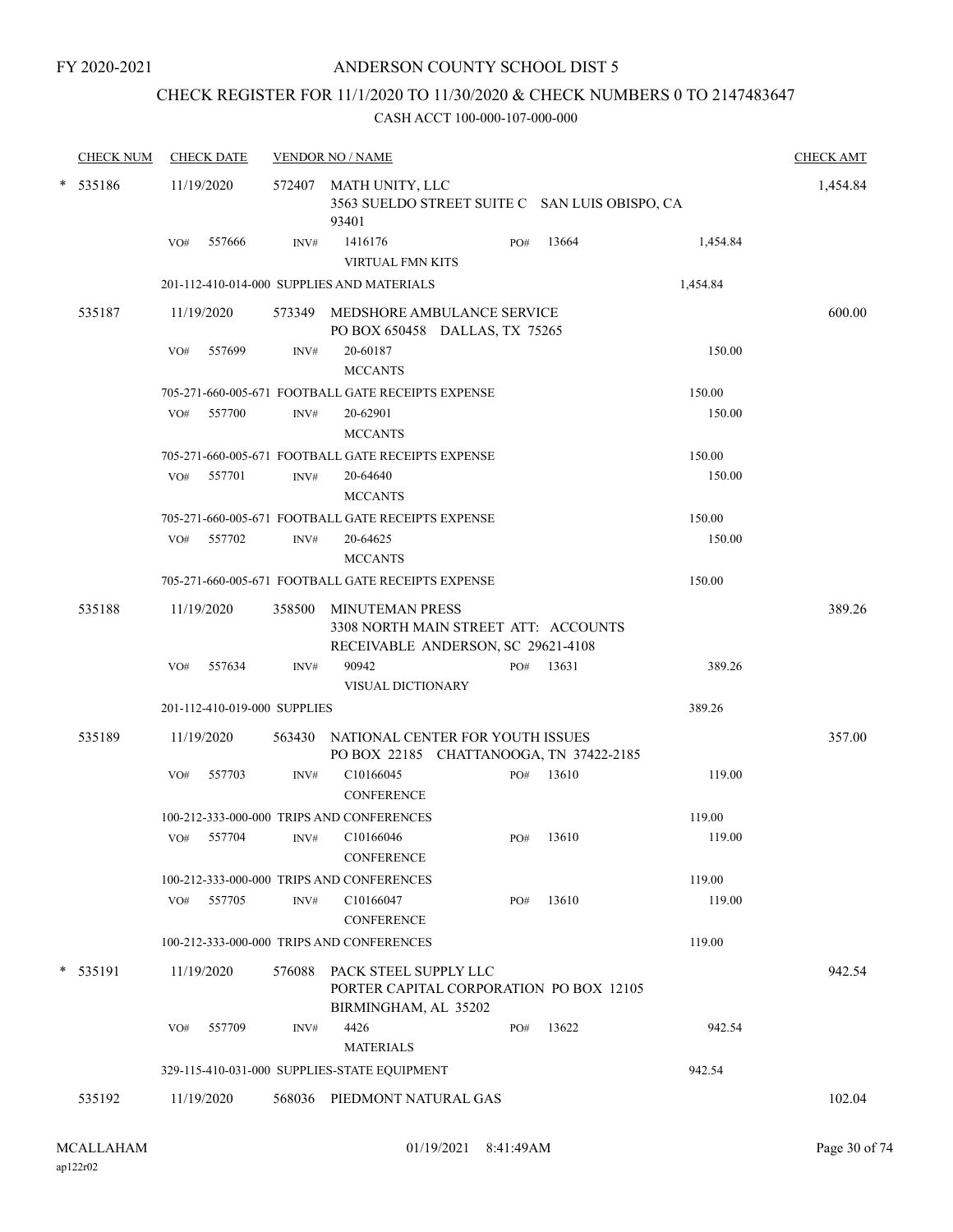FY 2020-2021

# ANDERSON COUNTY SCHOOL DIST 5

## CHECK REGISTER FOR 11/1/2020 TO 11/30/2020 & CHECK NUMBERS 0 TO 2147483647

CASH ACCT 100-000-107-000-000

| CHECK NUM | CHECK DATE | VENDOR NO / NAME | | | | CHECK AMT |
|---|---|---|---|---|---|---|
| * 535186 | 11/19/2020 | 572407 MATH UNITY, LLC<br>3563 SUELDO STREET SUITE C SAN LUIS OBISPO, CA 93401 | | | | 1,454.84 |
| | VO# 557666 | INV# 1416176<br>VIRTUAL FMN KITS | PO# 13664 | 1,454.84 | | |
| | 201-112-410-014-000 SUPPLIES AND MATERIALS | | | | 1,454.84 | |
| 535187 | 11/19/2020 | 573349 MEDSHORE AMBULANCE SERVICE<br>PO BOX 650458 DALLAS, TX 75265 | | | | 600.00 |
| | VO# 557699 | INV# 20-60187<br>MCCANTS | | 150.00 | | |
| | 705-271-660-005-671 FOOTBALL GATE RECEIPTS EXPENSE | | | | 150.00 | |
| | VO# 557700 | INV# 20-62901<br>MCCANTS | | 150.00 | | |
| | 705-271-660-005-671 FOOTBALL GATE RECEIPTS EXPENSE | | | | 150.00 | |
| | VO# 557701 | INV# 20-64640<br>MCCANTS | | 150.00 | | |
| | 705-271-660-005-671 FOOTBALL GATE RECEIPTS EXPENSE | | | | 150.00 | |
| | VO# 557702 | INV# 20-64625<br>MCCANTS | | 150.00 | | |
| | 705-271-660-005-671 FOOTBALL GATE RECEIPTS EXPENSE | | | | 150.00 | |
| 535188 | 11/19/2020 | 358500 MINUTEMAN PRESS<br>3308 NORTH MAIN STREET ATT: ACCOUNTS RECEIVABLE ANDERSON, SC 29621-4108 | | | | 389.26 |
| | VO# 557634 | INV# 90942<br>VISUAL DICTIONARY | PO# 13631 | 389.26 | | |
| | 201-112-410-019-000 SUPPLIES | | | | 389.26 | |
| 535189 | 11/19/2020 | 563430 NATIONAL CENTER FOR YOUTH ISSUES<br>PO BOX 22185 CHATTANOOGA, TN 37422-2185 | | | | 357.00 |
| | VO# 557703 | INV# C10166045<br>CONFERENCE | PO# 13610 | 119.00 | | |
| | 100-212-333-000-000 TRIPS AND CONFERENCES | | | | 119.00 | |
| | VO# 557704 | INV# C10166046<br>CONFERENCE | PO# 13610 | 119.00 | | |
| | 100-212-333-000-000 TRIPS AND CONFERENCES | | | | 119.00 | |
| | VO# 557705 | INV# C10166047<br>CONFERENCE | PO# 13610 | 119.00 | | |
| | 100-212-333-000-000 TRIPS AND CONFERENCES | | | | 119.00 | |
| * 535191 | 11/19/2020 | 576088 PACK STEEL SUPPLY LLC<br>PORTER CAPITAL CORPORATION PO BOX 12105 BIRMINGHAM, AL 35202 | | | | 942.54 |
| | VO# 557709 | INV# 4426<br>MATERIALS | PO# 13622 | 942.54 | | |
| | 329-115-410-031-000 SUPPLIES-STATE EQUIPMENT | | | | 942.54 | |
| 535192 | 11/19/2020 | 568036 PIEDMONT NATURAL GAS | | | | 102.04 |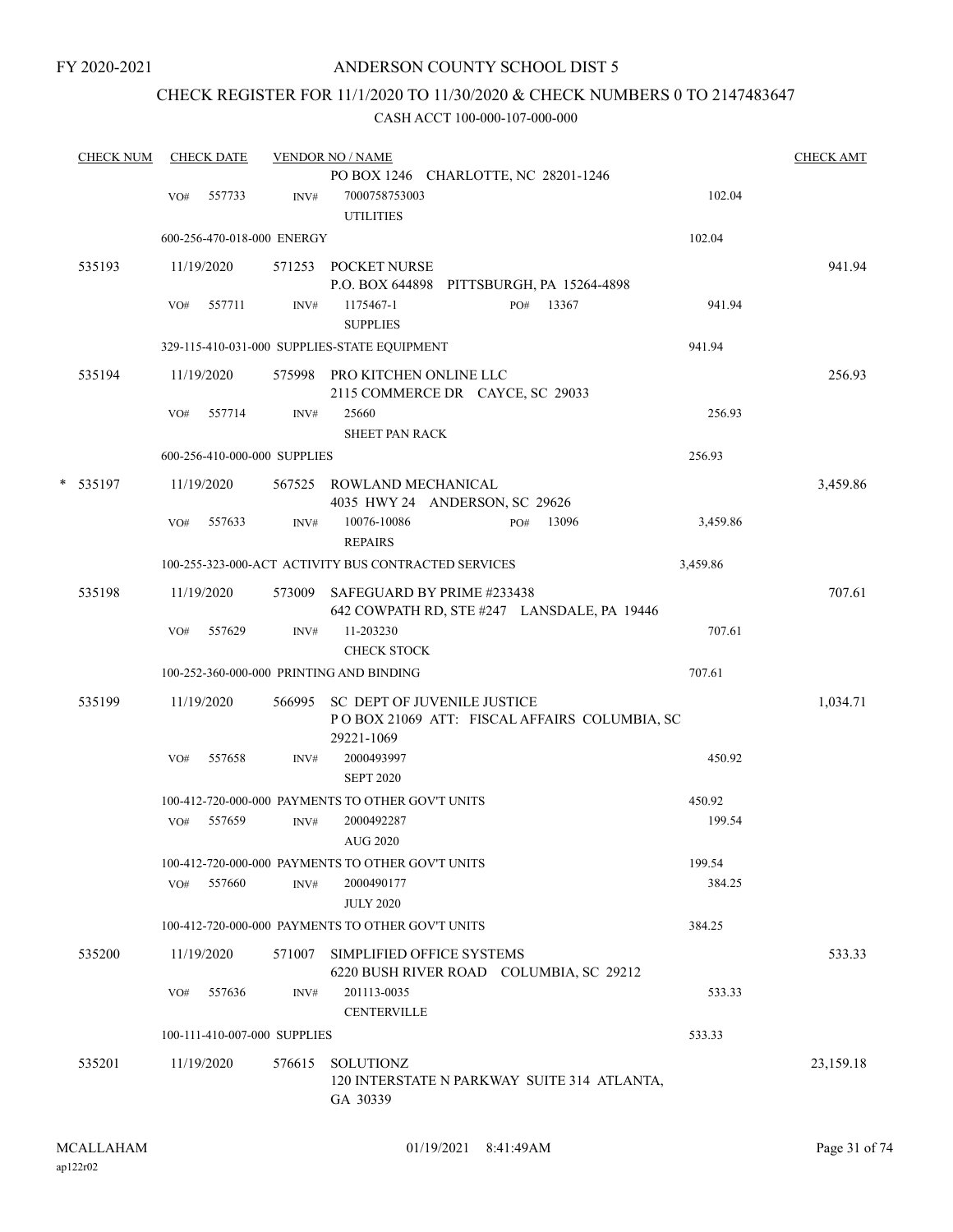FY 2020-2021

# ANDERSON COUNTY SCHOOL DIST 5

## CHECK REGISTER FOR 11/1/2020 TO 11/30/2020 & CHECK NUMBERS 0 TO 2147483647

### CASH ACCT 100-000-107-000-000

| CHECK NUM | CHECK DATE | VENDOR NO / NAME | | CHECK AMT |
|---|---|---|---|---|
| | | PO BOX 1246 CHARLOTTE, NC 28201-1246 | | |
| | VO# 557733 | INV# 7000758753003 UTILITIES | 102.04 | |
| | 600-256-470-018-000 ENERGY | | 102.04 | |
| 535193 | 11/19/2020 | 571253 POCKET NURSE P.O. BOX 644898 PITTSBURGH, PA 15264-4898 | | 941.94 |
| | VO# 557711 | INV# 1175467-1 PO# 13367 SUPPLIES | 941.94 | |
| | 329-115-410-031-000 SUPPLIES-STATE EQUIPMENT | | 941.94 | |
| 535194 | 11/19/2020 | 575998 PRO KITCHEN ONLINE LLC 2115 COMMERCE DR CAYCE, SC 29033 | | 256.93 |
| | VO# 557714 | INV# 25660 SHEET PAN RACK | 256.93 | |
| | 600-256-410-000-000 SUPPLIES | | 256.93 | |
| * 535197 | 11/19/2020 | 567525 ROWLAND MECHANICAL 4035 HWY 24 ANDERSON, SC 29626 | | 3,459.86 |
| | VO# 557633 | INV# 10076-10086 PO# 13096 REPAIRS | 3,459.86 | |
| | 100-255-323-000-ACT ACTIVITY BUS CONTRACTED SERVICES | | 3,459.86 | |
| 535198 | 11/19/2020 | 573009 SAFEGUARD BY PRIME #233438 642 COWPATH RD, STE #247 LANSDALE, PA 19446 | | 707.61 |
| | VO# 557629 | INV# 11-203230 CHECK STOCK | 707.61 | |
| | 100-252-360-000-000 PRINTING AND BINDING | | 707.61 | |
| 535199 | 11/19/2020 | 566995 SC DEPT OF JUVENILE JUSTICE P O BOX 21069 ATT: FISCAL AFFAIRS COLUMBIA, SC 29221-1069 | | 1,034.71 |
| | VO# 557658 | INV# 2000493997 SEPT 2020 | 450.92 | |
| | 100-412-720-000-000 PAYMENTS TO OTHER GOV'T UNITS | | 450.92 | |
| | VO# 557659 | INV# 2000492287 AUG 2020 | 199.54 | |
| | 100-412-720-000-000 PAYMENTS TO OTHER GOV'T UNITS | | 199.54 | |
| | VO# 557660 | INV# 2000490177 JULY 2020 | 384.25 | |
| | 100-412-720-000-000 PAYMENTS TO OTHER GOV'T UNITS | | 384.25 | |
| 535200 | 11/19/2020 | 571007 SIMPLIFIED OFFICE SYSTEMS 6220 BUSH RIVER ROAD COLUMBIA, SC 29212 | | 533.33 |
| | VO# 557636 | INV# 201113-0035 CENTERVILLE | 533.33 | |
| | 100-111-410-007-000 SUPPLIES | | 533.33 | |
| 535201 | 11/19/2020 | 576615 SOLUTIONZ 120 INTERSTATE N PARKWAY SUITE 314 ATLANTA, GA 30339 | | 23,159.18 |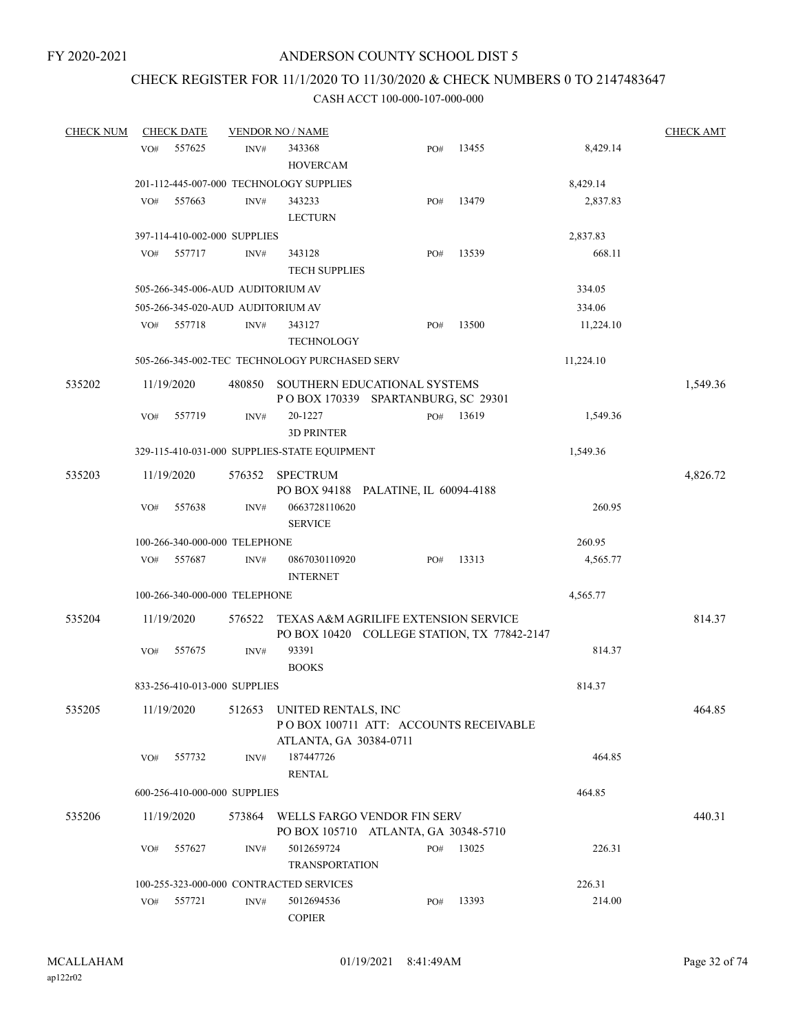FY 2020-2021

# ANDERSON COUNTY SCHOOL DIST 5

## CHECK REGISTER FOR 11/1/2020 TO 11/30/2020 & CHECK NUMBERS 0 TO 2147483647

### CASH ACCT 100-000-107-000-000

| CHECK NUM | CHECK DATE | VENDOR NO / NAME | | | | CHECK AMT |
|---|---|---|---|---|---|---|
| | VO# 557625 | INV# 343368 HOVERCAM | PO# 13455 | | 8,429.14 | |
| | 201-112-445-007-000 TECHNOLOGY SUPPLIES | | | | 8,429.14 | |
| | VO# 557663 | INV# 343233 LECTURN | PO# 13479 | | 2,837.83 | |
| | 397-114-410-002-000 SUPPLIES | | | | 2,837.83 | |
| | VO# 557717 | INV# 343128 TECH SUPPLIES | PO# 13539 | | 668.11 | |
| | 505-266-345-006-AUD AUDITORIUM AV | | | | 334.05 | |
| | 505-266-345-020-AUD AUDITORIUM AV | | | | 334.06 | |
| | VO# 557718 | INV# 343127 TECHNOLOGY | PO# 13500 | | 11,224.10 | |
| | 505-266-345-002-TEC TECHNOLOGY PURCHASED SERV | | | | 11,224.10 | |
| 535202 | 11/19/2020 | 480850 SOUTHERN EDUCATIONAL SYSTEMS P O BOX 170339 SPARTANBURG, SC 29301 | | | | 1,549.36 |
| | VO# 557719 | INV# 20-1227 3D PRINTER | PO# 13619 | | 1,549.36 | |
| | 329-115-410-031-000 SUPPLIES-STATE EQUIPMENT | | | | 1,549.36 | |
| 535203 | 11/19/2020 | 576352 SPECTRUM PO BOX 94188 PALATINE, IL 60094-4188 | | | | 4,826.72 |
| | VO# 557638 | INV# 0663728110620 SERVICE | | | 260.95 | |
| | 100-266-340-000-000 TELEPHONE | | | | 260.95 | |
| | VO# 557687 | INV# 0867030110920 INTERNET | PO# 13313 | | 4,565.77 | |
| | 100-266-340-000-000 TELEPHONE | | | | 4,565.77 | |
| 535204 | 11/19/2020 | 576522 TEXAS A&M AGRILIFE EXTENSION SERVICE PO BOX 10420 COLLEGE STATION, TX 77842-2147 | | | | 814.37 |
| | VO# 557675 | INV# 93391 BOOKS | | | 814.37 | |
| | 833-256-410-013-000 SUPPLIES | | | | 814.37 | |
| 535205 | 11/19/2020 | 512653 UNITED RENTALS, INC P O BOX 100711 ATT: ACCOUNTS RECEIVABLE ATLANTA, GA 30384-0711 | | | | 464.85 |
| | VO# 557732 | INV# 187447726 RENTAL | | | 464.85 | |
| | 600-256-410-000-000 SUPPLIES | | | | 464.85 | |
| 535206 | 11/19/2020 | 573864 WELLS FARGO VENDOR FIN SERV PO BOX 105710 ATLANTA, GA 30348-5710 | | | | 440.31 |
| | VO# 557627 | INV# 5012659724 TRANSPORTATION | PO# 13025 | | 226.31 | |
| | 100-255-323-000-000 CONTRACTED SERVICES | | | | 226.31 | |
| | VO# 557721 | INV# 5012694536 COPIER | PO# 13393 | | 214.00 | |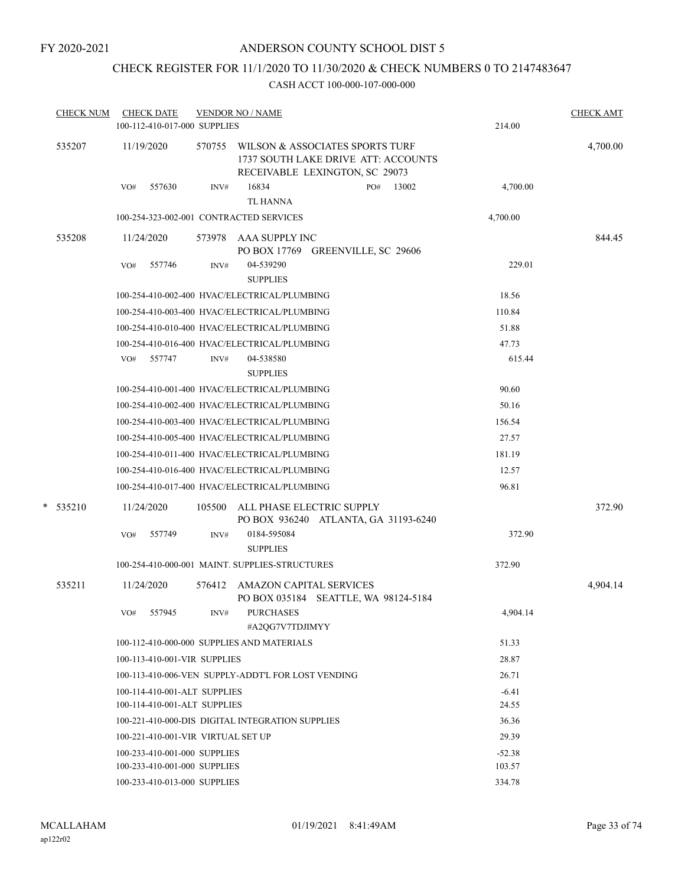FY 2020-2021

# ANDERSON COUNTY SCHOOL DIST 5

## CHECK REGISTER FOR 11/1/2020 TO 11/30/2020 & CHECK NUMBERS 0 TO 2147483647

### CASH ACCT 100-000-107-000-000

| CHECK NUM | CHECK DATE | VENDOR NO / NAME | | CHECK AMT |
|---|---|---|---|---|
| | 100-112-410-017-000 SUPPLIES | | 214.00 | |
| 535207 | 11/19/2020 | 570755 WILSON & ASSOCIATES SPORTS TURF 1737 SOUTH LAKE DRIVE ATT: ACCOUNTS RECEIVABLE LEXINGTON, SC 29073 | | 4,700.00 |
| | VO# 557630 | INV# 16834 PO# 13002 TL HANNA | 4,700.00 | |
| | 100-254-323-002-001 CONTRACTED SERVICES | | 4,700.00 | |
| 535208 | 11/24/2020 | 573978 AAA SUPPLY INC PO BOX 17769 GREENVILLE, SC 29606 | | 844.45 |
| | VO# 557746 | INV# 04-539290 SUPPLIES | 229.01 | |
| | 100-254-410-002-400 HVAC/ELECTRICAL/PLUMBING | | 18.56 | |
| | 100-254-410-003-400 HVAC/ELECTRICAL/PLUMBING | | 110.84 | |
| | 100-254-410-010-400 HVAC/ELECTRICAL/PLUMBING | | 51.88 | |
| | 100-254-410-016-400 HVAC/ELECTRICAL/PLUMBING | | 47.73 | |
| | VO# 557747 | INV# 04-538580 SUPPLIES | 615.44 | |
| | 100-254-410-001-400 HVAC/ELECTRICAL/PLUMBING | | 90.60 | |
| | 100-254-410-002-400 HVAC/ELECTRICAL/PLUMBING | | 50.16 | |
| | 100-254-410-003-400 HVAC/ELECTRICAL/PLUMBING | | 156.54 | |
| | 100-254-410-005-400 HVAC/ELECTRICAL/PLUMBING | | 27.57 | |
| | 100-254-410-011-400 HVAC/ELECTRICAL/PLUMBING | | 181.19 | |
| | 100-254-410-016-400 HVAC/ELECTRICAL/PLUMBING | | 12.57 | |
| | 100-254-410-017-400 HVAC/ELECTRICAL/PLUMBING | | 96.81 | |
| * 535210 | 11/24/2020 | 105500 ALL PHASE ELECTRIC SUPPLY PO BOX 936240 ATLANTA, GA 31193-6240 | | 372.90 |
| | VO# 557749 | INV# 0184-595084 SUPPLIES | 372.90 | |
| | 100-254-410-000-001 MAINT. SUPPLIES-STRUCTURES | | 372.90 | |
| 535211 | 11/24/2020 | 576412 AMAZON CAPITAL SERVICES PO BOX 035184 SEATTLE, WA 98124-5184 | | 4,904.14 |
| | VO# 557945 | INV# PURCHASES #A2QG7V7TDJIMYY | 4,904.14 | |
| | 100-112-410-000-000 SUPPLIES AND MATERIALS | | 51.33 | |
| | 100-113-410-001-VIR SUPPLIES | | 28.87 | |
| | 100-113-410-006-VEN SUPPLY-ADDT'L FOR LOST VENDING | | 26.71 | |
| | 100-114-410-001-ALT SUPPLIES | | -6.41 | |
| | 100-114-410-001-ALT SUPPLIES | | 24.55 | |
| | 100-221-410-000-DIS DIGITAL INTEGRATION SUPPLIES | | 36.36 | |
| | 100-221-410-001-VIR VIRTUAL SET UP | | 29.39 | |
| | 100-233-410-001-000 SUPPLIES | | -52.38 | |
| | 100-233-410-001-000 SUPPLIES | | 103.57 | |
| | 100-233-410-013-000 SUPPLIES | | 334.78 | |

MCALLAHAM ap122r02 — 01/19/2021 8:41:49AM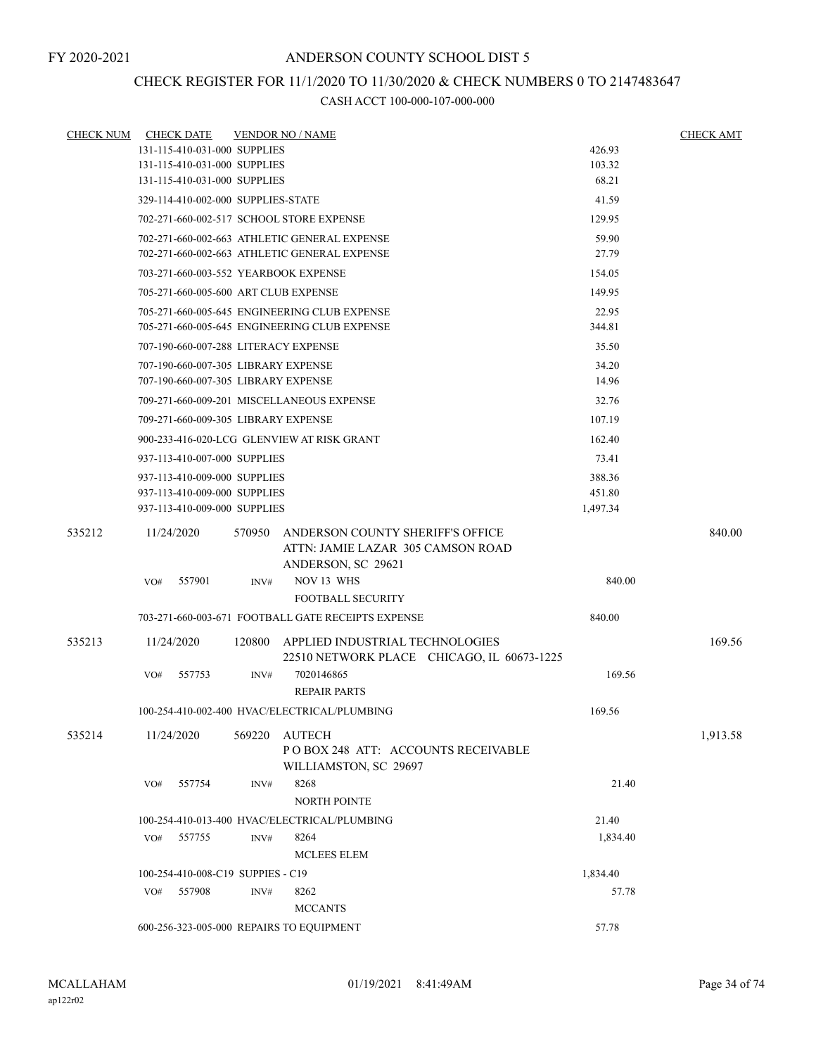FY 2020-2021

# ANDERSON COUNTY SCHOOL DIST 5

## CHECK REGISTER FOR 11/1/2020 TO 11/30/2020 & CHECK NUMBERS 0 TO 2147483647

### CASH ACCT 100-000-107-000-000

| CHECK NUM | CHECK DATE | VENDOR NO / NAME | | CHECK AMT |
|---|---|---|---|---|
| | 131-115-410-031-000 SUPPLIES | | 426.93 | |
| | 131-115-410-031-000 SUPPLIES | | 103.32 | |
| | 131-115-410-031-000 SUPPLIES | | 68.21 | |
| | 329-114-410-002-000 SUPPLIES-STATE | | 41.59 | |
| | 702-271-660-002-517 SCHOOL STORE EXPENSE | | 129.95 | |
| | 702-271-660-002-663 ATHLETIC GENERAL EXPENSE | | 59.90 | |
| | 702-271-660-002-663 ATHLETIC GENERAL EXPENSE | | 27.79 | |
| | 703-271-660-003-552 YEARBOOK EXPENSE | | 154.05 | |
| | 705-271-660-005-600 ART CLUB EXPENSE | | 149.95 | |
| | 705-271-660-005-645 ENGINEERING CLUB EXPENSE | | 22.95 | |
| | 705-271-660-005-645 ENGINEERING CLUB EXPENSE | | 344.81 | |
| | 707-190-660-007-288 LITERACY EXPENSE | | 35.50 | |
| | 707-190-660-007-305 LIBRARY EXPENSE | | 34.20 | |
| | 707-190-660-007-305 LIBRARY EXPENSE | | 14.96 | |
| | 709-271-660-009-201 MISCELLANEOUS EXPENSE | | 32.76 | |
| | 709-271-660-009-305 LIBRARY EXPENSE | | 107.19 | |
| | 900-233-416-020-LCG GLENVIEW AT RISK GRANT | | 162.40 | |
| | 937-113-410-007-000 SUPPLIES | | 73.41 | |
| | 937-113-410-009-000 SUPPLIES | | 388.36 | |
| | 937-113-410-009-000 SUPPLIES | | 451.80 | |
| | 937-113-410-009-000 SUPPLIES | | 1,497.34 | |
| 535212 | 11/24/2020 | 570950 ANDERSON COUNTY SHERIFF'S OFFICE<br>ATTN: JAMIE LAZAR 305 CAMSON ROAD<br>ANDERSON, SC 29621 | | 840.00 |
| | VO# 557901 | INV# NOV 13 WHS<br>FOOTBALL SECURITY | 840.00 | |
| | 703-271-660-003-671 FOOTBALL GATE RECEIPTS EXPENSE | | 840.00 | |
| 535213 | 11/24/2020 | 120800 APPLIED INDUSTRIAL TECHNOLOGIES<br>22510 NETWORK PLACE CHICAGO, IL 60673-1225 | | 169.56 |
| | VO# 557753 | INV# 7020146865<br>REPAIR PARTS | 169.56 | |
| | 100-254-410-002-400 HVAC/ELECTRICAL/PLUMBING | | 169.56 | |
| 535214 | 11/24/2020 | 569220 AUTECH<br>P O BOX 248 ATT: ACCOUNTS RECEIVABLE<br>WILLIAMSTON, SC 29697 | | 1,913.58 |
| | VO# 557754 | INV# 8268<br>NORTH POINTE | 21.40 | |
| | 100-254-410-013-400 HVAC/ELECTRICAL/PLUMBING | | 21.40 | |
| | VO# 557755 | INV# 8264<br>MCLEES ELEM | 1,834.40 | |
| | 100-254-410-008-C19 SUPPIES - C19 | | 1,834.40 | |
| | VO# 557908 | INV# 8262<br>MCCANTS | 57.78 | |
| | 600-256-323-005-000 REPAIRS TO EQUIPMENT | | 57.78 | |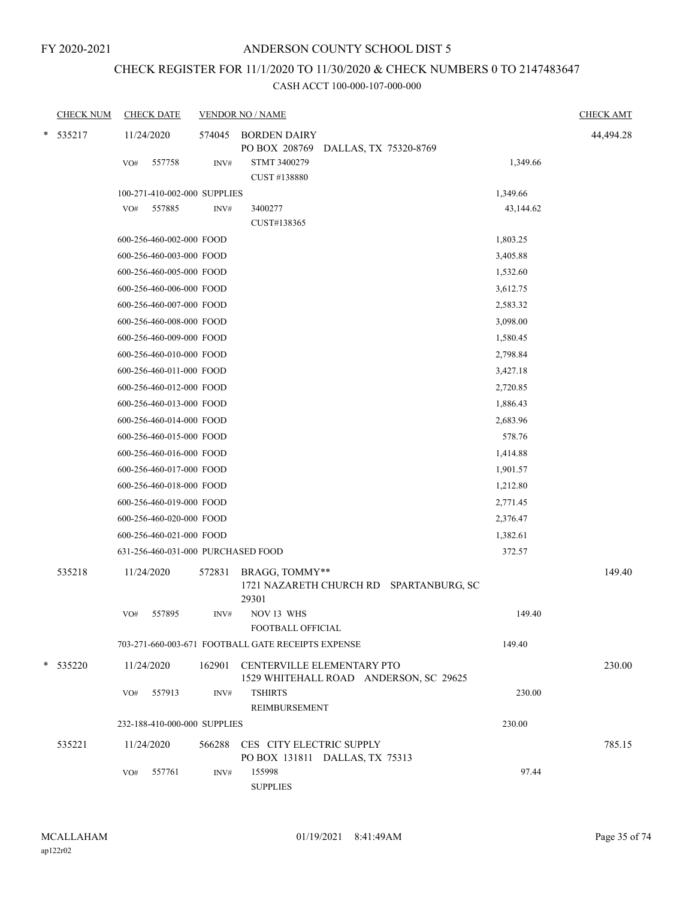FY 2020-2021

# ANDERSON COUNTY SCHOOL DIST 5

## CHECK REGISTER FOR 11/1/2020 TO 11/30/2020 & CHECK NUMBERS 0 TO 2147483647

### CASH ACCT 100-000-107-000-000

| CHECK NUM | CHECK DATE | VENDOR NO / NAME | | CHECK AMT |
|---|---|---|---|---|
| * 535217 | 11/24/2020 | 574045 BORDEN DAIRY<br>PO BOX 208769 DALLAS, TX 75320-8769 | | 44,494.28 |
| | VO# 557758 | INV# STMT 3400279<br>CUST #138880 | 1,349.66 | |
| | 100-271-410-002-000 SUPPLIES | | 1,349.66 | |
| | VO# 557885 | INV# 3400277<br>CUST#138365 | 43,144.62 | |
| | 600-256-460-002-000 FOOD | | 1,803.25 | |
| | 600-256-460-003-000 FOOD | | 3,405.88 | |
| | 600-256-460-005-000 FOOD | | 1,532.60 | |
| | 600-256-460-006-000 FOOD | | 3,612.75 | |
| | 600-256-460-007-000 FOOD | | 2,583.32 | |
| | 600-256-460-008-000 FOOD | | 3,098.00 | |
| | 600-256-460-009-000 FOOD | | 1,580.45 | |
| | 600-256-460-010-000 FOOD | | 2,798.84 | |
| | 600-256-460-011-000 FOOD | | 3,427.18 | |
| | 600-256-460-012-000 FOOD | | 2,720.85 | |
| | 600-256-460-013-000 FOOD | | 1,886.43 | |
| | 600-256-460-014-000 FOOD | | 2,683.96 | |
| | 600-256-460-015-000 FOOD | | 578.76 | |
| | 600-256-460-016-000 FOOD | | 1,414.88 | |
| | 600-256-460-017-000 FOOD | | 1,901.57 | |
| | 600-256-460-018-000 FOOD | | 1,212.80 | |
| | 600-256-460-019-000 FOOD | | 2,771.45 | |
| | 600-256-460-020-000 FOOD | | 2,376.47 | |
| | 600-256-460-021-000 FOOD | | 1,382.61 | |
| | 631-256-460-031-000 PURCHASED FOOD | | 372.57 | |
| 535218 | 11/24/2020 | 572831 BRAGG, TOMMY**<br>1721 NAZARETH CHURCH RD SPARTANBURG, SC 29301 | | 149.40 |
| | VO# 557895 | INV# NOV 13 WHS<br>FOOTBALL OFFICIAL | 149.40 | |
| | 703-271-660-003-671 FOOTBALL GATE RECEIPTS EXPENSE | | 149.40 | |
| * 535220 | 11/24/2020 | 162901 CENTERVILLE ELEMENTARY PTO<br>1529 WHITEHALL ROAD ANDERSON, SC 29625 | | 230.00 |
| | VO# 557913 | INV# TSHIRTS<br>REIMBURSEMENT | 230.00 | |
| | 232-188-410-000-000 SUPPLIES | | 230.00 | |
| 535221 | 11/24/2020 | 566288 CES CITY ELECTRIC SUPPLY<br>PO BOX 131811 DALLAS, TX 75313 | | 785.15 |
| | VO# 557761 | INV# 155998<br>SUPPLIES | 97.44 | |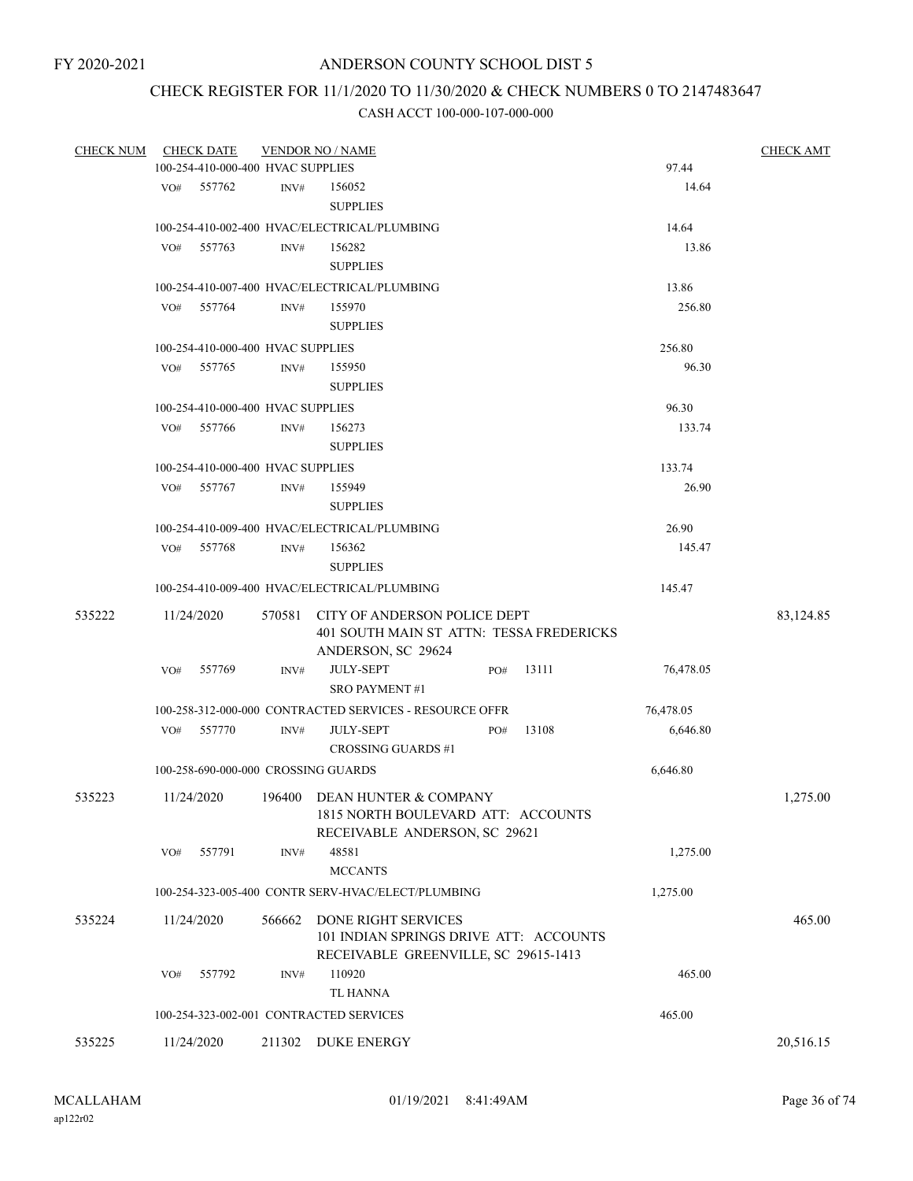FY 2020-2021

# ANDERSON COUNTY SCHOOL DIST 5

## CHECK REGISTER FOR 11/1/2020 TO 11/30/2020 & CHECK NUMBERS 0 TO 2147483647

CASH ACCT 100-000-107-000-000

| CHECK NUM | CHECK DATE | VENDOR NO / NAME | | CHECK AMT |
|---|---|---|---|---|
| | 100-254-410-000-400 HVAC SUPPLIES | | 97.44 | |
| | VO# 557762 | INV# 156052 SUPPLIES | 14.64 | |
| | 100-254-410-002-400 HVAC/ELECTRICAL/PLUMBING | | 14.64 | |
| | VO# 557763 | INV# 156282 SUPPLIES | 13.86 | |
| | 100-254-410-007-400 HVAC/ELECTRICAL/PLUMBING | | 13.86 | |
| | VO# 557764 | INV# 155970 SUPPLIES | 256.80 | |
| | 100-254-410-000-400 HVAC SUPPLIES | | 256.80 | |
| | VO# 557765 | INV# 155950 SUPPLIES | 96.30 | |
| | 100-254-410-000-400 HVAC SUPPLIES | | 96.30 | |
| | VO# 557766 | INV# 156273 SUPPLIES | 133.74 | |
| | 100-254-410-000-400 HVAC SUPPLIES | | 133.74 | |
| | VO# 557767 | INV# 155949 SUPPLIES | 26.90 | |
| | 100-254-410-009-400 HVAC/ELECTRICAL/PLUMBING | | 26.90 | |
| | VO# 557768 | INV# 156362 SUPPLIES | 145.47 | |
| | 100-254-410-009-400 HVAC/ELECTRICAL/PLUMBING | | 145.47 | |
| 535222 | 11/24/2020 | 570581 CITY OF ANDERSON POLICE DEPT 401 SOUTH MAIN ST ATTN: TESSA FREDERICKS ANDERSON, SC 29624 | | 83,124.85 |
| | VO# 557769 | INV# JULY-SEPT SRO PAYMENT #1 PO# 13111 | 76,478.05 | |
| | 100-258-312-000-000 CONTRACTED SERVICES - RESOURCE OFFR | | 76,478.05 | |
| | VO# 557770 | INV# JULY-SEPT CROSSING GUARDS #1 PO# 13108 | 6,646.80 | |
| | 100-258-690-000-000 CROSSING GUARDS | | 6,646.80 | |
| 535223 | 11/24/2020 | 196400 DEAN HUNTER & COMPANY 1815 NORTH BOULEVARD ATT: ACCOUNTS RECEIVABLE ANDERSON, SC 29621 | | 1,275.00 |
| | VO# 557791 | INV# 48581 MCCANTS | 1,275.00 | |
| | 100-254-323-005-400 CONTR SERV-HVAC/ELECT/PLUMBING | | 1,275.00 | |
| 535224 | 11/24/2020 | 566662 DONE RIGHT SERVICES 101 INDIAN SPRINGS DRIVE ATT: ACCOUNTS RECEIVABLE GREENVILLE, SC 29615-1413 | | 465.00 |
| | VO# 557792 | INV# 110920 TL HANNA | 465.00 | |
| | 100-254-323-002-001 CONTRACTED SERVICES | | 465.00 | |
| 535225 | 11/24/2020 | 211302 DUKE ENERGY | | 20,516.15 |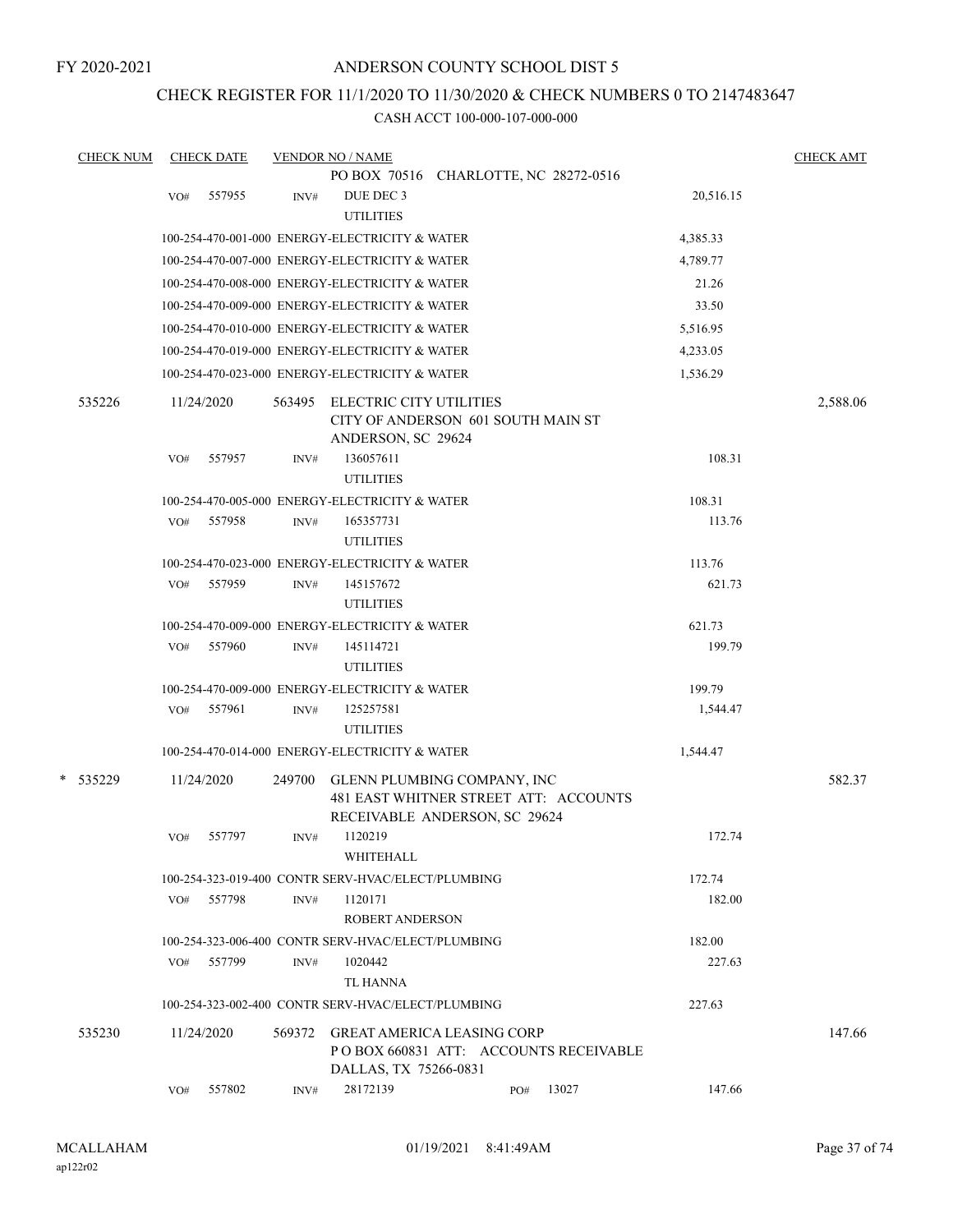FY 2020-2021

# ANDERSON COUNTY SCHOOL DIST 5

## CHECK REGISTER FOR 11/1/2020 TO 11/30/2020 & CHECK NUMBERS 0 TO 2147483647

### CASH ACCT 100-000-107-000-000

| CHECK NUM | CHECK DATE | VENDOR NO / NAME | | CHECK AMT |
|---|---|---|---|---|
| | | PO BOX 70516 CHARLOTTE, NC 28272-0516 | | |
| | VO# 557955 | INV# DUE DEC 3<br>UTILITIES | 20,516.15 | |
| | | 100-254-470-001-000 ENERGY-ELECTRICITY & WATER | 4,385.33 | |
| | | 100-254-470-007-000 ENERGY-ELECTRICITY & WATER | 4,789.77 | |
| | | 100-254-470-008-000 ENERGY-ELECTRICITY & WATER | 21.26 | |
| | | 100-254-470-009-000 ENERGY-ELECTRICITY & WATER | 33.50 | |
| | | 100-254-470-010-000 ENERGY-ELECTRICITY & WATER | 5,516.95 | |
| | | 100-254-470-019-000 ENERGY-ELECTRICITY & WATER | 4,233.05 | |
| | | 100-254-470-023-000 ENERGY-ELECTRICITY & WATER | 1,536.29 | |
| 535226 | 11/24/2020 | 563495 ELECTRIC CITY UTILITIES<br>CITY OF ANDERSON 601 SOUTH MAIN ST<br>ANDERSON, SC 29624 | | 2,588.06 |
| | VO# 557957 | INV# 136057611<br>UTILITIES | 108.31 | |
| | | 100-254-470-005-000 ENERGY-ELECTRICITY & WATER | 108.31 | |
| | VO# 557958 | INV# 165357731<br>UTILITIES | 113.76 | |
| | | 100-254-470-023-000 ENERGY-ELECTRICITY & WATER | 113.76 | |
| | VO# 557959 | INV# 145157672<br>UTILITIES | 621.73 | |
| | | 100-254-470-009-000 ENERGY-ELECTRICITY & WATER | 621.73 | |
| | VO# 557960 | INV# 145114721<br>UTILITIES | 199.79 | |
| | | 100-254-470-009-000 ENERGY-ELECTRICITY & WATER | 199.79 | |
| | VO# 557961 | INV# 125257581<br>UTILITIES | 1,544.47 | |
| | | 100-254-470-014-000 ENERGY-ELECTRICITY & WATER | 1,544.47 | |
| * 535229 | 11/24/2020 | 249700 GLENN PLUMBING COMPANY, INC<br>481 EAST WHITNER STREET ATT: ACCOUNTS<br>RECEIVABLE ANDERSON, SC 29624 | | 582.37 |
| | VO# 557797 | INV# 1120219<br>WHITEHALL | 172.74 | |
| | | 100-254-323-019-400 CONTR SERV-HVAC/ELECT/PLUMBING | 172.74 | |
| | VO# 557798 | INV# 1120171<br>ROBERT ANDERSON | 182.00 | |
| | | 100-254-323-006-400 CONTR SERV-HVAC/ELECT/PLUMBING | 182.00 | |
| | VO# 557799 | INV# 1020442<br>TL HANNA | 227.63 | |
| | | 100-254-323-002-400 CONTR SERV-HVAC/ELECT/PLUMBING | 227.63 | |
| 535230 | 11/24/2020 | 569372 GREAT AMERICA LEASING CORP<br>P O BOX 660831 ATT: ACCOUNTS RECEIVABLE<br>DALLAS, TX 75266-0831 | | 147.66 |
| | VO# 557802 | INV# 28172139 PO# 13027 | 147.66 | |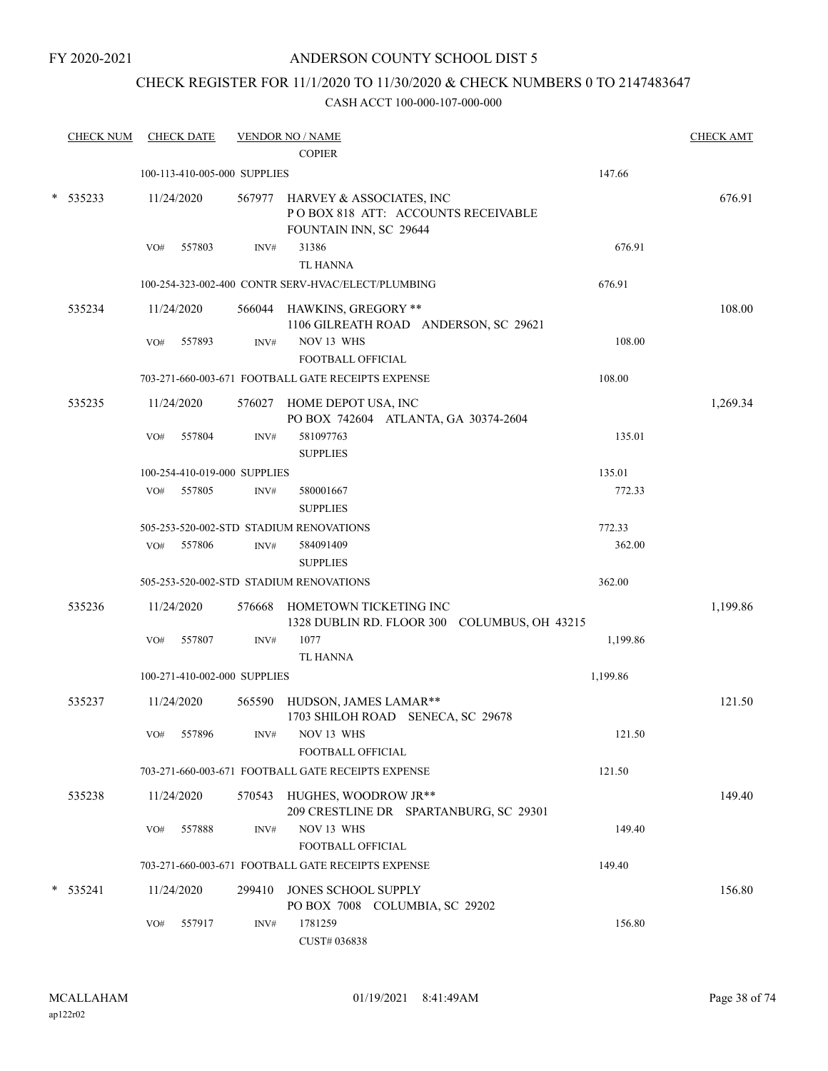FY 2020-2021

# ANDERSON COUNTY SCHOOL DIST 5

## CHECK REGISTER FOR 11/1/2020 TO 11/30/2020 & CHECK NUMBERS 0 TO 2147483647

CASH ACCT 100-000-107-000-000

| CHECK NUM | CHECK DATE | VENDOR NO / NAME | | CHECK AMT |
|---|---|---|---|---|
| | | COPIER | | |
| | 100-113-410-005-000 SUPPLIES | | 147.66 | |
| * 535233 | 11/24/2020 | 567977 HARVEY & ASSOCIATES, INC<br>P O BOX 818 ATT: ACCOUNTS RECEIVABLE<br>FOUNTAIN INN, SC 29644 | | 676.91 |
| | VO# 557803 | INV# 31386<br>TL HANNA | 676.91 | |
| | 100-254-323-002-400 CONTR SERV-HVAC/ELECT/PLUMBING | | 676.91 | |
| 535234 | 11/24/2020 | 566044 HAWKINS, GREGORY **<br>1106 GILREATH ROAD ANDERSON, SC 29621 | | 108.00 |
| | VO# 557893 | INV# NOV 13 WHS<br>FOOTBALL OFFICIAL | 108.00 | |
| | 703-271-660-003-671 FOOTBALL GATE RECEIPTS EXPENSE | | 108.00 | |
| 535235 | 11/24/2020 | 576027 HOME DEPOT USA, INC<br>PO BOX 742604 ATLANTA, GA 30374-2604 | | 1,269.34 |
| | VO# 557804 | INV# 581097763<br>SUPPLIES | 135.01 | |
| | 100-254-410-019-000 SUPPLIES | | 135.01 | |
| | VO# 557805 | INV# 580001667<br>SUPPLIES | 772.33 | |
| | 505-253-520-002-STD STADIUM RENOVATIONS | | 772.33 | |
| | VO# 557806 | INV# 584091409<br>SUPPLIES | 362.00 | |
| | 505-253-520-002-STD STADIUM RENOVATIONS | | 362.00 | |
| 535236 | 11/24/2020 | 576668 HOMETOWN TICKETING INC<br>1328 DUBLIN RD. FLOOR 300 COLUMBUS, OH 43215 | | 1,199.86 |
| | VO# 557807 | INV# 1077<br>TL HANNA | 1,199.86 | |
| | 100-271-410-002-000 SUPPLIES | | 1,199.86 | |
| 535237 | 11/24/2020 | 565590 HUDSON, JAMES LAMAR**<br>1703 SHILOH ROAD SENECA, SC 29678 | | 121.50 |
| | VO# 557896 | INV# NOV 13 WHS<br>FOOTBALL OFFICIAL | 121.50 | |
| | 703-271-660-003-671 FOOTBALL GATE RECEIPTS EXPENSE | | 121.50 | |
| 535238 | 11/24/2020 | 570543 HUGHES, WOODROW JR**<br>209 CRESTLINE DR SPARTANBURG, SC 29301 | | 149.40 |
| | VO# 557888 | INV# NOV 13 WHS<br>FOOTBALL OFFICIAL | 149.40 | |
| | 703-271-660-003-671 FOOTBALL GATE RECEIPTS EXPENSE | | 149.40 | |
| * 535241 | 11/24/2020 | 299410 JONES SCHOOL SUPPLY<br>PO BOX 7008 COLUMBIA, SC 29202 | | 156.80 |
| | VO# 557917 | INV# 1781259<br>CUST# 036838 | 156.80 | |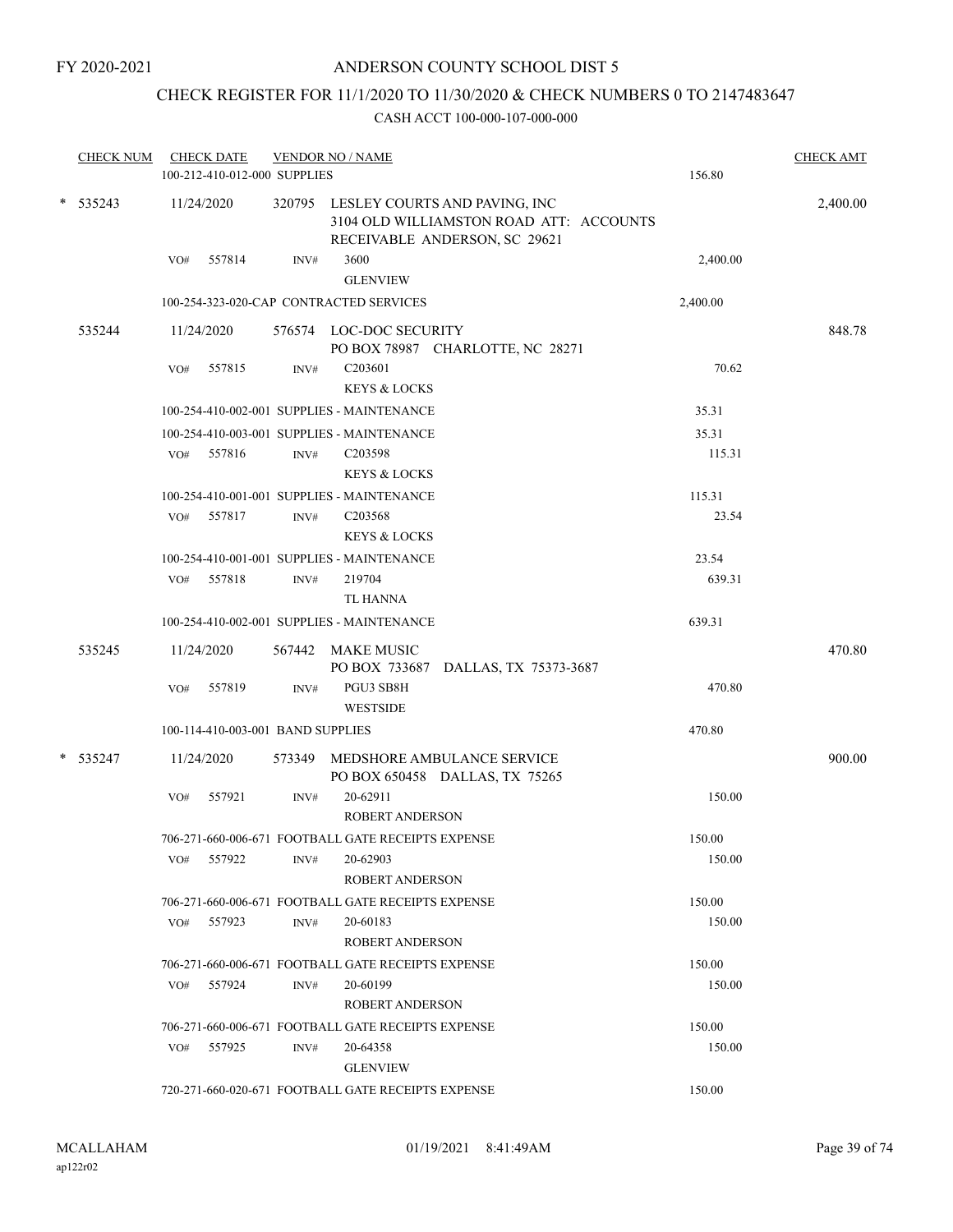FY 2020-2021

ANDERSON COUNTY SCHOOL DIST 5

CHECK REGISTER FOR 11/1/2020 TO 11/30/2020 & CHECK NUMBERS 0 TO 2147483647

CASH ACCT 100-000-107-000-000

| CHECK NUM | CHECK DATE | VENDOR NO / NAME | | CHECK AMT |
|---|---|---|---|---|
| | 100-212-410-012-000 SUPPLIES | | 156.80 | |
| * 535243 | 11/24/2020 | 320795 LESLEY COURTS AND PAVING, INC 3104 OLD WILLIAMSTON ROAD ATT: ACCOUNTS RECEIVABLE ANDERSON, SC 29621 | | 2,400.00 |
| | VO# 557814 | INV# 3600 GLENVIEW | 2,400.00 | |
| | 100-254-323-020-CAP CONTRACTED SERVICES | | 2,400.00 | |
| 535244 | 11/24/2020 | 576574 LOC-DOC SECURITY PO BOX 78987 CHARLOTTE, NC 28271 | | 848.78 |
| | VO# 557815 | INV# C203601 KEYS & LOCKS | 70.62 | |
| | 100-254-410-002-001 SUPPLIES - MAINTENANCE | | 35.31 | |
| | 100-254-410-003-001 SUPPLIES - MAINTENANCE | | 35.31 | |
| | VO# 557816 | INV# C203598 KEYS & LOCKS | 115.31 | |
| | 100-254-410-001-001 SUPPLIES - MAINTENANCE | | 115.31 | |
| | VO# 557817 | INV# C203568 KEYS & LOCKS | 23.54 | |
| | 100-254-410-001-001 SUPPLIES - MAINTENANCE | | 23.54 | |
| | VO# 557818 | INV# 219704 TL HANNA | 639.31 | |
| | 100-254-410-002-001 SUPPLIES - MAINTENANCE | | 639.31 | |
| 535245 | 11/24/2020 | 567442 MAKE MUSIC PO BOX 733687 DALLAS, TX 75373-3687 | | 470.80 |
| | VO# 557819 | INV# PGU3 SB8H WESTSIDE | 470.80 | |
| | 100-114-410-003-001 BAND SUPPLIES | | 470.80 | |
| * 535247 | 11/24/2020 | 573349 MEDSHORE AMBULANCE SERVICE PO BOX 650458 DALLAS, TX 75265 | | 900.00 |
| | VO# 557921 | INV# 20-62911 ROBERT ANDERSON | 150.00 | |
| | 706-271-660-006-671 FOOTBALL GATE RECEIPTS EXPENSE | | 150.00 | |
| | VO# 557922 | INV# 20-62903 ROBERT ANDERSON | 150.00 | |
| | 706-271-660-006-671 FOOTBALL GATE RECEIPTS EXPENSE | | 150.00 | |
| | VO# 557923 | INV# 20-60183 ROBERT ANDERSON | 150.00 | |
| | 706-271-660-006-671 FOOTBALL GATE RECEIPTS EXPENSE | | 150.00 | |
| | VO# 557924 | INV# 20-60199 ROBERT ANDERSON | 150.00 | |
| | 706-271-660-006-671 FOOTBALL GATE RECEIPTS EXPENSE | | 150.00 | |
| | VO# 557925 | INV# 20-64358 GLENVIEW | 150.00 | |
| | 720-271-660-020-671 FOOTBALL GATE RECEIPTS EXPENSE | | 150.00 | |

MCALLAHAM ap122r02 01/19/2021 8:41:49AM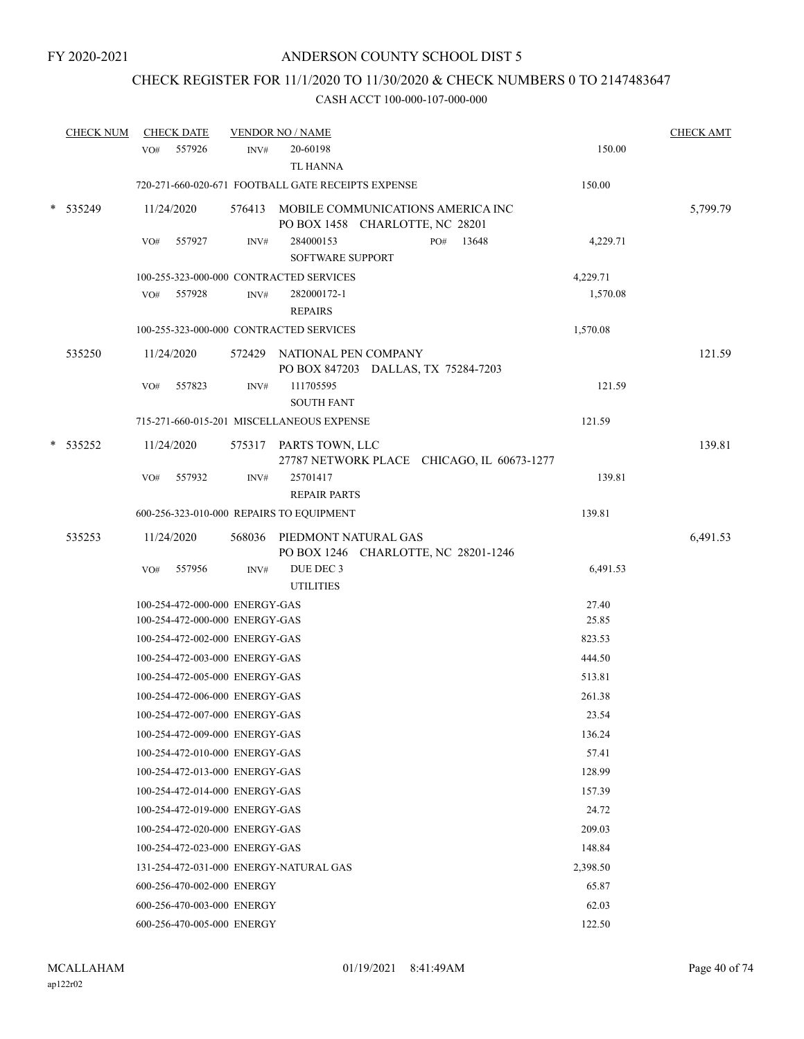FY 2020-2021

# ANDERSON COUNTY SCHOOL DIST 5

## CHECK REGISTER FOR 11/1/2020 TO 11/30/2020 & CHECK NUMBERS 0 TO 2147483647

### CASH ACCT 100-000-107-000-000

| CHECK NUM | CHECK DATE | VENDOR NO / NAME | | CHECK AMT |
|---|---|---|---|---|
| | VO# 557926 | INV# 20-60198 TL HANNA | 150.00 | |
| | 720-271-660-020-671 FOOTBALL GATE RECEIPTS EXPENSE | | 150.00 | |
| * 535249 | 11/24/2020 | 576413 MOBILE COMMUNICATIONS AMERICA INC PO BOX 1458 CHARLOTTE, NC 28201 | | 5,799.79 |
| | VO# 557927 | INV# 284000153 PO# 13648 SOFTWARE SUPPORT | 4,229.71 | |
| | 100-255-323-000-000 CONTRACTED SERVICES | | 4,229.71 | |
| | VO# 557928 | INV# 282000172-1 REPAIRS | 1,570.08 | |
| | 100-255-323-000-000 CONTRACTED SERVICES | | 1,570.08 | |
| 535250 | 11/24/2020 | 572429 NATIONAL PEN COMPANY PO BOX 847203 DALLAS, TX 75284-7203 | | 121.59 |
| | VO# 557823 | INV# 111705595 SOUTH FANT | 121.59 | |
| | 715-271-660-015-201 MISCELLANEOUS EXPENSE | | 121.59 | |
| * 535252 | 11/24/2020 | 575317 PARTS TOWN, LLC 27787 NETWORK PLACE CHICAGO, IL 60673-1277 | | 139.81 |
| | VO# 557932 | INV# 25701417 REPAIR PARTS | 139.81 | |
| | 600-256-323-010-000 REPAIRS TO EQUIPMENT | | 139.81 | |
| 535253 | 11/24/2020 | 568036 PIEDMONT NATURAL GAS PO BOX 1246 CHARLOTTE, NC 28201-1246 | | 6,491.53 |
| | VO# 557956 | INV# DUE DEC 3 UTILITIES | 6,491.53 | |
| | 100-254-472-000-000 ENERGY-GAS | | 27.40 | |
| | 100-254-472-000-000 ENERGY-GAS | | 25.85 | |
| | 100-254-472-002-000 ENERGY-GAS | | 823.53 | |
| | 100-254-472-003-000 ENERGY-GAS | | 444.50 | |
| | 100-254-472-005-000 ENERGY-GAS | | 513.81 | |
| | 100-254-472-006-000 ENERGY-GAS | | 261.38 | |
| | 100-254-472-007-000 ENERGY-GAS | | 23.54 | |
| | 100-254-472-009-000 ENERGY-GAS | | 136.24 | |
| | 100-254-472-010-000 ENERGY-GAS | | 57.41 | |
| | 100-254-472-013-000 ENERGY-GAS | | 128.99 | |
| | 100-254-472-014-000 ENERGY-GAS | | 157.39 | |
| | 100-254-472-019-000 ENERGY-GAS | | 24.72 | |
| | 100-254-472-020-000 ENERGY-GAS | | 209.03 | |
| | 100-254-472-023-000 ENERGY-GAS | | 148.84 | |
| | 131-254-472-031-000 ENERGY-NATURAL GAS | | 2,398.50 | |
| | 600-256-470-002-000 ENERGY | | 65.87 | |
| | 600-256-470-003-000 ENERGY | | 62.03 | |
| | 600-256-470-005-000 ENERGY | | 122.50 | |

MCALLAHAM ap122r02 01/19/2021 8:41:49AM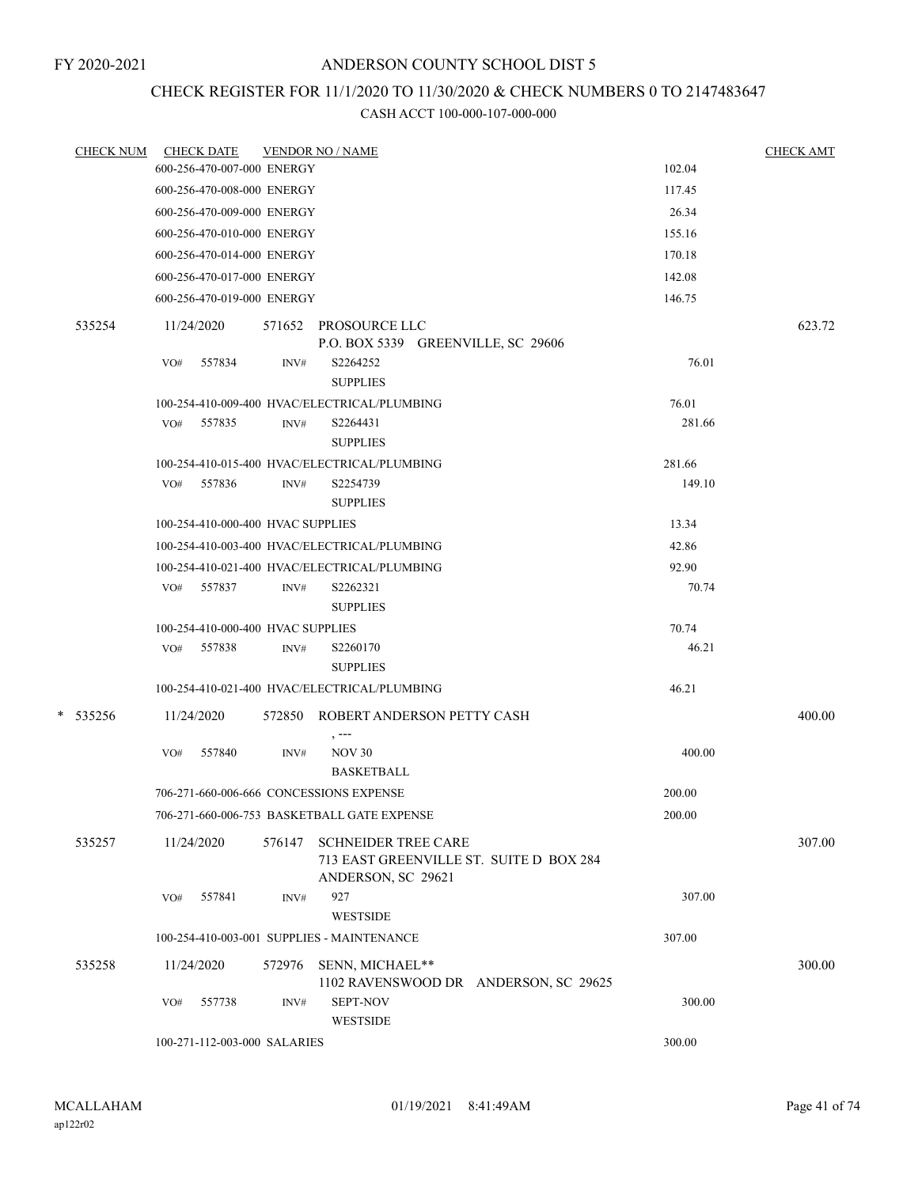FY 2020-2021

# ANDERSON COUNTY SCHOOL DIST 5

## CHECK REGISTER FOR 11/1/2020 TO 11/30/2020 & CHECK NUMBERS 0 TO 2147483647

CASH ACCT 100-000-107-000-000

| CHECK NUM | CHECK DATE | VENDOR NO / NAME | | CHECK AMT |
|---|---|---|---|---|
| | 600-256-470-007-000 ENERGY | | 102.04 | |
| | 600-256-470-008-000 ENERGY | | 117.45 | |
| | 600-256-470-009-000 ENERGY | | 26.34 | |
| | 600-256-470-010-000 ENERGY | | 155.16 | |
| | 600-256-470-014-000 ENERGY | | 170.18 | |
| | 600-256-470-017-000 ENERGY | | 142.08 | |
| | 600-256-470-019-000 ENERGY | | 146.75 | |
| 535254 | 11/24/2020 | 571652 PROSOURCE LLC<br>P.O. BOX 5339 GREENVILLE, SC 29606 | | 623.72 |
| | VO# 557834 | INV# S2264252<br>SUPPLIES | 76.01 | |
| | 100-254-410-009-400 HVAC/ELECTRICAL/PLUMBING | | 76.01 | |
| | VO# 557835 | INV# S2264431<br>SUPPLIES | 281.66 | |
| | 100-254-410-015-400 HVAC/ELECTRICAL/PLUMBING | | 281.66 | |
| | VO# 557836 | INV# S2254739<br>SUPPLIES | 149.10 | |
| | 100-254-410-000-400 HVAC SUPPLIES | | 13.34 | |
| | 100-254-410-003-400 HVAC/ELECTRICAL/PLUMBING | | 42.86 | |
| | 100-254-410-021-400 HVAC/ELECTRICAL/PLUMBING | | 92.90 | |
| | VO# 557837 | INV# S2262321<br>SUPPLIES | 70.74 | |
| | 100-254-410-000-400 HVAC SUPPLIES | | 70.74 | |
| | VO# 557838 | INV# S2260170<br>SUPPLIES | 46.21 | |
| | 100-254-410-021-400 HVAC/ELECTRICAL/PLUMBING | | 46.21 | |
| * 535256 | 11/24/2020 | 572850 ROBERT ANDERSON PETTY CASH<br>, --- | | 400.00 |
| | VO# 557840 | INV# NOV 30<br>BASKETBALL | 400.00 | |
| | 706-271-660-006-666 CONCESSIONS EXPENSE | | 200.00 | |
| | 706-271-660-006-753 BASKETBALL GATE EXPENSE | | 200.00 | |
| 535257 | 11/24/2020 | 576147 SCHNEIDER TREE CARE<br>713 EAST GREENVILLE ST. SUITE D BOX 284<br>ANDERSON, SC 29621 | | 307.00 |
| | VO# 557841 | INV# 927<br>WESTSIDE | 307.00 | |
| | 100-254-410-003-001 SUPPLIES - MAINTENANCE | | 307.00 | |
| 535258 | 11/24/2020 | 572976 SENN, MICHAEL**<br>1102 RAVENSWOOD DR ANDERSON, SC 29625 | | 300.00 |
| | VO# 557738 | INV# SEPT-NOV<br>WESTSIDE | 300.00 | |
| | 100-271-112-003-000 SALARIES | | 300.00 | |

MCALLAHAM 01/19/2021 8:41:49AM
ap122r02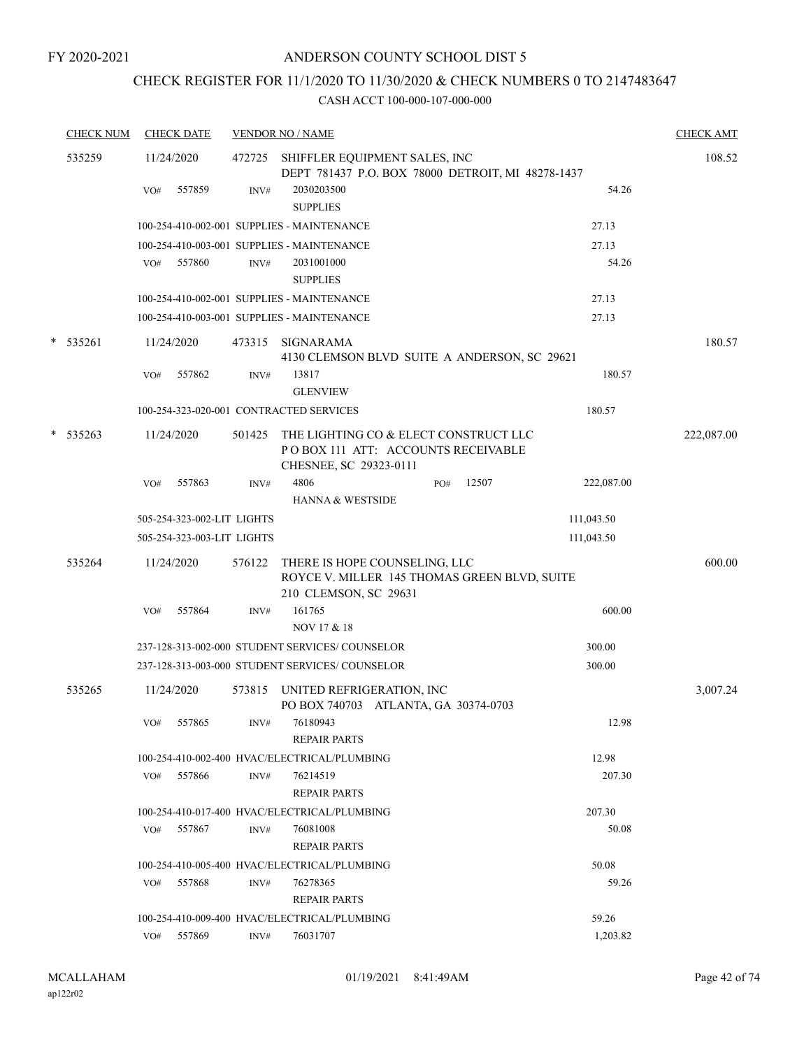FY 2020-2021

# ANDERSON COUNTY SCHOOL DIST 5

## CHECK REGISTER FOR 11/1/2020 TO 11/30/2020 & CHECK NUMBERS 0 TO 2147483647

CASH ACCT 100-000-107-000-000

| CHECK NUM | CHECK DATE | VENDOR NO / NAME | | CHECK AMT |
|---|---|---|---|---|
| 535259 | 11/24/2020 | 472725 SHIFFLER EQUIPMENT SALES, INC<br>DEPT 781437 P.O. BOX 78000 DETROIT, MI 48278-1437 | | 108.52 |
| | VO# 557859 | INV# 2030203500<br>SUPPLIES | 54.26 | |
| | | 100-254-410-002-001 SUPPLIES - MAINTENANCE | 27.13 | |
| | | 100-254-410-003-001 SUPPLIES - MAINTENANCE | 27.13 | |
| | VO# 557860 | INV# 2031001000<br>SUPPLIES | 54.26 | |
| | | 100-254-410-002-001 SUPPLIES - MAINTENANCE | 27.13 | |
| | | 100-254-410-003-001 SUPPLIES - MAINTENANCE | 27.13 | |
| * 535261 | 11/24/2020 | 473315 SIGNARAMA<br>4130 CLEMSON BLVD SUITE A ANDERSON, SC 29621 | | 180.57 |
| | VO# 557862 | INV# 13817<br>GLENVIEW | 180.57 | |
| | | 100-254-323-020-001 CONTRACTED SERVICES | 180.57 | |
| * 535263 | 11/24/2020 | 501425 THE LIGHTING CO & ELECT CONSTRUCT LLC<br>P O BOX 111 ATT: ACCOUNTS RECEIVABLE<br>CHESNEE, SC 29323-0111 | | 222,087.00 |
| | VO# 557863 | INV# 4806 PO# 12507<br>HANNA & WESTSIDE | 222,087.00 | |
| | | 505-254-323-002-LIT LIGHTS | 111,043.50 | |
| | | 505-254-323-003-LIT LIGHTS | 111,043.50 | |
| 535264 | 11/24/2020 | 576122 THERE IS HOPE COUNSELING, LLC<br>ROYCE V. MILLER 145 THOMAS GREEN BLVD, SUITE<br>210 CLEMSON, SC 29631 | | 600.00 |
| | VO# 557864 | INV# 161765<br>NOV 17 & 18 | 600.00 | |
| | | 237-128-313-002-000 STUDENT SERVICES/ COUNSELOR | 300.00 | |
| | | 237-128-313-003-000 STUDENT SERVICES/ COUNSELOR | 300.00 | |
| 535265 | 11/24/2020 | 573815 UNITED REFRIGERATION, INC<br>PO BOX 740703 ATLANTA, GA 30374-0703 | | 3,007.24 |
| | VO# 557865 | INV# 76180943<br>REPAIR PARTS | 12.98 | |
| | | 100-254-410-002-400 HVAC/ELECTRICAL/PLUMBING | 12.98 | |
| | VO# 557866 | INV# 76214519<br>REPAIR PARTS | 207.30 | |
| | | 100-254-410-017-400 HVAC/ELECTRICAL/PLUMBING | 207.30 | |
| | VO# 557867 | INV# 76081008<br>REPAIR PARTS | 50.08 | |
| | | 100-254-410-005-400 HVAC/ELECTRICAL/PLUMBING | 50.08 | |
| | VO# 557868 | INV# 76278365<br>REPAIR PARTS | 59.26 | |
| | | 100-254-410-009-400 HVAC/ELECTRICAL/PLUMBING | 59.26 | |
| | VO# 557869 | INV# 76031707 | 1,203.82 | |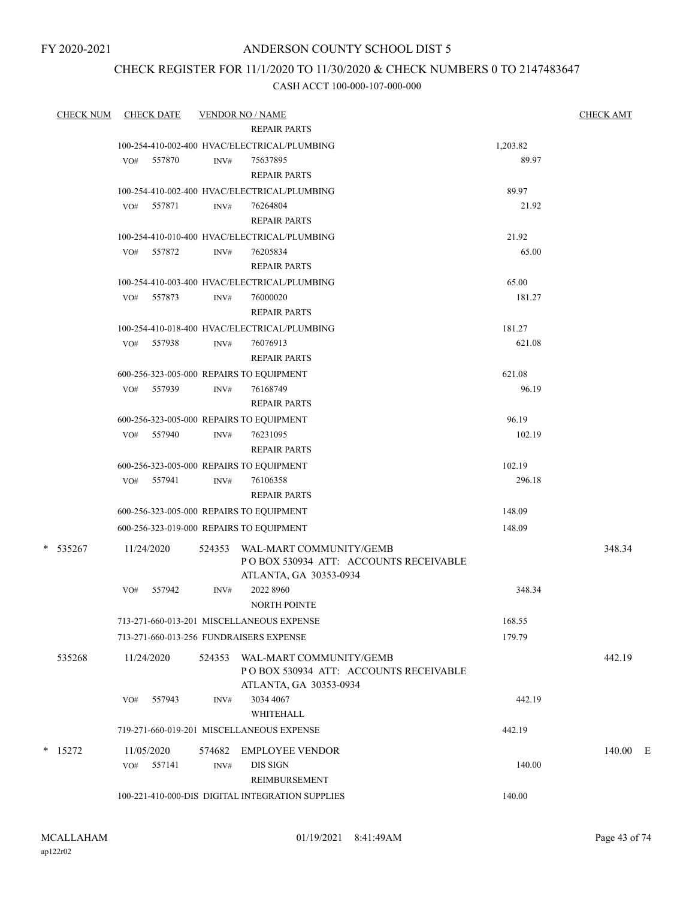FY 2020-2021

# ANDERSON COUNTY SCHOOL DIST 5

## CHECK REGISTER FOR 11/1/2020 TO 11/30/2020 & CHECK NUMBERS 0 TO 2147483647

### CASH ACCT 100-000-107-000-000

| CHECK NUM | CHECK DATE | VENDOR NO / NAME | | CHECK AMT |
|---|---|---|---|---|
| | | REPAIR PARTS | | |
| | | 100-254-410-002-400 HVAC/ELECTRICAL/PLUMBING | 1,203.82 | |
| | VO# 557870 | INV# 75637895<br>REPAIR PARTS | 89.97 | |
| | | 100-254-410-002-400 HVAC/ELECTRICAL/PLUMBING | 89.97 | |
| | VO# 557871 | INV# 76264804<br>REPAIR PARTS | 21.92 | |
| | | 100-254-410-010-400 HVAC/ELECTRICAL/PLUMBING | 21.92 | |
| | VO# 557872 | INV# 76205834<br>REPAIR PARTS | 65.00 | |
| | | 100-254-410-003-400 HVAC/ELECTRICAL/PLUMBING | 65.00 | |
| | VO# 557873 | INV# 76000020<br>REPAIR PARTS | 181.27 | |
| | | 100-254-410-018-400 HVAC/ELECTRICAL/PLUMBING | 181.27 | |
| | VO# 557938 | INV# 76076913<br>REPAIR PARTS | 621.08 | |
| | | 600-256-323-005-000 REPAIRS TO EQUIPMENT | 621.08 | |
| | VO# 557939 | INV# 76168749<br>REPAIR PARTS | 96.19 | |
| | | 600-256-323-005-000 REPAIRS TO EQUIPMENT | 96.19 | |
| | VO# 557940 | INV# 76231095<br>REPAIR PARTS | 102.19 | |
| | | 600-256-323-005-000 REPAIRS TO EQUIPMENT | 102.19 | |
| | VO# 557941 | INV# 76106358<br>REPAIR PARTS | 296.18 | |
| | | 600-256-323-005-000 REPAIRS TO EQUIPMENT | 148.09 | |
| | | 600-256-323-019-000 REPAIRS TO EQUIPMENT | 148.09 | |
| * 535267 | 11/24/2020 | 524353 WAL-MART COMMUNITY/GEMB<br>P O BOX 530934 ATT: ACCOUNTS RECEIVABLE<br>ATLANTA, GA 30353-0934 | | 348.34 |
| | VO# 557942 | INV# 2022 8960<br>NORTH POINTE | 348.34 | |
| | | 713-271-660-013-201 MISCELLANEOUS EXPENSE | 168.55 | |
| | | 713-271-660-013-256 FUNDRAISERS EXPENSE | 179.79 | |
| 535268 | 11/24/2020 | 524353 WAL-MART COMMUNITY/GEMB<br>P O BOX 530934 ATT: ACCOUNTS RECEIVABLE<br>ATLANTA, GA 30353-0934 | | 442.19 |
| | VO# 557943 | INV# 3034 4067<br>WHITEHALL | 442.19 | |
| | | 719-271-660-019-201 MISCELLANEOUS EXPENSE | 442.19 | |
| * 15272 | 11/05/2020 | 574682 EMPLOYEE VENDOR | | 140.00 E |
| | VO# 557141 | INV# DIS SIGN<br>REIMBURSEMENT | 140.00 | |
| | | 100-221-410-000-DIS DIGITAL INTEGRATION SUPPLIES | 140.00 | |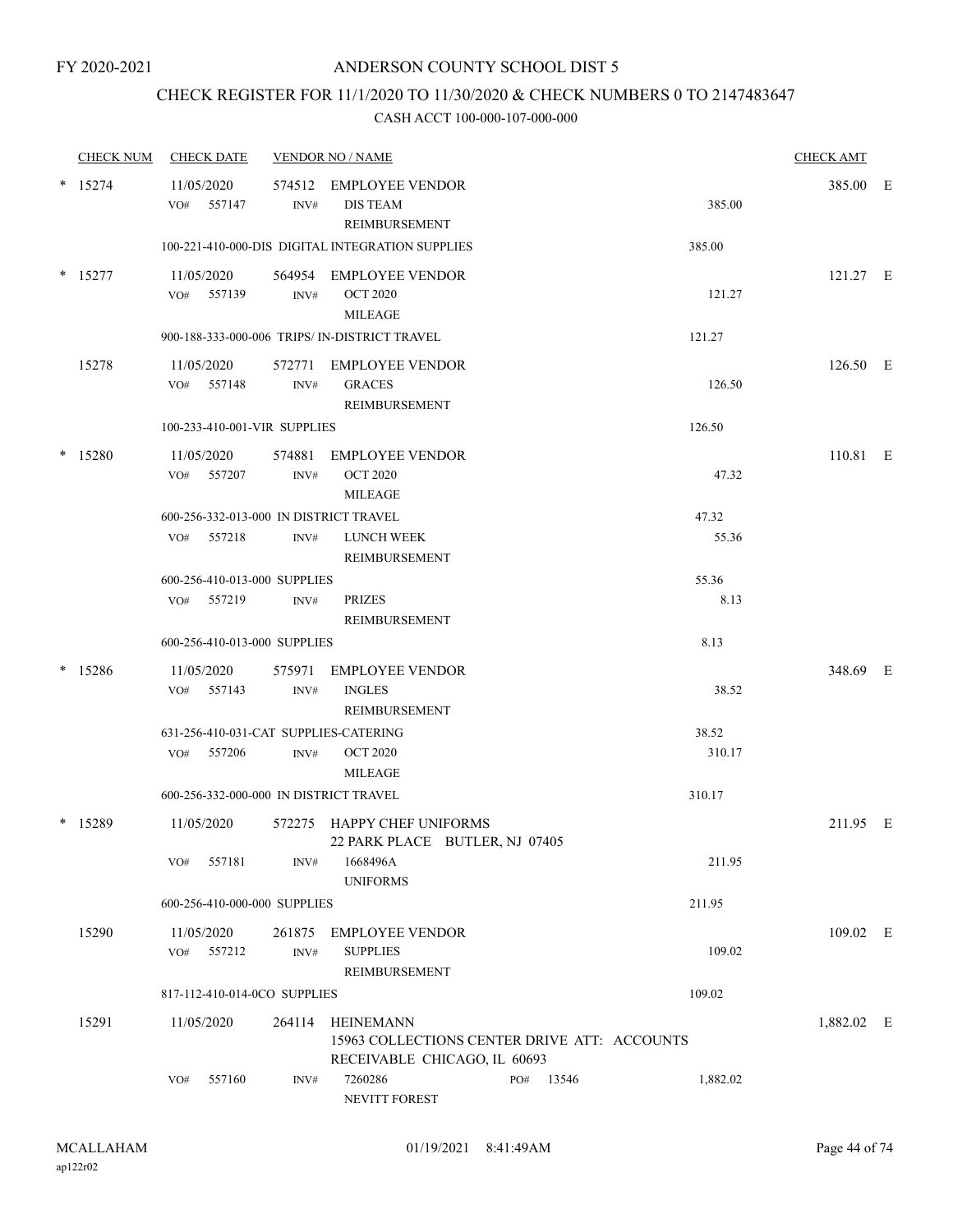FY 2020-2021

# ANDERSON COUNTY SCHOOL DIST 5

## CHECK REGISTER FOR 11/1/2020 TO 11/30/2020 & CHECK NUMBERS 0 TO 2147483647

### CASH ACCT 100-000-107-000-000

| CHECK NUM | CHECK DATE | VENDOR NO / NAME | | | CHECK AMT | |
|---|---|---|---|---|---|---|
| * 15274 | 11/05/2020 | 574512 EMPLOYEE VENDOR | | | 385.00 | E |
| | VO# 557147 | INV# DIS TEAM REIMBURSEMENT | 385.00 | | | |
| | 100-221-410-000-DIS DIGITAL INTEGRATION SUPPLIES | | | 385.00 | | |
| * 15277 | 11/05/2020 | 564954 EMPLOYEE VENDOR | | | 121.27 | E |
| | VO# 557139 | INV# OCT 2020 MILEAGE | 121.27 | | | |
| | 900-188-333-000-006 TRIPS/ IN-DISTRICT TRAVEL | | | 121.27 | | |
| 15278 | 11/05/2020 | 572771 EMPLOYEE VENDOR | | | 126.50 | E |
| | VO# 557148 | INV# GRACES REIMBURSEMENT | 126.50 | | | |
| | 100-233-410-001-VIR SUPPLIES | | | 126.50 | | |
| * 15280 | 11/05/2020 | 574881 EMPLOYEE VENDOR | | | 110.81 | E |
| | VO# 557207 | INV# OCT 2020 MILEAGE | 47.32 | | | |
| | 600-256-332-013-000 IN DISTRICT TRAVEL | | | 47.32 | | |
| | VO# 557218 | INV# LUNCH WEEK REIMBURSEMENT | 55.36 | | | |
| | 600-256-410-013-000 SUPPLIES | | | 55.36 | | |
| | VO# 557219 | INV# PRIZES REIMBURSEMENT | 8.13 | | | |
| | 600-256-410-013-000 SUPPLIES | | | 8.13 | | |
| * 15286 | 11/05/2020 | 575971 EMPLOYEE VENDOR | | | 348.69 | E |
| | VO# 557143 | INV# INGLES REIMBURSEMENT | 38.52 | | | |
| | 631-256-410-031-CAT SUPPLIES-CATERING | | | 38.52 | | |
| | VO# 557206 | INV# OCT 2020 MILEAGE | 310.17 | | | |
| | 600-256-332-000-000 IN DISTRICT TRAVEL | | | 310.17 | | |
| * 15289 | 11/05/2020 | 572275 HAPPY CHEF UNIFORMS 22 PARK PLACE BUTLER, NJ 07405 | | | 211.95 | E |
| | VO# 557181 | INV# 1668496A UNIFORMS | 211.95 | | | |
| | 600-256-410-000-000 SUPPLIES | | | 211.95 | | |
| 15290 | 11/05/2020 | 261875 EMPLOYEE VENDOR | | | 109.02 | E |
| | VO# 557212 | INV# SUPPLIES REIMBURSEMENT | 109.02 | | | |
| | 817-112-410-014-0CO SUPPLIES | | | 109.02 | | |
| 15291 | 11/05/2020 | 264114 HEINEMANN 15963 COLLECTIONS CENTER DRIVE ATT: ACCOUNTS RECEIVABLE CHICAGO, IL 60693 | | | 1,882.02 | E |
| | VO# 557160 | INV# 7260286 PO# 13546 NEVITT FOREST | 1,882.02 | | | |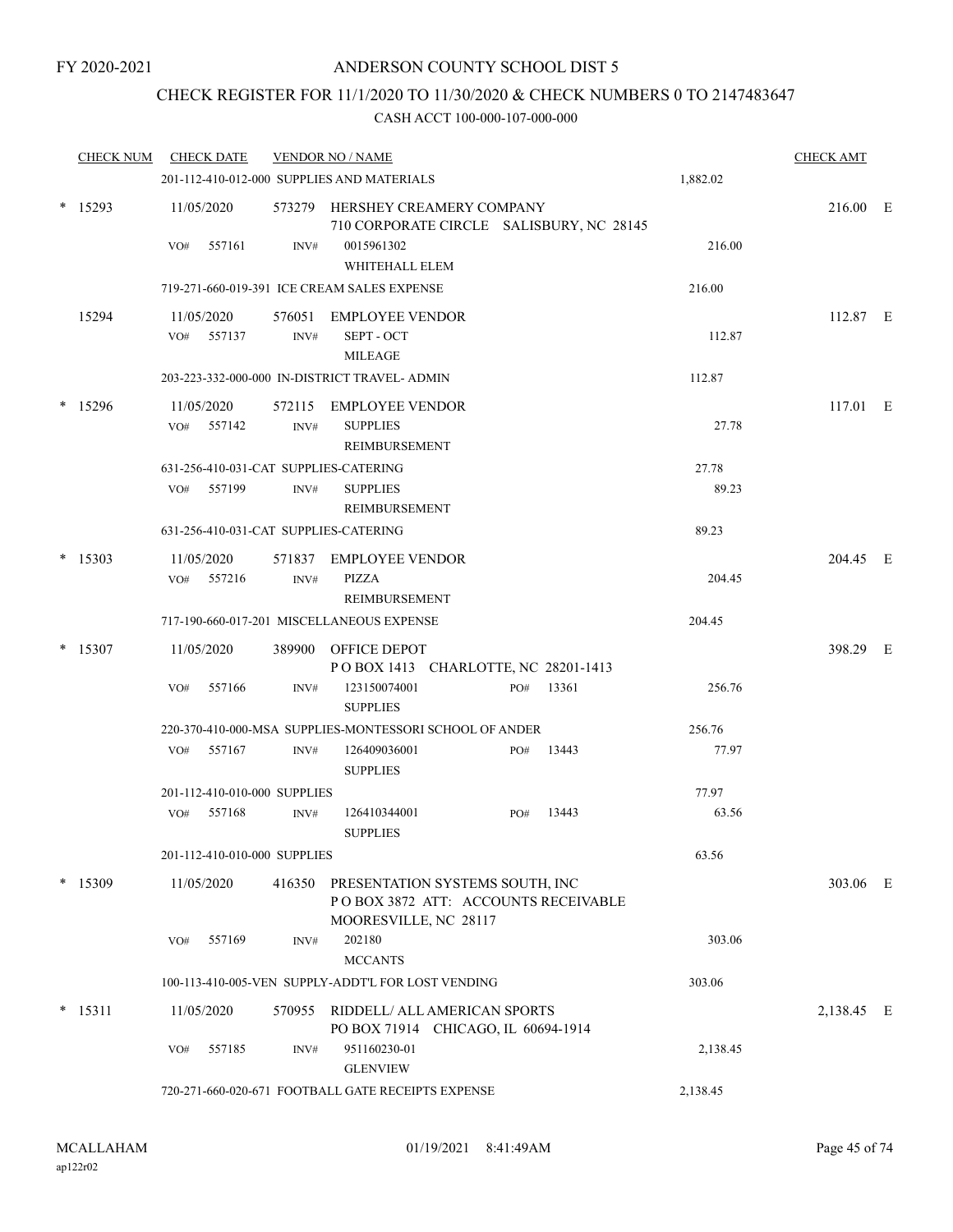FY 2020-2021

# ANDERSON COUNTY SCHOOL DIST 5

## CHECK REGISTER FOR 11/1/2020 TO 11/30/2020 & CHECK NUMBERS 0 TO 2147483647

### CASH ACCT 100-000-107-000-000

| CHECK NUM | CHECK DATE | VENDOR NO / NAME | | CHECK AMT | |
|---|---|---|---|---|---|
| | 201-112-410-012-000 SUPPLIES AND MATERIALS | | 1,882.02 | | |
| * 15293 | 11/05/2020 | 573279 HERSHEY CREAMERY COMPANY<br>710 CORPORATE CIRCLE SALISBURY, NC 28145 | | 216.00 | E |
| | VO# 557161 | INV# 0015961302<br>WHITEHALL ELEM | 216.00 | | |
| | 719-271-660-019-391 ICE CREAM SALES EXPENSE | | 216.00 | | |
| 15294 | 11/05/2020 | 576051 EMPLOYEE VENDOR | | 112.87 | E |
| | VO# 557137 | INV# SEPT - OCT<br>MILEAGE | 112.87 | | |
| | 203-223-332-000-000 IN-DISTRICT TRAVEL- ADMIN | | 112.87 | | |
| * 15296 | 11/05/2020 | 572115 EMPLOYEE VENDOR | | 117.01 | E |
| | VO# 557142 | INV# SUPPLIES<br>REIMBURSEMENT | 27.78 | | |
| | 631-256-410-031-CAT SUPPLIES-CATERING | | 27.78 | | |
| | VO# 557199 | INV# SUPPLIES<br>REIMBURSEMENT | 89.23 | | |
| | 631-256-410-031-CAT SUPPLIES-CATERING | | 89.23 | | |
| * 15303 | 11/05/2020 | 571837 EMPLOYEE VENDOR | | 204.45 | E |
| | VO# 557216 | INV# PIZZA<br>REIMBURSEMENT | 204.45 | | |
| | 717-190-660-017-201 MISCELLANEOUS EXPENSE | | 204.45 | | |
| * 15307 | 11/05/2020 | 389900 OFFICE DEPOT<br>P O BOX 1413 CHARLOTTE, NC 28201-1413 | | 398.29 | E |
| | VO# 557166 | INV# 123150074001 PO# 13361<br>SUPPLIES | 256.76 | | |
| | 220-370-410-000-MSA SUPPLIES-MONTESSORI SCHOOL OF ANDER | | 256.76 | | |
| | VO# 557167 | INV# 126409036001 PO# 13443<br>SUPPLIES | 77.97 | | |
| | 201-112-410-010-000 SUPPLIES | | 77.97 | | |
| | VO# 557168 | INV# 126410344001 PO# 13443<br>SUPPLIES | 63.56 | | |
| | 201-112-410-010-000 SUPPLIES | | 63.56 | | |
| * 15309 | 11/05/2020 | 416350 PRESENTATION SYSTEMS SOUTH, INC<br>P O BOX 3872 ATT: ACCOUNTS RECEIVABLE<br>MOORESVILLE, NC 28117 | | 303.06 | E |
| | VO# 557169 | INV# 202180<br>MCCANTS | 303.06 | | |
| | 100-113-410-005-VEN SUPPLY-ADDT'L FOR LOST VENDING | | 303.06 | | |
| * 15311 | 11/05/2020 | 570955 RIDDELL/ ALL AMERICAN SPORTS<br>PO BOX 71914 CHICAGO, IL 60694-1914 | | 2,138.45 | E |
| | VO# 557185 | INV# 951160230-01<br>GLENVIEW | 2,138.45 | | |
| | 720-271-660-020-671 FOOTBALL GATE RECEIPTS EXPENSE | | 2,138.45 | | |

MCALLAHAM
ap122r02

01/19/2021 8:41:49AM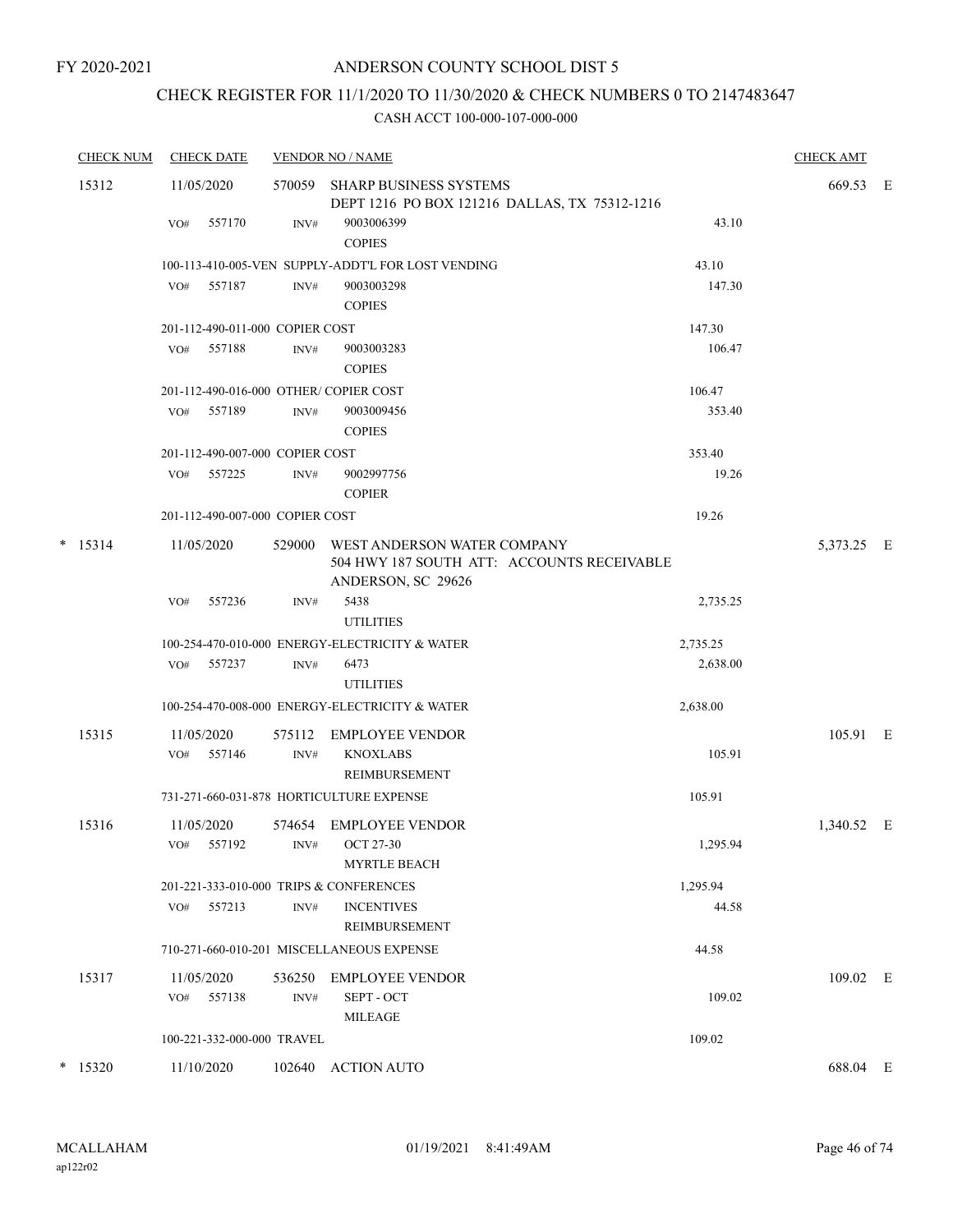FY 2020-2021

# ANDERSON COUNTY SCHOOL DIST 5

## CHECK REGISTER FOR 11/1/2020 TO 11/30/2020 & CHECK NUMBERS 0 TO 2147483647

### CASH ACCT 100-000-107-000-000

| CHECK NUM | CHECK DATE | VENDOR NO / NAME | | CHECK AMT | |
|---|---|---|---|---|---|
| 15312 | 11/05/2020 | 570059 SHARP BUSINESS SYSTEMS<br>DEPT 1216 PO BOX 121216 DALLAS, TX 75312-1216 | | 669.53 | E |
| | VO# 557170 | INV# 9003006399<br>COPIES | 43.10 | | |
| | 100-113-410-005-VEN SUPPLY-ADDT'L FOR LOST VENDING | | 43.10 | | |
| | VO# 557187 | INV# 9003003298<br>COPIES | 147.30 | | |
| | 201-112-490-011-000 COPIER COST | | 147.30 | | |
| | VO# 557188 | INV# 9003003283<br>COPIES | 106.47 | | |
| | 201-112-490-016-000 OTHER/ COPIER COST | | 106.47 | | |
| | VO# 557189 | INV# 9003009456<br>COPIES | 353.40 | | |
| | 201-112-490-007-000 COPIER COST | | 353.40 | | |
| | VO# 557225 | INV# 9002997756<br>COPIER | 19.26 | | |
| | 201-112-490-007-000 COPIER COST | | 19.26 | | |
| * 15314 | 11/05/2020 | 529000 WEST ANDERSON WATER COMPANY<br>504 HWY 187 SOUTH ATT: ACCOUNTS RECEIVABLE<br>ANDERSON, SC 29626 | | 5,373.25 | E |
| | VO# 557236 | INV# 5438<br>UTILITIES | 2,735.25 | | |
| | 100-254-470-010-000 ENERGY-ELECTRICITY & WATER | | 2,735.25 | | |
| | VO# 557237 | INV# 6473<br>UTILITIES | 2,638.00 | | |
| | 100-254-470-008-000 ENERGY-ELECTRICITY & WATER | | 2,638.00 | | |
| 15315 | 11/05/2020 | 575112 EMPLOYEE VENDOR | | 105.91 | E |
| | VO# 557146 | INV# KNOXLABS<br>REIMBURSEMENT | 105.91 | | |
| | 731-271-660-031-878 HORTICULTURE EXPENSE | | 105.91 | | |
| 15316 | 11/05/2020 | 574654 EMPLOYEE VENDOR | | 1,340.52 | E |
| | VO# 557192 | INV# OCT 27-30<br>MYRTLE BEACH | 1,295.94 | | |
| | 201-221-333-010-000 TRIPS & CONFERENCES | | 1,295.94 | | |
| | VO# 557213 | INV# INCENTIVES<br>REIMBURSEMENT | 44.58 | | |
| | 710-271-660-010-201 MISCELLANEOUS EXPENSE | | 44.58 | | |
| 15317 | 11/05/2020 | 536250 EMPLOYEE VENDOR | | 109.02 | E |
| | VO# 557138 | INV# SEPT - OCT<br>MILEAGE | 109.02 | | |
| | 100-221-332-000-000 TRAVEL | | 109.02 | | |
| * 15320 | 11/10/2020 | 102640 ACTION AUTO | | 688.04 | E |

MCALLAHAM
ap122r02

01/19/2021 8:41:49AM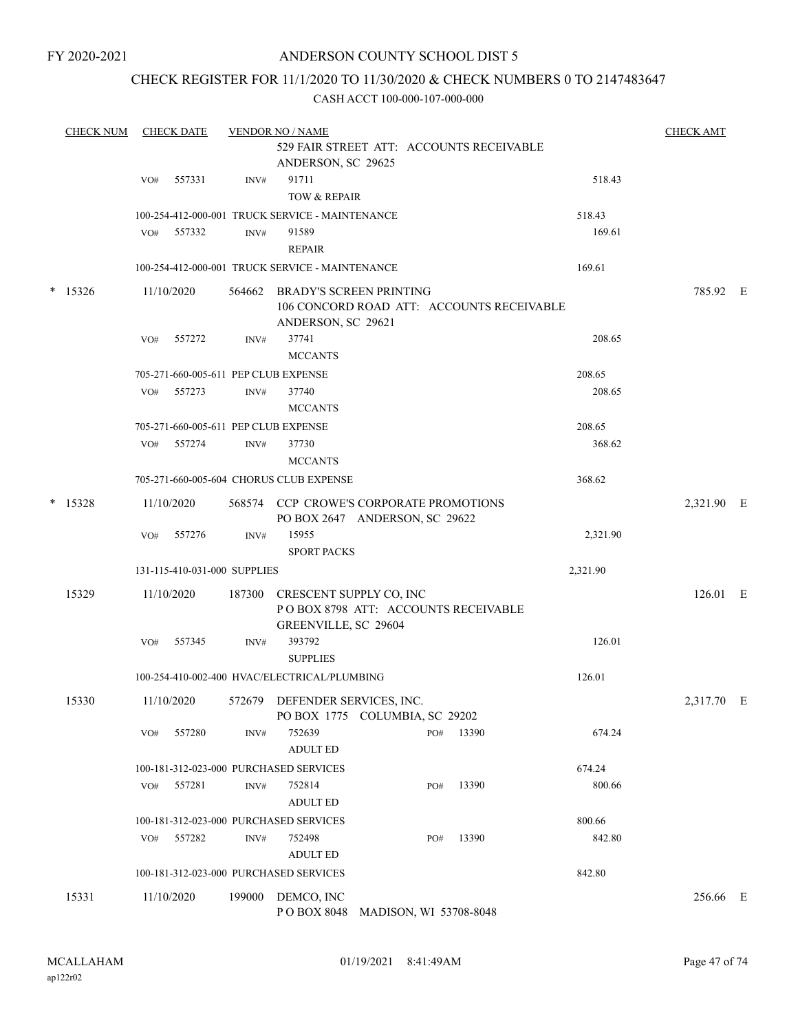FY 2020-2021

# ANDERSON COUNTY SCHOOL DIST 5

## CHECK REGISTER FOR 11/1/2020 TO 11/30/2020 & CHECK NUMBERS 0 TO 2147483647

CASH ACCT 100-000-107-000-000

| CHECK NUM | CHECK DATE | VENDOR NO / NAME | | CHECK AMT |
|---|---|---|---|---|
| | | 529 FAIR STREET ATT: ACCOUNTS RECEIVABLE<br>ANDERSON, SC 29625 | | |
| | VO# 557331 | INV# 91711<br>TOW & REPAIR | 518.43 | |
| | | 100-254-412-000-001 TRUCK SERVICE - MAINTENANCE | 518.43 | |
| | VO# 557332 | INV# 91589<br>REPAIR | 169.61 | |
| | | 100-254-412-000-001 TRUCK SERVICE - MAINTENANCE | 169.61 | |
| * 15326 | 11/10/2020 | 564662 BRADY'S SCREEN PRINTING<br>106 CONCORD ROAD ATT: ACCOUNTS RECEIVABLE<br>ANDERSON, SC 29621 | | 785.92 E |
| | VO# 557272 | INV# 37741<br>MCCANTS | 208.65 | |
| | | 705-271-660-005-611 PEP CLUB EXPENSE | 208.65 | |
| | VO# 557273 | INV# 37740<br>MCCANTS | 208.65 | |
| | | 705-271-660-005-611 PEP CLUB EXPENSE | 208.65 | |
| | VO# 557274 | INV# 37730<br>MCCANTS | 368.62 | |
| | | 705-271-660-005-604 CHORUS CLUB EXPENSE | 368.62 | |
| * 15328 | 11/10/2020 | 568574 CCP CROWE'S CORPORATE PROMOTIONS<br>PO BOX 2647 ANDERSON, SC 29622 | | 2,321.90 E |
| | VO# 557276 | INV# 15955<br>SPORT PACKS | 2,321.90 | |
| | | 131-115-410-031-000 SUPPLIES | 2,321.90 | |
| 15329 | 11/10/2020 | 187300 CRESCENT SUPPLY CO, INC<br>P O BOX 8798 ATT: ACCOUNTS RECEIVABLE<br>GREENVILLE, SC 29604 | | 126.01 E |
| | VO# 557345 | INV# 393792<br>SUPPLIES | 126.01 | |
| | | 100-254-410-002-400 HVAC/ELECTRICAL/PLUMBING | 126.01 | |
| 15330 | 11/10/2020 | 572679 DEFENDER SERVICES, INC.<br>PO BOX 1775 COLUMBIA, SC 29202 | | 2,317.70 E |
| | VO# 557280 | INV# 752639 PO# 13390<br>ADULT ED | 674.24 | |
| | | 100-181-312-023-000 PURCHASED SERVICES | 674.24 | |
| | VO# 557281 | INV# 752814 PO# 13390<br>ADULT ED | 800.66 | |
| | | 100-181-312-023-000 PURCHASED SERVICES | 800.66 | |
| | VO# 557282 | INV# 752498 PO# 13390<br>ADULT ED | 842.80 | |
| | | 100-181-312-023-000 PURCHASED SERVICES | 842.80 | |
| 15331 | 11/10/2020 | 199000 DEMCO, INC<br>P O BOX 8048 MADISON, WI 53708-8048 | | 256.66 E |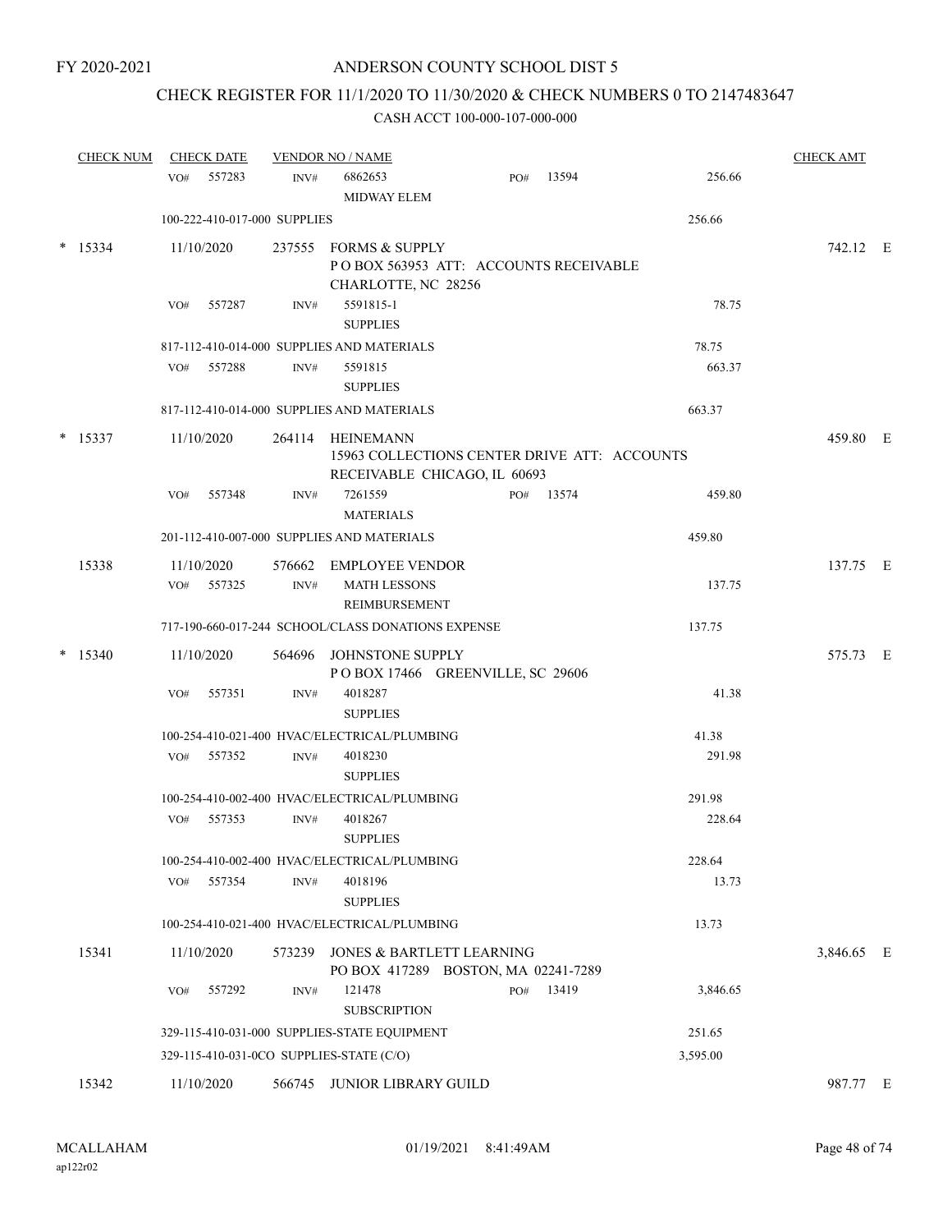FY 2020-2021

# ANDERSON COUNTY SCHOOL DIST 5

## CHECK REGISTER FOR 11/1/2020 TO 11/30/2020 & CHECK NUMBERS 0 TO 2147483647

### CASH ACCT 100-000-107-000-000

| CHECK NUM | CHECK DATE | VENDOR NO / NAME | | | CHECK AMT | |
|---|---|---|---|---|---|---|
| | VO# 557283 | INV# 6862653 MIDWAY ELEM | PO# 13594 | 256.66 | | |
| | 100-222-410-017-000 SUPPLIES | | | 256.66 | | |
| * 15334 | 11/10/2020 | 237555 FORMS & SUPPLY P O BOX 563953 ATT: ACCOUNTS RECEIVABLE CHARLOTTE, NC 28256 | | | 742.12 | E |
| | VO# 557287 | INV# 5591815-1 SUPPLIES | | 78.75 | | |
| | 817-112-410-014-000 SUPPLIES AND MATERIALS | | | 78.75 | | |
| | VO# 557288 | INV# 5591815 SUPPLIES | | 663.37 | | |
| | 817-112-410-014-000 SUPPLIES AND MATERIALS | | | 663.37 | | |
| * 15337 | 11/10/2020 | 264114 HEINEMANN 15963 COLLECTIONS CENTER DRIVE ATT: ACCOUNTS RECEIVABLE CHICAGO, IL 60693 | | | 459.80 | E |
| | VO# 557348 | INV# 7261559 MATERIALS | PO# 13574 | 459.80 | | |
| | 201-112-410-007-000 SUPPLIES AND MATERIALS | | | 459.80 | | |
| 15338 | 11/10/2020 | 576662 EMPLOYEE VENDOR | | | 137.75 | E |
| | VO# 557325 | INV# MATH LESSONS REIMBURSEMENT | | 137.75 | | |
| | 717-190-660-017-244 SCHOOL/CLASS DONATIONS EXPENSE | | | 137.75 | | |
| * 15340 | 11/10/2020 | 564696 JOHNSTONE SUPPLY P O BOX 17466 GREENVILLE, SC 29606 | | | 575.73 | E |
| | VO# 557351 | INV# 4018287 SUPPLIES | | 41.38 | | |
| | 100-254-410-021-400 HVAC/ELECTRICAL/PLUMBING | | | 41.38 | | |
| | VO# 557352 | INV# 4018230 SUPPLIES | | 291.98 | | |
| | 100-254-410-002-400 HVAC/ELECTRICAL/PLUMBING | | | 291.98 | | |
| | VO# 557353 | INV# 4018267 SUPPLIES | | 228.64 | | |
| | 100-254-410-002-400 HVAC/ELECTRICAL/PLUMBING | | | 228.64 | | |
| | VO# 557354 | INV# 4018196 SUPPLIES | | 13.73 | | |
| | 100-254-410-021-400 HVAC/ELECTRICAL/PLUMBING | | | 13.73 | | |
| 15341 | 11/10/2020 | 573239 JONES & BARTLETT LEARNING PO BOX 417289 BOSTON, MA 02241-7289 | | | 3,846.65 | E |
| | VO# 557292 | INV# 121478 SUBSCRIPTION | PO# 13419 | 3,846.65 | | |
| | 329-115-410-031-000 SUPPLIES-STATE EQUIPMENT | | | 251.65 | | |
| | 329-115-410-031-0CO SUPPLIES-STATE (C/O) | | | 3,595.00 | | |
| 15342 | 11/10/2020 | 566745 JUNIOR LIBRARY GUILD | | | 987.77 | E |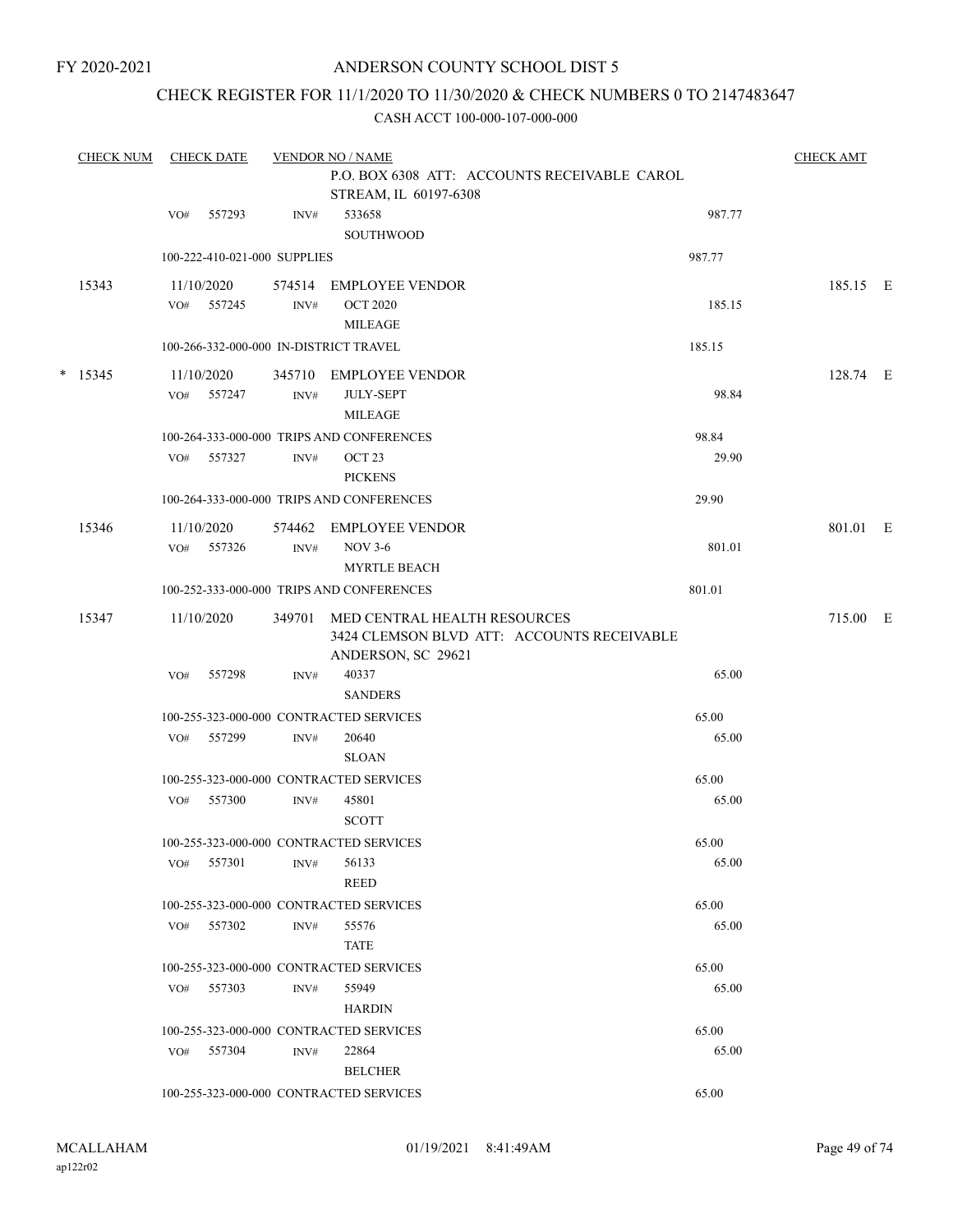FY 2020-2021

# ANDERSON COUNTY SCHOOL DIST 5

## CHECK REGISTER FOR 11/1/2020 TO 11/30/2020 & CHECK NUMBERS 0 TO 2147483647

CASH ACCT 100-000-107-000-000

| CHECK NUM | CHECK DATE | VENDOR NO / NAME | | | CHECK AMT |
|---|---|---|---|---|---|
| | | P.O. BOX 6308 ATT: ACCOUNTS RECEIVABLE CAROL STREAM, IL 60197-6308 | | | |
| | VO# 557293 | INV# 533658 SOUTHWOOD | 987.77 | | |
| | 100-222-410-021-000 SUPPLIES | | | 987.77 | |
| 15343 | 11/10/2020 | 574514 EMPLOYEE VENDOR | | | 185.15 E |
| | VO# 557245 | INV# OCT 2020 MILEAGE | 185.15 | | |
| | 100-266-332-000-000 IN-DISTRICT TRAVEL | | | 185.15 | |
| * 15345 | 11/10/2020 | 345710 EMPLOYEE VENDOR | | | 128.74 E |
| | VO# 557247 | INV# JULY-SEPT MILEAGE | 98.84 | | |
| | 100-264-333-000-000 TRIPS AND CONFERENCES | | | 98.84 | |
| | VO# 557327 | INV# OCT 23 PICKENS | 29.90 | | |
| | 100-264-333-000-000 TRIPS AND CONFERENCES | | | 29.90 | |
| 15346 | 11/10/2020 | 574462 EMPLOYEE VENDOR | | | 801.01 E |
| | VO# 557326 | INV# NOV 3-6 MYRTLE BEACH | 801.01 | | |
| | 100-252-333-000-000 TRIPS AND CONFERENCES | | | 801.01 | |
| 15347 | 11/10/2020 | 349701 MED CENTRAL HEALTH RESOURCES 3424 CLEMSON BLVD ATT: ACCOUNTS RECEIVABLE ANDERSON, SC 29621 | | | 715.00 E |
| | VO# 557298 | INV# 40337 SANDERS | 65.00 | | |
| | 100-255-323-000-000 CONTRACTED SERVICES | | | 65.00 | |
| | VO# 557299 | INV# 20640 SLOAN | 65.00 | | |
| | 100-255-323-000-000 CONTRACTED SERVICES | | | 65.00 | |
| | VO# 557300 | INV# 45801 SCOTT | 65.00 | | |
| | 100-255-323-000-000 CONTRACTED SERVICES | | | 65.00 | |
| | VO# 557301 | INV# 56133 REED | 65.00 | | |
| | 100-255-323-000-000 CONTRACTED SERVICES | | | 65.00 | |
| | VO# 557302 | INV# 55576 TATE | 65.00 | | |
| | 100-255-323-000-000 CONTRACTED SERVICES | | | 65.00 | |
| | VO# 557303 | INV# 55949 HARDIN | 65.00 | | |
| | 100-255-323-000-000 CONTRACTED SERVICES | | | 65.00 | |
| | VO# 557304 | INV# 22864 BELCHER | 65.00 | | |
| | 100-255-323-000-000 CONTRACTED SERVICES | | | 65.00 | |

MCALLAHAM
ap122r02

01/19/2021 8:41:49AM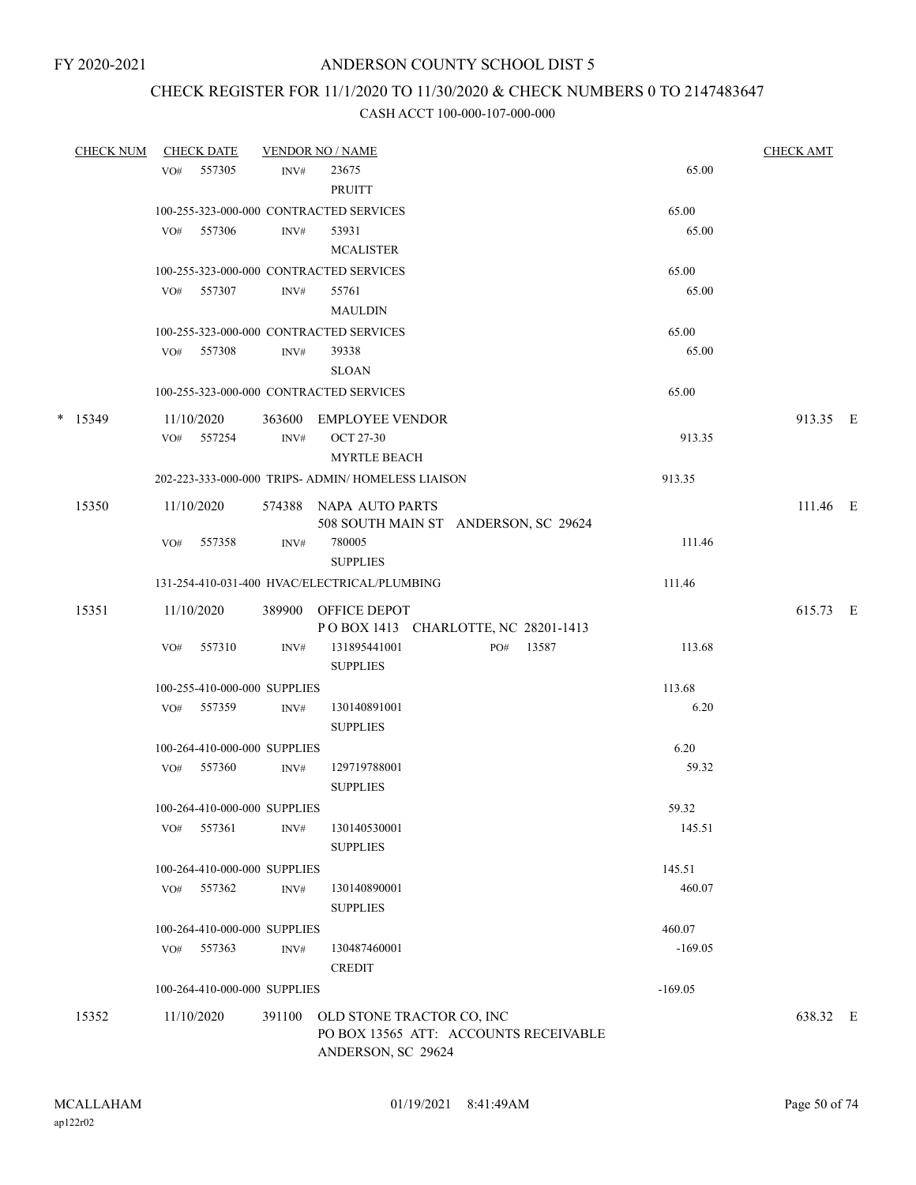FY 2020-2021

# ANDERSON COUNTY SCHOOL DIST 5

## CHECK REGISTER FOR 11/1/2020 TO 11/30/2020 & CHECK NUMBERS 0 TO 2147483647

### CASH ACCT 100-000-107-000-000

| CHECK NUM | CHECK DATE | VENDOR NO / NAME | | CHECK AMT |
|---|---|---|---|---|
| | VO# 557305 | INV# 23675 PRUITT | 65.00 | |
| | 100-255-323-000-000 CONTRACTED SERVICES | | 65.00 | |
| | VO# 557306 | INV# 53931 MCALISTER | 65.00 | |
| | 100-255-323-000-000 CONTRACTED SERVICES | | 65.00 | |
| | VO# 557307 | INV# 55761 MAULDIN | 65.00 | |
| | 100-255-323-000-000 CONTRACTED SERVICES | | 65.00 | |
| | VO# 557308 | INV# 39338 SLOAN | 65.00 | |
| | 100-255-323-000-000 CONTRACTED SERVICES | | 65.00 | |
| * 15349 | 11/10/2020 | 363600 EMPLOYEE VENDOR | | 913.35 E |
| | VO# 557254 | INV# OCT 27-30 MYRTLE BEACH | 913.35 | |
| | 202-223-333-000-000 TRIPS- ADMIN/ HOMELESS LIAISON | | 913.35 | |
| 15350 | 11/10/2020 | 574388 NAPA AUTO PARTS 508 SOUTH MAIN ST ANDERSON, SC 29624 | | 111.46 E |
| | VO# 557358 | INV# 780005 SUPPLIES | 111.46 | |
| | 131-254-410-031-400 HVAC/ELECTRICAL/PLUMBING | | 111.46 | |
| 15351 | 11/10/2020 | 389900 OFFICE DEPOT P O BOX 1413 CHARLOTTE, NC 28201-1413 | | 615.73 E |
| | VO# 557310 | INV# 131895441001 PO# 13587 SUPPLIES | 113.68 | |
| | 100-255-410-000-000 SUPPLIES | | 113.68 | |
| | VO# 557359 | INV# 130140891001 SUPPLIES | 6.20 | |
| | 100-264-410-000-000 SUPPLIES | | 6.20 | |
| | VO# 557360 | INV# 129719788001 SUPPLIES | 59.32 | |
| | 100-264-410-000-000 SUPPLIES | | 59.32 | |
| | VO# 557361 | INV# 130140530001 SUPPLIES | 145.51 | |
| | 100-264-410-000-000 SUPPLIES | | 145.51 | |
| | VO# 557362 | INV# 130140890001 SUPPLIES | 460.07 | |
| | 100-264-410-000-000 SUPPLIES | | 460.07 | |
| | VO# 557363 | INV# 130487460001 CREDIT | -169.05 | |
| | 100-264-410-000-000 SUPPLIES | | -169.05 | |
| 15352 | 11/10/2020 | 391100 OLD STONE TRACTOR CO, INC PO BOX 13565 ATT: ACCOUNTS RECEIVABLE ANDERSON, SC 29624 | | 638.32 E |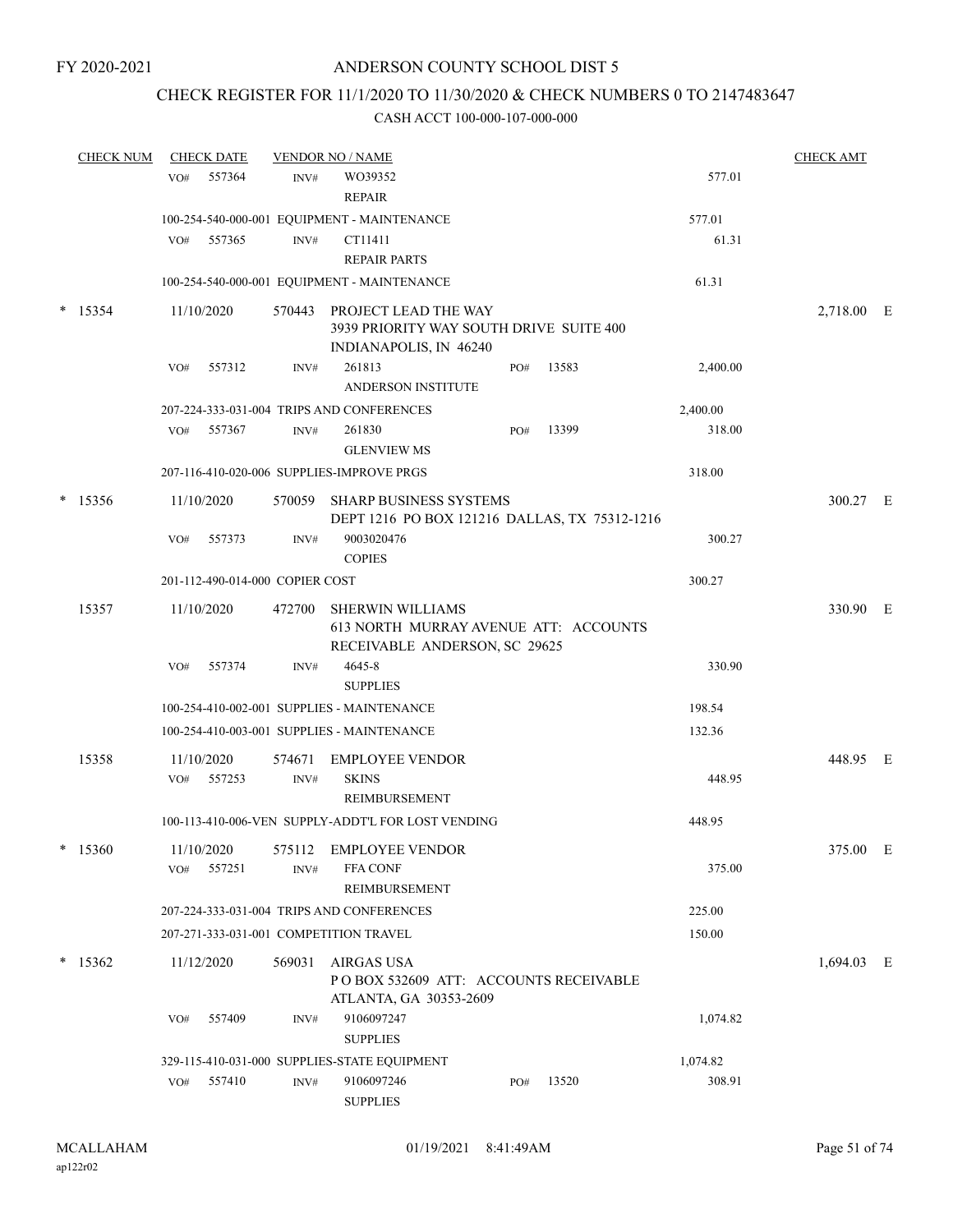FY 2020-2021

# ANDERSON COUNTY SCHOOL DIST 5

## CHECK REGISTER FOR 11/1/2020 TO 11/30/2020 & CHECK NUMBERS 0 TO 2147483647

### CASH ACCT 100-000-107-000-000

| CHECK NUM | CHECK DATE | VENDOR NO / NAME | | | CHECK AMT |
|---|---|---|---|---|---|
| | VO# 557364 | INV# WO39352 REPAIR | | 577.01 | |
| | | 100-254-540-000-001 EQUIPMENT - MAINTENANCE | | 577.01 | |
| | VO# 557365 | INV# CT11411 REPAIR PARTS | | 61.31 | |
| | | 100-254-540-000-001 EQUIPMENT - MAINTENANCE | | 61.31 | |
| * 15354 | 11/10/2020 | 570443 PROJECT LEAD THE WAY 3939 PRIORITY WAY SOUTH DRIVE SUITE 400 INDIANAPOLIS, IN 46240 | | | 2,718.00 E |
| | VO# 557312 | INV# 261813 ANDERSON INSTITUTE | PO# 13583 | 2,400.00 | |
| | | 207-224-333-031-004 TRIPS AND CONFERENCES | | 2,400.00 | |
| | VO# 557367 | INV# 261830 GLENVIEW MS | PO# 13399 | 318.00 | |
| | | 207-116-410-020-006 SUPPLIES-IMPROVE PRGS | | 318.00 | |
| * 15356 | 11/10/2020 | 570059 SHARP BUSINESS SYSTEMS DEPT 1216 PO BOX 121216 DALLAS, TX 75312-1216 | | | 300.27 E |
| | VO# 557373 | INV# 9003020476 COPIES | | 300.27 | |
| | | 201-112-490-014-000 COPIER COST | | 300.27 | |
| 15357 | 11/10/2020 | 472700 SHERWIN WILLIAMS 613 NORTH MURRAY AVENUE ATT: ACCOUNTS RECEIVABLE ANDERSON, SC 29625 | | | 330.90 E |
| | VO# 557374 | INV# 4645-8 SUPPLIES | | 330.90 | |
| | | 100-254-410-002-001 SUPPLIES - MAINTENANCE | | 198.54 | |
| | | 100-254-410-003-001 SUPPLIES - MAINTENANCE | | 132.36 | |
| 15358 | 11/10/2020 | 574671 EMPLOYEE VENDOR | | | 448.95 E |
| | VO# 557253 | INV# SKINS REIMBURSEMENT | | 448.95 | |
| | | 100-113-410-006-VEN SUPPLY-ADDT'L FOR LOST VENDING | | 448.95 | |
| * 15360 | 11/10/2020 | 575112 EMPLOYEE VENDOR | | | 375.00 E |
| | VO# 557251 | INV# FFA CONF REIMBURSEMENT | | 375.00 | |
| | | 207-224-333-031-004 TRIPS AND CONFERENCES | | 225.00 | |
| | | 207-271-333-031-001 COMPETITION TRAVEL | | 150.00 | |
| * 15362 | 11/12/2020 | 569031 AIRGAS USA P O BOX 532609 ATT: ACCOUNTS RECEIVABLE ATLANTA, GA 30353-2609 | | | 1,694.03 E |
| | VO# 557409 | INV# 9106097247 SUPPLIES | | 1,074.82 | |
| | | 329-115-410-031-000 SUPPLIES-STATE EQUIPMENT | | 1,074.82 | |
| | VO# 557410 | INV# 9106097246 SUPPLIES | PO# 13520 | 308.91 | |

MCALLAHAM
ap122r02

01/19/2021 8:41:49AM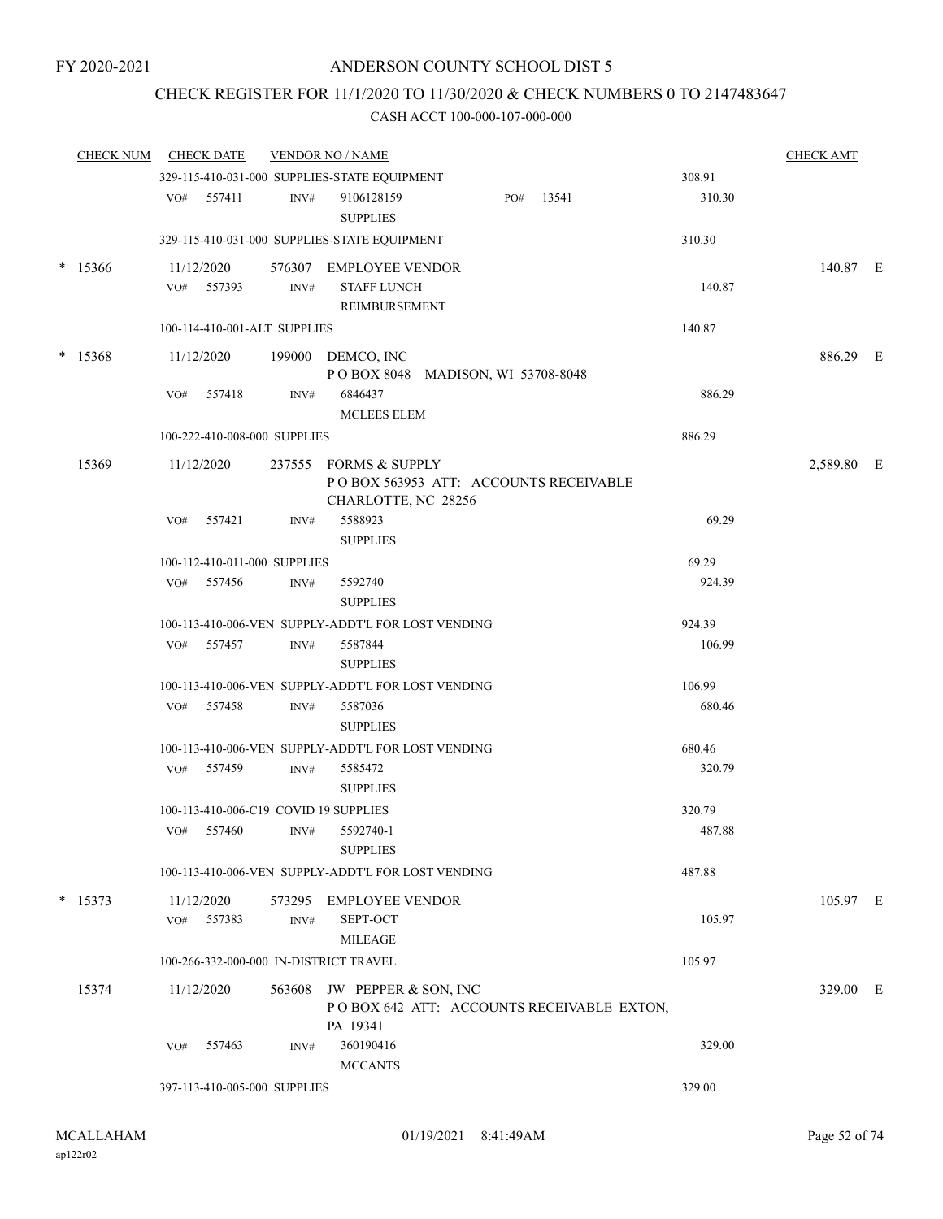FY 2020-2021

# ANDERSON COUNTY SCHOOL DIST 5

## CHECK REGISTER FOR 11/1/2020 TO 11/30/2020 & CHECK NUMBERS 0 TO 2147483647

### CASH ACCT 100-000-107-000-000

| CHECK NUM | CHECK DATE | VENDOR NO / NAME | | CHECK AMT |
|---|---|---|---|---|
| | 329-115-410-031-000 SUPPLIES-STATE EQUIPMENT | | 308.91 | |
| | VO# 557411 | INV# 9106128159 PO# 13541 SUPPLIES | 310.30 | |
| | 329-115-410-031-000 SUPPLIES-STATE EQUIPMENT | | 310.30 | |
| * 15366 | 11/12/2020 | 576307 EMPLOYEE VENDOR | | 140.87 E |
| | VO# 557393 | INV# STAFF LUNCH REIMBURSEMENT | 140.87 | |
| | 100-114-410-001-ALT SUPPLIES | | 140.87 | |
| * 15368 | 11/12/2020 | 199000 DEMCO, INC P O BOX 8048 MADISON, WI 53708-8048 | | 886.29 E |
| | VO# 557418 | INV# 6846437 MCLEES ELEM | 886.29 | |
| | 100-222-410-008-000 SUPPLIES | | 886.29 | |
| 15369 | 11/12/2020 | 237555 FORMS & SUPPLY P O BOX 563953 ATT: ACCOUNTS RECEIVABLE CHARLOTTE, NC 28256 | | 2,589.80 E |
| | VO# 557421 | INV# 5588923 SUPPLIES | 69.29 | |
| | 100-112-410-011-000 SUPPLIES | | 69.29 | |
| | VO# 557456 | INV# 5592740 SUPPLIES | 924.39 | |
| | 100-113-410-006-VEN SUPPLY-ADDT'L FOR LOST VENDING | | 924.39 | |
| | VO# 557457 | INV# 5587844 SUPPLIES | 106.99 | |
| | 100-113-410-006-VEN SUPPLY-ADDT'L FOR LOST VENDING | | 106.99 | |
| | VO# 557458 | INV# 5587036 SUPPLIES | 680.46 | |
| | 100-113-410-006-VEN SUPPLY-ADDT'L FOR LOST VENDING | | 680.46 | |
| | VO# 557459 | INV# 5585472 SUPPLIES | 320.79 | |
| | 100-113-410-006-C19 COVID 19 SUPPLIES | | 320.79 | |
| | VO# 557460 | INV# 5592740-1 SUPPLIES | 487.88 | |
| | 100-113-410-006-VEN SUPPLY-ADDT'L FOR LOST VENDING | | 487.88 | |
| * 15373 | 11/12/2020 | 573295 EMPLOYEE VENDOR | | 105.97 E |
| | VO# 557383 | INV# SEPT-OCT MILEAGE | 105.97 | |
| | 100-266-332-000-000 IN-DISTRICT TRAVEL | | 105.97 | |
| 15374 | 11/12/2020 | 563608 JW PEPPER & SON, INC P O BOX 642 ATT: ACCOUNTS RECEIVABLE EXTON, PA 19341 | | 329.00 E |
| | VO# 557463 | INV# 360190416 MCCANTS | 329.00 | |
| | 397-113-410-005-000 SUPPLIES | | 329.00 | |

MCALLAHAM ap122r02 01/19/2021 8:41:49AM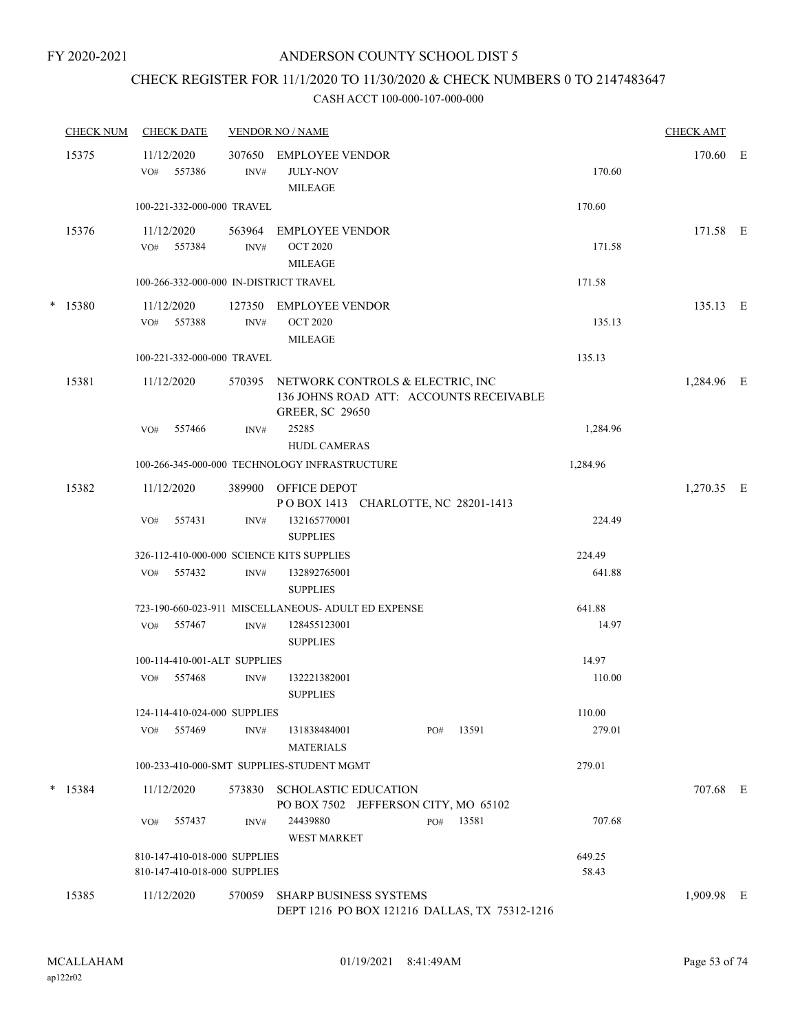FY 2020-2021

# ANDERSON COUNTY SCHOOL DIST 5

## CHECK REGISTER FOR 11/1/2020 TO 11/30/2020 & CHECK NUMBERS 0 TO 2147483647

### CASH ACCT 100-000-107-000-000

| CHECK NUM | CHECK DATE | VENDOR NO / NAME | | CHECK AMT | |
|---|---|---|---|---|---|
| 15375 | 11/12/2020 | 307650 EMPLOYEE VENDOR | | 170.60 | E |
| | VO# 557386 | INV# JULY-NOV MILEAGE | 170.60 | | |
| | 100-221-332-000-000 TRAVEL | | 170.60 | | |
| 15376 | 11/12/2020 | 563964 EMPLOYEE VENDOR | | 171.58 | E |
| | VO# 557384 | INV# OCT 2020 MILEAGE | 171.58 | | |
| | 100-266-332-000-000 IN-DISTRICT TRAVEL | | 171.58 | | |
| * 15380 | 11/12/2020 | 127350 EMPLOYEE VENDOR | | 135.13 | E |
| | VO# 557388 | INV# OCT 2020 MILEAGE | 135.13 | | |
| | 100-221-332-000-000 TRAVEL | | 135.13 | | |
| 15381 | 11/12/2020 | 570395 NETWORK CONTROLS & ELECTRIC, INC 136 JOHNS ROAD ATT: ACCOUNTS RECEIVABLE GREER, SC 29650 | | 1,284.96 | E |
| | VO# 557466 | INV# 25285 HUDL CAMERAS | 1,284.96 | | |
| | 100-266-345-000-000 TECHNOLOGY INFRASTRUCTURE | | 1,284.96 | | |
| 15382 | 11/12/2020 | 389900 OFFICE DEPOT P O BOX 1413 CHARLOTTE, NC 28201-1413 | | 1,270.35 | E |
| | VO# 557431 | INV# 132165770001 SUPPLIES | 224.49 | | |
| | 326-112-410-000-000 SCIENCE KITS SUPPLIES | | 224.49 | | |
| | VO# 557432 | INV# 132892765001 SUPPLIES | 641.88 | | |
| | 723-190-660-023-911 MISCELLANEOUS- ADULT ED EXPENSE | | 641.88 | | |
| | VO# 557467 | INV# 128455123001 SUPPLIES | 14.97 | | |
| | 100-114-410-001-ALT SUPPLIES | | 14.97 | | |
| | VO# 557468 | INV# 132221382001 SUPPLIES | 110.00 | | |
| | 124-114-410-024-000 SUPPLIES | | 110.00 | | |
| | VO# 557469 | INV# 131838484001 PO# 13591 MATERIALS | 279.01 | | |
| | 100-233-410-000-SMT SUPPLIES-STUDENT MGMT | | 279.01 | | |
| * 15384 | 11/12/2020 | 573830 SCHOLASTIC EDUCATION PO BOX 7502 JEFFERSON CITY, MO 65102 | | 707.68 | E |
| | VO# 557437 | INV# 24439880 PO# 13581 WEST MARKET | 707.68 | | |
| | 810-147-410-018-000 SUPPLIES | | 649.25 | | |
| | 810-147-410-018-000 SUPPLIES | | 58.43 | | |
| 15385 | 11/12/2020 | 570059 SHARP BUSINESS SYSTEMS DEPT 1216 PO BOX 121216 DALLAS, TX 75312-1216 | | 1,909.98 | E |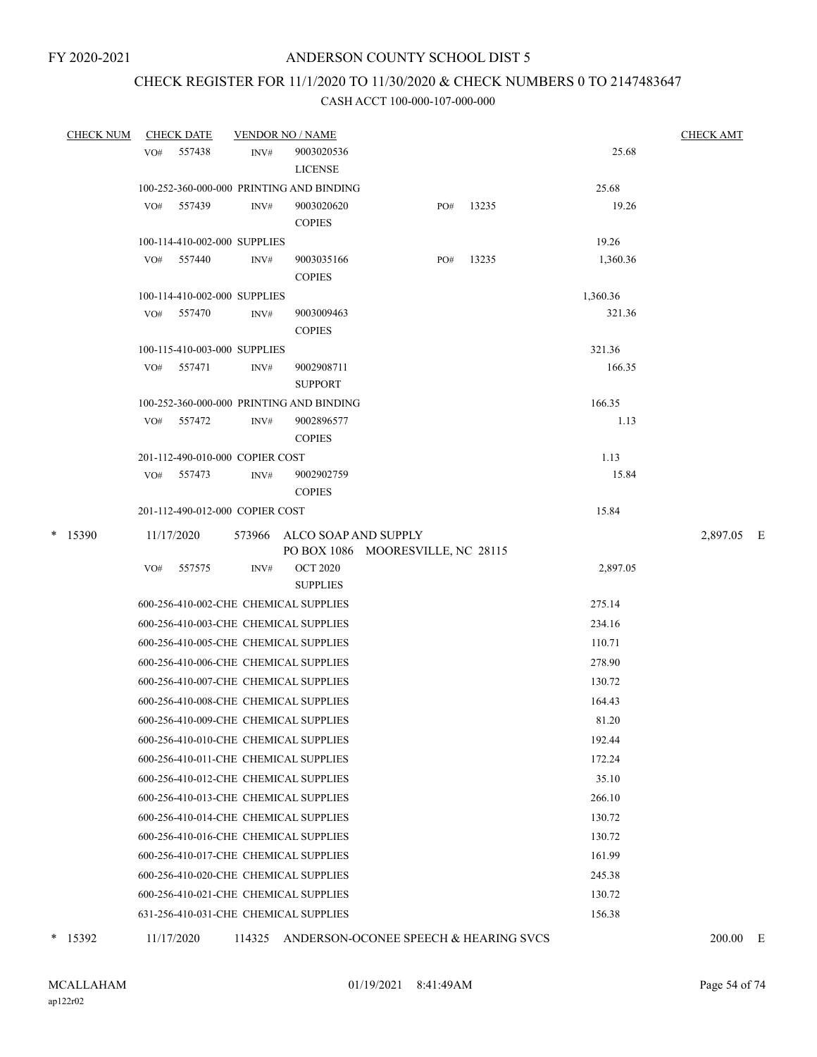FY 2020-2021

# ANDERSON COUNTY SCHOOL DIST 5

## CHECK REGISTER FOR 11/1/2020 TO 11/30/2020 & CHECK NUMBERS 0 TO 2147483647

### CASH ACCT 100-000-107-000-000

| CHECK NUM | CHECK DATE | VENDOR NO / NAME | | | CHECK AMT |
|---|---|---|---|---|---|
| | VO# 557438 | INV# 9003020536 LICENSE | | 25.68 | |
| | 100-252-360-000-000 PRINTING AND BINDING | | | 25.68 | |
| | VO# 557439 | INV# 9003020620 COPIES | PO# 13235 | 19.26 | |
| | 100-114-410-002-000 SUPPLIES | | | 19.26 | |
| | VO# 557440 | INV# 9003035166 COPIES | PO# 13235 | 1,360.36 | |
| | 100-114-410-002-000 SUPPLIES | | | 1,360.36 | |
| | VO# 557470 | INV# 9003009463 COPIES | | 321.36 | |
| | 100-115-410-003-000 SUPPLIES | | | 321.36 | |
| | VO# 557471 | INV# 9002908711 SUPPORT | | 166.35 | |
| | 100-252-360-000-000 PRINTING AND BINDING | | | 166.35 | |
| | VO# 557472 | INV# 9002896577 COPIES | | 1.13 | |
| | 201-112-490-010-000 COPIER COST | | | 1.13 | |
| | VO# 557473 | INV# 9002902759 COPIES | | 15.84 | |
| | 201-112-490-012-000 COPIER COST | | | 15.84 | |
| * 15390 | 11/17/2020 | 573966 ALCO SOAP AND SUPPLY PO BOX 1086 MOORESVILLE, NC 28115 | | | 2,897.05 E |
| | VO# 557575 | INV# OCT 2020 SUPPLIES | | 2,897.05 | |
| | 600-256-410-002-CHE CHEMICAL SUPPLIES | | | 275.14 | |
| | 600-256-410-003-CHE CHEMICAL SUPPLIES | | | 234.16 | |
| | 600-256-410-005-CHE CHEMICAL SUPPLIES | | | 110.71 | |
| | 600-256-410-006-CHE CHEMICAL SUPPLIES | | | 278.90 | |
| | 600-256-410-007-CHE CHEMICAL SUPPLIES | | | 130.72 | |
| | 600-256-410-008-CHE CHEMICAL SUPPLIES | | | 164.43 | |
| | 600-256-410-009-CHE CHEMICAL SUPPLIES | | | 81.20 | |
| | 600-256-410-010-CHE CHEMICAL SUPPLIES | | | 192.44 | |
| | 600-256-410-011-CHE CHEMICAL SUPPLIES | | | 172.24 | |
| | 600-256-410-012-CHE CHEMICAL SUPPLIES | | | 35.10 | |
| | 600-256-410-013-CHE CHEMICAL SUPPLIES | | | 266.10 | |
| | 600-256-410-014-CHE CHEMICAL SUPPLIES | | | 130.72 | |
| | 600-256-410-016-CHE CHEMICAL SUPPLIES | | | 130.72 | |
| | 600-256-410-017-CHE CHEMICAL SUPPLIES | | | 161.99 | |
| | 600-256-410-020-CHE CHEMICAL SUPPLIES | | | 245.38 | |
| | 600-256-410-021-CHE CHEMICAL SUPPLIES | | | 130.72 | |
| | 631-256-410-031-CHE CHEMICAL SUPPLIES | | | 156.38 | |
| * 15392 | 11/17/2020 | 114325 ANDERSON-OCONEE SPEECH & HEARING SVCS | | | 200.00 E |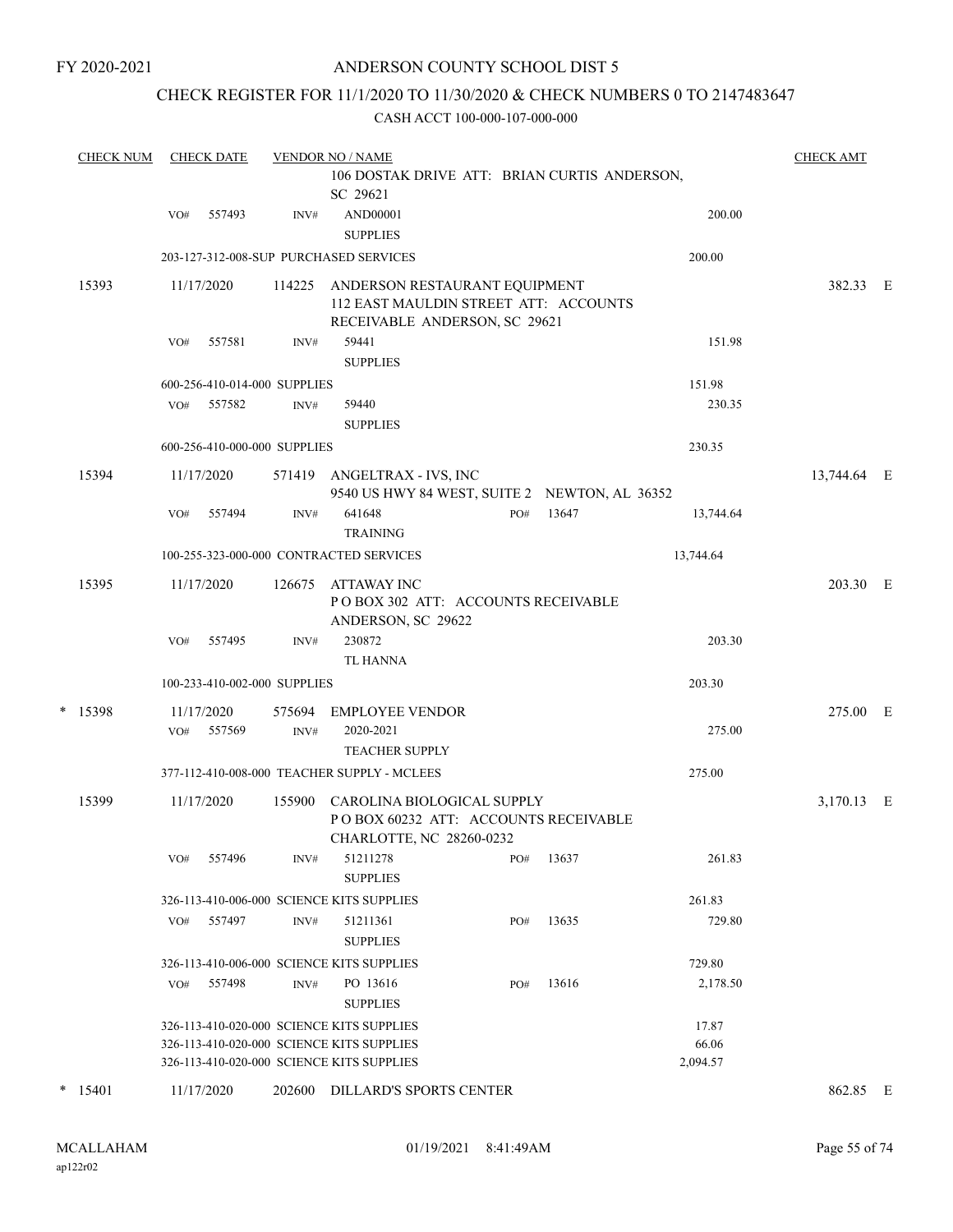FY 2020-2021

# ANDERSON COUNTY SCHOOL DIST 5

## CHECK REGISTER FOR 11/1/2020 TO 11/30/2020 & CHECK NUMBERS 0 TO 2147483647

CASH ACCT 100-000-107-000-000

| CHECK NUM | CHECK DATE | VENDOR NO / NAME | | | CHECK AMT | |
|---|---|---|---|---|---|---|
| | | 106 DOSTAK DRIVE ATT: BRIAN CURTIS ANDERSON, SC 29621 | | | | |
| | VO# 557493 | INV# AND00001 SUPPLIES | | 200.00 | | |
| | | 203-127-312-008-SUP PURCHASED SERVICES | | 200.00 | | |
| 15393 | 11/17/2020 | 114225 ANDERSON RESTAURANT EQUIPMENT 112 EAST MAULDIN STREET ATT: ACCOUNTS RECEIVABLE ANDERSON, SC 29621 | | | 382.33 | E |
| | VO# 557581 | INV# 59441 SUPPLIES | | 151.98 | | |
| | | 600-256-410-014-000 SUPPLIES | | 151.98 | | |
| | VO# 557582 | INV# 59440 SUPPLIES | | 230.35 | | |
| | | 600-256-410-000-000 SUPPLIES | | 230.35 | | |
| 15394 | 11/17/2020 | 571419 ANGELTRAX - IVS, INC 9540 US HWY 84 WEST, SUITE 2 NEWTON, AL 36352 | | | 13,744.64 | E |
| | VO# 557494 | INV# 641648 TRAINING | PO# 13647 | 13,744.64 | | |
| | | 100-255-323-000-000 CONTRACTED SERVICES | | 13,744.64 | | |
| 15395 | 11/17/2020 | 126675 ATTAWAY INC P O BOX 302 ATT: ACCOUNTS RECEIVABLE ANDERSON, SC 29622 | | | 203.30 | E |
| | VO# 557495 | INV# 230872 TL HANNA | | 203.30 | | |
| | | 100-233-410-002-000 SUPPLIES | | 203.30 | | |
| * 15398 | 11/17/2020 | 575694 EMPLOYEE VENDOR | | | 275.00 | E |
| | VO# 557569 | INV# 2020-2021 TEACHER SUPPLY | | 275.00 | | |
| | | 377-112-410-008-000 TEACHER SUPPLY - MCLEES | | 275.00 | | |
| 15399 | 11/17/2020 | 155900 CAROLINA BIOLOGICAL SUPPLY P O BOX 60232 ATT: ACCOUNTS RECEIVABLE CHARLOTTE, NC 28260-0232 | | | 3,170.13 | E |
| | VO# 557496 | INV# 51211278 SUPPLIES | PO# 13637 | 261.83 | | |
| | | 326-113-410-006-000 SCIENCE KITS SUPPLIES | | 261.83 | | |
| | VO# 557497 | INV# 51211361 SUPPLIES | PO# 13635 | 729.80 | | |
| | | 326-113-410-006-000 SCIENCE KITS SUPPLIES | | 729.80 | | |
| | VO# 557498 | INV# PO 13616 SUPPLIES | PO# 13616 | 2,178.50 | | |
| | | 326-113-410-020-000 SCIENCE KITS SUPPLIES | | 17.87 | | |
| | | 326-113-410-020-000 SCIENCE KITS SUPPLIES | | 66.06 | | |
| | | 326-113-410-020-000 SCIENCE KITS SUPPLIES | | 2,094.57 | | |
| * 15401 | 11/17/2020 | 202600 DILLARD'S SPORTS CENTER | | | 862.85 | E |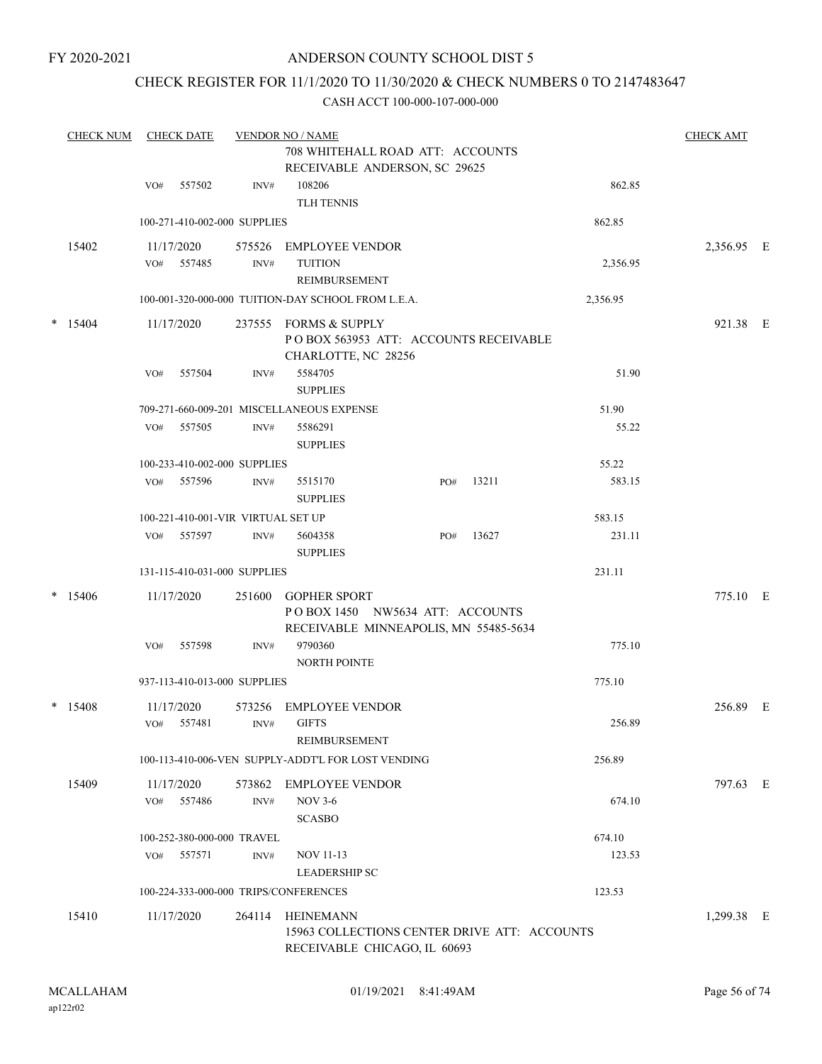FY 2020-2021

# ANDERSON COUNTY SCHOOL DIST 5

## CHECK REGISTER FOR 11/1/2020 TO 11/30/2020 & CHECK NUMBERS 0 TO 2147483647

CASH ACCT 100-000-107-000-000

| CHECK NUM | CHECK DATE | VENDOR NO / NAME | | CHECK AMT |
|---|---|---|---|---|
| | | 708 WHITEHALL ROAD ATT: ACCOUNTS RECEIVABLE ANDERSON, SC 29625 | | |
| | VO# 557502 | INV# 108206 TLH TENNIS | 862.85 | |
| | 100-271-410-002-000 SUPPLIES | | 862.85 | |
| 15402 | 11/17/2020 | 575526 EMPLOYEE VENDOR | | 2,356.95 E |
| | VO# 557485 | INV# TUITION REIMBURSEMENT | 2,356.95 | |
| | 100-001-320-000-000 TUITION-DAY SCHOOL FROM L.E.A. | | 2,356.95 | |
| * 15404 | 11/17/2020 | 237555 FORMS & SUPPLY P O BOX 563953 ATT: ACCOUNTS RECEIVABLE CHARLOTTE, NC 28256 | | 921.38 E |
| | VO# 557504 | INV# 5584705 SUPPLIES | 51.90 | |
| | 709-271-660-009-201 MISCELLANEOUS EXPENSE | | 51.90 | |
| | VO# 557505 | INV# 5586291 SUPPLIES | 55.22 | |
| | 100-233-410-002-000 SUPPLIES | | 55.22 | |
| | VO# 557596 | INV# 5515170 SUPPLIES PO# 13211 | 583.15 | |
| | 100-221-410-001-VIR VIRTUAL SET UP | | 583.15 | |
| | VO# 557597 | INV# 5604358 SUPPLIES PO# 13627 | 231.11 | |
| | 131-115-410-031-000 SUPPLIES | | 231.11 | |
| * 15406 | 11/17/2020 | 251600 GOPHER SPORT P O BOX 1450 NW5634 ATT: ACCOUNTS RECEIVABLE MINNEAPOLIS, MN 55485-5634 | | 775.10 E |
| | VO# 557598 | INV# 9790360 NORTH POINTE | 775.10 | |
| | 937-113-410-013-000 SUPPLIES | | 775.10 | |
| * 15408 | 11/17/2020 | 573256 EMPLOYEE VENDOR | | 256.89 E |
| | VO# 557481 | INV# GIFTS REIMBURSEMENT | 256.89 | |
| | 100-113-410-006-VEN SUPPLY-ADDT'L FOR LOST VENDING | | 256.89 | |
| 15409 | 11/17/2020 | 573862 EMPLOYEE VENDOR | | 797.63 E |
| | VO# 557486 | INV# NOV 3-6 SCASBO | 674.10 | |
| | 100-252-380-000-000 TRAVEL | | 674.10 | |
| | VO# 557571 | INV# NOV 11-13 LEADERSHIP SC | 123.53 | |
| | 100-224-333-000-000 TRIPS/CONFERENCES | | 123.53 | |
| 15410 | 11/17/2020 | 264114 HEINEMANN 15963 COLLECTIONS CENTER DRIVE ATT: ACCOUNTS RECEIVABLE CHICAGO, IL 60693 | | 1,299.38 E |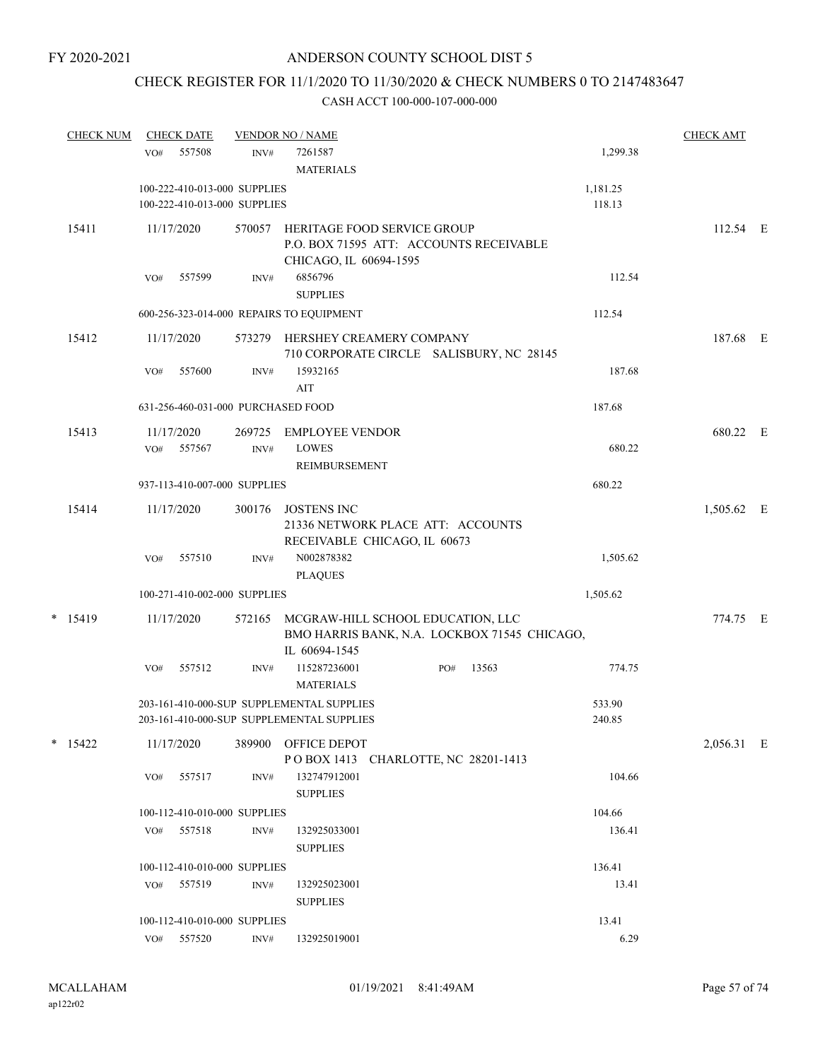FY 2020-2021

# ANDERSON COUNTY SCHOOL DIST 5

## CHECK REGISTER FOR 11/1/2020 TO 11/30/2020 & CHECK NUMBERS 0 TO 2147483647

### CASH ACCT 100-000-107-000-000

| CHECK NUM | CHECK DATE | VENDOR NO / NAME | | CHECK AMT | |
|---|---|---|---|---|---|
| | VO# 557508 | INV# 7261587 MATERIALS | 1,299.38 | | |
| | 100-222-410-013-000 SUPPLIES | | 1,181.25 | | |
| | 100-222-410-013-000 SUPPLIES | | 118.13 | | |
| 15411 | 11/17/2020 | 570057 HERITAGE FOOD SERVICE GROUP P.O. BOX 71595 ATT: ACCOUNTS RECEIVABLE CHICAGO, IL 60694-1595 | | 112.54 | E |
| | VO# 557599 | INV# 6856796 SUPPLIES | 112.54 | | |
| | 600-256-323-014-000 REPAIRS TO EQUIPMENT | | 112.54 | | |
| 15412 | 11/17/2020 | 573279 HERSHEY CREAMERY COMPANY 710 CORPORATE CIRCLE SALISBURY, NC 28145 | | 187.68 | E |
| | VO# 557600 | INV# 15932165 AIT | 187.68 | | |
| | 631-256-460-031-000 PURCHASED FOOD | | 187.68 | | |
| 15413 | 11/17/2020 | 269725 EMPLOYEE VENDOR | | 680.22 | E |
| | VO# 557567 | INV# LOWES REIMBURSEMENT | 680.22 | | |
| | 937-113-410-007-000 SUPPLIES | | 680.22 | | |
| 15414 | 11/17/2020 | 300176 JOSTENS INC 21336 NETWORK PLACE ATT: ACCOUNTS RECEIVABLE CHICAGO, IL 60673 | | 1,505.62 | E |
| | VO# 557510 | INV# N002878382 PLAQUES | 1,505.62 | | |
| | 100-271-410-002-000 SUPPLIES | | 1,505.62 | | |
| * 15419 | 11/17/2020 | 572165 MCGRAW-HILL SCHOOL EDUCATION, LLC BMO HARRIS BANK, N.A. LOCKBOX 71545 CHICAGO, IL 60694-1545 | | 774.75 | E |
| | VO# 557512 | INV# 115287236001 PO# 13563 MATERIALS | 774.75 | | |
| | 203-161-410-000-SUP SUPPLEMENTAL SUPPLIES | | 533.90 | | |
| | 203-161-410-000-SUP SUPPLEMENTAL SUPPLIES | | 240.85 | | |
| * 15422 | 11/17/2020 | 389900 OFFICE DEPOT P O BOX 1413 CHARLOTTE, NC 28201-1413 | | 2,056.31 | E |
| | VO# 557517 | INV# 132747912001 SUPPLIES | 104.66 | | |
| | 100-112-410-010-000 SUPPLIES | | 104.66 | | |
| | VO# 557518 | INV# 132925033001 SUPPLIES | 136.41 | | |
| | 100-112-410-010-000 SUPPLIES | | 136.41 | | |
| | VO# 557519 | INV# 132925023001 SUPPLIES | 13.41 | | |
| | 100-112-410-010-000 SUPPLIES | | 13.41 | | |
| | VO# 557520 | INV# 132925019001 | 6.29 | | |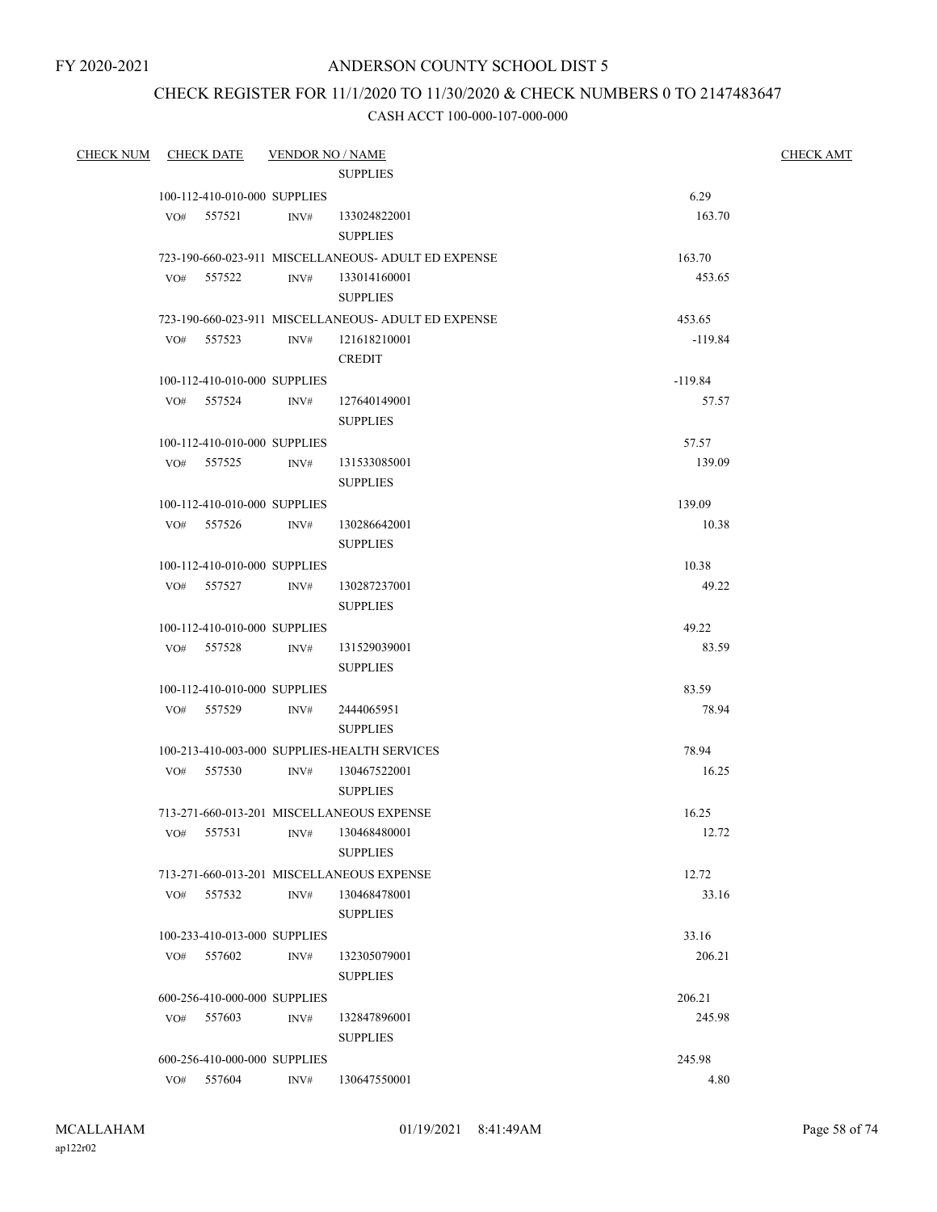FY 2020-2021

# ANDERSON COUNTY SCHOOL DIST 5

## CHECK REGISTER FOR 11/1/2020 TO 11/30/2020 & CHECK NUMBERS 0 TO 2147483647

### CASH ACCT 100-000-107-000-000

| CHECK NUM | CHECK DATE | VENDOR NO / NAME | | CHECK AMT |
|---|---|---|---|---|
| | | SUPPLIES | | |
| | 100-112-410-010-000 SUPPLIES | | 6.29 | |
| | VO# 557521 | INV# 133024822001 SUPPLIES | 163.70 | |
| | 723-190-660-023-911 MISCELLANEOUS- ADULT ED EXPENSE | | 163.70 | |
| | VO# 557522 | INV# 133014160001 SUPPLIES | 453.65 | |
| | 723-190-660-023-911 MISCELLANEOUS- ADULT ED EXPENSE | | 453.65 | |
| | VO# 557523 | INV# 121618210001 CREDIT | -119.84 | |
| | 100-112-410-010-000 SUPPLIES | | -119.84 | |
| | VO# 557524 | INV# 127640149001 SUPPLIES | 57.57 | |
| | 100-112-410-010-000 SUPPLIES | | 57.57 | |
| | VO# 557525 | INV# 131533085001 SUPPLIES | 139.09 | |
| | 100-112-410-010-000 SUPPLIES | | 139.09 | |
| | VO# 557526 | INV# 130286642001 SUPPLIES | 10.38 | |
| | 100-112-410-010-000 SUPPLIES | | 10.38 | |
| | VO# 557527 | INV# 130287237001 SUPPLIES | 49.22 | |
| | 100-112-410-010-000 SUPPLIES | | 49.22 | |
| | VO# 557528 | INV# 131529039001 SUPPLIES | 83.59 | |
| | 100-112-410-010-000 SUPPLIES | | 83.59 | |
| | VO# 557529 | INV# 2444065951 SUPPLIES | 78.94 | |
| | 100-213-410-003-000 SUPPLIES-HEALTH SERVICES | | 78.94 | |
| | VO# 557530 | INV# 130467522001 SUPPLIES | 16.25 | |
| | 713-271-660-013-201 MISCELLANEOUS EXPENSE | | 16.25 | |
| | VO# 557531 | INV# 130468480001 SUPPLIES | 12.72 | |
| | 713-271-660-013-201 MISCELLANEOUS EXPENSE | | 12.72 | |
| | VO# 557532 | INV# 130468478001 SUPPLIES | 33.16 | |
| | 100-233-410-013-000 SUPPLIES | | 33.16 | |
| | VO# 557602 | INV# 132305079001 SUPPLIES | 206.21 | |
| | 600-256-410-000-000 SUPPLIES | | 206.21 | |
| | VO# 557603 | INV# 132847896001 SUPPLIES | 245.98 | |
| | 600-256-410-000-000 SUPPLIES | | 245.98 | |
| | VO# 557604 | INV# 130647550001 | 4.80 | |

MCALLAHAM
ap122r02

01/19/2021 8:41:49AM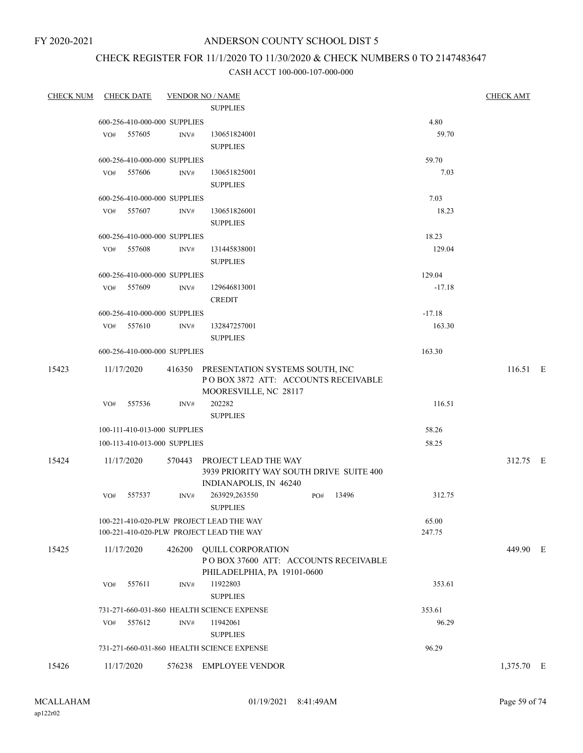FY 2020-2021

# ANDERSON COUNTY SCHOOL DIST 5

## CHECK REGISTER FOR 11/1/2020 TO 11/30/2020 & CHECK NUMBERS 0 TO 2147483647

### CASH ACCT 100-000-107-000-000

| CHECK NUM | CHECK DATE | VENDOR NO / NAME | | CHECK AMT |
|---|---|---|---|---|
| | | SUPPLIES | | |
| | 600-256-410-000-000 SUPPLIES | | 4.80 | |
| | VO# 557605 | INV# 130651824001 SUPPLIES | 59.70 | |
| | 600-256-410-000-000 SUPPLIES | | 59.70 | |
| | VO# 557606 | INV# 130651825001 SUPPLIES | 7.03 | |
| | 600-256-410-000-000 SUPPLIES | | 7.03 | |
| | VO# 557607 | INV# 130651826001 SUPPLIES | 18.23 | |
| | 600-256-410-000-000 SUPPLIES | | 18.23 | |
| | VO# 557608 | INV# 131445838001 SUPPLIES | 129.04 | |
| | 600-256-410-000-000 SUPPLIES | | 129.04 | |
| | VO# 557609 | INV# 129646813001 CREDIT | -17.18 | |
| | 600-256-410-000-000 SUPPLIES | | -17.18 | |
| | VO# 557610 | INV# 132847257001 SUPPLIES | 163.30 | |
| | 600-256-410-000-000 SUPPLIES | | 163.30 | |
| 15423 | 11/17/2020 | 416350 PRESENTATION SYSTEMS SOUTH, INC P O BOX 3872 ATT: ACCOUNTS RECEIVABLE MOORESVILLE, NC 28117 | | 116.51 E |
| | VO# 557536 | INV# 202282 SUPPLIES | 116.51 | |
| | 100-111-410-013-000 SUPPLIES | | 58.26 | |
| | 100-113-410-013-000 SUPPLIES | | 58.25 | |
| 15424 | 11/17/2020 | 570443 PROJECT LEAD THE WAY 3939 PRIORITY WAY SOUTH DRIVE SUITE 400 INDIANAPOLIS, IN 46240 | | 312.75 E |
| | VO# 557537 | INV# 263929,263550 PO# 13496 SUPPLIES | 312.75 | |
| | 100-221-410-020-PLW PROJECT LEAD THE WAY | | 65.00 | |
| | 100-221-410-020-PLW PROJECT LEAD THE WAY | | 247.75 | |
| 15425 | 11/17/2020 | 426200 QUILL CORPORATION P O BOX 37600 ATT: ACCOUNTS RECEIVABLE PHILADELPHIA, PA 19101-0600 | | 449.90 E |
| | VO# 557611 | INV# 11922803 SUPPLIES | 353.61 | |
| | 731-271-660-031-860 HEALTH SCIENCE EXPENSE | | 353.61 | |
| | VO# 557612 | INV# 11942061 SUPPLIES | 96.29 | |
| | 731-271-660-031-860 HEALTH SCIENCE EXPENSE | | 96.29 | |
| 15426 | 11/17/2020 | 576238 EMPLOYEE VENDOR | | 1,375.70 E |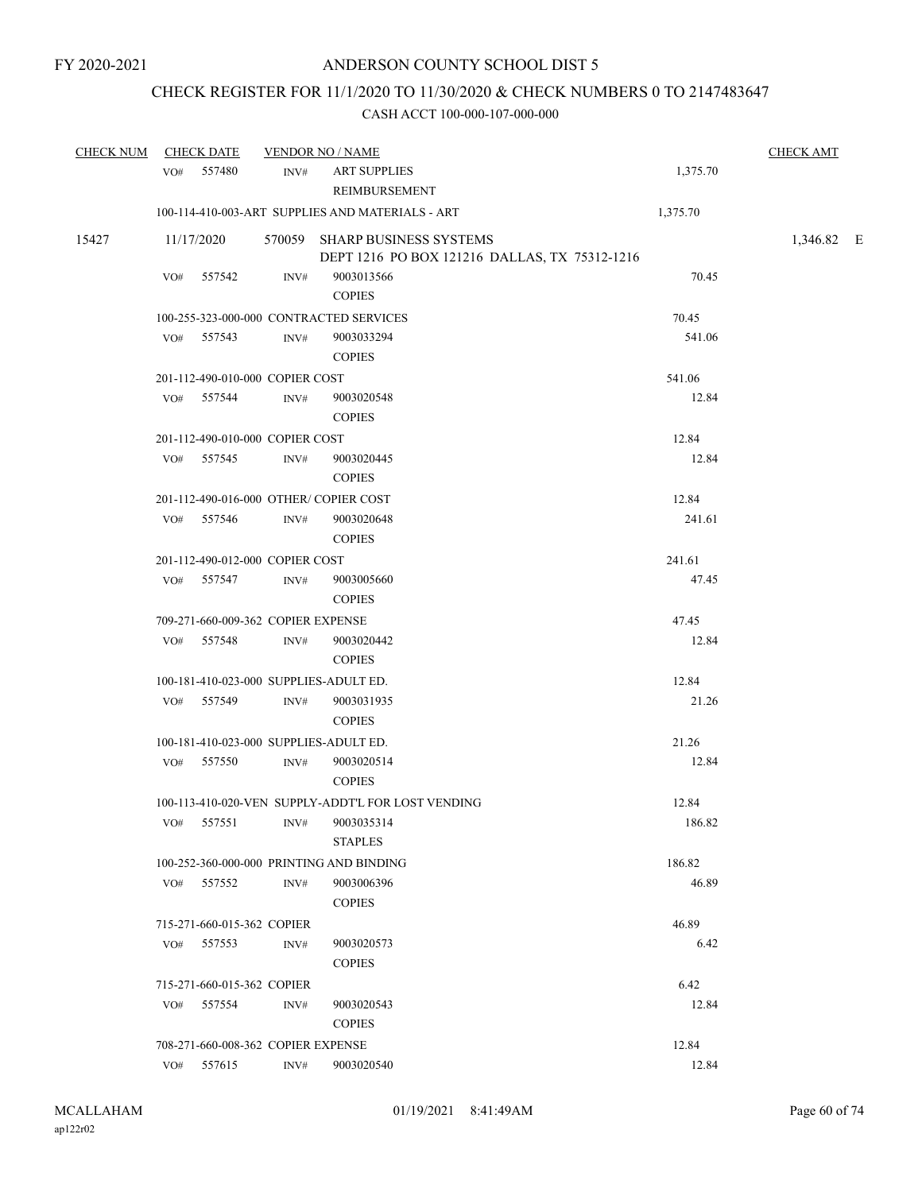FY 2020-2021

# ANDERSON COUNTY SCHOOL DIST 5

## CHECK REGISTER FOR 11/1/2020 TO 11/30/2020 & CHECK NUMBERS 0 TO 2147483647

### CASH ACCT 100-000-107-000-000

| CHECK NUM | CHECK DATE | VENDOR NO / NAME | | CHECK AMT |
|---|---|---|---|---|
| | VO# 557480 | INV# ART SUPPLIES REIMBURSEMENT | 1,375.70 | |
| | 100-114-410-003-ART SUPPLIES AND MATERIALS - ART | | 1,375.70 | |
| 15427 | 11/17/2020 | 570059 SHARP BUSINESS SYSTEMS DEPT 1216 PO BOX 121216 DALLAS, TX 75312-1216 | | 1,346.82 E |
| | VO# 557542 | INV# 9003013566 COPIES | 70.45 | |
| | 100-255-323-000-000 CONTRACTED SERVICES | | 70.45 | |
| | VO# 557543 | INV# 9003033294 COPIES | 541.06 | |
| | 201-112-490-010-000 COPIER COST | | 541.06 | |
| | VO# 557544 | INV# 9003020548 COPIES | 12.84 | |
| | 201-112-490-010-000 COPIER COST | | 12.84 | |
| | VO# 557545 | INV# 9003020445 COPIES | 12.84 | |
| | 201-112-490-016-000 OTHER/ COPIER COST | | 12.84 | |
| | VO# 557546 | INV# 9003020648 COPIES | 241.61 | |
| | 201-112-490-012-000 COPIER COST | | 241.61 | |
| | VO# 557547 | INV# 9003005660 COPIES | 47.45 | |
| | 709-271-660-009-362 COPIER EXPENSE | | 47.45 | |
| | VO# 557548 | INV# 9003020442 COPIES | 12.84 | |
| | 100-181-410-023-000 SUPPLIES-ADULT ED. | | 12.84 | |
| | VO# 557549 | INV# 9003031935 COPIES | 21.26 | |
| | 100-181-410-023-000 SUPPLIES-ADULT ED. | | 21.26 | |
| | VO# 557550 | INV# 9003020514 COPIES | 12.84 | |
| | 100-113-410-020-VEN SUPPLY-ADDT'L FOR LOST VENDING | | 12.84 | |
| | VO# 557551 | INV# 9003035314 STAPLES | 186.82 | |
| | 100-252-360-000-000 PRINTING AND BINDING | | 186.82 | |
| | VO# 557552 | INV# 9003006396 COPIES | 46.89 | |
| | 715-271-660-015-362 COPIER | | 46.89 | |
| | VO# 557553 | INV# 9003020573 COPIES | 6.42 | |
| | 715-271-660-015-362 COPIER | | 6.42 | |
| | VO# 557554 | INV# 9003020543 COPIES | 12.84 | |
| | 708-271-660-008-362 COPIER EXPENSE | | 12.84 | |
| | VO# 557615 | INV# 9003020540 | 12.84 | |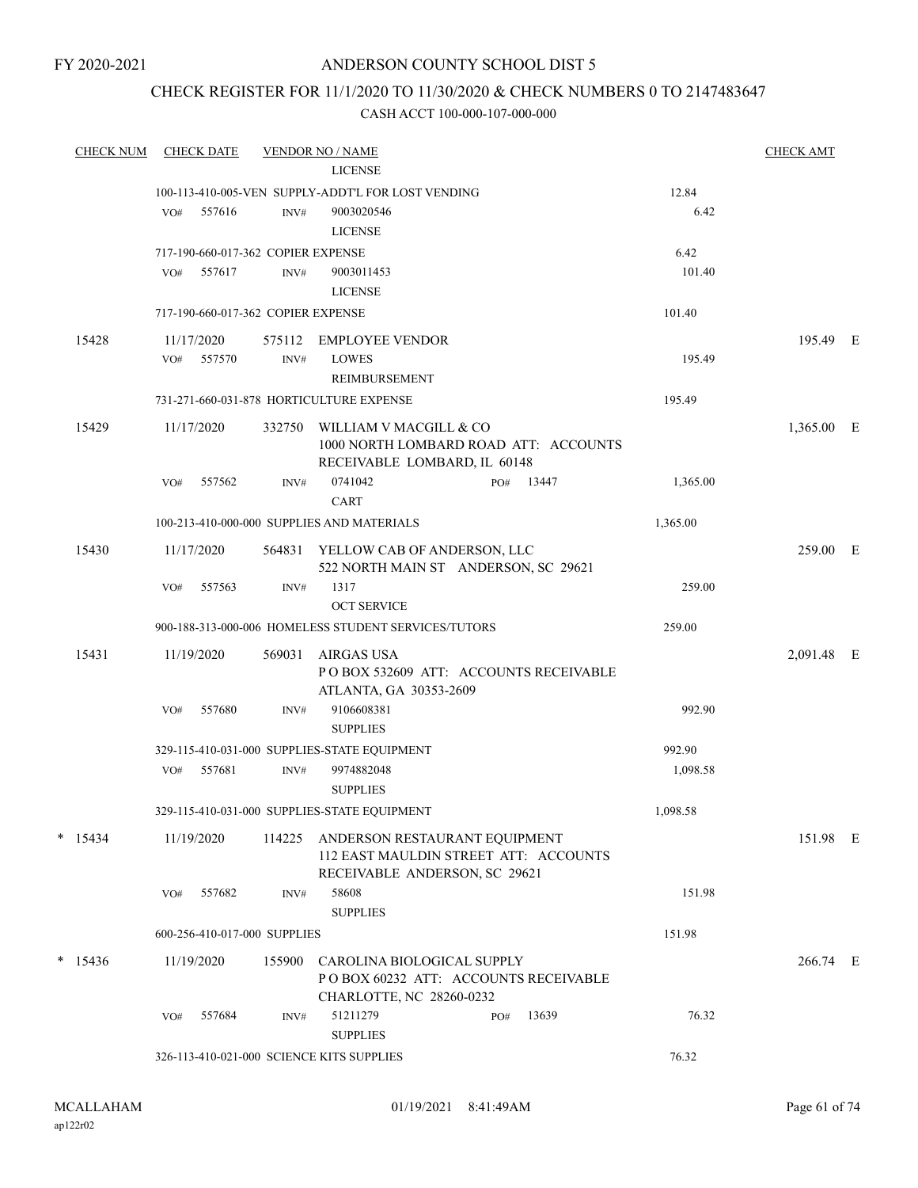FY 2020-2021

# ANDERSON COUNTY SCHOOL DIST 5

## CHECK REGISTER FOR 11/1/2020 TO 11/30/2020 & CHECK NUMBERS 0 TO 2147483647

### CASH ACCT 100-000-107-000-000

| CHECK NUM | CHECK DATE | VENDOR NO / NAME | | CHECK AMT | |
|---|---|---|---|---|---|
| | | LICENSE | | | |
| | | 100-113-410-005-VEN SUPPLY-ADDT'L FOR LOST VENDING | 12.84 | | |
| | VO# 557616 | INV# 9003020546<br>LICENSE | 6.42 | | |
| | | 717-190-660-017-362 COPIER EXPENSE | 6.42 | | |
| | VO# 557617 | INV# 9003011453<br>LICENSE | 101.40 | | |
| | | 717-190-660-017-362 COPIER EXPENSE | 101.40 | | |
| 15428 | 11/17/2020 | 575112 EMPLOYEE VENDOR | | 195.49 | E |
| | VO# 557570 | INV# LOWES<br>REIMBURSEMENT | 195.49 | | |
| | | 731-271-660-031-878 HORTICULTURE EXPENSE | 195.49 | | |
| 15429 | 11/17/2020 | 332750 WILLIAM V MACGILL & CO<br>1000 NORTH LOMBARD ROAD ATT: ACCOUNTS RECEIVABLE LOMBARD, IL 60148 | | 1,365.00 | E |
| | VO# 557562 | INV# 0741042 PO# 13447<br>CART | 1,365.00 | | |
| | | 100-213-410-000-000 SUPPLIES AND MATERIALS | 1,365.00 | | |
| 15430 | 11/17/2020 | 564831 YELLOW CAB OF ANDERSON, LLC<br>522 NORTH MAIN ST ANDERSON, SC 29621 | | 259.00 | E |
| | VO# 557563 | INV# 1317<br>OCT SERVICE | 259.00 | | |
| | | 900-188-313-000-006 HOMELESS STUDENT SERVICES/TUTORS | 259.00 | | |
| 15431 | 11/19/2020 | 569031 AIRGAS USA<br>P O BOX 532609 ATT: ACCOUNTS RECEIVABLE ATLANTA, GA 30353-2609 | | 2,091.48 | E |
| | VO# 557680 | INV# 9106608381<br>SUPPLIES | 992.90 | | |
| | | 329-115-410-031-000 SUPPLIES-STATE EQUIPMENT | 992.90 | | |
| | VO# 557681 | INV# 9974882048<br>SUPPLIES | 1,098.58 | | |
| | | 329-115-410-031-000 SUPPLIES-STATE EQUIPMENT | 1,098.58 | | |
| * 15434 | 11/19/2020 | 114225 ANDERSON RESTAURANT EQUIPMENT<br>112 EAST MAULDIN STREET ATT: ACCOUNTS RECEIVABLE ANDERSON, SC 29621 | | 151.98 | E |
| | VO# 557682 | INV# 58608<br>SUPPLIES | 151.98 | | |
| | | 600-256-410-017-000 SUPPLIES | 151.98 | | |
| * 15436 | 11/19/2020 | 155900 CAROLINA BIOLOGICAL SUPPLY<br>P O BOX 60232 ATT: ACCOUNTS RECEIVABLE CHARLOTTE, NC 28260-0232 | | 266.74 | E |
| | VO# 557684 | INV# 51211279 PO# 13639<br>SUPPLIES | 76.32 | | |
| | | 326-113-410-021-000 SCIENCE KITS SUPPLIES | 76.32 | | |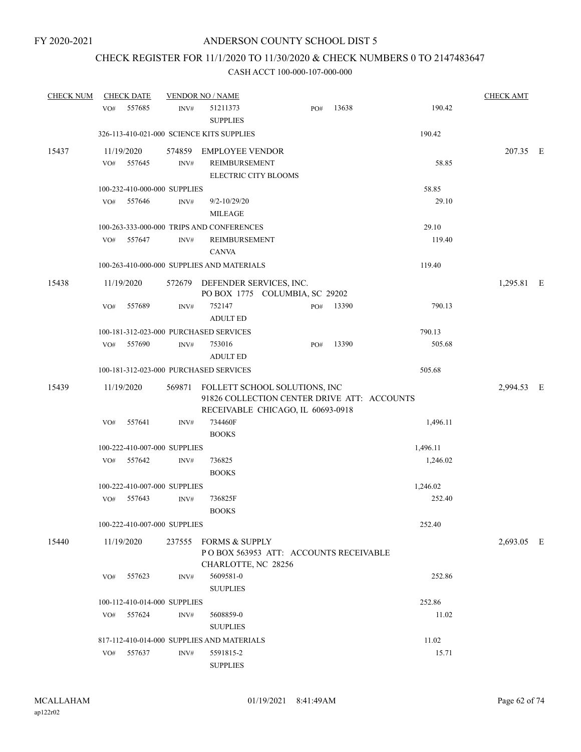FY 2020-2021

# ANDERSON COUNTY SCHOOL DIST 5

## CHECK REGISTER FOR 11/1/2020 TO 11/30/2020 & CHECK NUMBERS 0 TO 2147483647

### CASH ACCT 100-000-107-000-000

| CHECK NUM | CHECK DATE | VENDOR NO / NAME | | | CHECK AMT |
|---|---|---|---|---|---|
| | VO# 557685 | INV# 51211373 SUPPLIES | PO# 13638 | 190.42 | |
| | 326-113-410-021-000 SCIENCE KITS SUPPLIES | | | 190.42 | |
| 15437 | 11/19/2020 | 574859 EMPLOYEE VENDOR | | | 207.35 E |
| | VO# 557645 | INV# REIMBURSEMENT ELECTRIC CITY BLOOMS | | 58.85 | |
| | 100-232-410-000-000 SUPPLIES | | | 58.85 | |
| | VO# 557646 | INV# 9/2-10/29/20 MILEAGE | | 29.10 | |
| | 100-263-333-000-000 TRIPS AND CONFERENCES | | | 29.10 | |
| | VO# 557647 | INV# REIMBURSEMENT CANVA | | 119.40 | |
| | 100-263-410-000-000 SUPPLIES AND MATERIALS | | | 119.40 | |
| 15438 | 11/19/2020 | 572679 DEFENDER SERVICES, INC. PO BOX 1775 COLUMBIA, SC 29202 | | | 1,295.81 E |
| | VO# 557689 | INV# 752147 ADULT ED | PO# 13390 | 790.13 | |
| | 100-181-312-023-000 PURCHASED SERVICES | | | 790.13 | |
| | VO# 557690 | INV# 753016 ADULT ED | PO# 13390 | 505.68 | |
| | 100-181-312-023-000 PURCHASED SERVICES | | | 505.68 | |
| 15439 | 11/19/2020 | 569871 FOLLETT SCHOOL SOLUTIONS, INC 91826 COLLECTION CENTER DRIVE ATT: ACCOUNTS RECEIVABLE CHICAGO, IL 60693-0918 | | | 2,994.53 E |
| | VO# 557641 | INV# 734460F BOOKS | | 1,496.11 | |
| | 100-222-410-007-000 SUPPLIES | | | 1,496.11 | |
| | VO# 557642 | INV# 736825 BOOKS | | 1,246.02 | |
| | 100-222-410-007-000 SUPPLIES | | | 1,246.02 | |
| | VO# 557643 | INV# 736825F BOOKS | | 252.40 | |
| | 100-222-410-007-000 SUPPLIES | | | 252.40 | |
| 15440 | 11/19/2020 | 237555 FORMS & SUPPLY P O BOX 563953 ATT: ACCOUNTS RECEIVABLE CHARLOTTE, NC 28256 | | | 2,693.05 E |
| | VO# 557623 | INV# 5609581-0 SUUPLIES | | 252.86 | |
| | 100-112-410-014-000 SUPPLIES | | | 252.86 | |
| | VO# 557624 | INV# 5608859-0 SUUPLIES | | 11.02 | |
| | 817-112-410-014-000 SUPPLIES AND MATERIALS | | | 11.02 | |
| | VO# 557637 | INV# 5591815-2 SUPPLIES | | 15.71 | |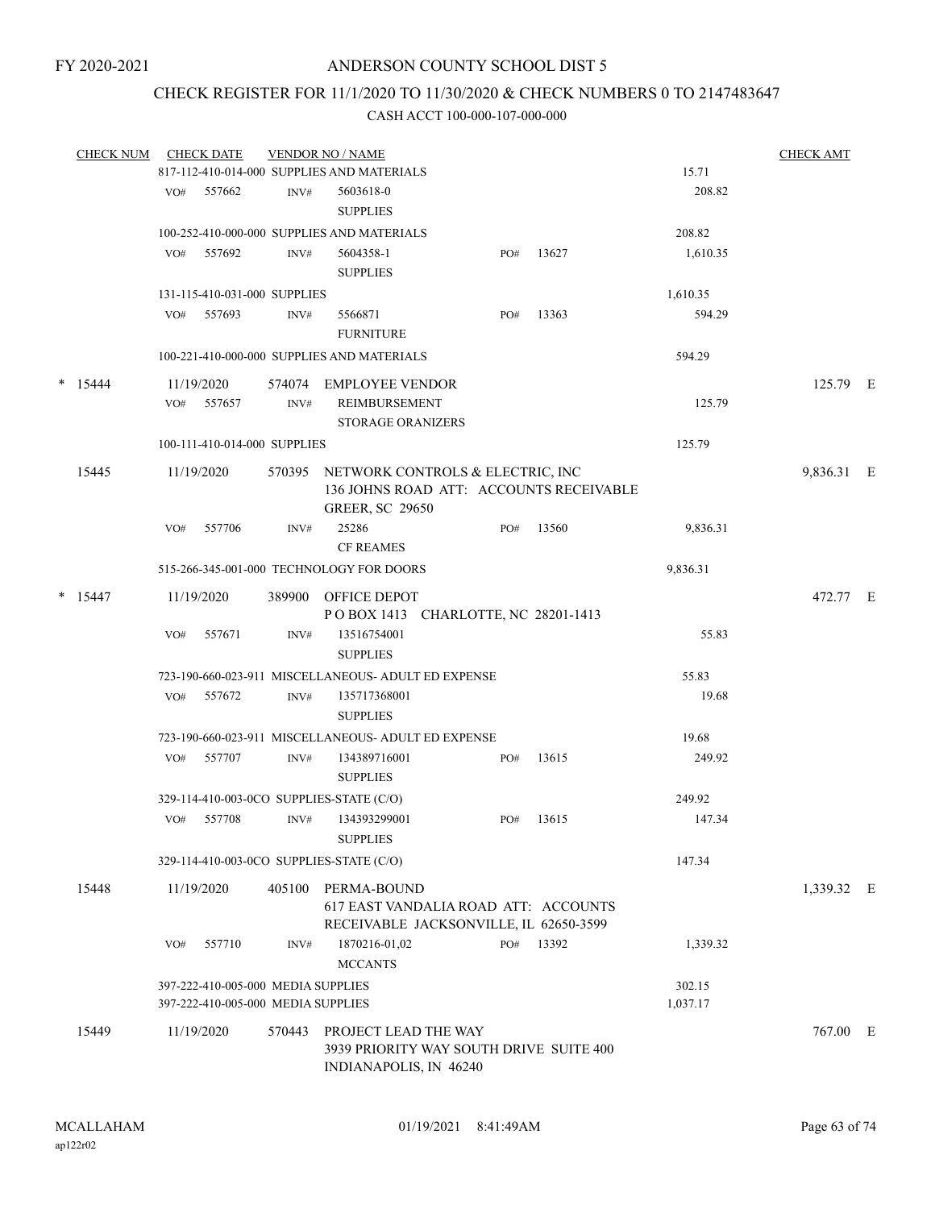FY 2020-2021

# ANDERSON COUNTY SCHOOL DIST 5

## CHECK REGISTER FOR 11/1/2020 TO 11/30/2020 & CHECK NUMBERS 0 TO 2147483647

### CASH ACCT 100-000-107-000-000

| CHECK NUM | CHECK DATE | VENDOR NO / NAME | | | | CHECK AMT | |
|---|---|---|---|---|---|---|---|
| | 817-112-410-014-000 SUPPLIES AND MATERIALS | | | | 15.71 | | |
| | VO# 557662 | INV# 5603618-0 SUPPLIES | | | 208.82 | | |
| | 100-252-410-000-000 SUPPLIES AND MATERIALS | | | | 208.82 | | |
| | VO# 557692 | INV# 5604358-1 SUPPLIES | PO# 13627 | | 1,610.35 | | |
| | 131-115-410-031-000 SUPPLIES | | | | 1,610.35 | | |
| | VO# 557693 | INV# 5566871 FURNITURE | PO# 13363 | | 594.29 | | |
| | 100-221-410-000-000 SUPPLIES AND MATERIALS | | | | 594.29 | | |
| * 15444 | 11/19/2020 | 574074 EMPLOYEE VENDOR | | | | 125.79 | E |
| | VO# 557657 | INV# REIMBURSEMENT STORAGE ORANIZERS | | | 125.79 | | |
| | 100-111-410-014-000 SUPPLIES | | | | 125.79 | | |
| 15445 | 11/19/2020 | 570395 NETWORK CONTROLS & ELECTRIC, INC 136 JOHNS ROAD ATT: ACCOUNTS RECEIVABLE GREER, SC 29650 | | | | 9,836.31 | E |
| | VO# 557706 | INV# 25286 CF REAMES | PO# 13560 | | 9,836.31 | | |
| | 515-266-345-001-000 TECHNOLOGY FOR DOORS | | | | 9,836.31 | | |
| * 15447 | 11/19/2020 | 389900 OFFICE DEPOT P O BOX 1413 CHARLOTTE, NC 28201-1413 | | | | 472.77 | E |
| | VO# 557671 | INV# 13516754001 SUPPLIES | | | 55.83 | | |
| | 723-190-660-023-911 MISCELLANEOUS- ADULT ED EXPENSE | | | | 55.83 | | |
| | VO# 557672 | INV# 135717368001 SUPPLIES | | | 19.68 | | |
| | 723-190-660-023-911 MISCELLANEOUS- ADULT ED EXPENSE | | | | 19.68 | | |
| | VO# 557707 | INV# 134389716001 SUPPLIES | PO# 13615 | | 249.92 | | |
| | 329-114-410-003-0CO SUPPLIES-STATE (C/O) | | | | 249.92 | | |
| | VO# 557708 | INV# 134393299001 SUPPLIES | PO# 13615 | | 147.34 | | |
| | 329-114-410-003-0CO SUPPLIES-STATE (C/O) | | | | 147.34 | | |
| 15448 | 11/19/2020 | 405100 PERMA-BOUND 617 EAST VANDALIA ROAD ATT: ACCOUNTS RECEIVABLE JACKSONVILLE, IL 62650-3599 | | | | 1,339.32 | E |
| | VO# 557710 | INV# 1870216-01,02 MCCANTS | PO# 13392 | | 1,339.32 | | |
| | 397-222-410-005-000 MEDIA SUPPLIES | | | | 302.15 | | |
| | 397-222-410-005-000 MEDIA SUPPLIES | | | | 1,037.17 | | |
| 15449 | 11/19/2020 | 570443 PROJECT LEAD THE WAY 3939 PRIORITY WAY SOUTH DRIVE SUITE 400 INDIANAPOLIS, IN 46240 | | | | 767.00 | E |

MCALLAHAM
ap122r02

01/19/2021 8:41:49AM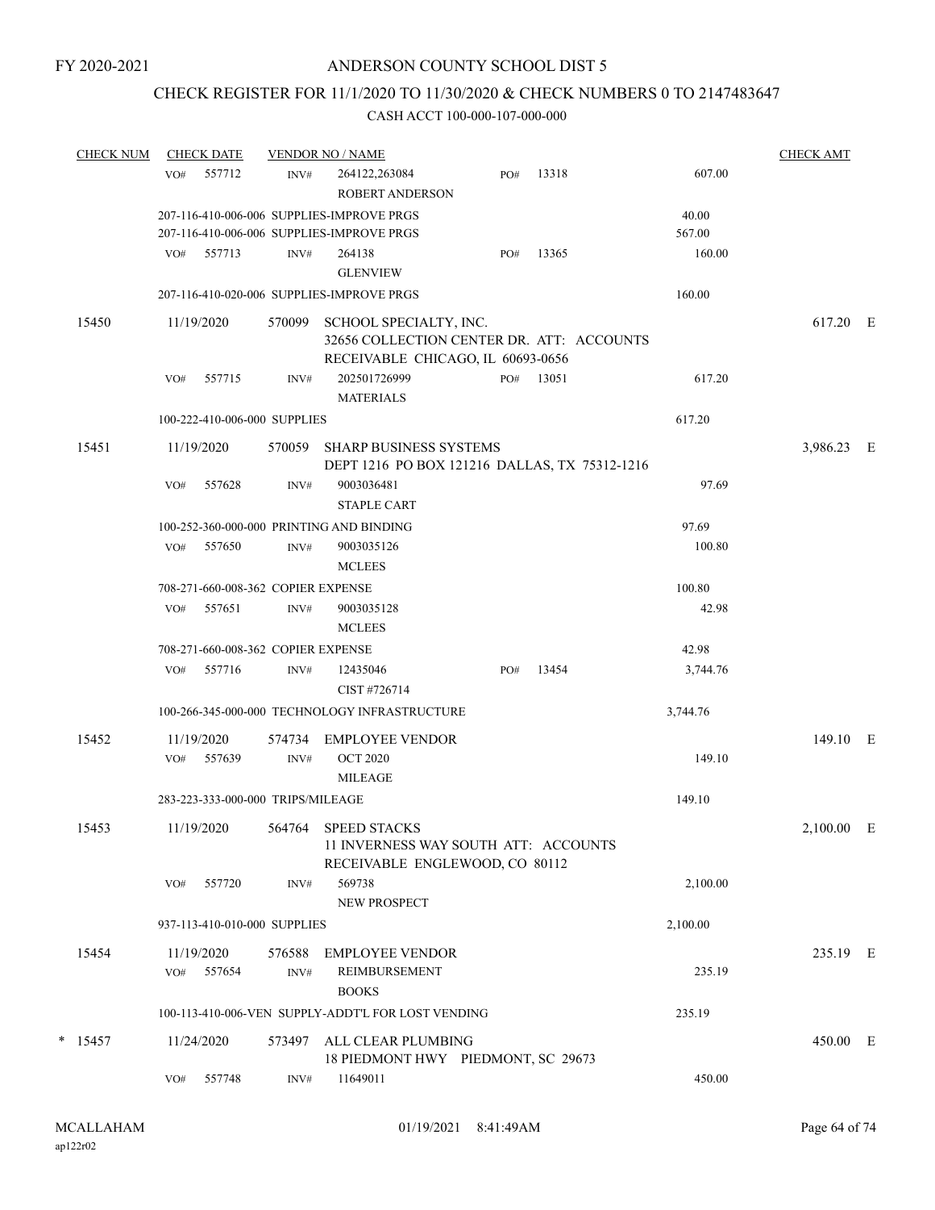# ANDERSON COUNTY SCHOOL DIST 5

FY 2020-2021

## CHECK REGISTER FOR 11/1/2020 TO 11/30/2020 & CHECK NUMBERS 0 TO 2147483647

CASH ACCT 100-000-107-000-000

| CHECK NUM | CHECK DATE | VENDOR NO / NAME | | | | CHECK AMT |
|---|---|---|---|---|---|---|
| | VO# 557712 | INV# 264122,263084 ROBERT ANDERSON | PO# 13318 | 607.00 | | |
| | 207-116-410-006-006 SUPPLIES-IMPROVE PRGS | | | 40.00 | | |
| | 207-116-410-006-006 SUPPLIES-IMPROVE PRGS | | | 567.00 | | |
| | VO# 557713 | INV# 264138 GLENVIEW | PO# 13365 | 160.00 | | |
| | 207-116-410-020-006 SUPPLIES-IMPROVE PRGS | | | 160.00 | | |
| 15450 | 11/19/2020 | 570099 SCHOOL SPECIALTY, INC. 32656 COLLECTION CENTER DR. ATT: ACCOUNTS RECEIVABLE CHICAGO, IL 60693-0656 | | | | 617.20 E |
| | VO# 557715 | INV# 202501726999 MATERIALS | PO# 13051 | 617.20 | | |
| | 100-222-410-006-000 SUPPLIES | | | 617.20 | | |
| 15451 | 11/19/2020 | 570059 SHARP BUSINESS SYSTEMS DEPT 1216 PO BOX 121216 DALLAS, TX 75312-1216 | | | | 3,986.23 E |
| | VO# 557628 | INV# 9003036481 STAPLE CART | | 97.69 | | |
| | 100-252-360-000-000 PRINTING AND BINDING | | | 97.69 | | |
| | VO# 557650 | INV# 9003035126 MCLEES | | 100.80 | | |
| | 708-271-660-008-362 COPIER EXPENSE | | | 100.80 | | |
| | VO# 557651 | INV# 9003035128 MCLEES | | 42.98 | | |
| | 708-271-660-008-362 COPIER EXPENSE | | | 42.98 | | |
| | VO# 557716 | INV# 12435046 CIST #726714 | PO# 13454 | 3,744.76 | | |
| | 100-266-345-000-000 TECHNOLOGY INFRASTRUCTURE | | | 3,744.76 | | |
| 15452 | 11/19/2020 | 574734 EMPLOYEE VENDOR | | | | 149.10 E |
| | VO# 557639 | INV# OCT 2020 MILEAGE | | 149.10 | | |
| | 283-223-333-000-000 TRIPS/MILEAGE | | | 149.10 | | |
| 15453 | 11/19/2020 | 564764 SPEED STACKS 11 INVERNESS WAY SOUTH ATT: ACCOUNTS RECEIVABLE ENGLEWOOD, CO 80112 | | | | 2,100.00 E |
| | VO# 557720 | INV# 569738 NEW PROSPECT | | 2,100.00 | | |
| | 937-113-410-010-000 SUPPLIES | | | 2,100.00 | | |
| 15454 | 11/19/2020 | 576588 EMPLOYEE VENDOR | | | | 235.19 E |
| | VO# 557654 | INV# REIMBURSEMENT BOOKS | | 235.19 | | |
| | 100-113-410-006-VEN SUPPLY-ADDT'L FOR LOST VENDING | | | 235.19 | | |
| * 15457 | 11/24/2020 | 573497 ALL CLEAR PLUMBING 18 PIEDMONT HWY PIEDMONT, SC 29673 | | | | 450.00 E |
| | VO# 557748 | INV# 11649011 | | 450.00 | | |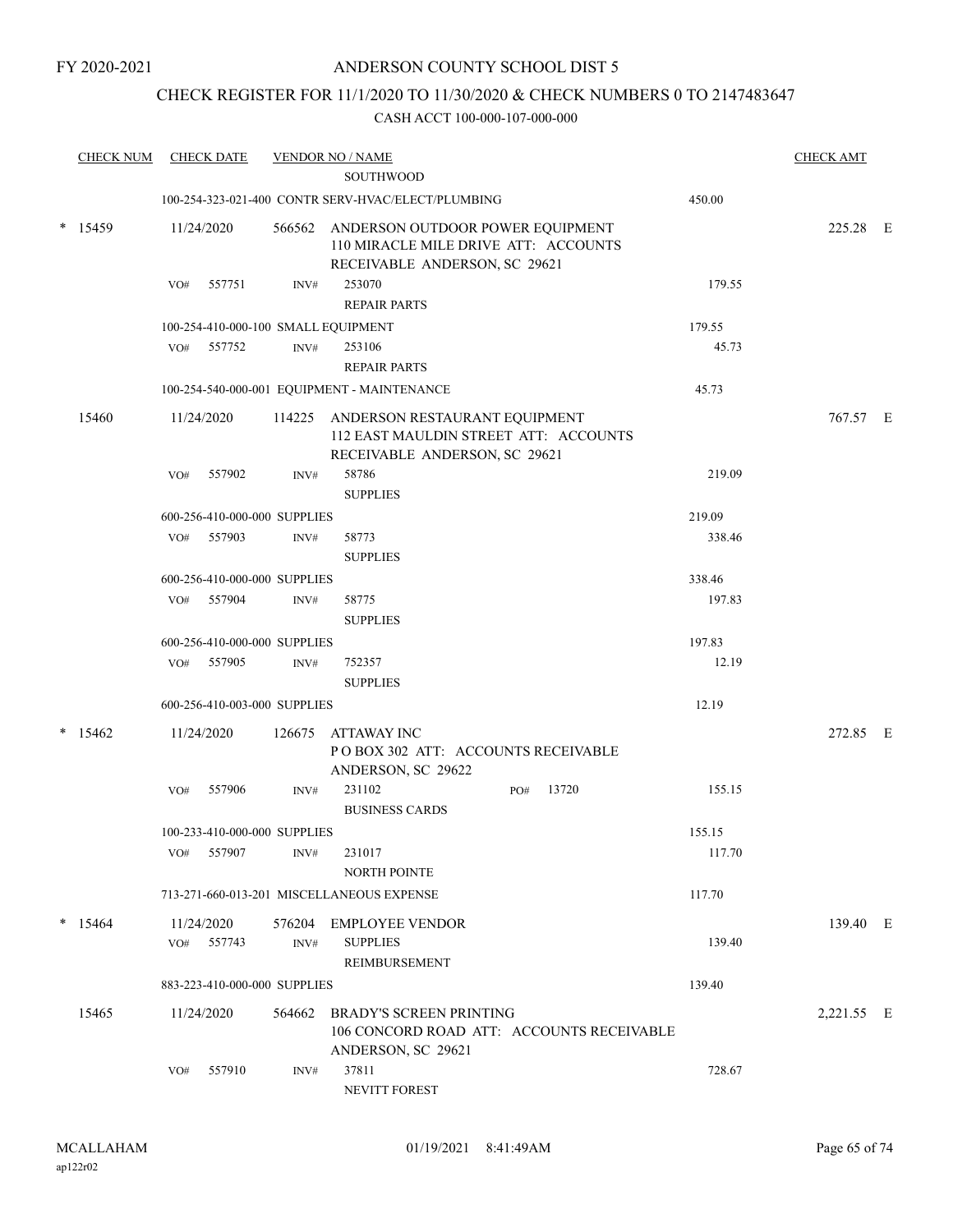FY 2020-2021

# ANDERSON COUNTY SCHOOL DIST 5

## CHECK REGISTER FOR 11/1/2020 TO 11/30/2020 & CHECK NUMBERS 0 TO 2147483647

### CASH ACCT 100-000-107-000-000

| CHECK NUM | CHECK DATE | VENDOR NO / NAME | | | CHECK AMT | |
|---|---|---|---|---|---|---|
| | | SOUTHWOOD | | | | |
| | | 100-254-323-021-400 CONTR SERV-HVAC/ELECT/PLUMBING | | 450.00 | | |
| * 15459 | 11/24/2020 | 566562 ANDERSON OUTDOOR POWER EQUIPMENT 110 MIRACLE MILE DRIVE ATT: ACCOUNTS RECEIVABLE ANDERSON, SC 29621 | | | 225.28 | E |
| | VO# 557751 | INV# 253070 REPAIR PARTS | | 179.55 | | |
| | | 100-254-410-000-100 SMALL EQUIPMENT | | 179.55 | | |
| | VO# 557752 | INV# 253106 REPAIR PARTS | | 45.73 | | |
| | | 100-254-540-000-001 EQUIPMENT - MAINTENANCE | | 45.73 | | |
| 15460 | 11/24/2020 | 114225 ANDERSON RESTAURANT EQUIPMENT 112 EAST MAULDIN STREET ATT: ACCOUNTS RECEIVABLE ANDERSON, SC 29621 | | | 767.57 | E |
| | VO# 557902 | INV# 58786 SUPPLIES | | 219.09 | | |
| | | 600-256-410-000-000 SUPPLIES | | 219.09 | | |
| | VO# 557903 | INV# 58773 SUPPLIES | | 338.46 | | |
| | | 600-256-410-000-000 SUPPLIES | | 338.46 | | |
| | VO# 557904 | INV# 58775 SUPPLIES | | 197.83 | | |
| | | 600-256-410-000-000 SUPPLIES | | 197.83 | | |
| | VO# 557905 | INV# 752357 SUPPLIES | | 12.19 | | |
| | | 600-256-410-003-000 SUPPLIES | | 12.19 | | |
| * 15462 | 11/24/2020 | 126675 ATTAWAY INC P O BOX 302 ATT: ACCOUNTS RECEIVABLE ANDERSON, SC 29622 | | | 272.85 | E |
| | VO# 557906 | INV# 231102 BUSINESS CARDS | PO# 13720 | 155.15 | | |
| | | 100-233-410-000-000 SUPPLIES | | 155.15 | | |
| | VO# 557907 | INV# 231017 NORTH POINTE | | 117.70 | | |
| | | 713-271-660-013-201 MISCELLANEOUS EXPENSE | | 117.70 | | |
| * 15464 | 11/24/2020 | 576204 EMPLOYEE VENDOR | | | 139.40 | E |
| | VO# 557743 | INV# SUPPLIES REIMBURSEMENT | | 139.40 | | |
| | | 883-223-410-000-000 SUPPLIES | | 139.40 | | |
| 15465 | 11/24/2020 | 564662 BRADY'S SCREEN PRINTING 106 CONCORD ROAD ATT: ACCOUNTS RECEIVABLE ANDERSON, SC 29621 | | | 2,221.55 | E |
| | VO# 557910 | INV# 37811 NEVITT FOREST | | 728.67 | | |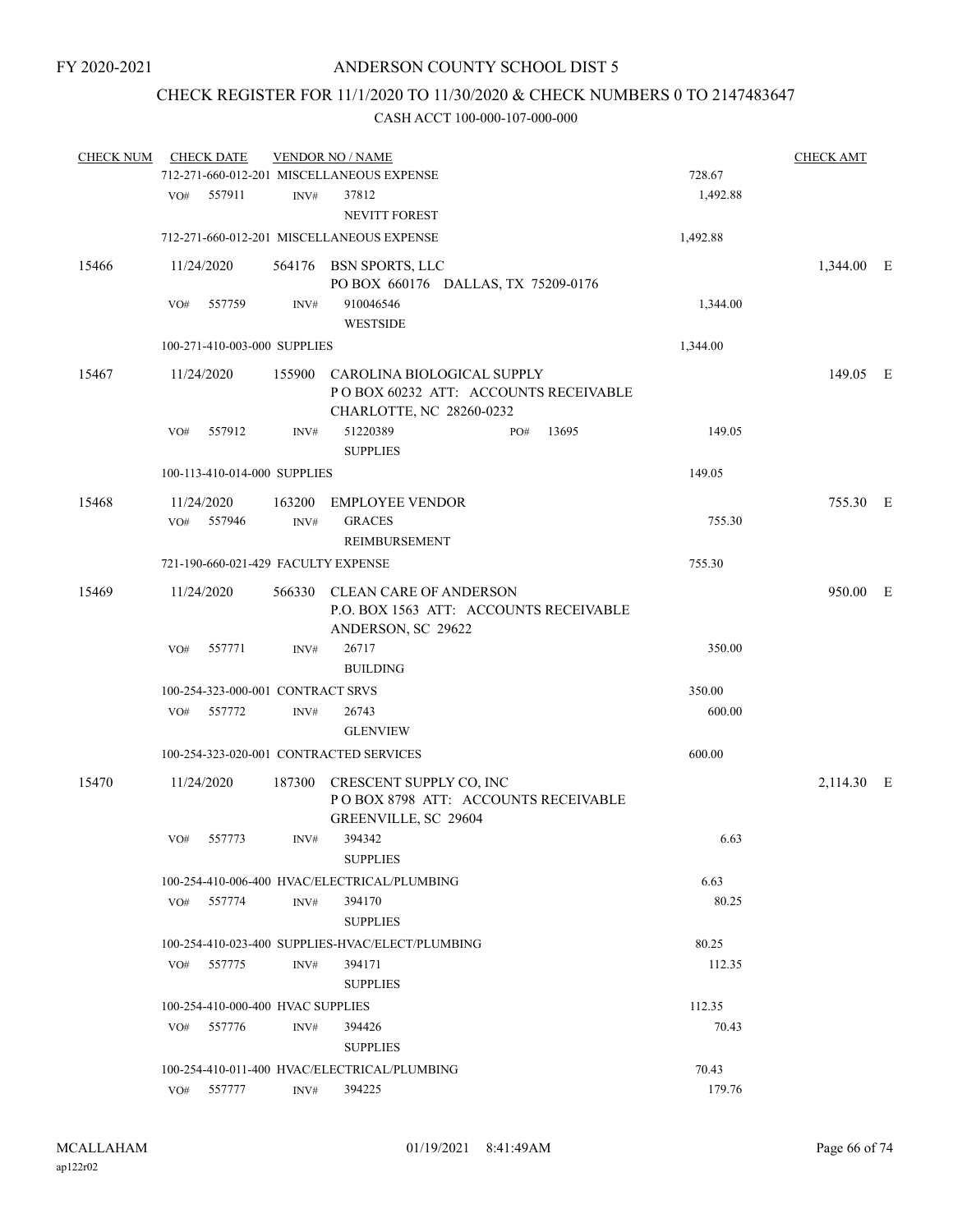FY 2020-2021

# ANDERSON COUNTY SCHOOL DIST 5

## CHECK REGISTER FOR 11/1/2020 TO 11/30/2020 & CHECK NUMBERS 0 TO 2147483647

CASH ACCT 100-000-107-000-000

| CHECK NUM | CHECK DATE | VENDOR NO / NAME | | CHECK AMT | |
|---|---|---|---|---|---|
| | 712-271-660-012-201 MISCELLANEOUS EXPENSE | | 728.67 | | |
| | VO# 557911 | INV# 37812<br>NEVITT FOREST | 1,492.88 | | |
| | 712-271-660-012-201 MISCELLANEOUS EXPENSE | | 1,492.88 | | |
| 15466 | 11/24/2020 | 564176 BSN SPORTS, LLC<br>PO BOX 660176 DALLAS, TX 75209-0176 | | 1,344.00 | E |
| | VO# 557759 | INV# 910046546<br>WESTSIDE | 1,344.00 | | |
| | 100-271-410-003-000 SUPPLIES | | 1,344.00 | | |
| 15467 | 11/24/2020 | 155900 CAROLINA BIOLOGICAL SUPPLY<br>P O BOX 60232 ATT: ACCOUNTS RECEIVABLE<br>CHARLOTTE, NC 28260-0232 | | 149.05 | E |
| | VO# 557912 | INV# 51220389 PO# 13695<br>SUPPLIES | 149.05 | | |
| | 100-113-410-014-000 SUPPLIES | | 149.05 | | |
| 15468 | 11/24/2020 | 163200 EMPLOYEE VENDOR | | 755.30 | E |
| | VO# 557946 | INV# GRACES<br>REIMBURSEMENT | 755.30 | | |
| | 721-190-660-021-429 FACULTY EXPENSE | | 755.30 | | |
| 15469 | 11/24/2020 | 566330 CLEAN CARE OF ANDERSON<br>P.O. BOX 1563 ATT: ACCOUNTS RECEIVABLE<br>ANDERSON, SC 29622 | | 950.00 | E |
| | VO# 557771 | INV# 26717<br>BUILDING | 350.00 | | |
| | 100-254-323-000-001 CONTRACT SRVS | | 350.00 | | |
| | VO# 557772 | INV# 26743<br>GLENVIEW | 600.00 | | |
| | 100-254-323-020-001 CONTRACTED SERVICES | | 600.00 | | |
| 15470 | 11/24/2020 | 187300 CRESCENT SUPPLY CO, INC<br>P O BOX 8798 ATT: ACCOUNTS RECEIVABLE<br>GREENVILLE, SC 29604 | | 2,114.30 | E |
| | VO# 557773 | INV# 394342<br>SUPPLIES | 6.63 | | |
| | 100-254-410-006-400 HVAC/ELECTRICAL/PLUMBING | | 6.63 | | |
| | VO# 557774 | INV# 394170<br>SUPPLIES | 80.25 | | |
| | 100-254-410-023-400 SUPPLIES-HVAC/ELECT/PLUMBING | | 80.25 | | |
| | VO# 557775 | INV# 394171<br>SUPPLIES | 112.35 | | |
| | 100-254-410-000-400 HVAC SUPPLIES | | 112.35 | | |
| | VO# 557776 | INV# 394426<br>SUPPLIES | 70.43 | | |
| | 100-254-410-011-400 HVAC/ELECTRICAL/PLUMBING | | 70.43 | | |
| | VO# 557777 | INV# 394225 | 179.76 | | |

MCALLAHAM ap122r02 01/19/2021 8:41:49AM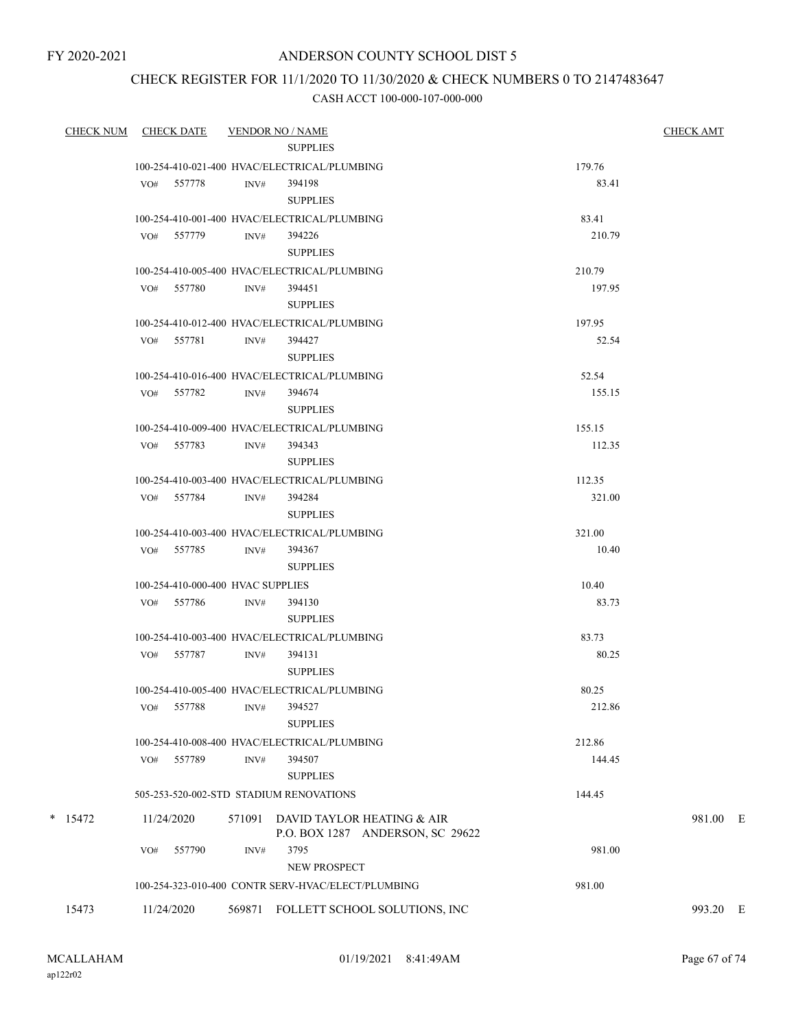FY 2020-2021

# ANDERSON COUNTY SCHOOL DIST 5

## CHECK REGISTER FOR 11/1/2020 TO 11/30/2020 & CHECK NUMBERS 0 TO 2147483647

CASH ACCT 100-000-107-000-000

| CHECK NUM | CHECK DATE | VENDOR NO / NAME | | CHECK AMT |
|---|---|---|---|---|
| | | SUPPLIES | | |
| | 100-254-410-021-400 HVAC/ELECTRICAL/PLUMBING | | 179.76 | |
| | VO# 557778 | INV# 394198 | 83.41 | |
| | | SUPPLIES | | |
| | 100-254-410-001-400 HVAC/ELECTRICAL/PLUMBING | | 83.41 | |
| | VO# 557779 | INV# 394226 | 210.79 | |
| | | SUPPLIES | | |
| | 100-254-410-005-400 HVAC/ELECTRICAL/PLUMBING | | 210.79 | |
| | VO# 557780 | INV# 394451 | 197.95 | |
| | | SUPPLIES | | |
| | 100-254-410-012-400 HVAC/ELECTRICAL/PLUMBING | | 197.95 | |
| | VO# 557781 | INV# 394427 | 52.54 | |
| | | SUPPLIES | | |
| | 100-254-410-016-400 HVAC/ELECTRICAL/PLUMBING | | 52.54 | |
| | VO# 557782 | INV# 394674 | 155.15 | |
| | | SUPPLIES | | |
| | 100-254-410-009-400 HVAC/ELECTRICAL/PLUMBING | | 155.15 | |
| | VO# 557783 | INV# 394343 | 112.35 | |
| | | SUPPLIES | | |
| | 100-254-410-003-400 HVAC/ELECTRICAL/PLUMBING | | 112.35 | |
| | VO# 557784 | INV# 394284 | 321.00 | |
| | | SUPPLIES | | |
| | 100-254-410-003-400 HVAC/ELECTRICAL/PLUMBING | | 321.00 | |
| | VO# 557785 | INV# 394367 | 10.40 | |
| | | SUPPLIES | | |
| | 100-254-410-000-400 HVAC SUPPLIES | | 10.40 | |
| | VO# 557786 | INV# 394130 | 83.73 | |
| | | SUPPLIES | | |
| | 100-254-410-003-400 HVAC/ELECTRICAL/PLUMBING | | 83.73 | |
| | VO# 557787 | INV# 394131 | 80.25 | |
| | | SUPPLIES | | |
| | 100-254-410-005-400 HVAC/ELECTRICAL/PLUMBING | | 80.25 | |
| | VO# 557788 | INV# 394527 | 212.86 | |
| | | SUPPLIES | | |
| | 100-254-410-008-400 HVAC/ELECTRICAL/PLUMBING | | 212.86 | |
| | VO# 557789 | INV# 394507 | 144.45 | |
| | | SUPPLIES | | |
| | 505-253-520-002-STD STADIUM RENOVATIONS | | 144.45 | |
| * 15472 | 11/24/2020 | 571091 DAVID TAYLOR HEATING & AIR<br>P.O. BOX 1287 ANDERSON, SC 29622 | | 981.00 E |
| | VO# 557790 | INV# 3795 | 981.00 | |
| | | NEW PROSPECT | | |
| | 100-254-323-010-400 CONTR SERV-HVAC/ELECT/PLUMBING | | 981.00 | |
| 15473 | 11/24/2020 | 569871 FOLLETT SCHOOL SOLUTIONS, INC | | 993.20 E |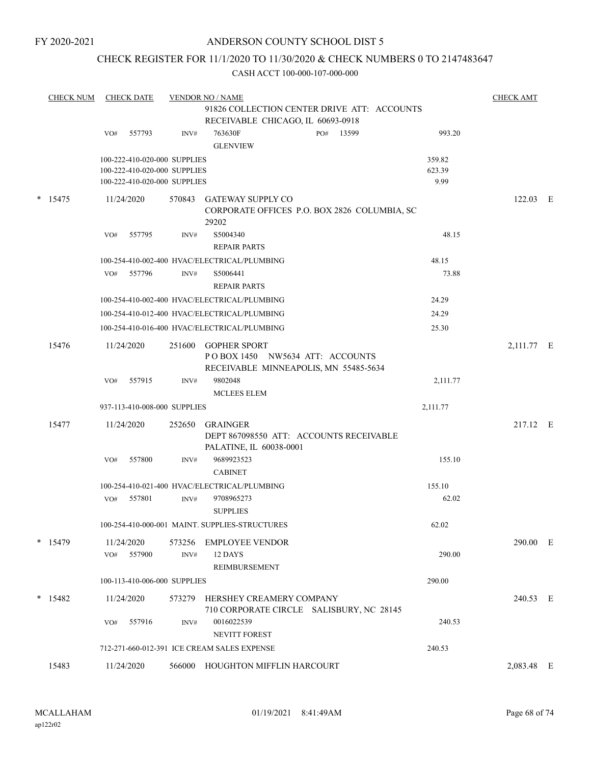FY 2020-2021

# ANDERSON COUNTY SCHOOL DIST 5

## CHECK REGISTER FOR 11/1/2020 TO 11/30/2020 & CHECK NUMBERS 0 TO 2147483647

### CASH ACCT 100-000-107-000-000

| CHECK NUM | CHECK DATE | VENDOR NO / NAME | | CHECK AMT | |
|---|---|---|---|---|---|
| | | 91826 COLLECTION CENTER DRIVE ATT: ACCOUNTS RECEIVABLE CHICAGO, IL 60693-0918 | | | |
| | VO# 557793 | INV# 763630F PO# 13599 GLENVIEW | 993.20 | | |
| | | 100-222-410-020-000 SUPPLIES | 359.82 | | |
| | | 100-222-410-020-000 SUPPLIES | 623.39 | | |
| | | 100-222-410-020-000 SUPPLIES | 9.99 | | |
| * 15475 | 11/24/2020 | 570843 GATEWAY SUPPLY CO CORPORATE OFFICES P.O. BOX 2826 COLUMBIA, SC 29202 | | 122.03 | E |
| | VO# 557795 | INV# S5004340 REPAIR PARTS | 48.15 | | |
| | | 100-254-410-002-400 HVAC/ELECTRICAL/PLUMBING | 48.15 | | |
| | VO# 557796 | INV# S5006441 REPAIR PARTS | 73.88 | | |
| | | 100-254-410-002-400 HVAC/ELECTRICAL/PLUMBING | 24.29 | | |
| | | 100-254-410-012-400 HVAC/ELECTRICAL/PLUMBING | 24.29 | | |
| | | 100-254-410-016-400 HVAC/ELECTRICAL/PLUMBING | 25.30 | | |
| 15476 | 11/24/2020 | 251600 GOPHER SPORT P O BOX 1450 NW5634 ATT: ACCOUNTS RECEIVABLE MINNEAPOLIS, MN 55485-5634 | | 2,111.77 | E |
| | VO# 557915 | INV# 9802048 MCLEES ELEM | 2,111.77 | | |
| | | 937-113-410-008-000 SUPPLIES | 2,111.77 | | |
| 15477 | 11/24/2020 | 252650 GRAINGER DEPT 867098550 ATT: ACCOUNTS RECEIVABLE PALATINE, IL 60038-0001 | | 217.12 | E |
| | VO# 557800 | INV# 9689923523 CABINET | 155.10 | | |
| | | 100-254-410-021-400 HVAC/ELECTRICAL/PLUMBING | 155.10 | | |
| | VO# 557801 | INV# 9708965273 SUPPLIES | 62.02 | | |
| | | 100-254-410-000-001 MAINT. SUPPLIES-STRUCTURES | 62.02 | | |
| * 15479 | 11/24/2020 | 573256 EMPLOYEE VENDOR | | 290.00 | E |
| | VO# 557900 | INV# 12 DAYS REIMBURSEMENT | 290.00 | | |
| | | 100-113-410-006-000 SUPPLIES | 290.00 | | |
| * 15482 | 11/24/2020 | 573279 HERSHEY CREAMERY COMPANY 710 CORPORATE CIRCLE SALISBURY, NC 28145 | | 240.53 | E |
| | VO# 557916 | INV# 0016022539 NEVITT FOREST | 240.53 | | |
| | | 712-271-660-012-391 ICE CREAM SALES EXPENSE | 240.53 | | |
| 15483 | 11/24/2020 | 566000 HOUGHTON MIFFLIN HARCOURT | | 2,083.48 | E |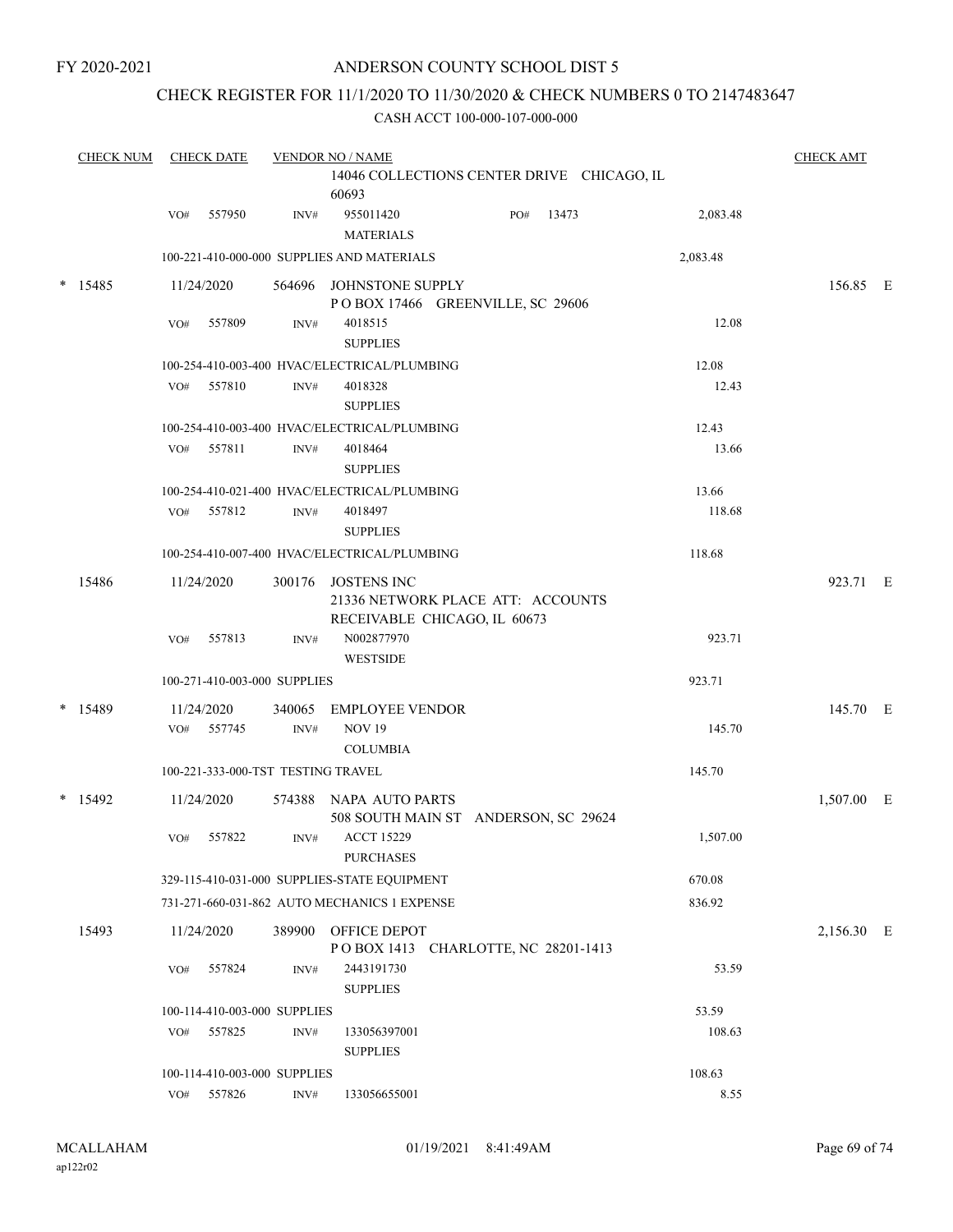FY 2020-2021

# ANDERSON COUNTY SCHOOL DIST 5

## CHECK REGISTER FOR 11/1/2020 TO 11/30/2020 & CHECK NUMBERS 0 TO 2147483647

CASH ACCT 100-000-107-000-000

| CHECK NUM | CHECK DATE | VENDOR NO / NAME | | | CHECK AMT |
|---|---|---|---|---|---|
| | | 14046 COLLECTIONS CENTER DRIVE CHICAGO, IL 60693 | | | |
| | VO# 557950 | INV# 955011420 MATERIALS | PO# 13473 | 2,083.48 | |
| | | 100-221-410-000-000 SUPPLIES AND MATERIALS | | 2,083.48 | |
| * 15485 | 11/24/2020 | 564696 JOHNSTONE SUPPLY P O BOX 17466 GREENVILLE, SC 29606 | | | 156.85 E |
| | VO# 557809 | INV# 4018515 SUPPLIES | | 12.08 | |
| | | 100-254-410-003-400 HVAC/ELECTRICAL/PLUMBING | | 12.08 | |
| | VO# 557810 | INV# 4018328 SUPPLIES | | 12.43 | |
| | | 100-254-410-003-400 HVAC/ELECTRICAL/PLUMBING | | 12.43 | |
| | VO# 557811 | INV# 4018464 SUPPLIES | | 13.66 | |
| | | 100-254-410-021-400 HVAC/ELECTRICAL/PLUMBING | | 13.66 | |
| | VO# 557812 | INV# 4018497 SUPPLIES | | 118.68 | |
| | | 100-254-410-007-400 HVAC/ELECTRICAL/PLUMBING | | 118.68 | |
| 15486 | 11/24/2020 | 300176 JOSTENS INC 21336 NETWORK PLACE ATT: ACCOUNTS RECEIVABLE CHICAGO, IL 60673 | | | 923.71 E |
| | VO# 557813 | INV# N002877970 WESTSIDE | | 923.71 | |
| | | 100-271-410-003-000 SUPPLIES | | 923.71 | |
| * 15489 | 11/24/2020 | 340065 EMPLOYEE VENDOR | | | 145.70 E |
| | VO# 557745 | INV# NOV 19 COLUMBIA | | 145.70 | |
| | | 100-221-333-000-TST TESTING TRAVEL | | 145.70 | |
| * 15492 | 11/24/2020 | 574388 NAPA AUTO PARTS 508 SOUTH MAIN ST ANDERSON, SC 29624 | | | 1,507.00 E |
| | VO# 557822 | INV# ACCT 15229 PURCHASES | | 1,507.00 | |
| | | 329-115-410-031-000 SUPPLIES-STATE EQUIPMENT | | 670.08 | |
| | | 731-271-660-031-862 AUTO MECHANICS 1 EXPENSE | | 836.92 | |
| 15493 | 11/24/2020 | 389900 OFFICE DEPOT P O BOX 1413 CHARLOTTE, NC 28201-1413 | | | 2,156.30 E |
| | VO# 557824 | INV# 2443191730 SUPPLIES | | 53.59 | |
| | | 100-114-410-003-000 SUPPLIES | | 53.59 | |
| | VO# 557825 | INV# 133056397001 SUPPLIES | | 108.63 | |
| | | 100-114-410-003-000 SUPPLIES | | 108.63 | |
| | VO# 557826 | INV# 133056655001 | | 8.55 | |

MCALLAHAM
ap122r02

01/19/2021 8:41:49AM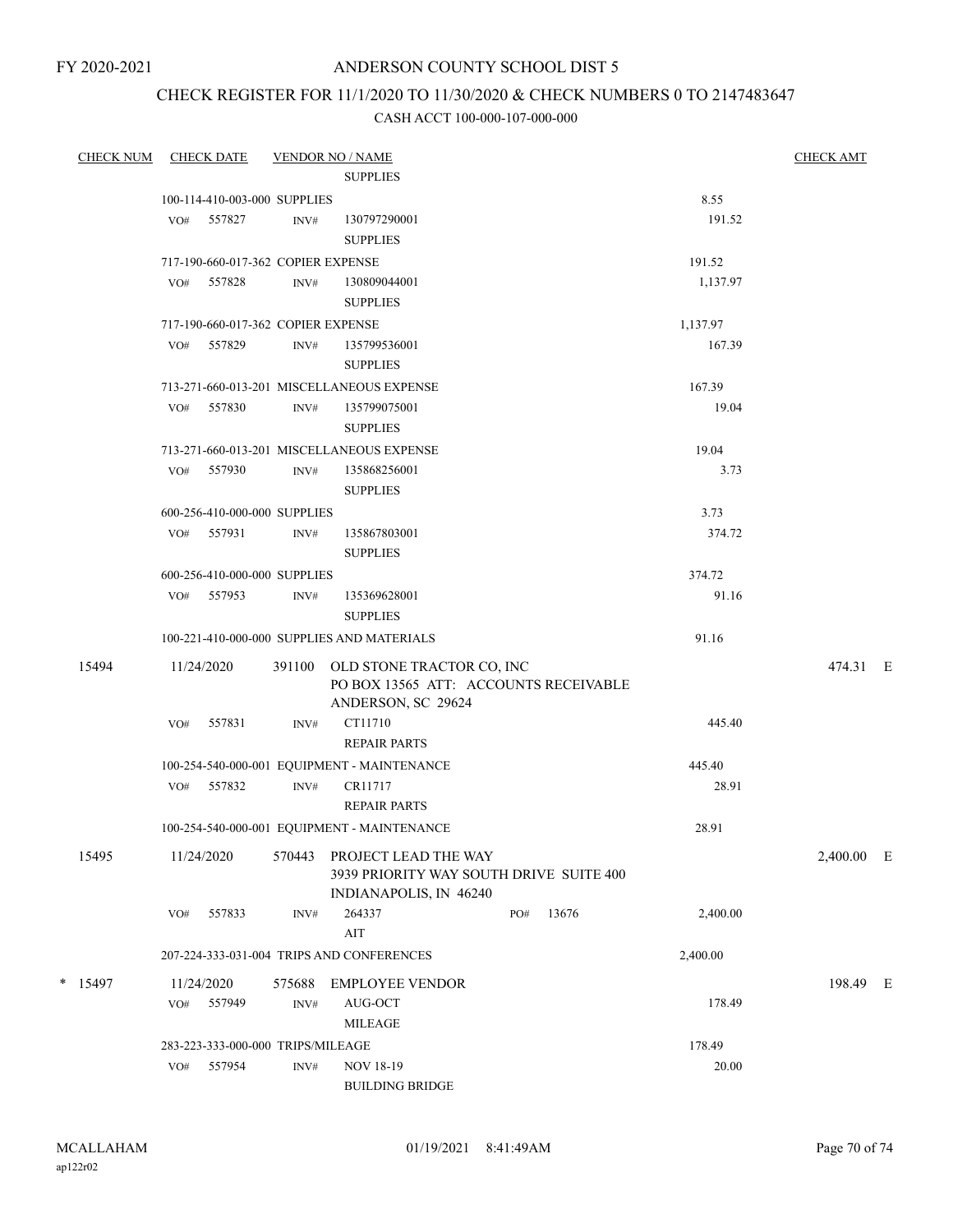FY 2020-2021

# ANDERSON COUNTY SCHOOL DIST 5

## CHECK REGISTER FOR 11/1/2020 TO 11/30/2020 & CHECK NUMBERS 0 TO 2147483647

### CASH ACCT 100-000-107-000-000

| CHECK NUM | CHECK DATE | VENDOR NO / NAME | | | CHECK AMT |
|---|---|---|---|---|---|
| | | SUPPLIES | | | |
| | 100-114-410-003-000 SUPPLIES | | | 8.55 | |
| | VO# 557827 | INV# 130797290001 SUPPLIES | | 191.52 | |
| | 717-190-660-017-362 COPIER EXPENSE | | | 191.52 | |
| | VO# 557828 | INV# 130809044001 SUPPLIES | | 1,137.97 | |
| | 717-190-660-017-362 COPIER EXPENSE | | | 1,137.97 | |
| | VO# 557829 | INV# 135799536001 SUPPLIES | | 167.39 | |
| | 713-271-660-013-201 MISCELLANEOUS EXPENSE | | | 167.39 | |
| | VO# 557830 | INV# 135799075001 SUPPLIES | | 19.04 | |
| | 713-271-660-013-201 MISCELLANEOUS EXPENSE | | | 19.04 | |
| | VO# 557930 | INV# 135868256001 SUPPLIES | | 3.73 | |
| | 600-256-410-000-000 SUPPLIES | | | 3.73 | |
| | VO# 557931 | INV# 135867803001 SUPPLIES | | 374.72 | |
| | 600-256-410-000-000 SUPPLIES | | | 374.72 | |
| | VO# 557953 | INV# 135369628001 SUPPLIES | | 91.16 | |
| | 100-221-410-000-000 SUPPLIES AND MATERIALS | | | 91.16 | |
| 15494 | 11/24/2020 | 391100 OLD STONE TRACTOR CO, INC PO BOX 13565 ATT: ACCOUNTS RECEIVABLE ANDERSON, SC 29624 | | | 474.31 E |
| | VO# 557831 | INV# CT11710 REPAIR PARTS | | 445.40 | |
| | 100-254-540-000-001 EQUIPMENT - MAINTENANCE | | | 445.40 | |
| | VO# 557832 | INV# CR11717 REPAIR PARTS | | 28.91 | |
| | 100-254-540-000-001 EQUIPMENT - MAINTENANCE | | | 28.91 | |
| 15495 | 11/24/2020 | 570443 PROJECT LEAD THE WAY 3939 PRIORITY WAY SOUTH DRIVE SUITE 400 INDIANAPOLIS, IN 46240 | | | 2,400.00 E |
| | VO# 557833 | INV# 264337 AIT | PO# 13676 | 2,400.00 | |
| | 207-224-333-031-004 TRIPS AND CONFERENCES | | | 2,400.00 | |
| * 15497 | 11/24/2020 | 575688 EMPLOYEE VENDOR | | | 198.49 E |
| | VO# 557949 | INV# AUG-OCT MILEAGE | | 178.49 | |
| | 283-223-333-000-000 TRIPS/MILEAGE | | | 178.49 | |
| | VO# 557954 | INV# NOV 18-19 BUILDING BRIDGE | | 20.00 | |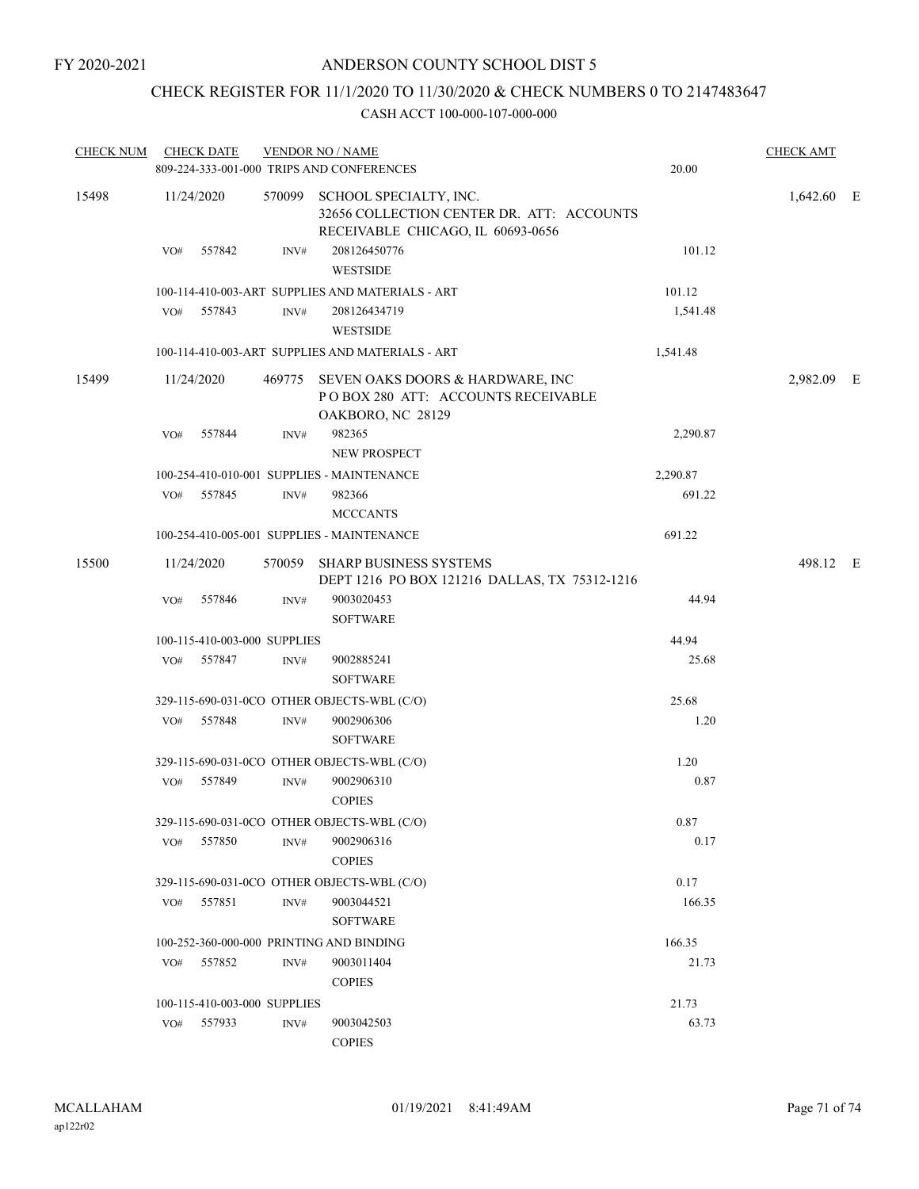FY 2020-2021

# ANDERSON COUNTY SCHOOL DIST 5

## CHECK REGISTER FOR 11/1/2020 TO 11/30/2020 & CHECK NUMBERS 0 TO 2147483647

### CASH ACCT 100-000-107-000-000

| CHECK NUM | CHECK DATE | VENDOR NO / NAME | | CHECK AMT | |
|---|---|---|---|---|---|
| | 809-224-333-001-000 TRIPS AND CONFERENCES | | 20.00 | | |
| 15498 | 11/24/2020 | 570099 SCHOOL SPECIALTY, INC. 32656 COLLECTION CENTER DR. ATT: ACCOUNTS RECEIVABLE CHICAGO, IL 60693-0656 | | 1,642.60 | E |
| | VO# 557842 | INV# 208126450776 WESTSIDE | 101.12 | | |
| | 100-114-410-003-ART SUPPLIES AND MATERIALS - ART | | 101.12 | | |
| | VO# 557843 | INV# 208126434719 WESTSIDE | 1,541.48 | | |
| | 100-114-410-003-ART SUPPLIES AND MATERIALS - ART | | 1,541.48 | | |
| 15499 | 11/24/2020 | 469775 SEVEN OAKS DOORS & HARDWARE, INC P O BOX 280 ATT: ACCOUNTS RECEIVABLE OAKBORO, NC 28129 | | 2,982.09 | E |
| | VO# 557844 | INV# 982365 NEW PROSPECT | 2,290.87 | | |
| | 100-254-410-010-001 SUPPLIES - MAINTENANCE | | 2,290.87 | | |
| | VO# 557845 | INV# 982366 MCCCANTS | 691.22 | | |
| | 100-254-410-005-001 SUPPLIES - MAINTENANCE | | 691.22 | | |
| 15500 | 11/24/2020 | 570059 SHARP BUSINESS SYSTEMS DEPT 1216 PO BOX 121216 DALLAS, TX 75312-1216 | | 498.12 | E |
| | VO# 557846 | INV# 9003020453 SOFTWARE | 44.94 | | |
| | 100-115-410-003-000 SUPPLIES | | 44.94 | | |
| | VO# 557847 | INV# 9002885241 SOFTWARE | 25.68 | | |
| | 329-115-690-031-0CO OTHER OBJECTS-WBL (C/O) | | 25.68 | | |
| | VO# 557848 | INV# 9002906306 SOFTWARE | 1.20 | | |
| | 329-115-690-031-0CO OTHER OBJECTS-WBL (C/O) | | 1.20 | | |
| | VO# 557849 | INV# 9002906310 COPIES | 0.87 | | |
| | 329-115-690-031-0CO OTHER OBJECTS-WBL (C/O) | | 0.87 | | |
| | VO# 557850 | INV# 9002906316 COPIES | 0.17 | | |
| | 329-115-690-031-0CO OTHER OBJECTS-WBL (C/O) | | 0.17 | | |
| | VO# 557851 | INV# 9003044521 SOFTWARE | 166.35 | | |
| | 100-252-360-000-000 PRINTING AND BINDING | | 166.35 | | |
| | VO# 557852 | INV# 9003011404 COPIES | 21.73 | | |
| | 100-115-410-003-000 SUPPLIES | | 21.73 | | |
| | VO# 557933 | INV# 9003042503 COPIES | 63.73 | | |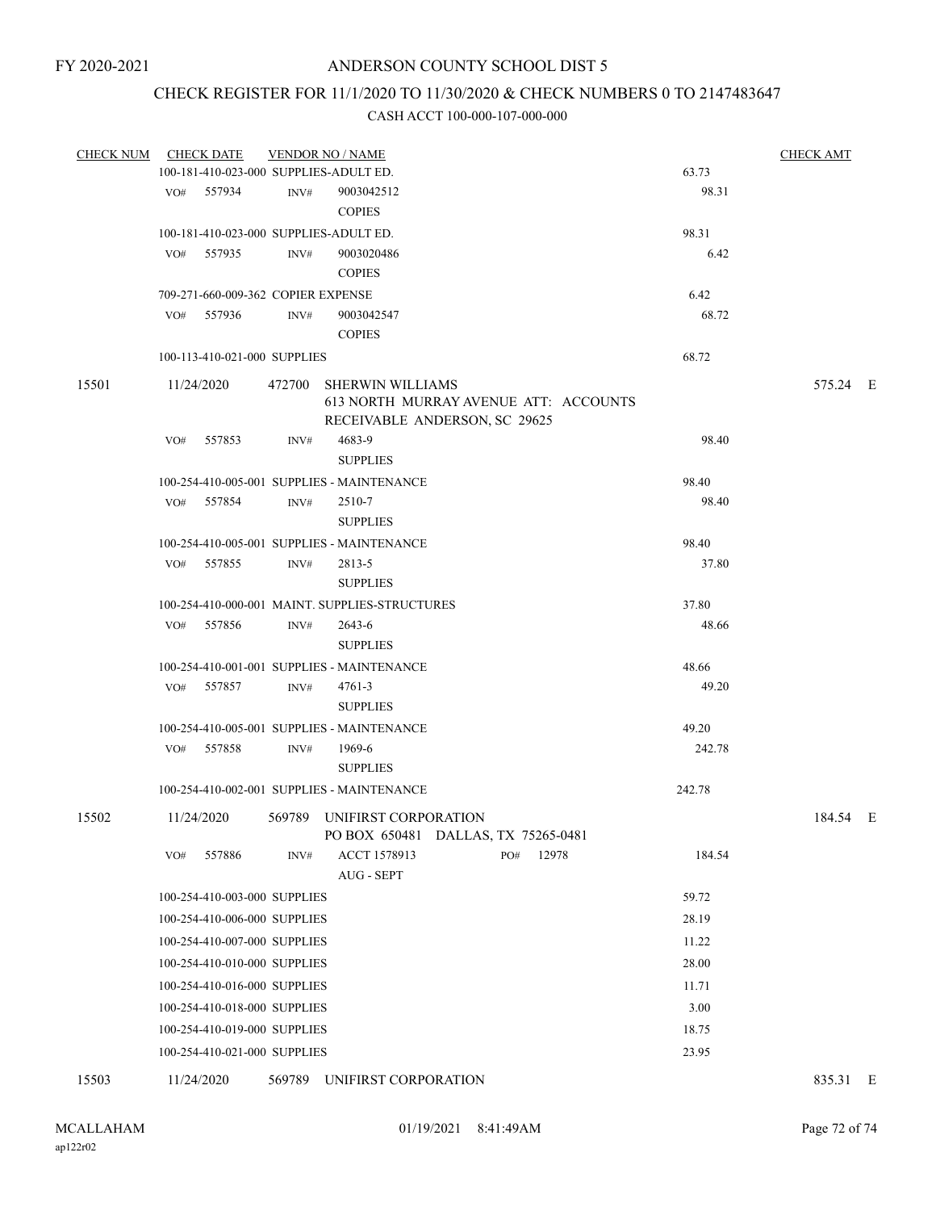FY 2020-2021

# ANDERSON COUNTY SCHOOL DIST 5

## CHECK REGISTER FOR 11/1/2020 TO 11/30/2020 & CHECK NUMBERS 0 TO 2147483647

### CASH ACCT 100-000-107-000-000

| CHECK NUM | CHECK DATE | VENDOR NO / NAME | | CHECK AMT |
|---|---|---|---|---|
| | 100-181-410-023-000 SUPPLIES-ADULT ED. | | 63.73 | |
| | VO# 557934 | INV# 9003042512 COPIES | 98.31 | |
| | 100-181-410-023-000 SUPPLIES-ADULT ED. | | 98.31 | |
| | VO# 557935 | INV# 9003020486 COPIES | 6.42 | |
| | 709-271-660-009-362 COPIER EXPENSE | | 6.42 | |
| | VO# 557936 | INV# 9003042547 COPIES | 68.72 | |
| | 100-113-410-021-000 SUPPLIES | | 68.72 | |
| 15501 | 11/24/2020 | 472700 SHERWIN WILLIAMS 613 NORTH MURRAY AVENUE ATT: ACCOUNTS RECEIVABLE ANDERSON, SC 29625 | | 575.24 E |
| | VO# 557853 | INV# 4683-9 SUPPLIES | 98.40 | |
| | 100-254-410-005-001 SUPPLIES - MAINTENANCE | | 98.40 | |
| | VO# 557854 | INV# 2510-7 SUPPLIES | 98.40 | |
| | 100-254-410-005-001 SUPPLIES - MAINTENANCE | | 98.40 | |
| | VO# 557855 | INV# 2813-5 SUPPLIES | 37.80 | |
| | 100-254-410-000-001 MAINT. SUPPLIES-STRUCTURES | | 37.80 | |
| | VO# 557856 | INV# 2643-6 SUPPLIES | 48.66 | |
| | 100-254-410-001-001 SUPPLIES - MAINTENANCE | | 48.66 | |
| | VO# 557857 | INV# 4761-3 SUPPLIES | 49.20 | |
| | 100-254-410-005-001 SUPPLIES - MAINTENANCE | | 49.20 | |
| | VO# 557858 | INV# 1969-6 SUPPLIES | 242.78 | |
| | 100-254-410-002-001 SUPPLIES - MAINTENANCE | | 242.78 | |
| 15502 | 11/24/2020 | 569789 UNIFIRST CORPORATION PO BOX 650481 DALLAS, TX 75265-0481 | | 184.54 E |
| | VO# 557886 | INV# ACCT 1578913 PO# 12978 AUG - SEPT | 184.54 | |
| | 100-254-410-003-000 SUPPLIES | | 59.72 | |
| | 100-254-410-006-000 SUPPLIES | | 28.19 | |
| | 100-254-410-007-000 SUPPLIES | | 11.22 | |
| | 100-254-410-010-000 SUPPLIES | | 28.00 | |
| | 100-254-410-016-000 SUPPLIES | | 11.71 | |
| | 100-254-410-018-000 SUPPLIES | | 3.00 | |
| | 100-254-410-019-000 SUPPLIES | | 18.75 | |
| | 100-254-410-021-000 SUPPLIES | | 23.95 | |
| 15503 | 11/24/2020 | 569789 UNIFIRST CORPORATION | | 835.31 E |

MCALLAHAM
ap122r02

01/19/2021 8:41:49AM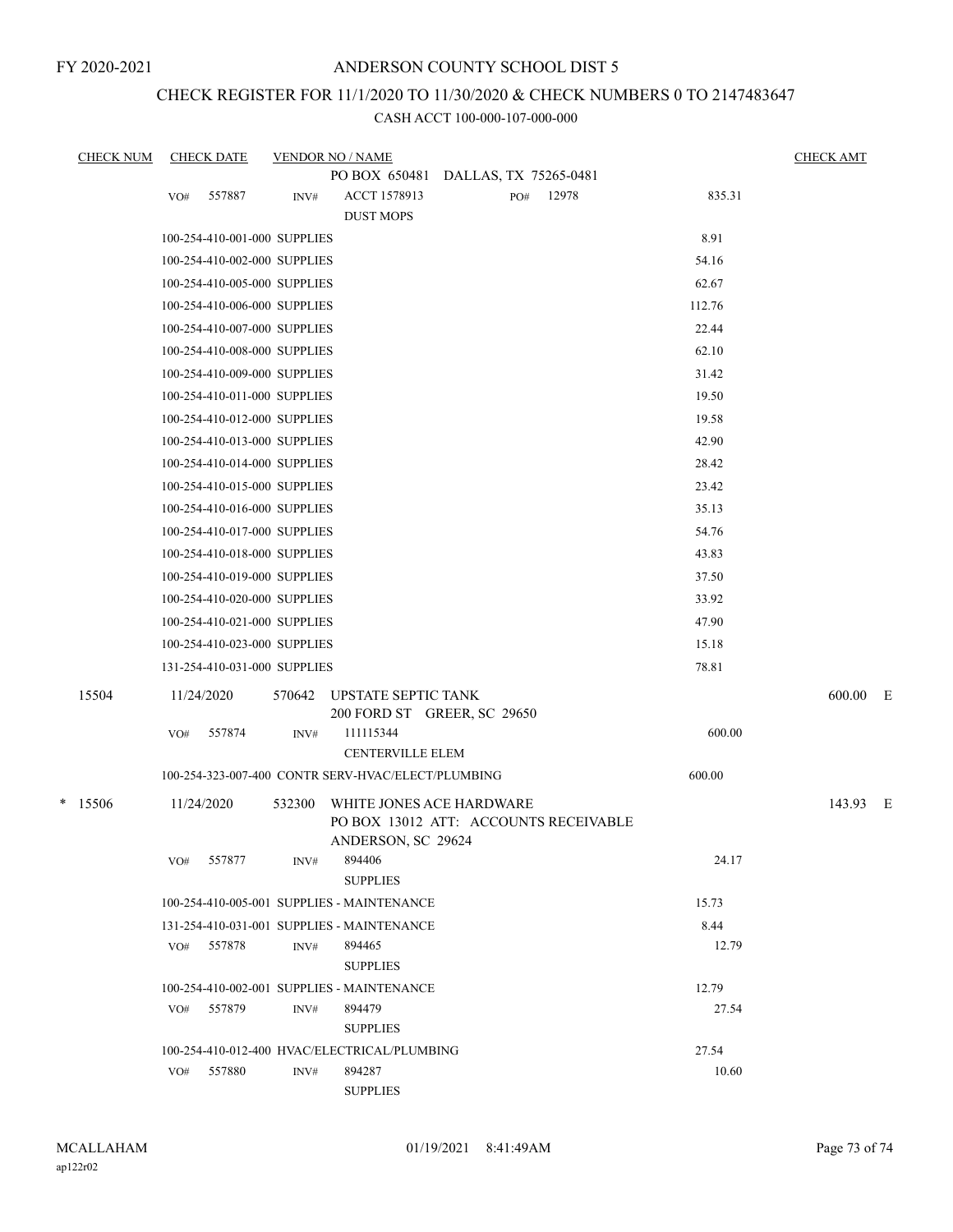FY 2020-2021

# ANDERSON COUNTY SCHOOL DIST 5

## CHECK REGISTER FOR 11/1/2020 TO 11/30/2020 & CHECK NUMBERS 0 TO 2147483647

CASH ACCT 100-000-107-000-000

| CHECK NUM | CHECK DATE | VENDOR NO / NAME | | | CHECK AMT |
|---|---|---|---|---|---|
| | | PO BOX 650481 DALLAS, TX 75265-0481 | | | |
| | VO# 557887 | INV# ACCT 1578913 DUST MOPS | PO# 12978 | 835.31 | |
| | 100-254-410-001-000 SUPPLIES | | | 8.91 | |
| | 100-254-410-002-000 SUPPLIES | | | 54.16 | |
| | 100-254-410-005-000 SUPPLIES | | | 62.67 | |
| | 100-254-410-006-000 SUPPLIES | | | 112.76 | |
| | 100-254-410-007-000 SUPPLIES | | | 22.44 | |
| | 100-254-410-008-000 SUPPLIES | | | 62.10 | |
| | 100-254-410-009-000 SUPPLIES | | | 31.42 | |
| | 100-254-410-011-000 SUPPLIES | | | 19.50 | |
| | 100-254-410-012-000 SUPPLIES | | | 19.58 | |
| | 100-254-410-013-000 SUPPLIES | | | 42.90 | |
| | 100-254-410-014-000 SUPPLIES | | | 28.42 | |
| | 100-254-410-015-000 SUPPLIES | | | 23.42 | |
| | 100-254-410-016-000 SUPPLIES | | | 35.13 | |
| | 100-254-410-017-000 SUPPLIES | | | 54.76 | |
| | 100-254-410-018-000 SUPPLIES | | | 43.83 | |
| | 100-254-410-019-000 SUPPLIES | | | 37.50 | |
| | 100-254-410-020-000 SUPPLIES | | | 33.92 | |
| | 100-254-410-021-000 SUPPLIES | | | 47.90 | |
| | 100-254-410-023-000 SUPPLIES | | | 15.18 | |
| | 131-254-410-031-000 SUPPLIES | | | 78.81 | |
| 15504 | 11/24/2020 | 570642 UPSTATE SEPTIC TANK 200 FORD ST GREER, SC 29650 | | | 600.00 E |
| | VO# 557874 | INV# 111115344 CENTERVILLE ELEM | | 600.00 | |
| | 100-254-323-007-400 CONTR SERV-HVAC/ELECT/PLUMBING | | | 600.00 | |
| * 15506 | 11/24/2020 | 532300 WHITE JONES ACE HARDWARE PO BOX 13012 ATT: ACCOUNTS RECEIVABLE ANDERSON, SC 29624 | | | 143.93 E |
| | VO# 557877 | INV# 894406 SUPPLIES | | 24.17 | |
| | 100-254-410-005-001 SUPPLIES - MAINTENANCE | | | 15.73 | |
| | 131-254-410-031-001 SUPPLIES - MAINTENANCE | | | 8.44 | |
| | VO# 557878 | INV# 894465 SUPPLIES | | 12.79 | |
| | 100-254-410-002-001 SUPPLIES - MAINTENANCE | | | 12.79 | |
| | VO# 557879 | INV# 894479 SUPPLIES | | 27.54 | |
| | 100-254-410-012-400 HVAC/ELECTRICAL/PLUMBING | | | 27.54 | |
| | VO# 557880 | INV# 894287 SUPPLIES | | 10.60 | |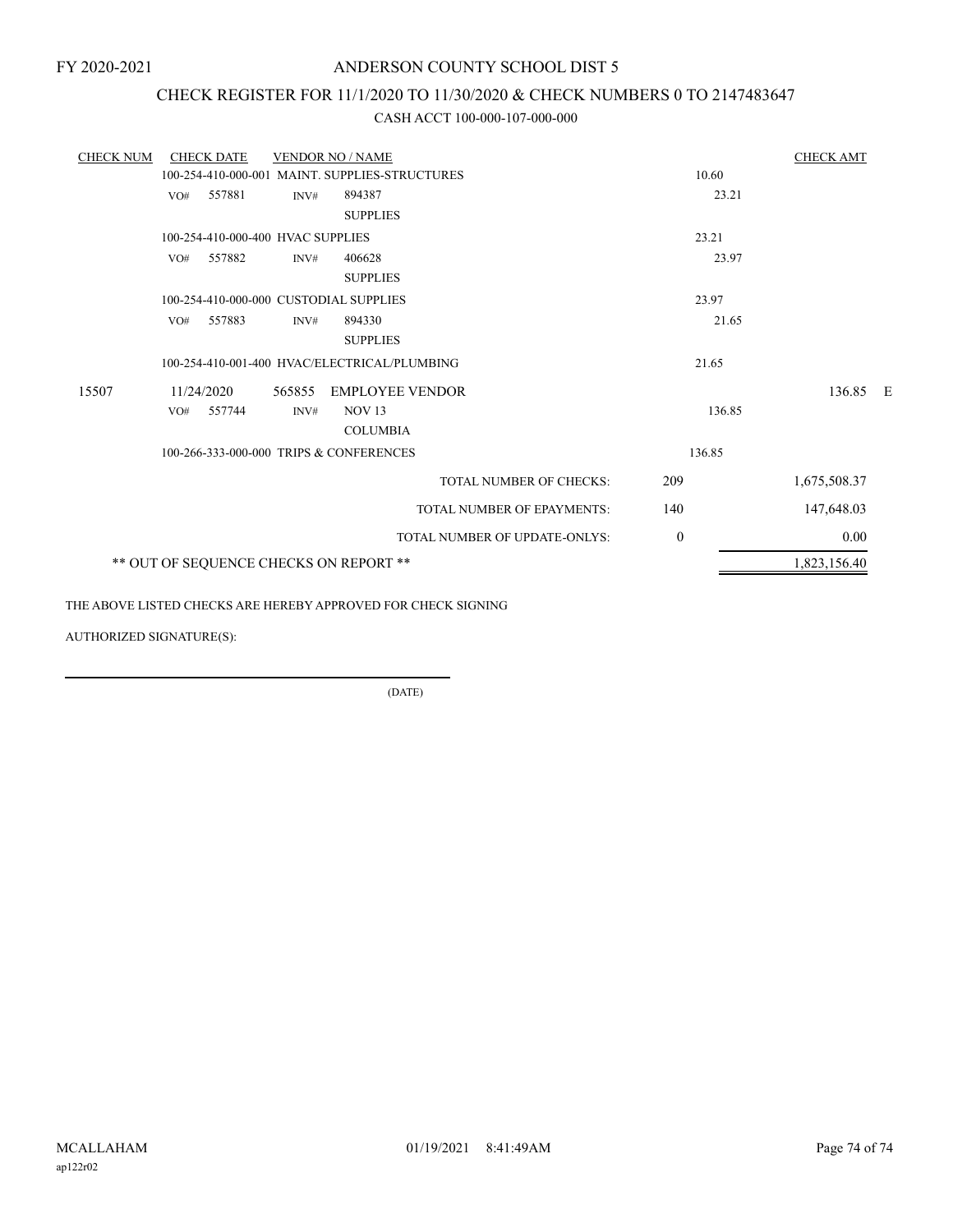# ANDERSON COUNTY SCHOOL DIST 5

## CHECK REGISTER FOR 11/1/2020 TO 11/30/2020 & CHECK NUMBERS 0 TO 2147483647

### CASH ACCT 100-000-107-000-000

| CHECK NUM | CHECK DATE | VENDOR NO / NAME | | | CHECK AMT | |
|---|---|---|---|---|---|---|
| | 100-254-410-000-001 MAINT. SUPPLIES-STRUCTURES | | | 10.60 | | |
| | VO# 557881 | INV# | 894387 SUPPLIES | 23.21 | | |
| | 100-254-410-000-400 HVAC SUPPLIES | | | 23.21 | | |
| | VO# 557882 | INV# | 406628 SUPPLIES | 23.97 | | |
| | 100-254-410-000-000 CUSTODIAL SUPPLIES | | | 23.97 | | |
| | VO# 557883 | INV# | 894330 SUPPLIES | 21.65 | | |
| | 100-254-410-001-400 HVAC/ELECTRICAL/PLUMBING | | | 21.65 | | |
| 15507 | 11/24/2020 | 565855 | EMPLOYEE VENDOR | | 136.85 | E |
| | VO# 557744 | INV# | NOV 13 COLUMBIA | 136.85 | | |
| | 100-266-333-000-000 TRIPS & CONFERENCES | | | 136.85 | | |

| | | |
|---|---|---|
| TOTAL NUMBER OF CHECKS: | 209 | 1,675,508.37 |
| TOTAL NUMBER OF EPAYMENTS: | 140 | 147,648.03 |
| TOTAL NUMBER OF UPDATE-ONLYS: | 0 | 0.00 |
| ** OUT OF SEQUENCE CHECKS ON REPORT ** | | 1,823,156.40 |

THE ABOVE LISTED CHECKS ARE HEREBY APPROVED FOR CHECK SIGNING

AUTHORIZED SIGNATURE(S):

_______________________________________

(DATE)